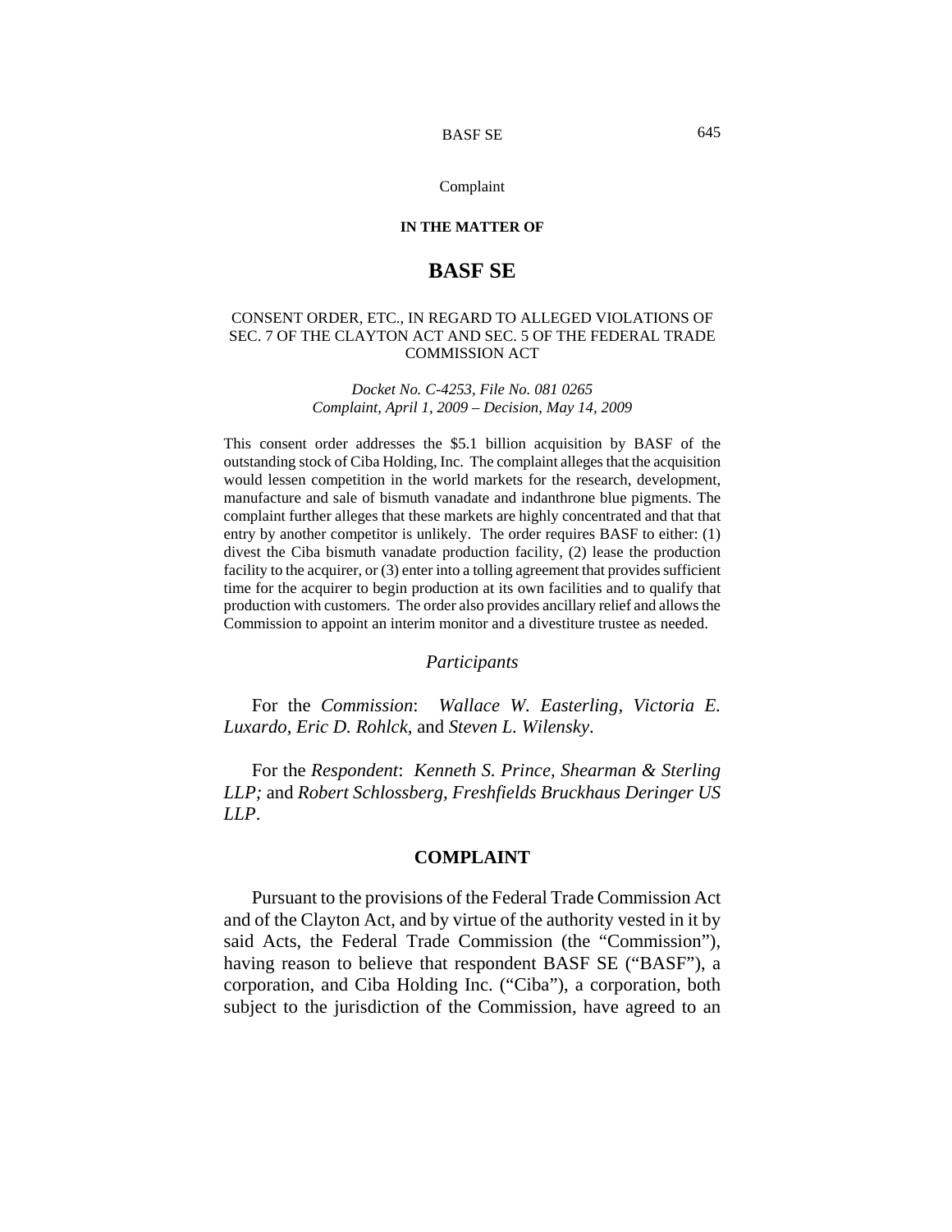Complaint

**IN THE MATTER OF**

# BASF SE

CONSENT ORDER, ETC., IN REGARD TO ALLEGED VIOLATIONS OF SEC. 7 OF THE CLAYTON ACT AND SEC. 5 OF THE FEDERAL TRADE COMMISSION ACT

*Docket No. C-4253, File No. 081 0265*
*Complaint, April 1, 2009 – Decision, May 14, 2009*

This consent order addresses the $5.1 billion acquisition by BASF of the outstanding stock of Ciba Holding, Inc. The complaint alleges that the acquisition would lessen competition in the world markets for the research, development, manufacture and sale of bismuth vanadate and indanthrone blue pigments. The complaint further alleges that these markets are highly concentrated and that that entry by another competitor is unlikely. The order requires BASF to either: (1) divest the Ciba bismuth vanadate production facility, (2) lease the production facility to the acquirer, or (3) enter into a tolling agreement that provides sufficient time for the acquirer to begin production at its own facilities and to qualify that production with customers. The order also provides ancillary relief and allows the Commission to appoint an interim monitor and a divestiture trustee as needed.

*Participants*

For the *Commission*: *Wallace W. Easterling*, *Victoria E. Luxardo*, *Eric D. Rohlck*, and *Steven L. Wilensky*.

For the *Respondent*: *Kenneth S. Prince, Shearman & Sterling LLP;* and *Robert Schlossberg, Freshfields Bruckhaus Deringer US LLP*.

## COMPLAINT

Pursuant to the provisions of the Federal Trade Commission Act and of the Clayton Act, and by virtue of the authority vested in it by said Acts, the Federal Trade Commission (the "Commission"), having reason to believe that respondent BASF SE ("BASF"), a corporation, and Ciba Holding Inc. ("Ciba"), a corporation, both subject to the jurisdiction of the Commission, have agreed to an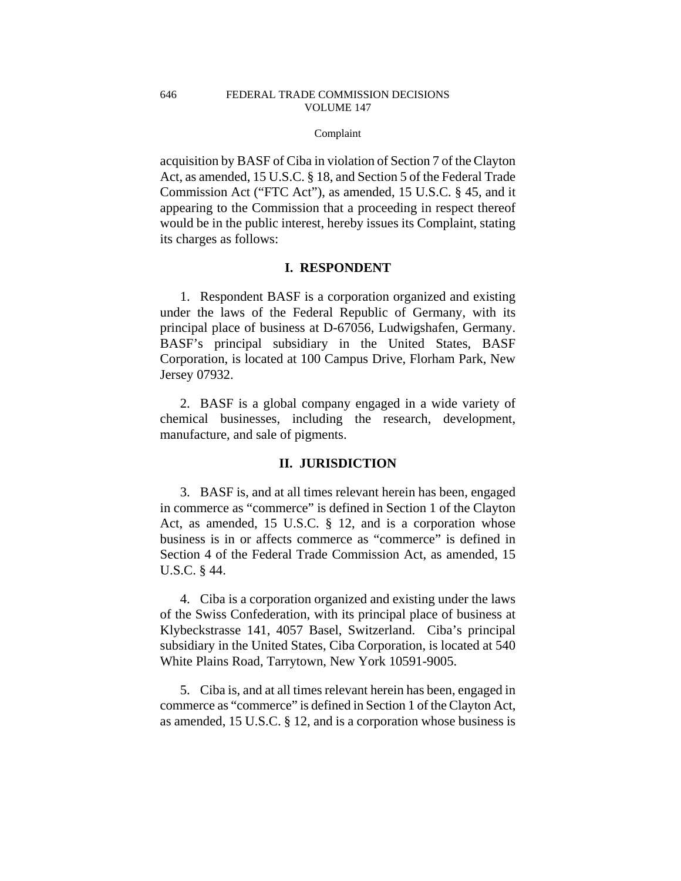acquisition by BASF of Ciba in violation of Section 7 of the Clayton Act, as amended, 15 U.S.C. § 18, and Section 5 of the Federal Trade Commission Act ("FTC Act"), as amended, 15 U.S.C. § 45, and it appearing to the Commission that a proceeding in respect thereof would be in the public interest, hereby issues its Complaint, stating its charges as follows:

## I. RESPONDENT

1. Respondent BASF is a corporation organized and existing under the laws of the Federal Republic of Germany, with its principal place of business at D-67056, Ludwigshafen, Germany. BASF's principal subsidiary in the United States, BASF Corporation, is located at 100 Campus Drive, Florham Park, New Jersey 07932.

2. BASF is a global company engaged in a wide variety of chemical businesses, including the research, development, manufacture, and sale of pigments.

## II. JURISDICTION

3. BASF is, and at all times relevant herein has been, engaged in commerce as "commerce" is defined in Section 1 of the Clayton Act, as amended, 15 U.S.C. § 12, and is a corporation whose business is in or affects commerce as "commerce" is defined in Section 4 of the Federal Trade Commission Act, as amended, 15 U.S.C. § 44.

4. Ciba is a corporation organized and existing under the laws of the Swiss Confederation, with its principal place of business at Klybeckstrasse 141, 4057 Basel, Switzerland. Ciba's principal subsidiary in the United States, Ciba Corporation, is located at 540 White Plains Road, Tarrytown, New York 10591-9005.

5. Ciba is, and at all times relevant herein has been, engaged in commerce as "commerce" is defined in Section 1 of the Clayton Act, as amended, 15 U.S.C. § 12, and is a corporation whose business is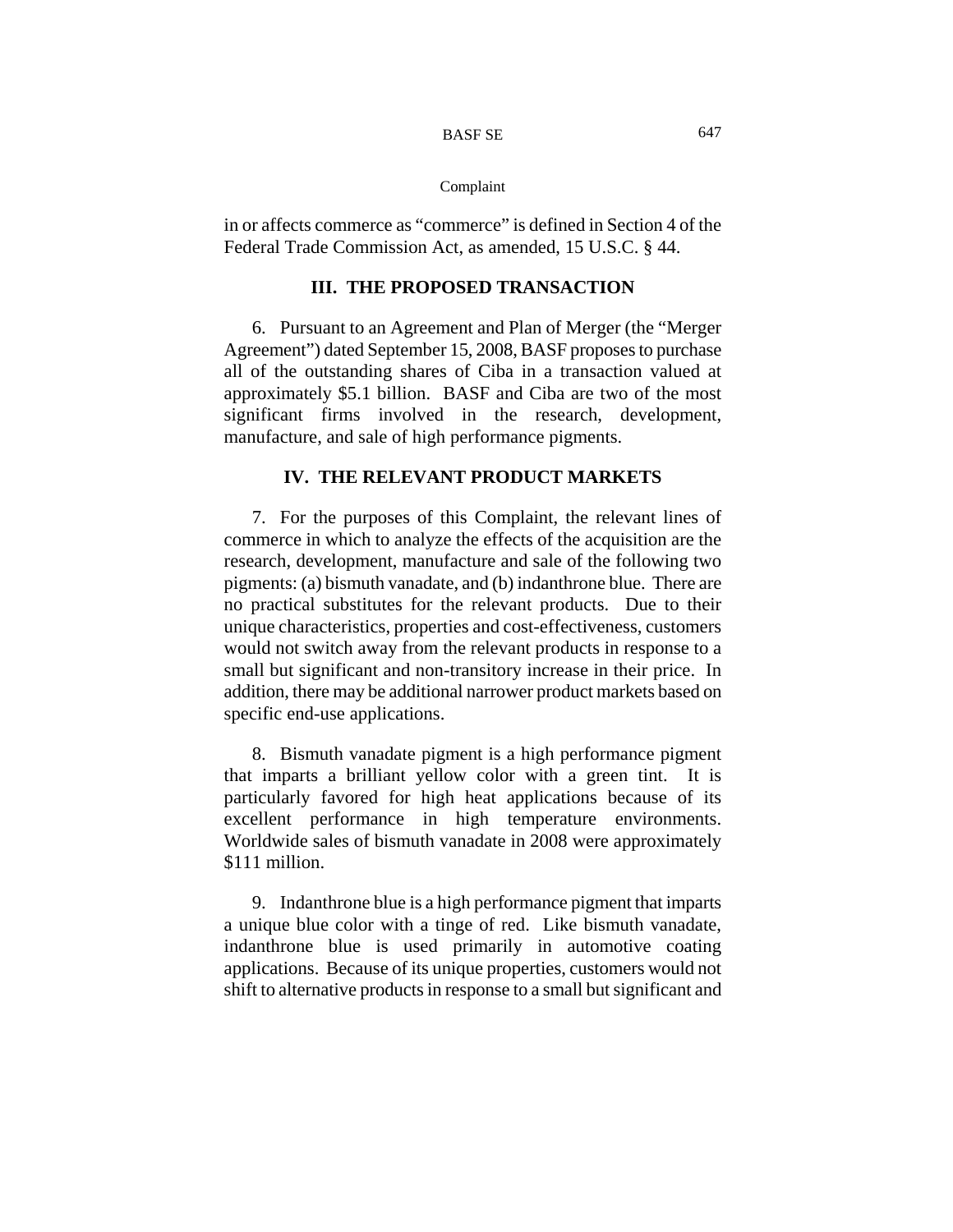in or affects commerce as "commerce" is defined in Section 4 of the Federal Trade Commission Act, as amended, 15 U.S.C. § 44.

## III. THE PROPOSED TRANSACTION

6. Pursuant to an Agreement and Plan of Merger (the "Merger Agreement") dated September 15, 2008, BASF proposes to purchase all of the outstanding shares of Ciba in a transaction valued at approximately $5.1 billion. BASF and Ciba are two of the most significant firms involved in the research, development, manufacture, and sale of high performance pigments.

## IV. THE RELEVANT PRODUCT MARKETS

7. For the purposes of this Complaint, the relevant lines of commerce in which to analyze the effects of the acquisition are the research, development, manufacture and sale of the following two pigments: (a) bismuth vanadate, and (b) indanthrone blue. There are no practical substitutes for the relevant products. Due to their unique characteristics, properties and cost-effectiveness, customers would not switch away from the relevant products in response to a small but significant and non-transitory increase in their price. In addition, there may be additional narrower product markets based on specific end-use applications.

8. Bismuth vanadate pigment is a high performance pigment that imparts a brilliant yellow color with a green tint. It is particularly favored for high heat applications because of its excellent performance in high temperature environments. Worldwide sales of bismuth vanadate in 2008 were approximately $111 million.

9. Indanthrone blue is a high performance pigment that imparts a unique blue color with a tinge of red. Like bismuth vanadate, indanthrone blue is used primarily in automotive coating applications. Because of its unique properties, customers would not shift to alternative products in response to a small but significant and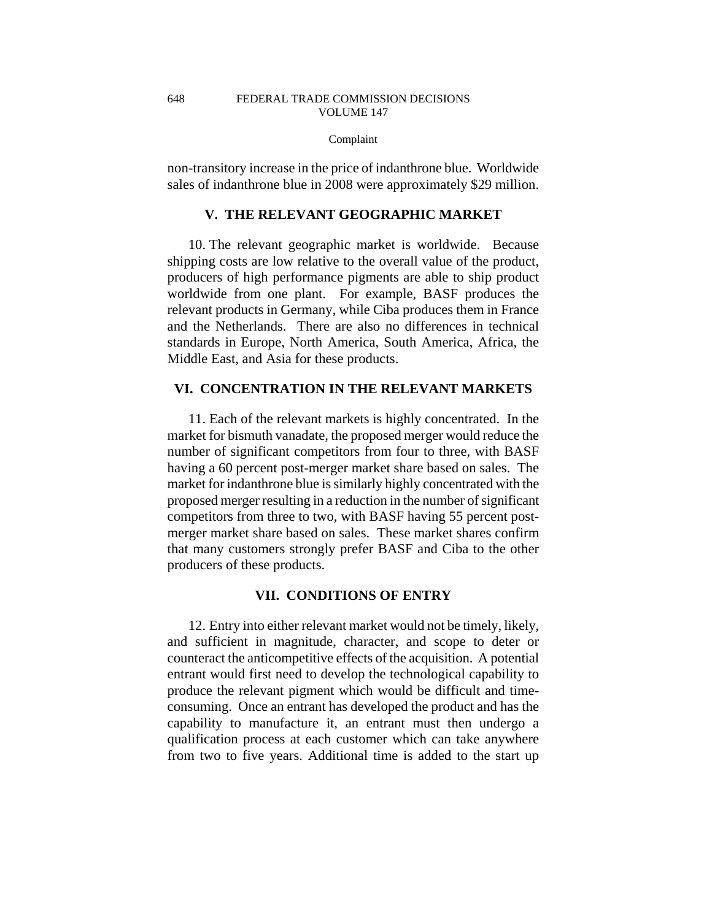non-transitory increase in the price of indanthrone blue. Worldwide sales of indanthrone blue in 2008 were approximately $29 million.

## V. THE RELEVANT GEOGRAPHIC MARKET

10. The relevant geographic market is worldwide. Because shipping costs are low relative to the overall value of the product, producers of high performance pigments are able to ship product worldwide from one plant. For example, BASF produces the relevant products in Germany, while Ciba produces them in France and the Netherlands. There are also no differences in technical standards in Europe, North America, South America, Africa, the Middle East, and Asia for these products.

## VI. CONCENTRATION IN THE RELEVANT MARKETS

11. Each of the relevant markets is highly concentrated. In the market for bismuth vanadate, the proposed merger would reduce the number of significant competitors from four to three, with BASF having a 60 percent post-merger market share based on sales. The market for indanthrone blue is similarly highly concentrated with the proposed merger resulting in a reduction in the number of significant competitors from three to two, with BASF having 55 percent post-merger market share based on sales. These market shares confirm that many customers strongly prefer BASF and Ciba to the other producers of these products.

## VII. CONDITIONS OF ENTRY

12. Entry into either relevant market would not be timely, likely, and sufficient in magnitude, character, and scope to deter or counteract the anticompetitive effects of the acquisition. A potential entrant would first need to develop the technological capability to produce the relevant pigment which would be difficult and time-consuming. Once an entrant has developed the product and has the capability to manufacture it, an entrant must then undergo a qualification process at each customer which can take anywhere from two to five years. Additional time is added to the start up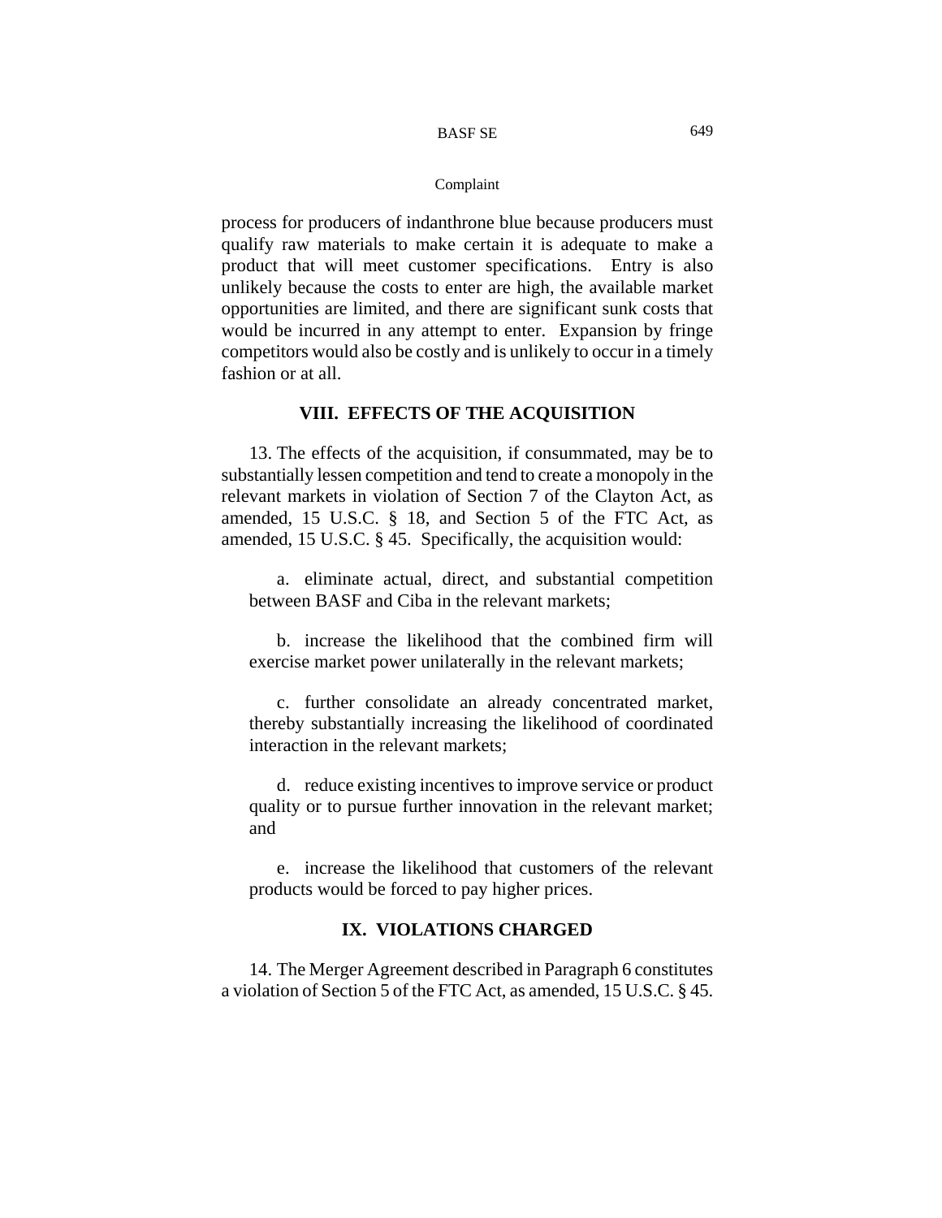process for producers of indanthrone blue because producers must qualify raw materials to make certain it is adequate to make a product that will meet customer specifications. Entry is also unlikely because the costs to enter are high, the available market opportunities are limited, and there are significant sunk costs that would be incurred in any attempt to enter. Expansion by fringe competitors would also be costly and is unlikely to occur in a timely fashion or at all.

## VIII. EFFECTS OF THE ACQUISITION

13. The effects of the acquisition, if consummated, may be to substantially lessen competition and tend to create a monopoly in the relevant markets in violation of Section 7 of the Clayton Act, as amended, 15 U.S.C. § 18, and Section 5 of the FTC Act, as amended, 15 U.S.C. § 45. Specifically, the acquisition would:

a. eliminate actual, direct, and substantial competition between BASF and Ciba in the relevant markets;

b. increase the likelihood that the combined firm will exercise market power unilaterally in the relevant markets;

c. further consolidate an already concentrated market, thereby substantially increasing the likelihood of coordinated interaction in the relevant markets;

d. reduce existing incentives to improve service or product quality or to pursue further innovation in the relevant market; and

e. increase the likelihood that customers of the relevant products would be forced to pay higher prices.

## IX. VIOLATIONS CHARGED

14. The Merger Agreement described in Paragraph 6 constitutes a violation of Section 5 of the FTC Act, as amended, 15 U.S.C. § 45.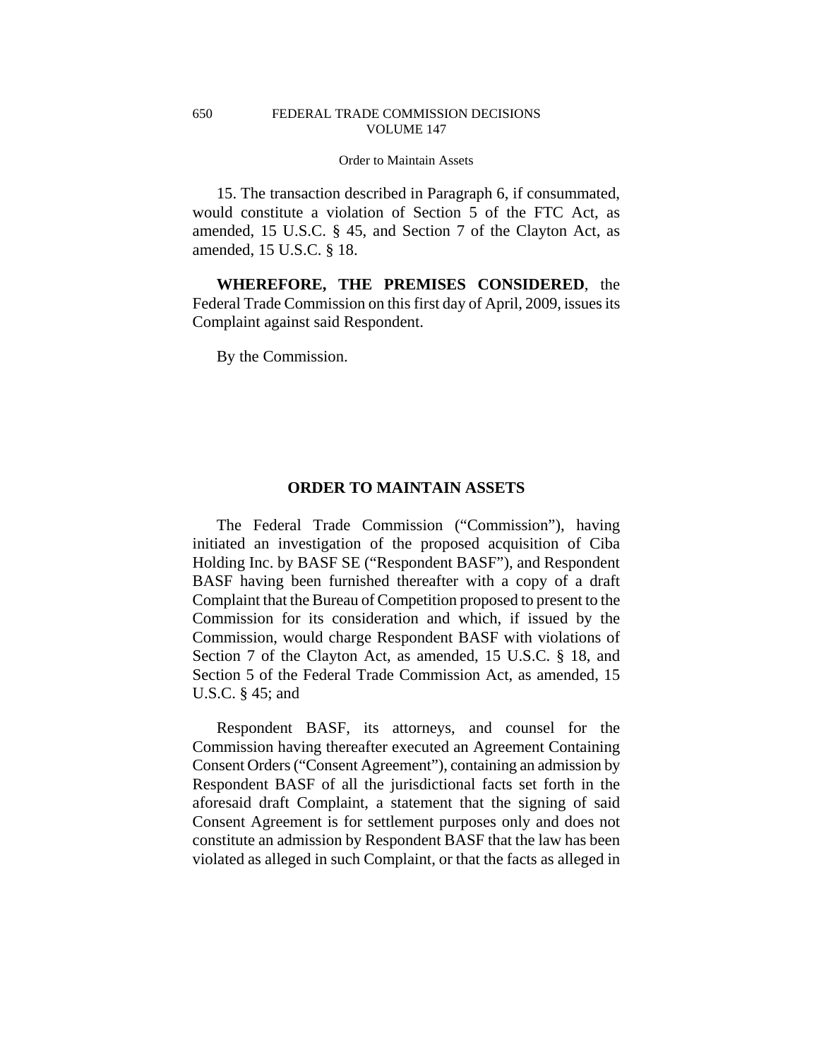15. The transaction described in Paragraph 6, if consummated, would constitute a violation of Section 5 of the FTC Act, as amended, 15 U.S.C. § 45, and Section 7 of the Clayton Act, as amended, 15 U.S.C. § 18.

**WHEREFORE, THE PREMISES CONSIDERED**, the Federal Trade Commission on this first day of April, 2009, issues its Complaint against said Respondent.

By the Commission.

## ORDER TO MAINTAIN ASSETS

The Federal Trade Commission ("Commission"), having initiated an investigation of the proposed acquisition of Ciba Holding Inc. by BASF SE ("Respondent BASF"), and Respondent BASF having been furnished thereafter with a copy of a draft Complaint that the Bureau of Competition proposed to present to the Commission for its consideration and which, if issued by the Commission, would charge Respondent BASF with violations of Section 7 of the Clayton Act, as amended, 15 U.S.C. § 18, and Section 5 of the Federal Trade Commission Act, as amended, 15 U.S.C. § 45; and

Respondent BASF, its attorneys, and counsel for the Commission having thereafter executed an Agreement Containing Consent Orders ("Consent Agreement"), containing an admission by Respondent BASF of all the jurisdictional facts set forth in the aforesaid draft Complaint, a statement that the signing of said Consent Agreement is for settlement purposes only and does not constitute an admission by Respondent BASF that the law has been violated as alleged in such Complaint, or that the facts as alleged in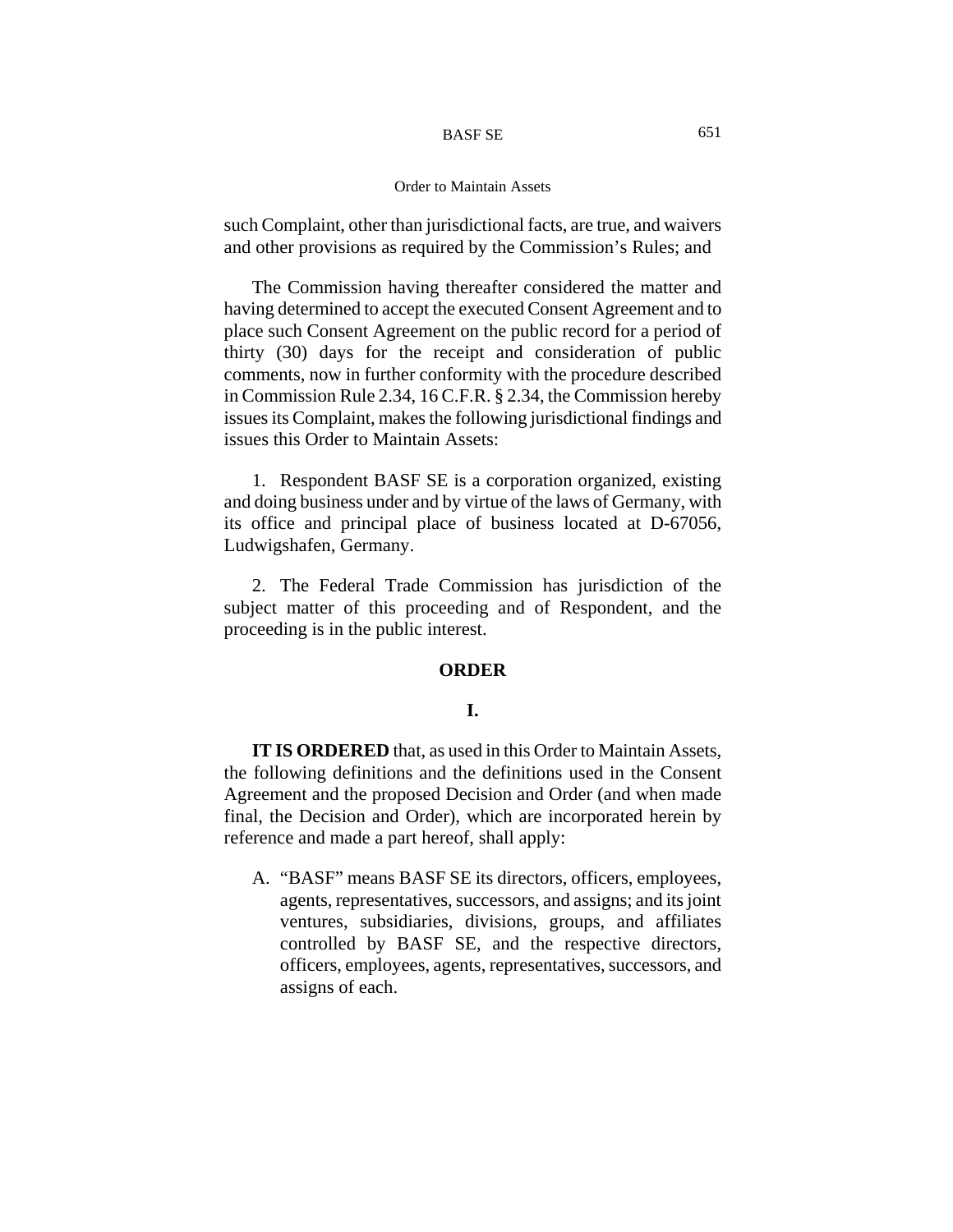such Complaint, other than jurisdictional facts, are true, and waivers and other provisions as required by the Commission's Rules; and

The Commission having thereafter considered the matter and having determined to accept the executed Consent Agreement and to place such Consent Agreement on the public record for a period of thirty (30) days for the receipt and consideration of public comments, now in further conformity with the procedure described in Commission Rule 2.34, 16 C.F.R. § 2.34, the Commission hereby issues its Complaint, makes the following jurisdictional findings and issues this Order to Maintain Assets:

1. Respondent BASF SE is a corporation organized, existing and doing business under and by virtue of the laws of Germany, with its office and principal place of business located at D-67056, Ludwigshafen, Germany.

2. The Federal Trade Commission has jurisdiction of the subject matter of this proceeding and of Respondent, and the proceeding is in the public interest.

## ORDER

### I.

**IT IS ORDERED** that, as used in this Order to Maintain Assets, the following definitions and the definitions used in the Consent Agreement and the proposed Decision and Order (and when made final, the Decision and Order), which are incorporated herein by reference and made a part hereof, shall apply:

A. "BASF" means BASF SE its directors, officers, employees, agents, representatives, successors, and assigns; and its joint ventures, subsidiaries, divisions, groups, and affiliates controlled by BASF SE, and the respective directors, officers, employees, agents, representatives, successors, and assigns of each.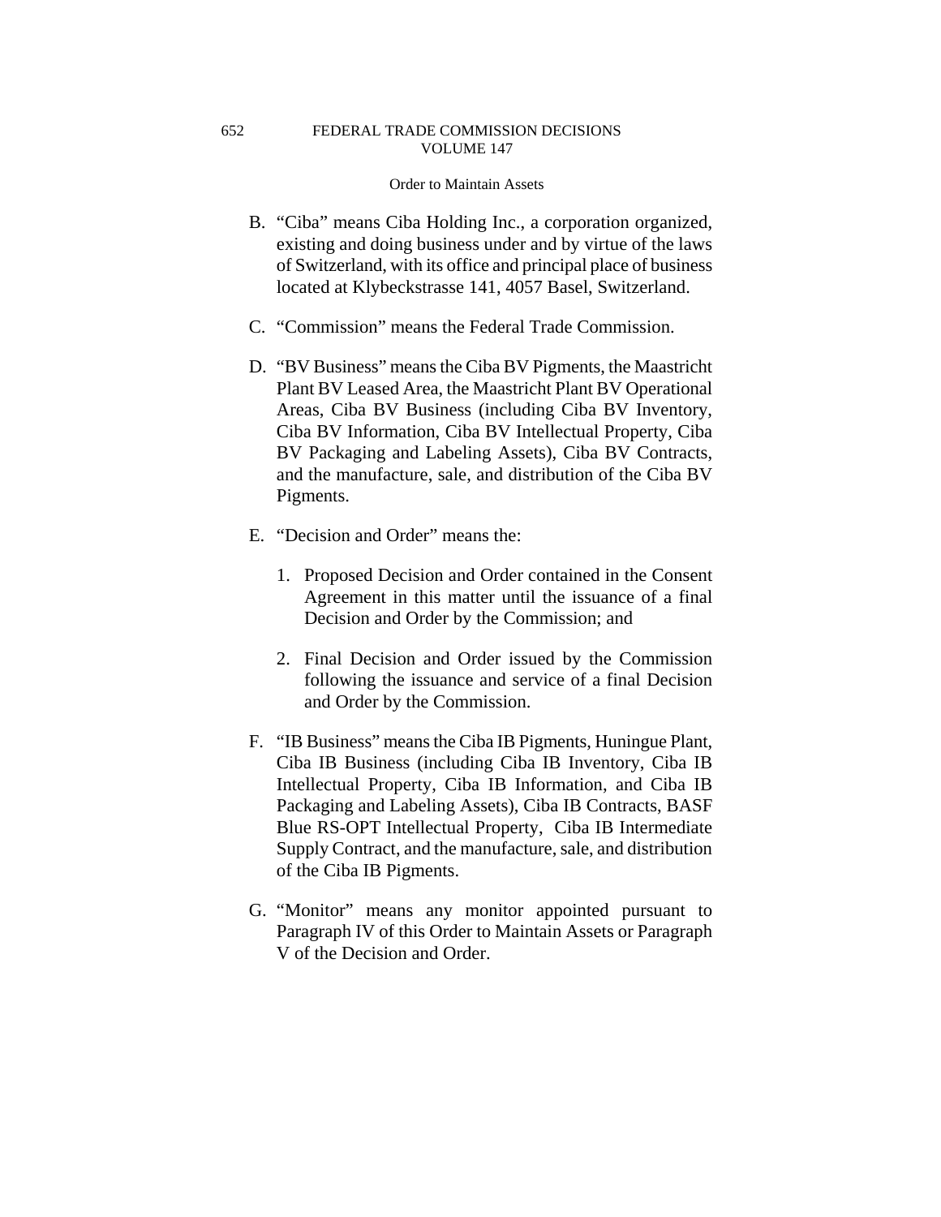B. "Ciba" means Ciba Holding Inc., a corporation organized, existing and doing business under and by virtue of the laws of Switzerland, with its office and principal place of business located at Klybeckstrasse 141, 4057 Basel, Switzerland.

C. "Commission" means the Federal Trade Commission.

D. "BV Business" means the Ciba BV Pigments, the Maastricht Plant BV Leased Area, the Maastricht Plant BV Operational Areas, Ciba BV Business (including Ciba BV Inventory, Ciba BV Information, Ciba BV Intellectual Property, Ciba BV Packaging and Labeling Assets), Ciba BV Contracts, and the manufacture, sale, and distribution of the Ciba BV Pigments.

E. "Decision and Order" means the:

   1. Proposed Decision and Order contained in the Consent Agreement in this matter until the issuance of a final Decision and Order by the Commission; and

   2. Final Decision and Order issued by the Commission following the issuance and service of a final Decision and Order by the Commission.

F. "IB Business" means the Ciba IB Pigments, Huningue Plant, Ciba IB Business (including Ciba IB Inventory, Ciba IB Intellectual Property, Ciba IB Information, and Ciba IB Packaging and Labeling Assets), Ciba IB Contracts, BASF Blue RS-OPT Intellectual Property, Ciba IB Intermediate Supply Contract, and the manufacture, sale, and distribution of the Ciba IB Pigments.

G. "Monitor" means any monitor appointed pursuant to Paragraph IV of this Order to Maintain Assets or Paragraph V of the Decision and Order.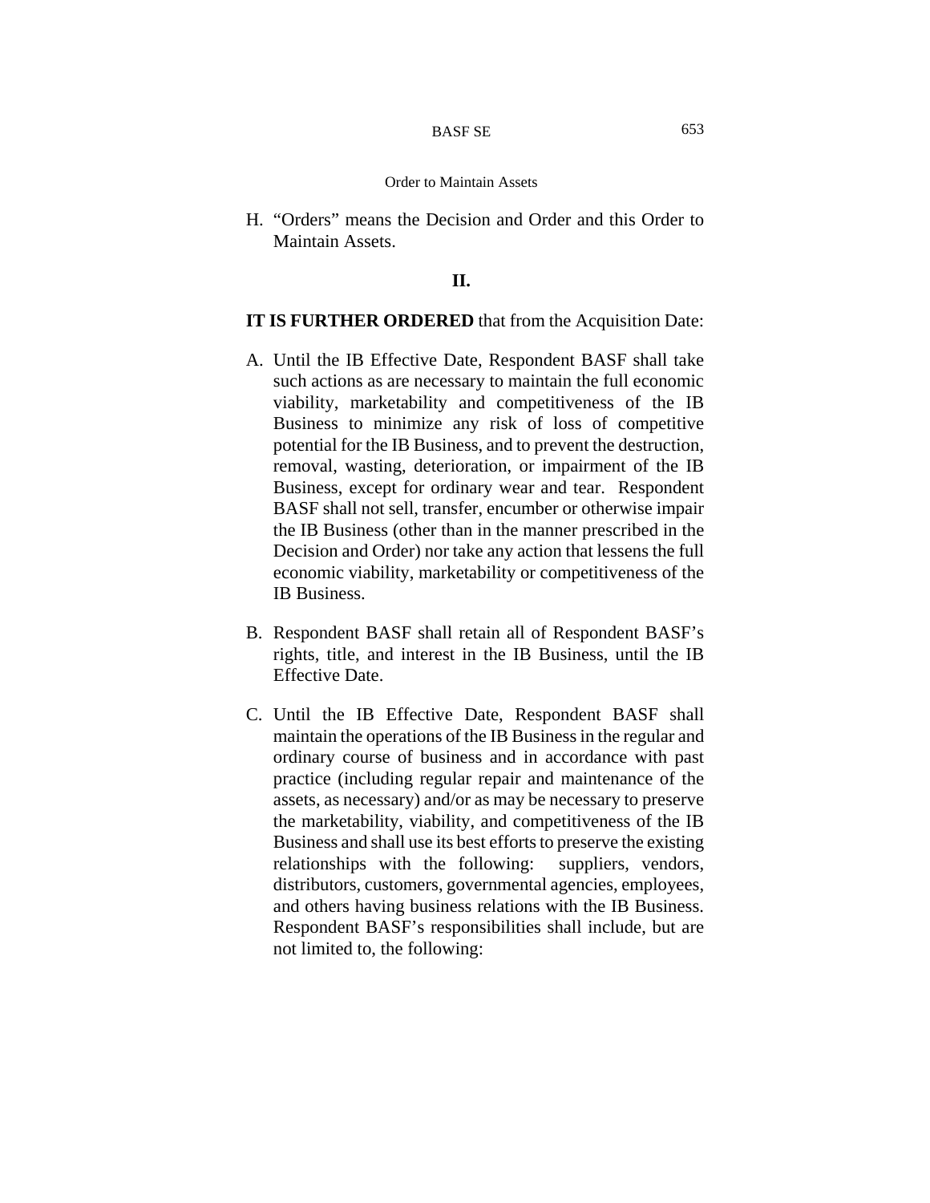H. "Orders" means the Decision and Order and this Order to Maintain Assets.

## II.

**IT IS FURTHER ORDERED** that from the Acquisition Date:

A. Until the IB Effective Date, Respondent BASF shall take such actions as are necessary to maintain the full economic viability, marketability and competitiveness of the IB Business to minimize any risk of loss of competitive potential for the IB Business, and to prevent the destruction, removal, wasting, deterioration, or impairment of the IB Business, except for ordinary wear and tear. Respondent BASF shall not sell, transfer, encumber or otherwise impair the IB Business (other than in the manner prescribed in the Decision and Order) nor take any action that lessens the full economic viability, marketability or competitiveness of the IB Business.

B. Respondent BASF shall retain all of Respondent BASF's rights, title, and interest in the IB Business, until the IB Effective Date.

C. Until the IB Effective Date, Respondent BASF shall maintain the operations of the IB Business in the regular and ordinary course of business and in accordance with past practice (including regular repair and maintenance of the assets, as necessary) and/or as may be necessary to preserve the marketability, viability, and competitiveness of the IB Business and shall use its best efforts to preserve the existing relationships with the following: suppliers, vendors, distributors, customers, governmental agencies, employees, and others having business relations with the IB Business. Respondent BASF's responsibilities shall include, but are not limited to, the following: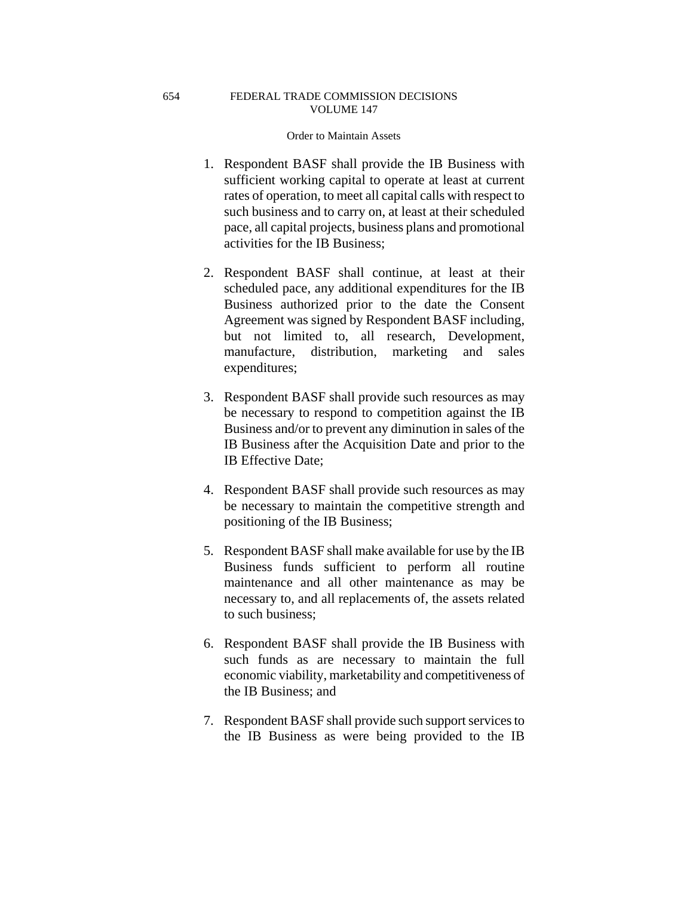1. Respondent BASF shall provide the IB Business with sufficient working capital to operate at least at current rates of operation, to meet all capital calls with respect to such business and to carry on, at least at their scheduled pace, all capital projects, business plans and promotional activities for the IB Business;

2. Respondent BASF shall continue, at least at their scheduled pace, any additional expenditures for the IB Business authorized prior to the date the Consent Agreement was signed by Respondent BASF including, but not limited to, all research, Development, manufacture, distribution, marketing and sales expenditures;

3. Respondent BASF shall provide such resources as may be necessary to respond to competition against the IB Business and/or to prevent any diminution in sales of the IB Business after the Acquisition Date and prior to the IB Effective Date;

4. Respondent BASF shall provide such resources as may be necessary to maintain the competitive strength and positioning of the IB Business;

5. Respondent BASF shall make available for use by the IB Business funds sufficient to perform all routine maintenance and all other maintenance as may be necessary to, and all replacements of, the assets related to such business;

6. Respondent BASF shall provide the IB Business with such funds as are necessary to maintain the full economic viability, marketability and competitiveness of the IB Business; and

7. Respondent BASF shall provide such support services to the IB Business as were being provided to the IB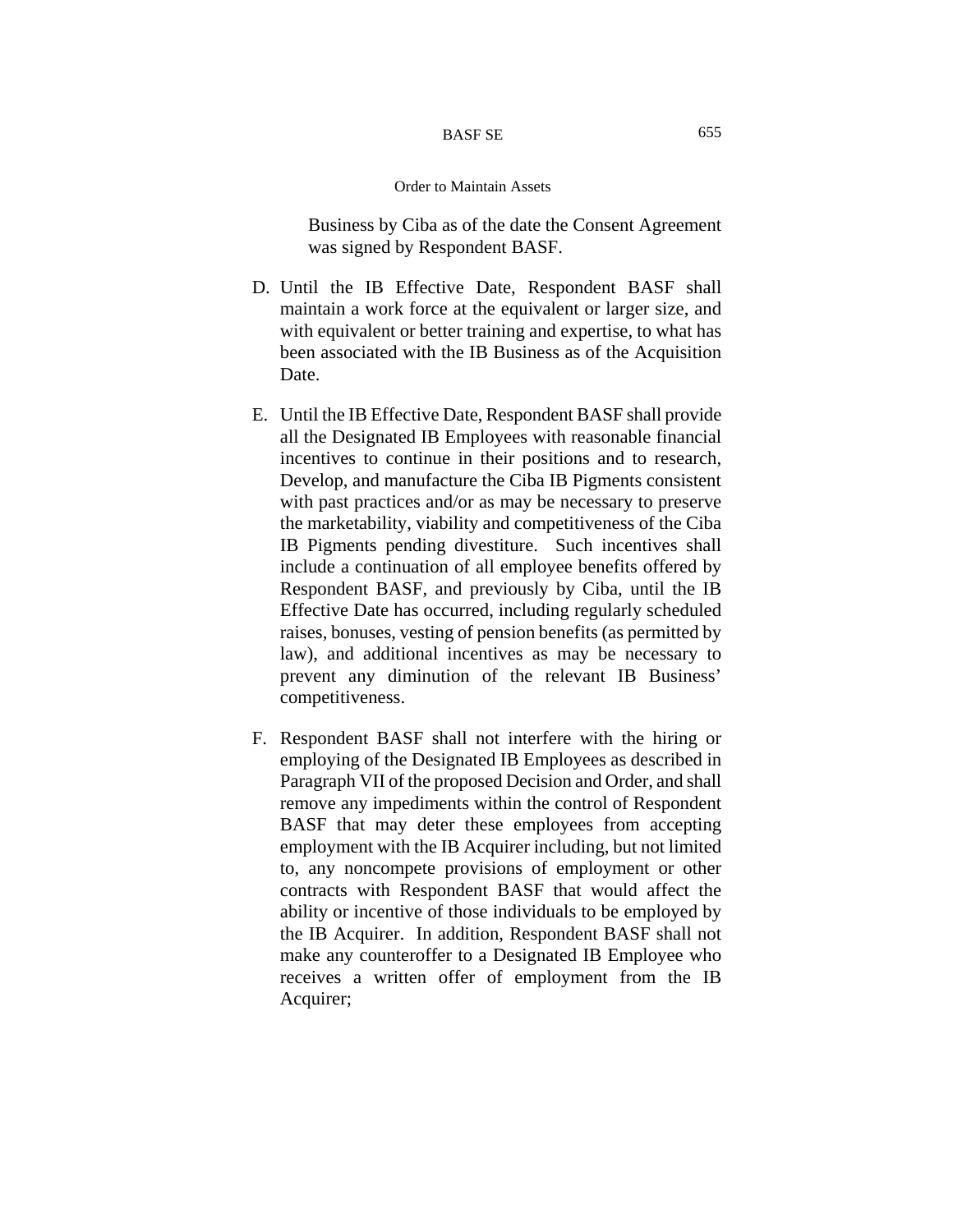Business by Ciba as of the date the Consent Agreement was signed by Respondent BASF.

D. Until the IB Effective Date, Respondent BASF shall maintain a work force at the equivalent or larger size, and with equivalent or better training and expertise, to what has been associated with the IB Business as of the Acquisition Date.

E. Until the IB Effective Date, Respondent BASF shall provide all the Designated IB Employees with reasonable financial incentives to continue in their positions and to research, Develop, and manufacture the Ciba IB Pigments consistent with past practices and/or as may be necessary to preserve the marketability, viability and competitiveness of the Ciba IB Pigments pending divestiture. Such incentives shall include a continuation of all employee benefits offered by Respondent BASF, and previously by Ciba, until the IB Effective Date has occurred, including regularly scheduled raises, bonuses, vesting of pension benefits (as permitted by law), and additional incentives as may be necessary to prevent any diminution of the relevant IB Business' competitiveness.

F. Respondent BASF shall not interfere with the hiring or employing of the Designated IB Employees as described in Paragraph VII of the proposed Decision and Order, and shall remove any impediments within the control of Respondent BASF that may deter these employees from accepting employment with the IB Acquirer including, but not limited to, any noncompete provisions of employment or other contracts with Respondent BASF that would affect the ability or incentive of those individuals to be employed by the IB Acquirer. In addition, Respondent BASF shall not make any counteroffer to a Designated IB Employee who receives a written offer of employment from the IB Acquirer;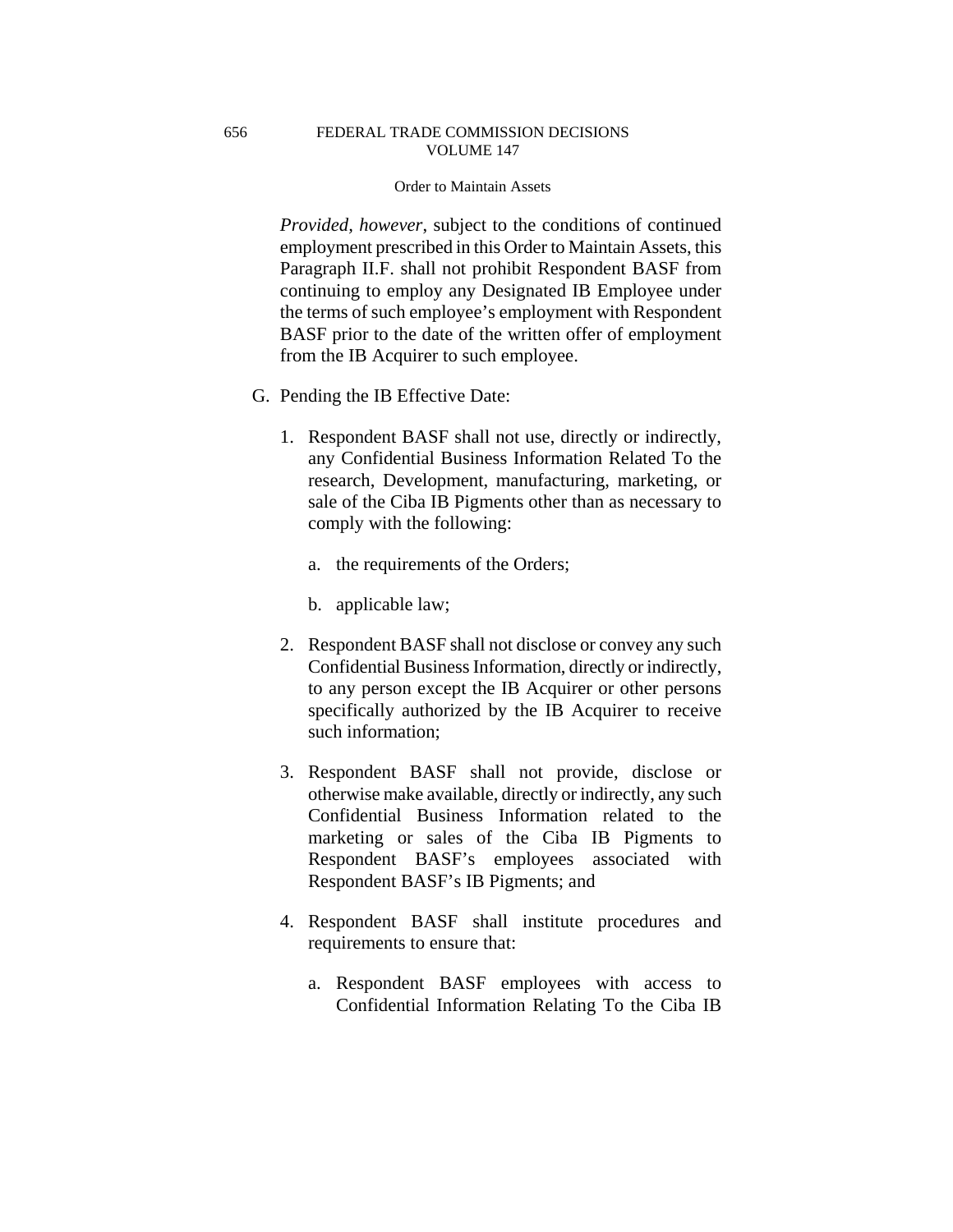*Provided, however*, subject to the conditions of continued employment prescribed in this Order to Maintain Assets, this Paragraph II.F. shall not prohibit Respondent BASF from continuing to employ any Designated IB Employee under the terms of such employee's employment with Respondent BASF prior to the date of the written offer of employment from the IB Acquirer to such employee.

G. Pending the IB Effective Date:

1. Respondent BASF shall not use, directly or indirectly, any Confidential Business Information Related To the research, Development, manufacturing, marketing, or sale of the Ciba IB Pigments other than as necessary to comply with the following:

    a. the requirements of the Orders;

    b. applicable law;

2. Respondent BASF shall not disclose or convey any such Confidential Business Information, directly or indirectly, to any person except the IB Acquirer or other persons specifically authorized by the IB Acquirer to receive such information;

3. Respondent BASF shall not provide, disclose or otherwise make available, directly or indirectly, any such Confidential Business Information related to the marketing or sales of the Ciba IB Pigments to Respondent BASF's employees associated with Respondent BASF's IB Pigments; and

4. Respondent BASF shall institute procedures and requirements to ensure that:

    a. Respondent BASF employees with access to Confidential Information Relating To the Ciba IB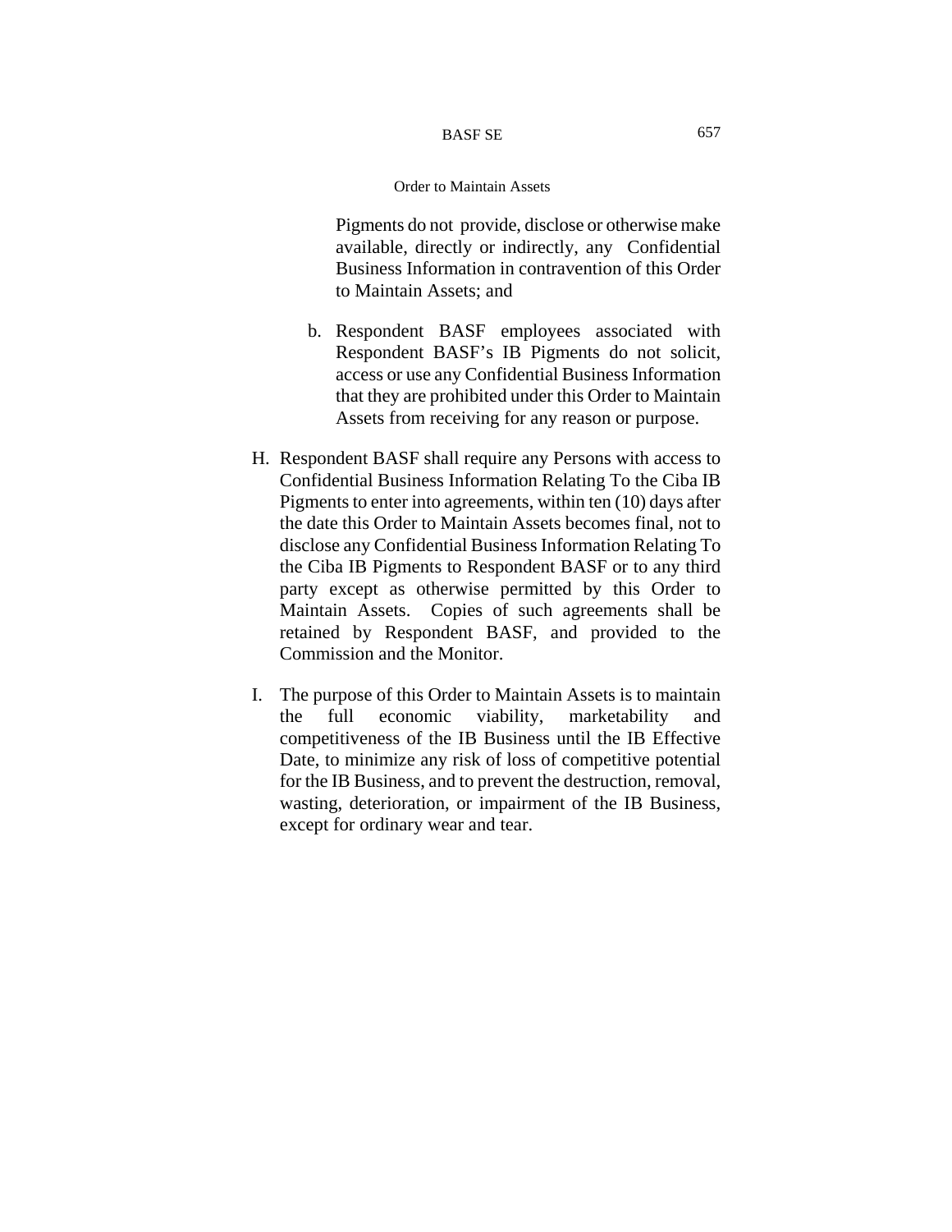Pigments do not provide, disclose or otherwise make available, directly or indirectly, any Confidential Business Information in contravention of this Order to Maintain Assets; and

b. Respondent BASF employees associated with Respondent BASF's IB Pigments do not solicit, access or use any Confidential Business Information that they are prohibited under this Order to Maintain Assets from receiving for any reason or purpose.

H. Respondent BASF shall require any Persons with access to Confidential Business Information Relating To the Ciba IB Pigments to enter into agreements, within ten (10) days after the date this Order to Maintain Assets becomes final, not to disclose any Confidential Business Information Relating To the Ciba IB Pigments to Respondent BASF or to any third party except as otherwise permitted by this Order to Maintain Assets. Copies of such agreements shall be retained by Respondent BASF, and provided to the Commission and the Monitor.

I. The purpose of this Order to Maintain Assets is to maintain the full economic viability, marketability and competitiveness of the IB Business until the IB Effective Date, to minimize any risk of loss of competitive potential for the IB Business, and to prevent the destruction, removal, wasting, deterioration, or impairment of the IB Business, except for ordinary wear and tear.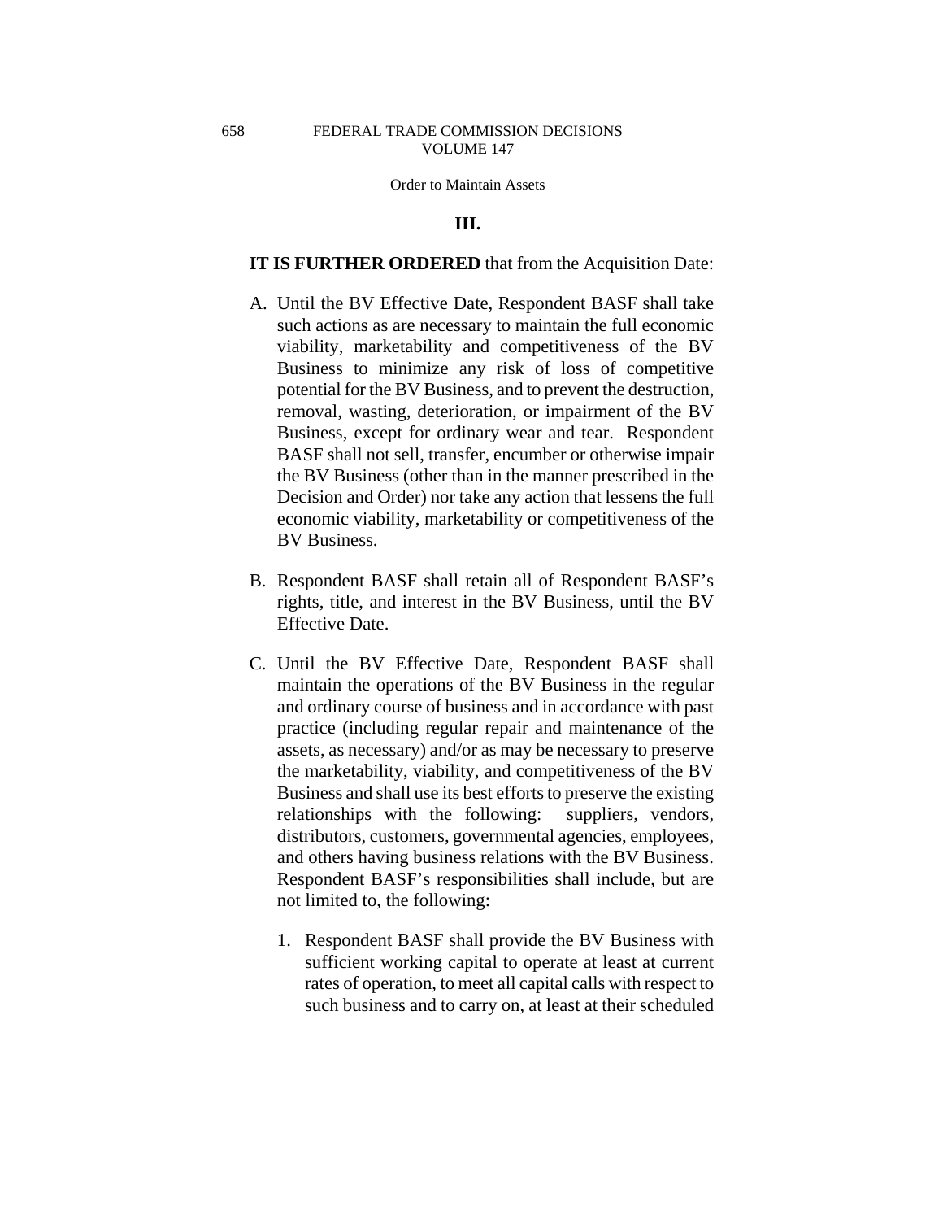### III.

**IT IS FURTHER ORDERED** that from the Acquisition Date:

A. Until the BV Effective Date, Respondent BASF shall take such actions as are necessary to maintain the full economic viability, marketability and competitiveness of the BV Business to minimize any risk of loss of competitive potential for the BV Business, and to prevent the destruction, removal, wasting, deterioration, or impairment of the BV Business, except for ordinary wear and tear. Respondent BASF shall not sell, transfer, encumber or otherwise impair the BV Business (other than in the manner prescribed in the Decision and Order) nor take any action that lessens the full economic viability, marketability or competitiveness of the BV Business.

B. Respondent BASF shall retain all of Respondent BASF's rights, title, and interest in the BV Business, until the BV Effective Date.

C. Until the BV Effective Date, Respondent BASF shall maintain the operations of the BV Business in the regular and ordinary course of business and in accordance with past practice (including regular repair and maintenance of the assets, as necessary) and/or as may be necessary to preserve the marketability, viability, and competitiveness of the BV Business and shall use its best efforts to preserve the existing relationships with the following: suppliers, vendors, distributors, customers, governmental agencies, employees, and others having business relations with the BV Business. Respondent BASF's responsibilities shall include, but are not limited to, the following:

   1. Respondent BASF shall provide the BV Business with sufficient working capital to operate at least at current rates of operation, to meet all capital calls with respect to such business and to carry on, at least at their scheduled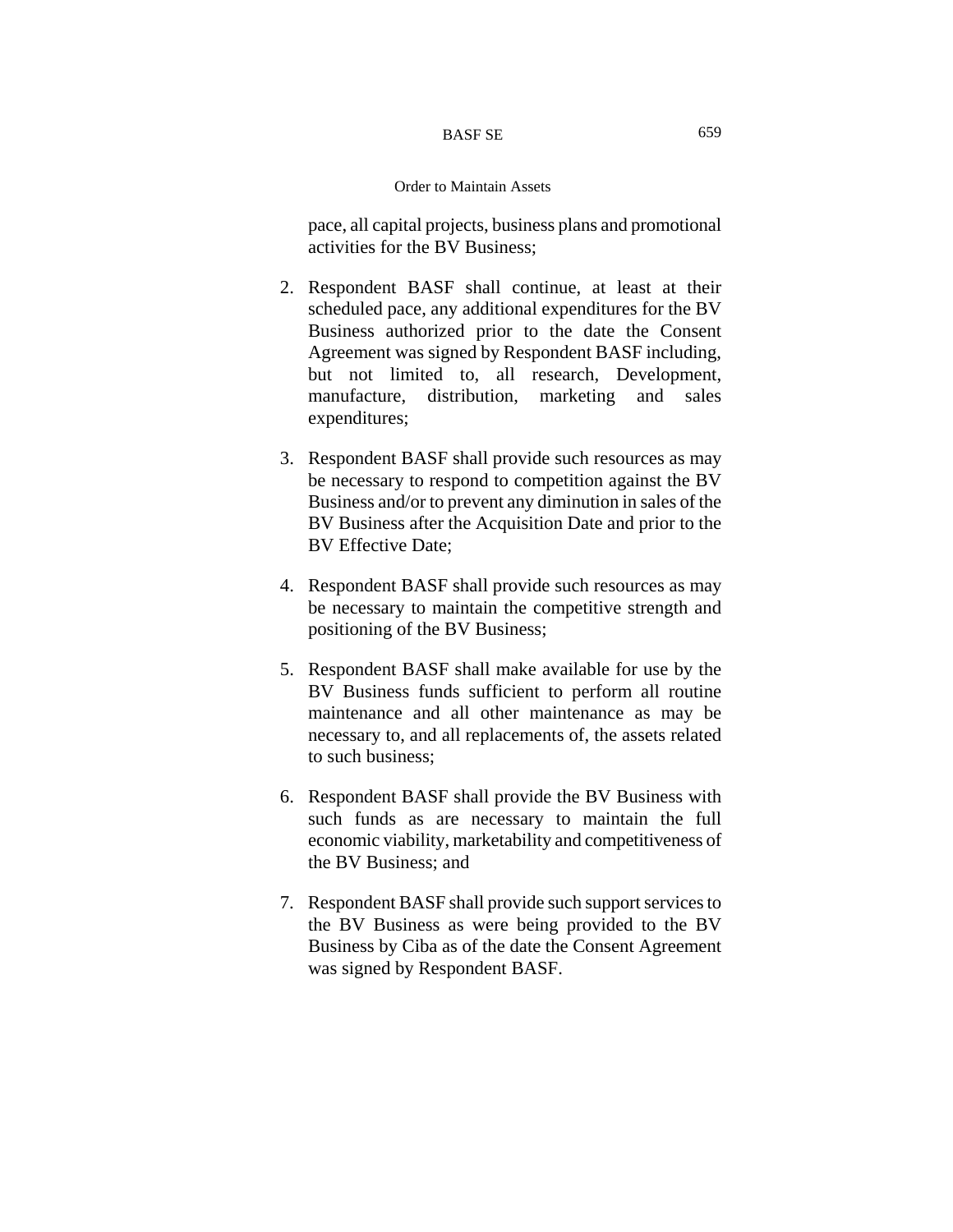pace, all capital projects, business plans and promotional activities for the BV Business;

2. Respondent BASF shall continue, at least at their scheduled pace, any additional expenditures for the BV Business authorized prior to the date the Consent Agreement was signed by Respondent BASF including, but not limited to, all research, Development, manufacture, distribution, marketing and sales expenditures;

3. Respondent BASF shall provide such resources as may be necessary to respond to competition against the BV Business and/or to prevent any diminution in sales of the BV Business after the Acquisition Date and prior to the BV Effective Date;

4. Respondent BASF shall provide such resources as may be necessary to maintain the competitive strength and positioning of the BV Business;

5. Respondent BASF shall make available for use by the BV Business funds sufficient to perform all routine maintenance and all other maintenance as may be necessary to, and all replacements of, the assets related to such business;

6. Respondent BASF shall provide the BV Business with such funds as are necessary to maintain the full economic viability, marketability and competitiveness of the BV Business; and

7. Respondent BASF shall provide such support services to the BV Business as were being provided to the BV Business by Ciba as of the date the Consent Agreement was signed by Respondent BASF.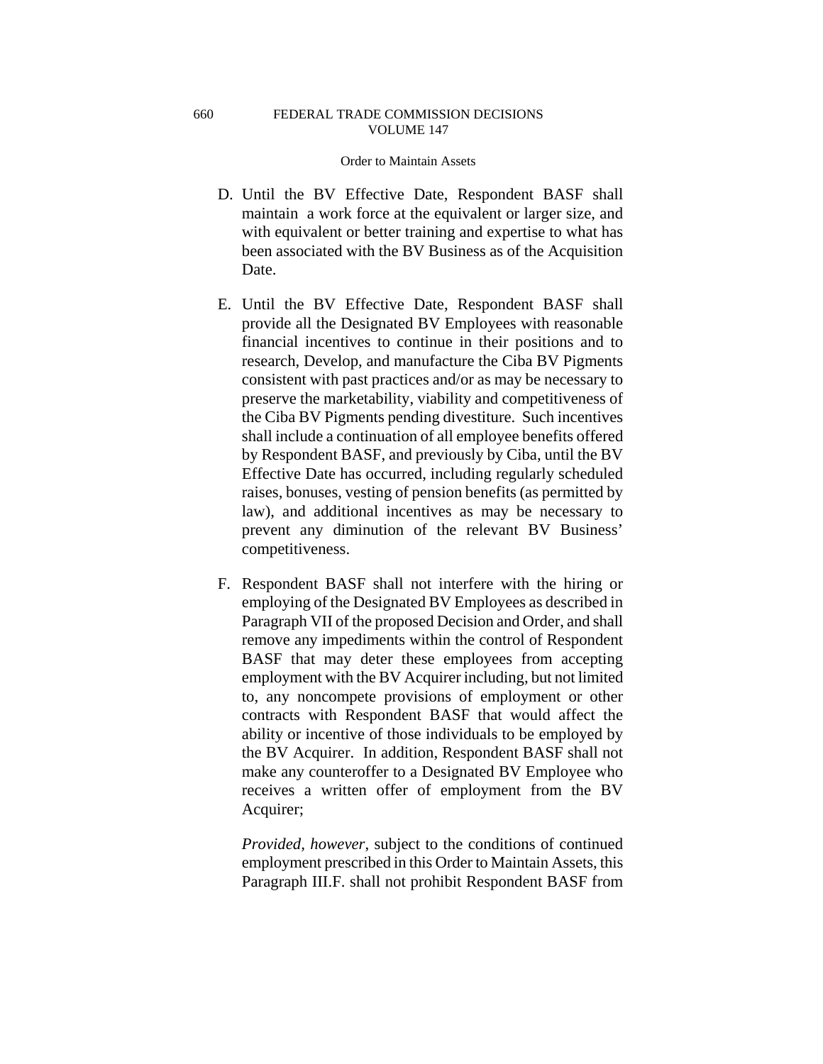D. Until the BV Effective Date, Respondent BASF shall maintain a work force at the equivalent or larger size, and with equivalent or better training and expertise to what has been associated with the BV Business as of the Acquisition Date.

E. Until the BV Effective Date, Respondent BASF shall provide all the Designated BV Employees with reasonable financial incentives to continue in their positions and to research, Develop, and manufacture the Ciba BV Pigments consistent with past practices and/or as may be necessary to preserve the marketability, viability and competitiveness of the Ciba BV Pigments pending divestiture. Such incentives shall include a continuation of all employee benefits offered by Respondent BASF, and previously by Ciba, until the BV Effective Date has occurred, including regularly scheduled raises, bonuses, vesting of pension benefits (as permitted by law), and additional incentives as may be necessary to prevent any diminution of the relevant BV Business' competitiveness.

F. Respondent BASF shall not interfere with the hiring or employing of the Designated BV Employees as described in Paragraph VII of the proposed Decision and Order, and shall remove any impediments within the control of Respondent BASF that may deter these employees from accepting employment with the BV Acquirer including, but not limited to, any noncompete provisions of employment or other contracts with Respondent BASF that would affect the ability or incentive of those individuals to be employed by the BV Acquirer. In addition, Respondent BASF shall not make any counteroffer to a Designated BV Employee who receives a written offer of employment from the BV Acquirer;

*Provided, however*, subject to the conditions of continued employment prescribed in this Order to Maintain Assets, this Paragraph III.F. shall not prohibit Respondent BASF from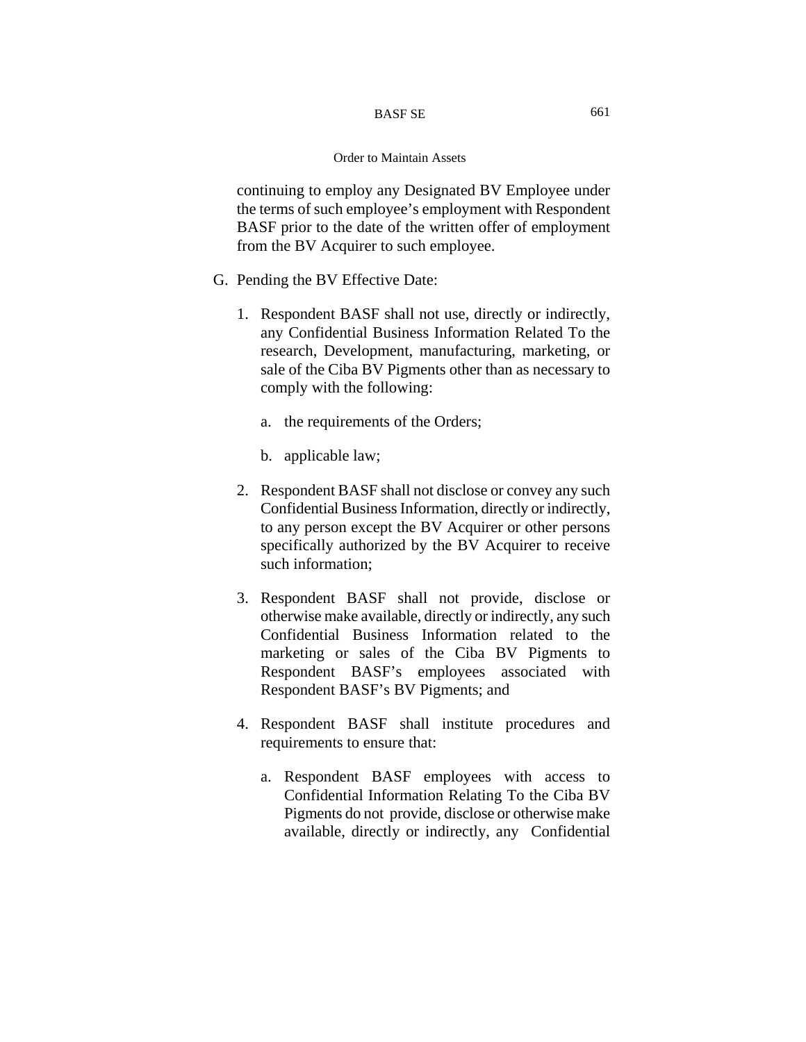continuing to employ any Designated BV Employee under the terms of such employee's employment with Respondent BASF prior to the date of the written offer of employment from the BV Acquirer to such employee.

G. Pending the BV Effective Date:

   1. Respondent BASF shall not use, directly or indirectly, any Confidential Business Information Related To the research, Development, manufacturing, marketing, or sale of the Ciba BV Pigments other than as necessary to comply with the following:

      a. the requirements of the Orders;

      b. applicable law;

   2. Respondent BASF shall not disclose or convey any such Confidential Business Information, directly or indirectly, to any person except the BV Acquirer or other persons specifically authorized by the BV Acquirer to receive such information;

   3. Respondent BASF shall not provide, disclose or otherwise make available, directly or indirectly, any such Confidential Business Information related to the marketing or sales of the Ciba BV Pigments to Respondent BASF's employees associated with Respondent BASF's BV Pigments; and

   4. Respondent BASF shall institute procedures and requirements to ensure that:

      a. Respondent BASF employees with access to Confidential Information Relating To the Ciba BV Pigments do not provide, disclose or otherwise make available, directly or indirectly, any Confidential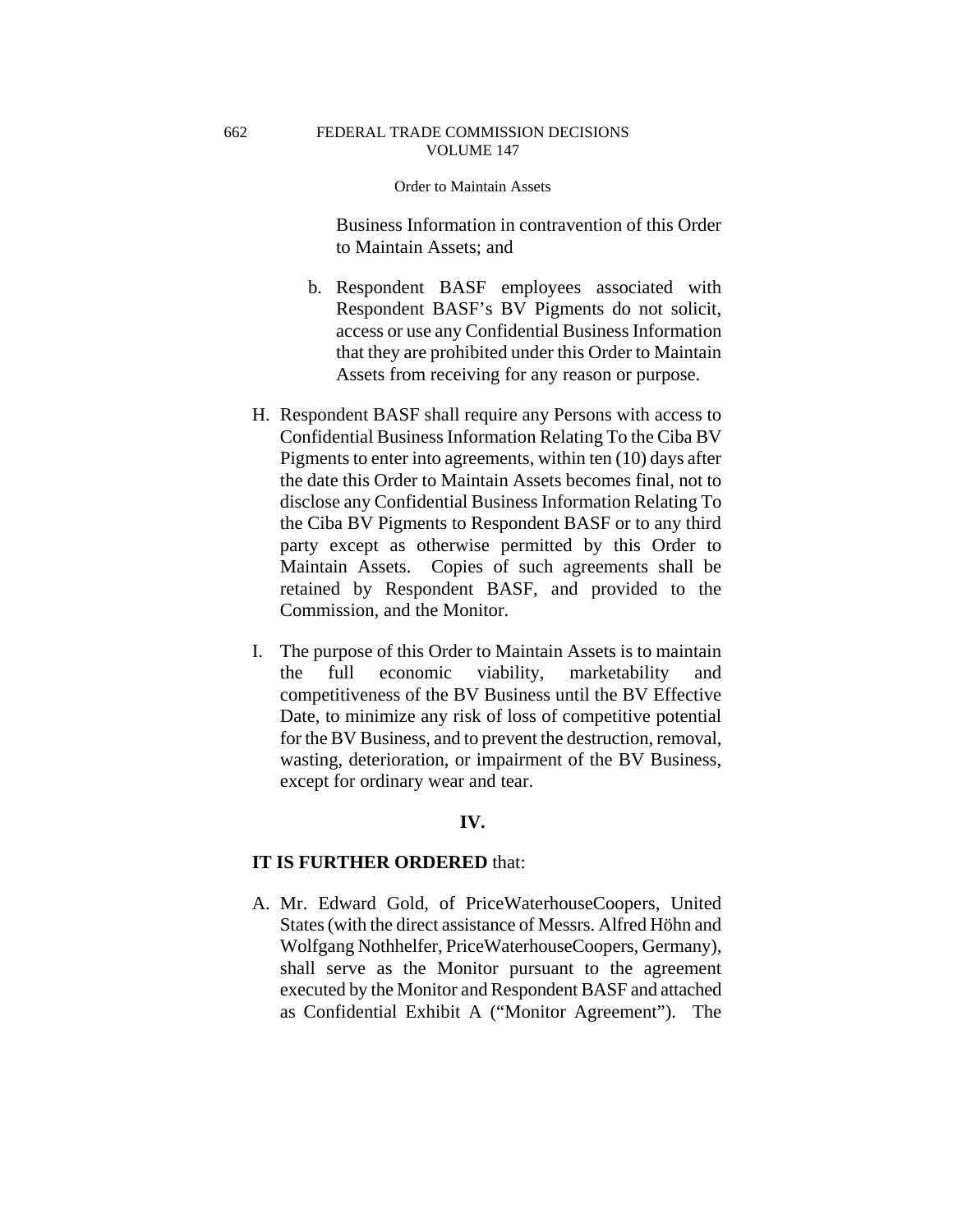Business Information in contravention of this Order to Maintain Assets; and

b. Respondent BASF employees associated with Respondent BASF's BV Pigments do not solicit, access or use any Confidential Business Information that they are prohibited under this Order to Maintain Assets from receiving for any reason or purpose.

H. Respondent BASF shall require any Persons with access to Confidential Business Information Relating To the Ciba BV Pigments to enter into agreements, within ten (10) days after the date this Order to Maintain Assets becomes final, not to disclose any Confidential Business Information Relating To the Ciba BV Pigments to Respondent BASF or to any third party except as otherwise permitted by this Order to Maintain Assets. Copies of such agreements shall be retained by Respondent BASF, and provided to the Commission, and the Monitor.

I. The purpose of this Order to Maintain Assets is to maintain the full economic viability, marketability and competitiveness of the BV Business until the BV Effective Date, to minimize any risk of loss of competitive potential for the BV Business, and to prevent the destruction, removal, wasting, deterioration, or impairment of the BV Business, except for ordinary wear and tear.

**IV.**

**IT IS FURTHER ORDERED** that:

A. Mr. Edward Gold, of PriceWaterhouseCoopers, United States (with the direct assistance of Messrs. Alfred Höhn and Wolfgang Nothhelfer, PriceWaterhouseCoopers, Germany), shall serve as the Monitor pursuant to the agreement executed by the Monitor and Respondent BASF and attached as Confidential Exhibit A ("Monitor Agreement"). The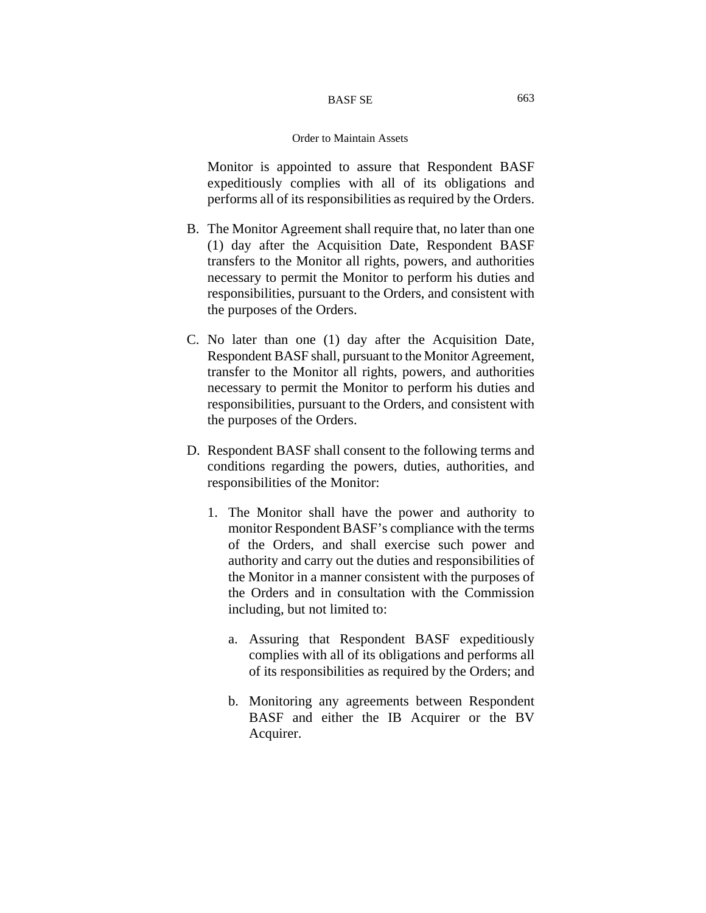Monitor is appointed to assure that Respondent BASF expeditiously complies with all of its obligations and performs all of its responsibilities as required by the Orders.

B. The Monitor Agreement shall require that, no later than one (1) day after the Acquisition Date, Respondent BASF transfers to the Monitor all rights, powers, and authorities necessary to permit the Monitor to perform his duties and responsibilities, pursuant to the Orders, and consistent with the purposes of the Orders.

C. No later than one (1) day after the Acquisition Date, Respondent BASF shall, pursuant to the Monitor Agreement, transfer to the Monitor all rights, powers, and authorities necessary to permit the Monitor to perform his duties and responsibilities, pursuant to the Orders, and consistent with the purposes of the Orders.

D. Respondent BASF shall consent to the following terms and conditions regarding the powers, duties, authorities, and responsibilities of the Monitor:

   1. The Monitor shall have the power and authority to monitor Respondent BASF's compliance with the terms of the Orders, and shall exercise such power and authority and carry out the duties and responsibilities of the Monitor in a manner consistent with the purposes of the Orders and in consultation with the Commission including, but not limited to:

      a. Assuring that Respondent BASF expeditiously complies with all of its obligations and performs all of its responsibilities as required by the Orders; and

      b. Monitoring any agreements between Respondent BASF and either the IB Acquirer or the BV Acquirer.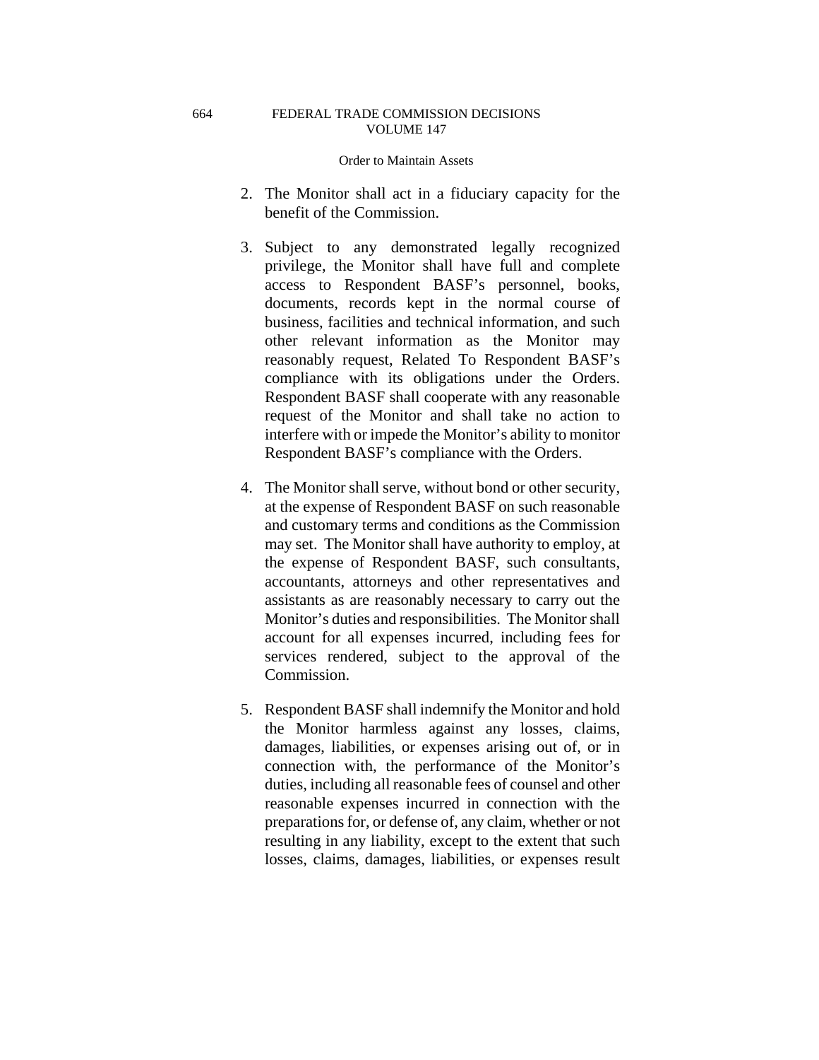2. The Monitor shall act in a fiduciary capacity for the benefit of the Commission.

3. Subject to any demonstrated legally recognized privilege, the Monitor shall have full and complete access to Respondent BASF's personnel, books, documents, records kept in the normal course of business, facilities and technical information, and such other relevant information as the Monitor may reasonably request, Related To Respondent BASF's compliance with its obligations under the Orders. Respondent BASF shall cooperate with any reasonable request of the Monitor and shall take no action to interfere with or impede the Monitor's ability to monitor Respondent BASF's compliance with the Orders.

4. The Monitor shall serve, without bond or other security, at the expense of Respondent BASF on such reasonable and customary terms and conditions as the Commission may set. The Monitor shall have authority to employ, at the expense of Respondent BASF, such consultants, accountants, attorneys and other representatives and assistants as are reasonably necessary to carry out the Monitor's duties and responsibilities. The Monitor shall account for all expenses incurred, including fees for services rendered, subject to the approval of the Commission.

5. Respondent BASF shall indemnify the Monitor and hold the Monitor harmless against any losses, claims, damages, liabilities, or expenses arising out of, or in connection with, the performance of the Monitor's duties, including all reasonable fees of counsel and other reasonable expenses incurred in connection with the preparations for, or defense of, any claim, whether or not resulting in any liability, except to the extent that such losses, claims, damages, liabilities, or expenses result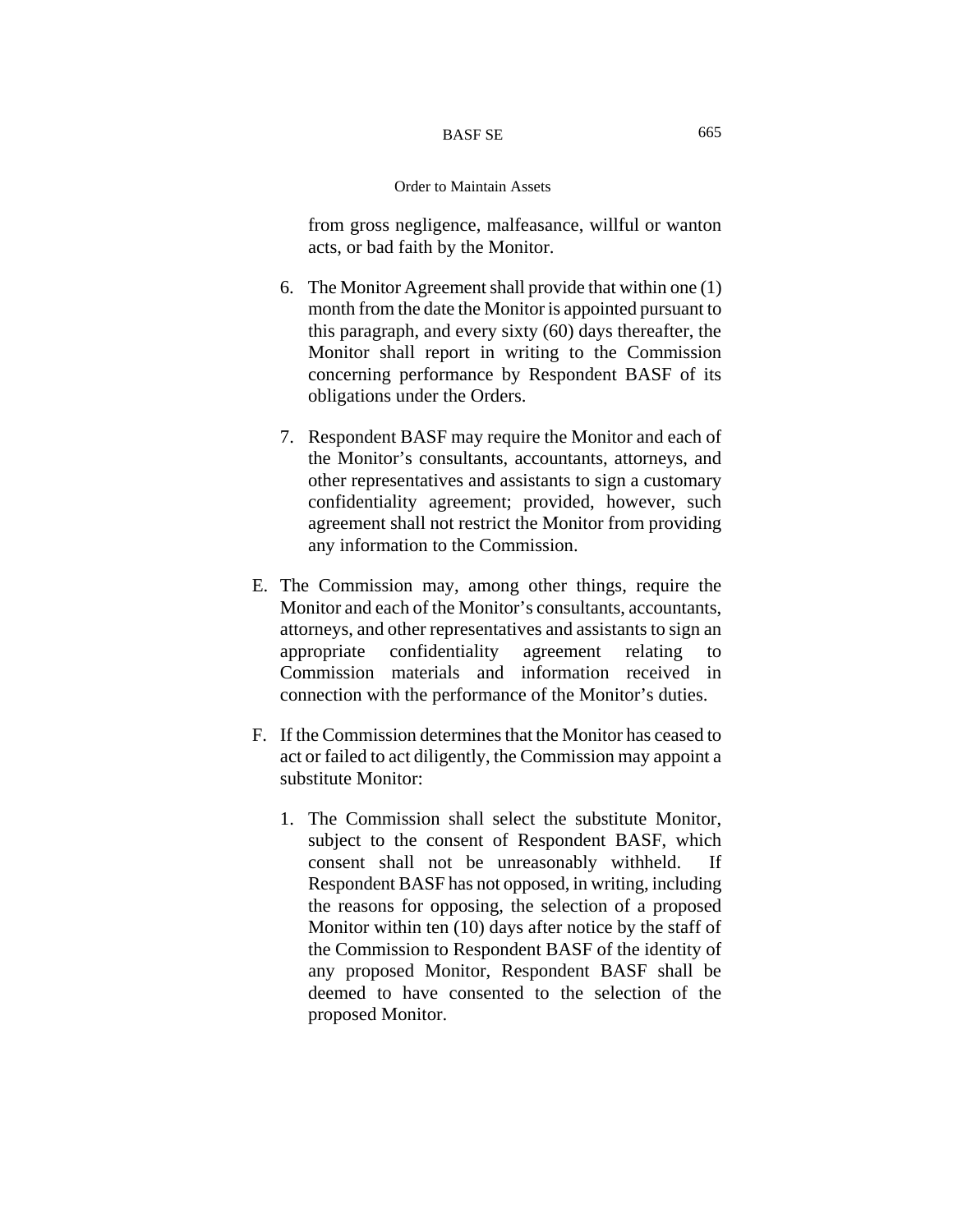from gross negligence, malfeasance, willful or wanton acts, or bad faith by the Monitor.

6. The Monitor Agreement shall provide that within one (1) month from the date the Monitor is appointed pursuant to this paragraph, and every sixty (60) days thereafter, the Monitor shall report in writing to the Commission concerning performance by Respondent BASF of its obligations under the Orders.

7. Respondent BASF may require the Monitor and each of the Monitor's consultants, accountants, attorneys, and other representatives and assistants to sign a customary confidentiality agreement; provided, however, such agreement shall not restrict the Monitor from providing any information to the Commission.

E. The Commission may, among other things, require the Monitor and each of the Monitor's consultants, accountants, attorneys, and other representatives and assistants to sign an appropriate confidentiality agreement relating to Commission materials and information received in connection with the performance of the Monitor's duties.

F. If the Commission determines that the Monitor has ceased to act or failed to act diligently, the Commission may appoint a substitute Monitor:

   1. The Commission shall select the substitute Monitor, subject to the consent of Respondent BASF, which consent shall not be unreasonably withheld. If Respondent BASF has not opposed, in writing, including the reasons for opposing, the selection of a proposed Monitor within ten (10) days after notice by the staff of the Commission to Respondent BASF of the identity of any proposed Monitor, Respondent BASF shall be deemed to have consented to the selection of the proposed Monitor.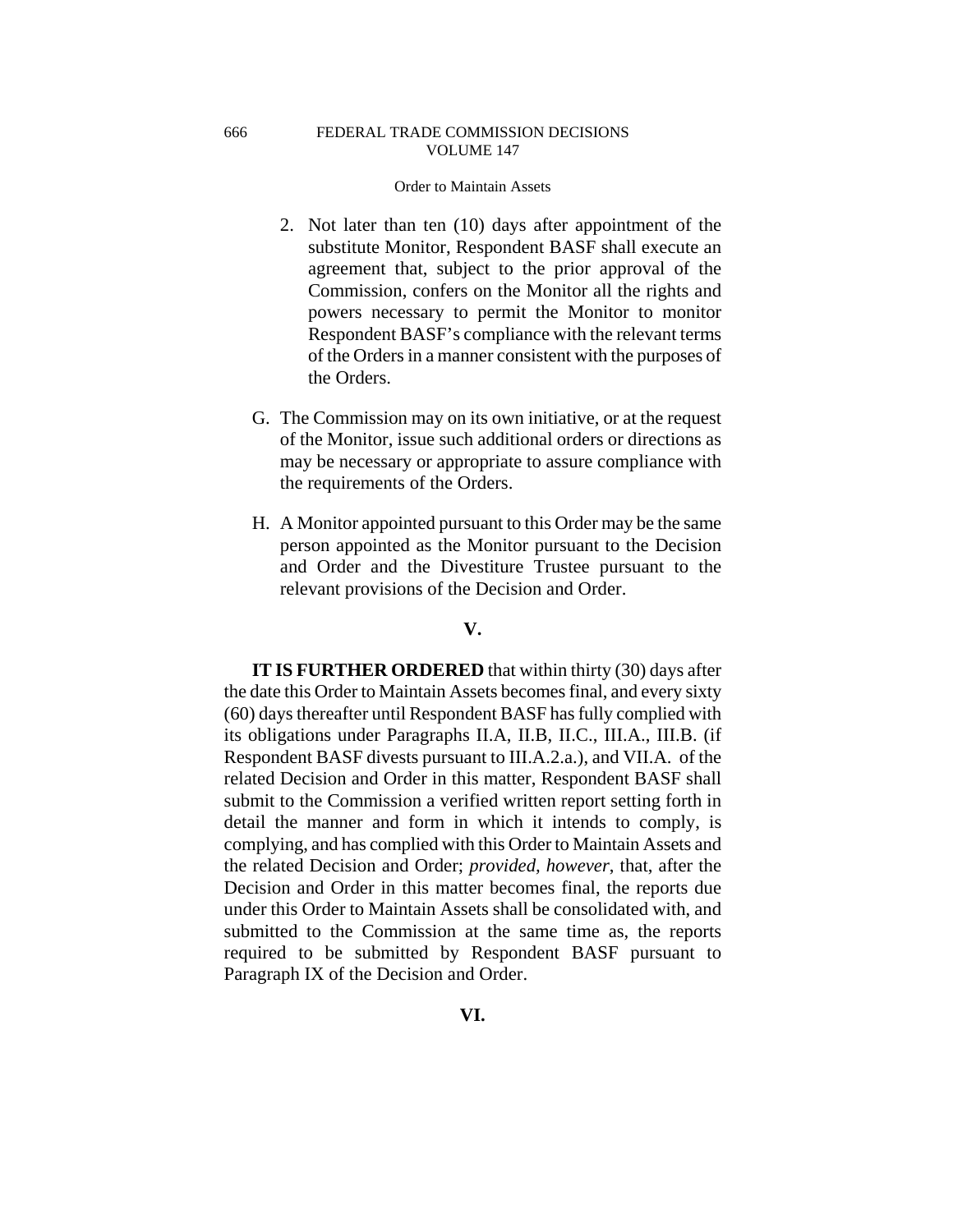2. Not later than ten (10) days after appointment of the substitute Monitor, Respondent BASF shall execute an agreement that, subject to the prior approval of the Commission, confers on the Monitor all the rights and powers necessary to permit the Monitor to monitor Respondent BASF's compliance with the relevant terms of the Orders in a manner consistent with the purposes of the Orders.

G. The Commission may on its own initiative, or at the request of the Monitor, issue such additional orders or directions as may be necessary or appropriate to assure compliance with the requirements of the Orders.

H. A Monitor appointed pursuant to this Order may be the same person appointed as the Monitor pursuant to the Decision and Order and the Divestiture Trustee pursuant to the relevant provisions of the Decision and Order.

**V.**

**IT IS FURTHER ORDERED** that within thirty (30) days after the date this Order to Maintain Assets becomes final, and every sixty (60) days thereafter until Respondent BASF has fully complied with its obligations under Paragraphs II.A, II.B, II.C., III.A., III.B. (if Respondent BASF divests pursuant to III.A.2.a.), and VII.A. of the related Decision and Order in this matter, Respondent BASF shall submit to the Commission a verified written report setting forth in detail the manner and form in which it intends to comply, is complying, and has complied with this Order to Maintain Assets and the related Decision and Order; *provided, however*, that, after the Decision and Order in this matter becomes final, the reports due under this Order to Maintain Assets shall be consolidated with, and submitted to the Commission at the same time as, the reports required to be submitted by Respondent BASF pursuant to Paragraph IX of the Decision and Order.

**VI.**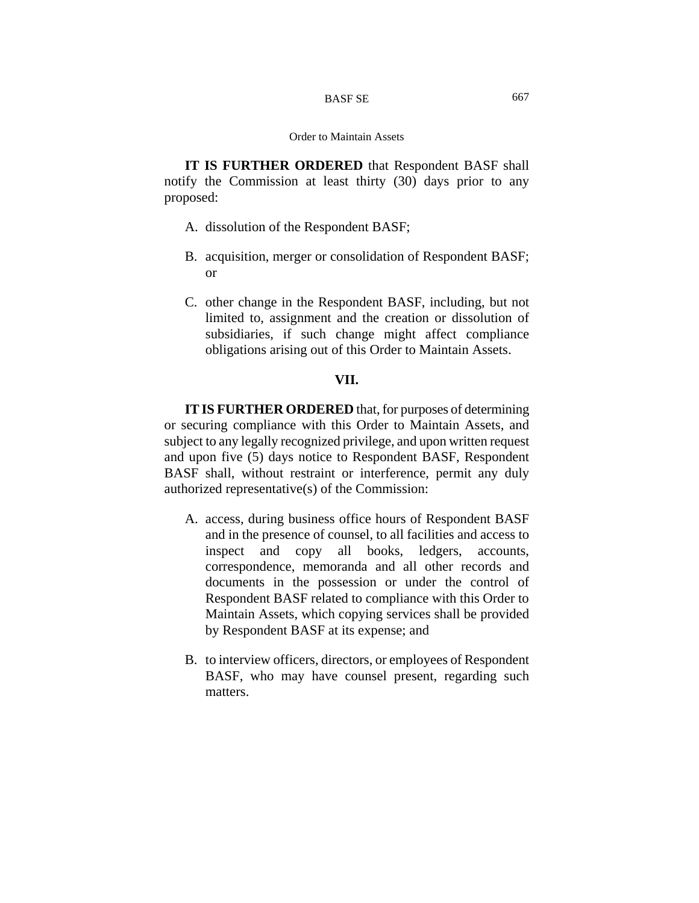**IT IS FURTHER ORDERED** that Respondent BASF shall notify the Commission at least thirty (30) days prior to any proposed:

A. dissolution of the Respondent BASF;

B. acquisition, merger or consolidation of Respondent BASF; or

C. other change in the Respondent BASF, including, but not limited to, assignment and the creation or dissolution of subsidiaries, if such change might affect compliance obligations arising out of this Order to Maintain Assets.

## VII.

**IT IS FURTHER ORDERED** that, for purposes of determining or securing compliance with this Order to Maintain Assets, and subject to any legally recognized privilege, and upon written request and upon five (5) days notice to Respondent BASF, Respondent BASF shall, without restraint or interference, permit any duly authorized representative(s) of the Commission:

A. access, during business office hours of Respondent BASF and in the presence of counsel, to all facilities and access to inspect and copy all books, ledgers, accounts, correspondence, memoranda and all other records and documents in the possession or under the control of Respondent BASF related to compliance with this Order to Maintain Assets, which copying services shall be provided by Respondent BASF at its expense; and

B. to interview officers, directors, or employees of Respondent BASF, who may have counsel present, regarding such matters.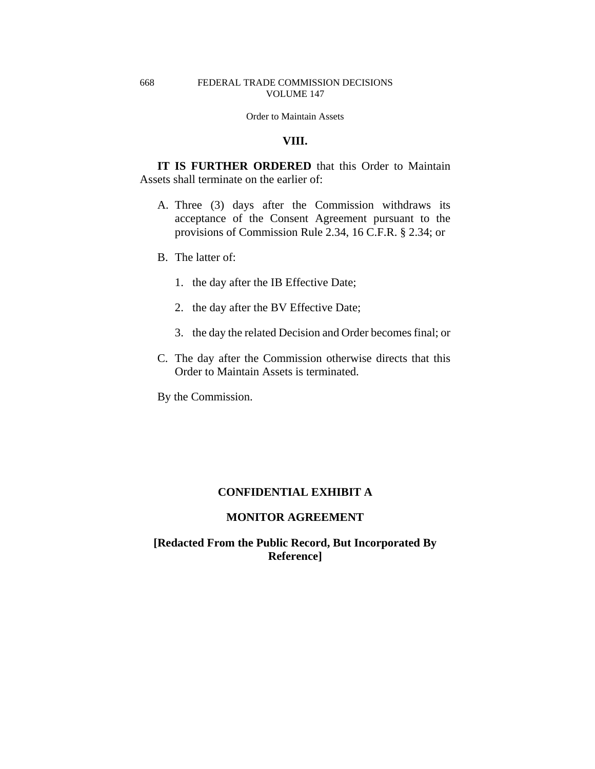## VIII.

**IT IS FURTHER ORDERED** that this Order to Maintain Assets shall terminate on the earlier of:

A. Three (3) days after the Commission withdraws its acceptance of the Consent Agreement pursuant to the provisions of Commission Rule 2.34, 16 C.F.R. § 2.34; or

B. The latter of:

   1. the day after the IB Effective Date;

   2. the day after the BV Effective Date;

   3. the day the related Decision and Order becomes final; or

C. The day after the Commission otherwise directs that this Order to Maintain Assets is terminated.

By the Commission.

**CONFIDENTIAL EXHIBIT A**

**MONITOR AGREEMENT**

**[Redacted From the Public Record, But Incorporated By Reference]**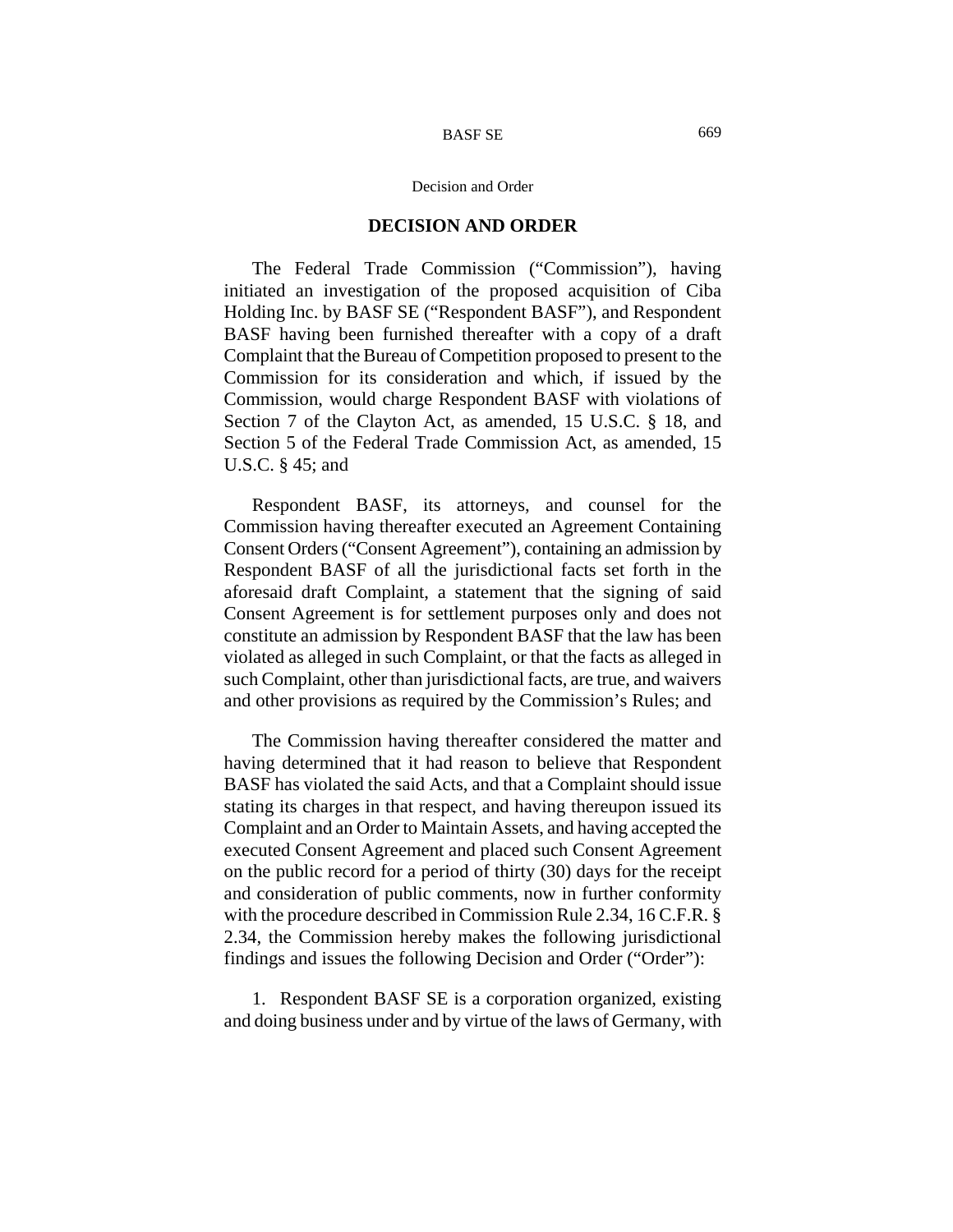## DECISION AND ORDER

The Federal Trade Commission ("Commission"), having initiated an investigation of the proposed acquisition of Ciba Holding Inc. by BASF SE ("Respondent BASF"), and Respondent BASF having been furnished thereafter with a copy of a draft Complaint that the Bureau of Competition proposed to present to the Commission for its consideration and which, if issued by the Commission, would charge Respondent BASF with violations of Section 7 of the Clayton Act, as amended, 15 U.S.C. § 18, and Section 5 of the Federal Trade Commission Act, as amended, 15 U.S.C. § 45; and

Respondent BASF, its attorneys, and counsel for the Commission having thereafter executed an Agreement Containing Consent Orders ("Consent Agreement"), containing an admission by Respondent BASF of all the jurisdictional facts set forth in the aforesaid draft Complaint, a statement that the signing of said Consent Agreement is for settlement purposes only and does not constitute an admission by Respondent BASF that the law has been violated as alleged in such Complaint, or that the facts as alleged in such Complaint, other than jurisdictional facts, are true, and waivers and other provisions as required by the Commission's Rules; and

The Commission having thereafter considered the matter and having determined that it had reason to believe that Respondent BASF has violated the said Acts, and that a Complaint should issue stating its charges in that respect, and having thereupon issued its Complaint and an Order to Maintain Assets, and having accepted the executed Consent Agreement and placed such Consent Agreement on the public record for a period of thirty (30) days for the receipt and consideration of public comments, now in further conformity with the procedure described in Commission Rule 2.34, 16 C.F.R. § 2.34, the Commission hereby makes the following jurisdictional findings and issues the following Decision and Order ("Order"):

1. Respondent BASF SE is a corporation organized, existing and doing business under and by virtue of the laws of Germany, with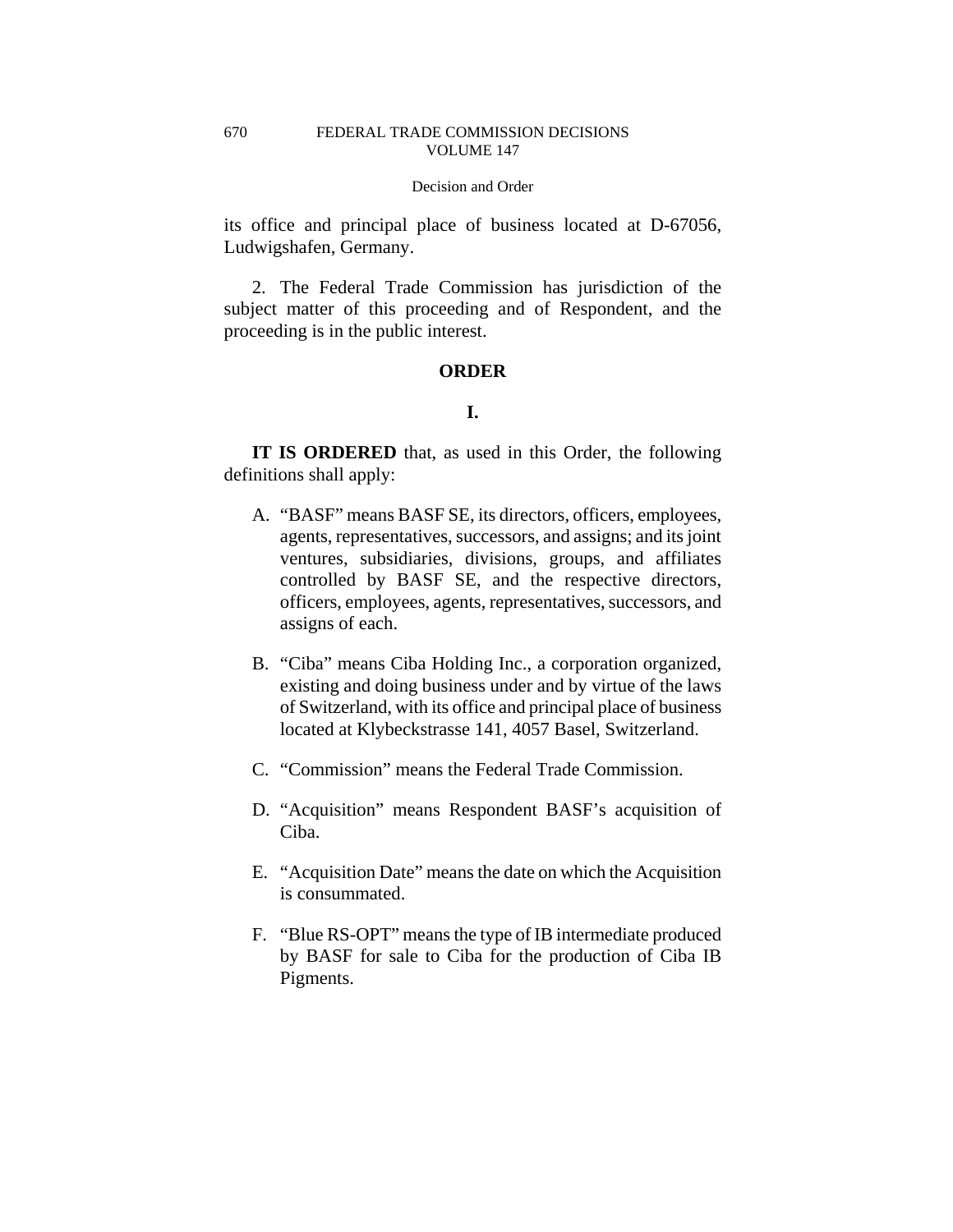its office and principal place of business located at D-67056, Ludwigshafen, Germany.

2. The Federal Trade Commission has jurisdiction of the subject matter of this proceeding and of Respondent, and the proceeding is in the public interest.

## ORDER

### I.

**IT IS ORDERED** that, as used in this Order, the following definitions shall apply:

A. "BASF" means BASF SE, its directors, officers, employees, agents, representatives, successors, and assigns; and its joint ventures, subsidiaries, divisions, groups, and affiliates controlled by BASF SE, and the respective directors, officers, employees, agents, representatives, successors, and assigns of each.

B. "Ciba" means Ciba Holding Inc., a corporation organized, existing and doing business under and by virtue of the laws of Switzerland, with its office and principal place of business located at Klybeckstrasse 141, 4057 Basel, Switzerland.

C. "Commission" means the Federal Trade Commission.

D. "Acquisition" means Respondent BASF's acquisition of Ciba.

E. "Acquisition Date" means the date on which the Acquisition is consummated.

F. "Blue RS-OPT" means the type of IB intermediate produced by BASF for sale to Ciba for the production of Ciba IB Pigments.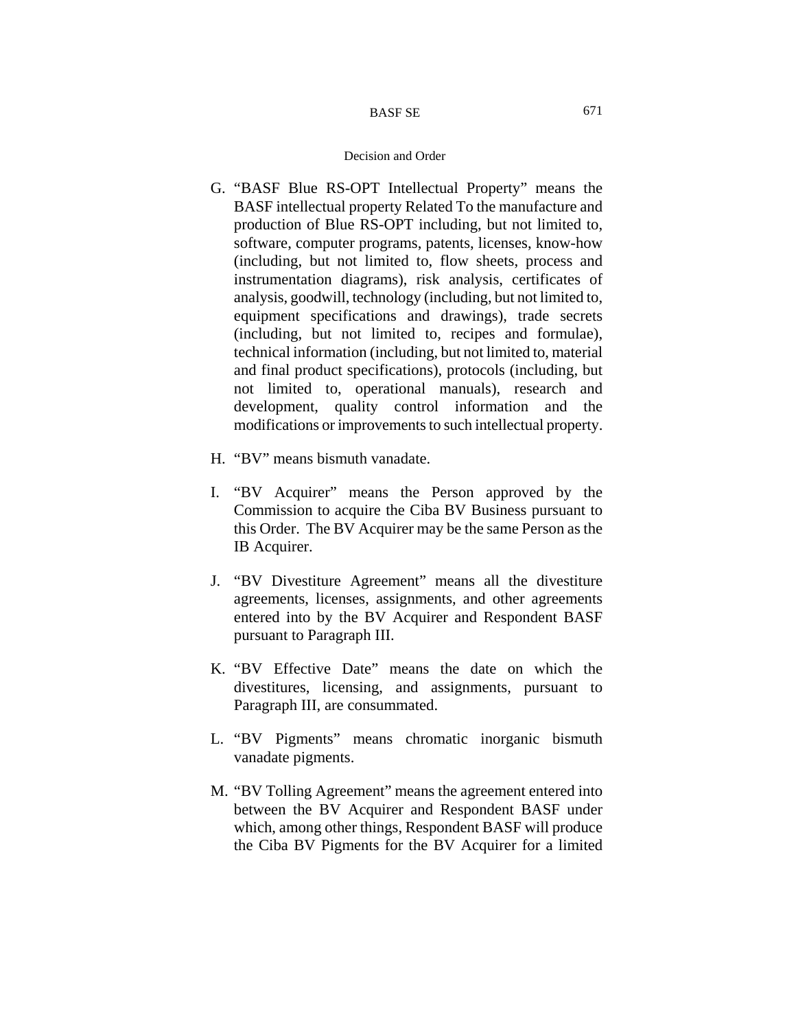Decision and Order

G. "BASF Blue RS-OPT Intellectual Property" means the BASF intellectual property Related To the manufacture and production of Blue RS-OPT including, but not limited to, software, computer programs, patents, licenses, know-how (including, but not limited to, flow sheets, process and instrumentation diagrams), risk analysis, certificates of analysis, goodwill, technology (including, but not limited to, equipment specifications and drawings), trade secrets (including, but not limited to, recipes and formulae), technical information (including, but not limited to, material and final product specifications), protocols (including, but not limited to, operational manuals), research and development, quality control information and the modifications or improvements to such intellectual property.

H. "BV" means bismuth vanadate.

I. "BV Acquirer" means the Person approved by the Commission to acquire the Ciba BV Business pursuant to this Order. The BV Acquirer may be the same Person as the IB Acquirer.

J. "BV Divestiture Agreement" means all the divestiture agreements, licenses, assignments, and other agreements entered into by the BV Acquirer and Respondent BASF pursuant to Paragraph III.

K. "BV Effective Date" means the date on which the divestitures, licensing, and assignments, pursuant to Paragraph III, are consummated.

L. "BV Pigments" means chromatic inorganic bismuth vanadate pigments.

M. "BV Tolling Agreement" means the agreement entered into between the BV Acquirer and Respondent BASF under which, among other things, Respondent BASF will produce the Ciba BV Pigments for the BV Acquirer for a limited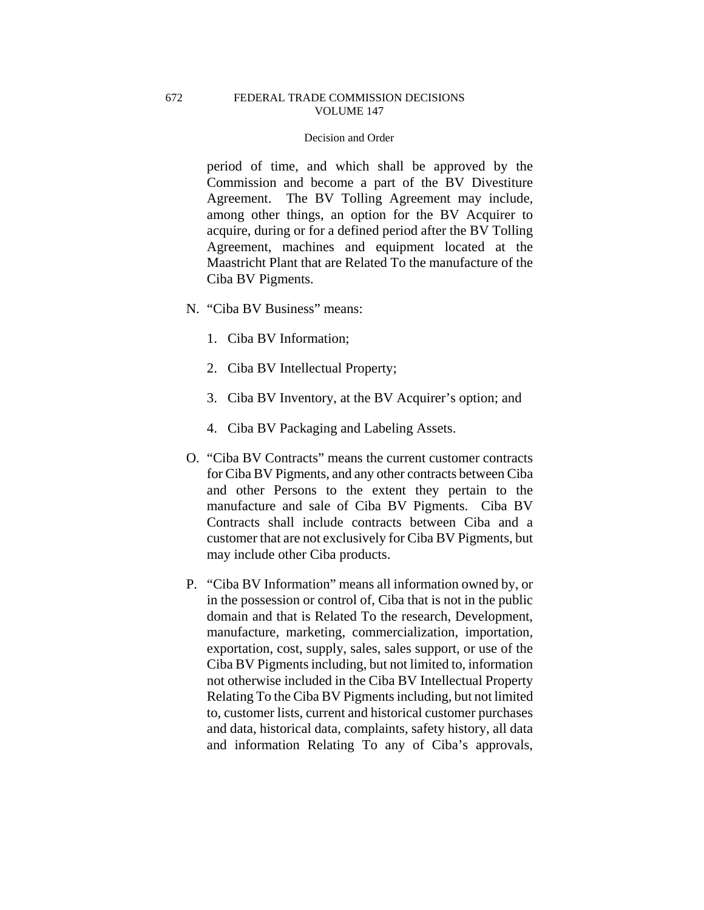period of time, and which shall be approved by the Commission and become a part of the BV Divestiture Agreement. The BV Tolling Agreement may include, among other things, an option for the BV Acquirer to acquire, during or for a defined period after the BV Tolling Agreement, machines and equipment located at the Maastricht Plant that are Related To the manufacture of the Ciba BV Pigments.

N. "Ciba BV Business" means:

1. Ciba BV Information;

2. Ciba BV Intellectual Property;

3. Ciba BV Inventory, at the BV Acquirer's option; and

4. Ciba BV Packaging and Labeling Assets.

O. "Ciba BV Contracts" means the current customer contracts for Ciba BV Pigments, and any other contracts between Ciba and other Persons to the extent they pertain to the manufacture and sale of Ciba BV Pigments. Ciba BV Contracts shall include contracts between Ciba and a customer that are not exclusively for Ciba BV Pigments, but may include other Ciba products.

P. "Ciba BV Information" means all information owned by, or in the possession or control of, Ciba that is not in the public domain and that is Related To the research, Development, manufacture, marketing, commercialization, importation, exportation, cost, supply, sales, sales support, or use of the Ciba BV Pigments including, but not limited to, information not otherwise included in the Ciba BV Intellectual Property Relating To the Ciba BV Pigments including, but not limited to, customer lists, current and historical customer purchases and data, historical data, complaints, safety history, all data and information Relating To any of Ciba's approvals,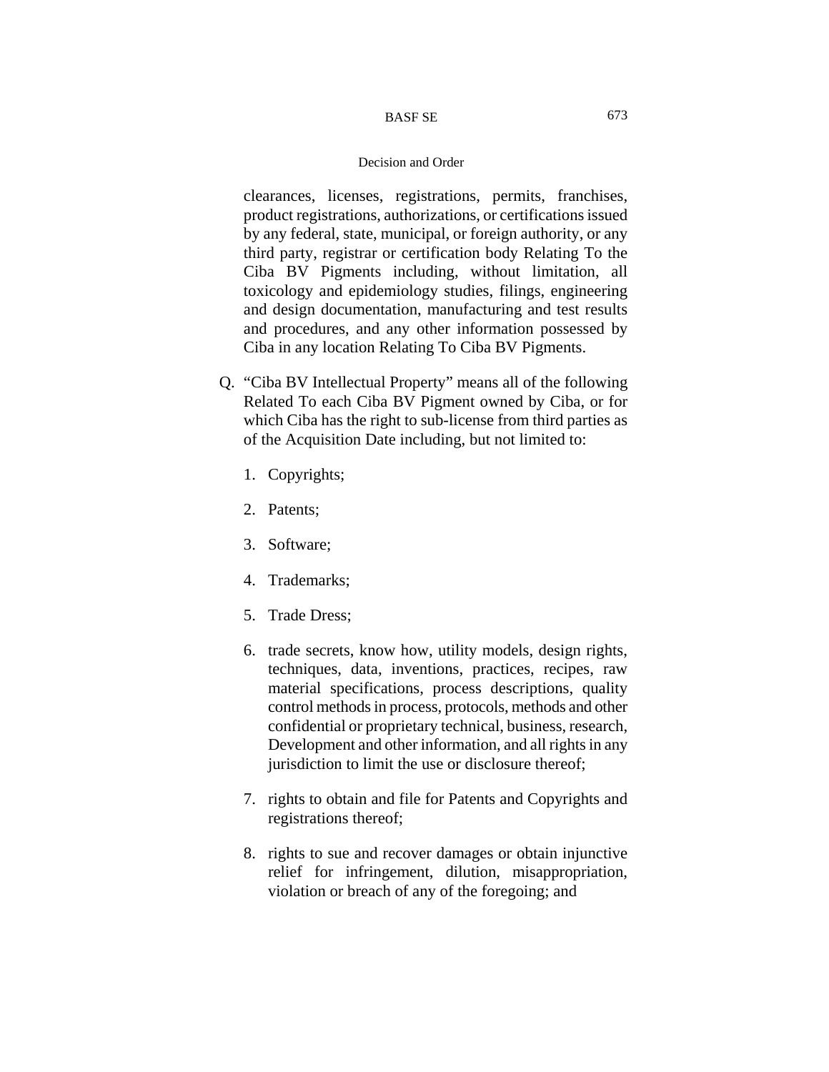clearances, licenses, registrations, permits, franchises, product registrations, authorizations, or certifications issued by any federal, state, municipal, or foreign authority, or any third party, registrar or certification body Relating To the Ciba BV Pigments including, without limitation, all toxicology and epidemiology studies, filings, engineering and design documentation, manufacturing and test results and procedures, and any other information possessed by Ciba in any location Relating To Ciba BV Pigments.

Q. "Ciba BV Intellectual Property" means all of the following Related To each Ciba BV Pigment owned by Ciba, or for which Ciba has the right to sub-license from third parties as of the Acquisition Date including, but not limited to:

1. Copyrights;

2. Patents;

3. Software;

4. Trademarks;

5. Trade Dress;

6. trade secrets, know how, utility models, design rights, techniques, data, inventions, practices, recipes, raw material specifications, process descriptions, quality control methods in process, protocols, methods and other confidential or proprietary technical, business, research, Development and other information, and all rights in any jurisdiction to limit the use or disclosure thereof;

7. rights to obtain and file for Patents and Copyrights and registrations thereof;

8. rights to sue and recover damages or obtain injunctive relief for infringement, dilution, misappropriation, violation or breach of any of the foregoing; and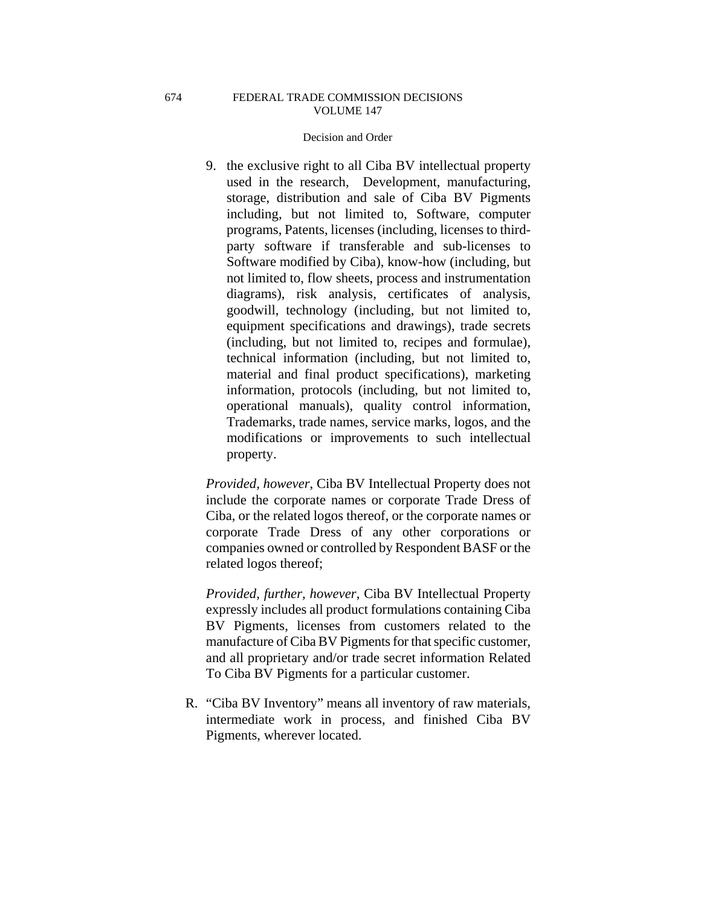9. the exclusive right to all Ciba BV intellectual property used in the research, Development, manufacturing, storage, distribution and sale of Ciba BV Pigments including, but not limited to, Software, computer programs, Patents, licenses (including, licenses to third-party software if transferable and sub-licenses to Software modified by Ciba), know-how (including, but not limited to, flow sheets, process and instrumentation diagrams), risk analysis, certificates of analysis, goodwill, technology (including, but not limited to, equipment specifications and drawings), trade secrets (including, but not limited to, recipes and formulae), technical information (including, but not limited to, material and final product specifications), marketing information, protocols (including, but not limited to, operational manuals), quality control information, Trademarks, trade names, service marks, logos, and the modifications or improvements to such intellectual property.

*Provided, however*, Ciba BV Intellectual Property does not include the corporate names or corporate Trade Dress of Ciba, or the related logos thereof, or the corporate names or corporate Trade Dress of any other corporations or companies owned or controlled by Respondent BASF or the related logos thereof;

*Provided, further, however*, Ciba BV Intellectual Property expressly includes all product formulations containing Ciba BV Pigments, licenses from customers related to the manufacture of Ciba BV Pigments for that specific customer, and all proprietary and/or trade secret information Related To Ciba BV Pigments for a particular customer.

R. "Ciba BV Inventory" means all inventory of raw materials, intermediate work in process, and finished Ciba BV Pigments, wherever located.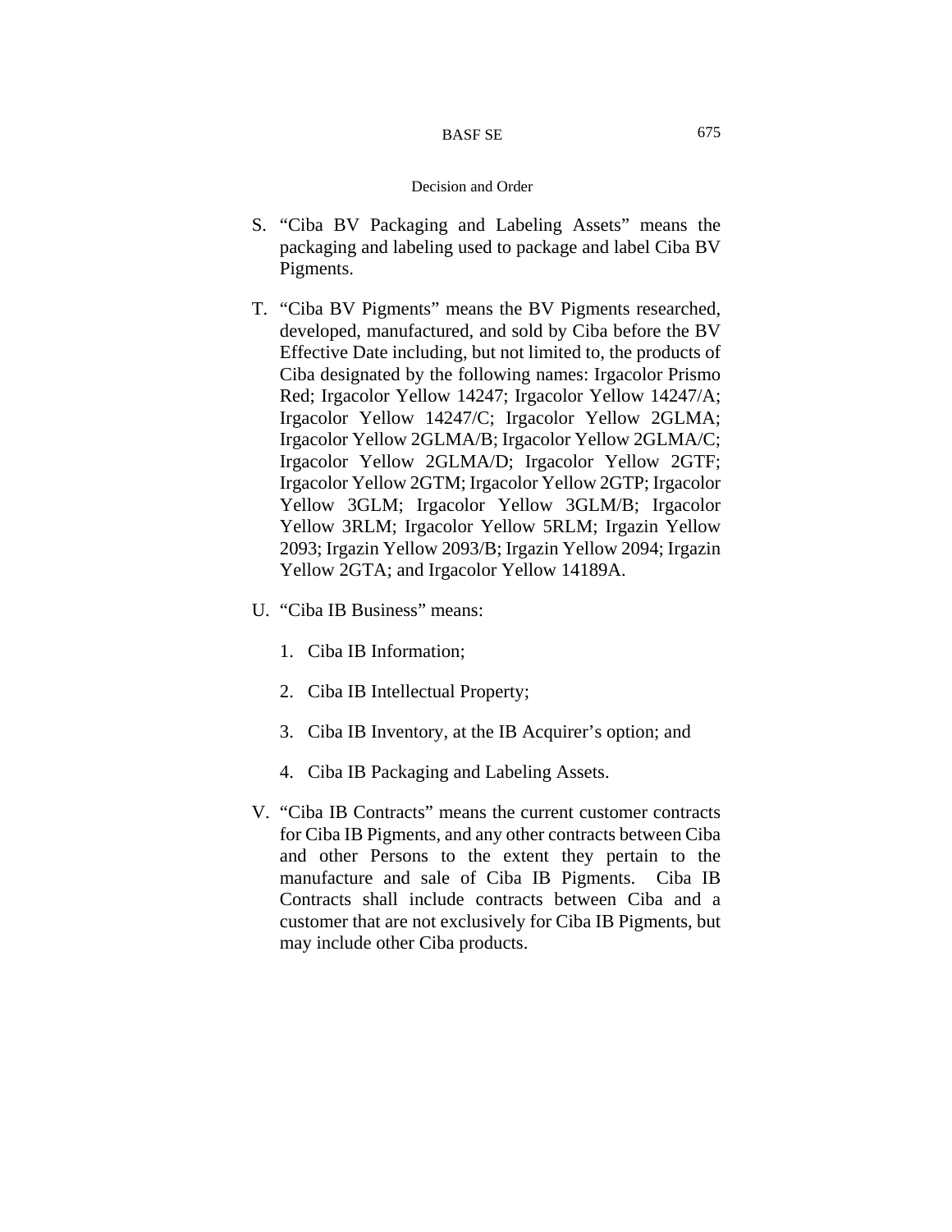S. "Ciba BV Packaging and Labeling Assets" means the packaging and labeling used to package and label Ciba BV Pigments.

T. "Ciba BV Pigments" means the BV Pigments researched, developed, manufactured, and sold by Ciba before the BV Effective Date including, but not limited to, the products of Ciba designated by the following names: Irgacolor Prismo Red; Irgacolor Yellow 14247; Irgacolor Yellow 14247/A; Irgacolor Yellow 14247/C; Irgacolor Yellow 2GLMA; Irgacolor Yellow 2GLMA/B; Irgacolor Yellow 2GLMA/C; Irgacolor Yellow 2GLMA/D; Irgacolor Yellow 2GTF; Irgacolor Yellow 2GTM; Irgacolor Yellow 2GTP; Irgacolor Yellow 3GLM; Irgacolor Yellow 3GLM/B; Irgacolor Yellow 3RLM; Irgacolor Yellow 5RLM; Irgazin Yellow 2093; Irgazin Yellow 2093/B; Irgazin Yellow 2094; Irgazin Yellow 2GTA; and Irgacolor Yellow 14189A.

U. "Ciba IB Business" means:

   1. Ciba IB Information;

   2. Ciba IB Intellectual Property;

   3. Ciba IB Inventory, at the IB Acquirer's option; and

   4. Ciba IB Packaging and Labeling Assets.

V. "Ciba IB Contracts" means the current customer contracts for Ciba IB Pigments, and any other contracts between Ciba and other Persons to the extent they pertain to the manufacture and sale of Ciba IB Pigments. Ciba IB Contracts shall include contracts between Ciba and a customer that are not exclusively for Ciba IB Pigments, but may include other Ciba products.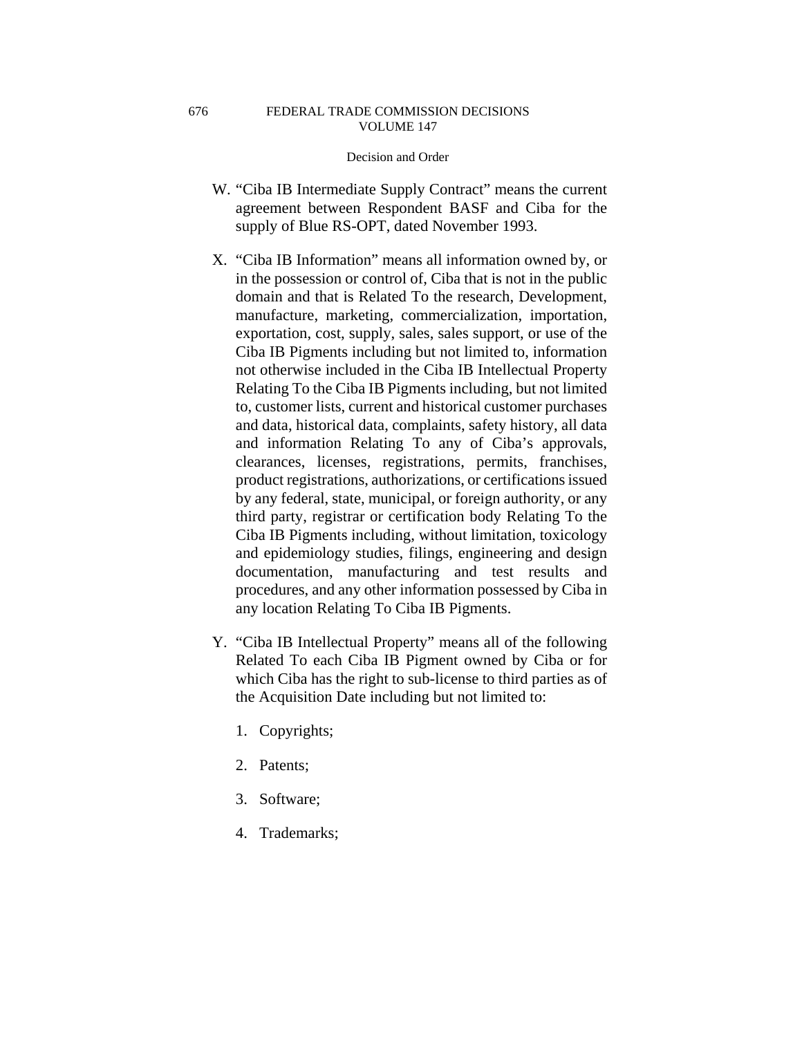Decision and Order

W. "Ciba IB Intermediate Supply Contract" means the current agreement between Respondent BASF and Ciba for the supply of Blue RS-OPT, dated November 1993.

X. "Ciba IB Information" means all information owned by, or in the possession or control of, Ciba that is not in the public domain and that is Related To the research, Development, manufacture, marketing, commercialization, importation, exportation, cost, supply, sales, sales support, or use of the Ciba IB Pigments including but not limited to, information not otherwise included in the Ciba IB Intellectual Property Relating To the Ciba IB Pigments including, but not limited to, customer lists, current and historical customer purchases and data, historical data, complaints, safety history, all data and information Relating To any of Ciba's approvals, clearances, licenses, registrations, permits, franchises, product registrations, authorizations, or certifications issued by any federal, state, municipal, or foreign authority, or any third party, registrar or certification body Relating To the Ciba IB Pigments including, without limitation, toxicology and epidemiology studies, filings, engineering and design documentation, manufacturing and test results and procedures, and any other information possessed by Ciba in any location Relating To Ciba IB Pigments.

Y. "Ciba IB Intellectual Property" means all of the following Related To each Ciba IB Pigment owned by Ciba or for which Ciba has the right to sub-license to third parties as of the Acquisition Date including but not limited to:

1. Copyrights;

2. Patents;

3. Software;

4. Trademarks;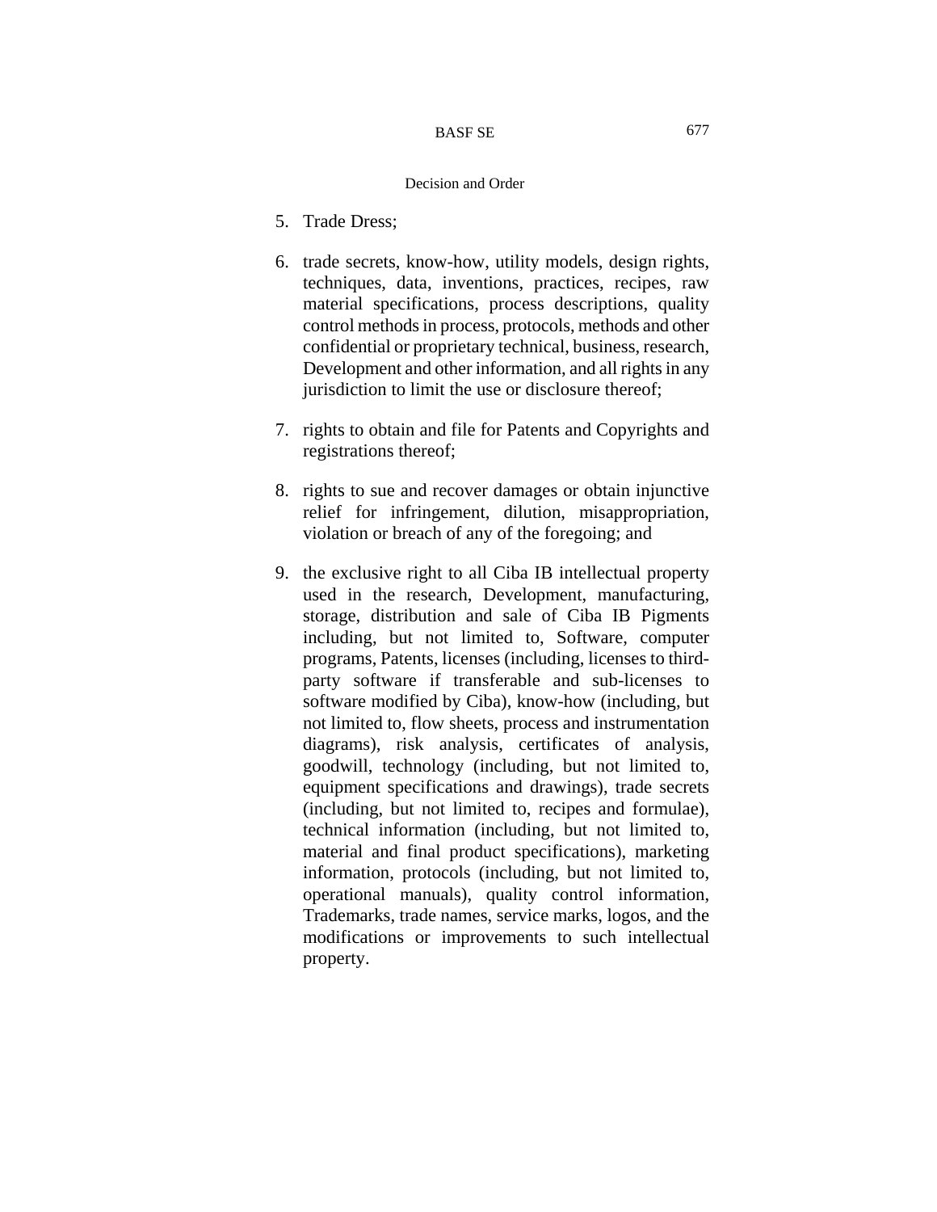5. Trade Dress;

6. trade secrets, know-how, utility models, design rights, techniques, data, inventions, practices, recipes, raw material specifications, process descriptions, quality control methods in process, protocols, methods and other confidential or proprietary technical, business, research, Development and other information, and all rights in any jurisdiction to limit the use or disclosure thereof;

7. rights to obtain and file for Patents and Copyrights and registrations thereof;

8. rights to sue and recover damages or obtain injunctive relief for infringement, dilution, misappropriation, violation or breach of any of the foregoing; and

9. the exclusive right to all Ciba IB intellectual property used in the research, Development, manufacturing, storage, distribution and sale of Ciba IB Pigments including, but not limited to, Software, computer programs, Patents, licenses (including, licenses to third-party software if transferable and sub-licenses to software modified by Ciba), know-how (including, but not limited to, flow sheets, process and instrumentation diagrams), risk analysis, certificates of analysis, goodwill, technology (including, but not limited to, equipment specifications and drawings), trade secrets (including, but not limited to, recipes and formulae), technical information (including, but not limited to, material and final product specifications), marketing information, protocols (including, but not limited to, operational manuals), quality control information, Trademarks, trade names, service marks, logos, and the modifications or improvements to such intellectual property.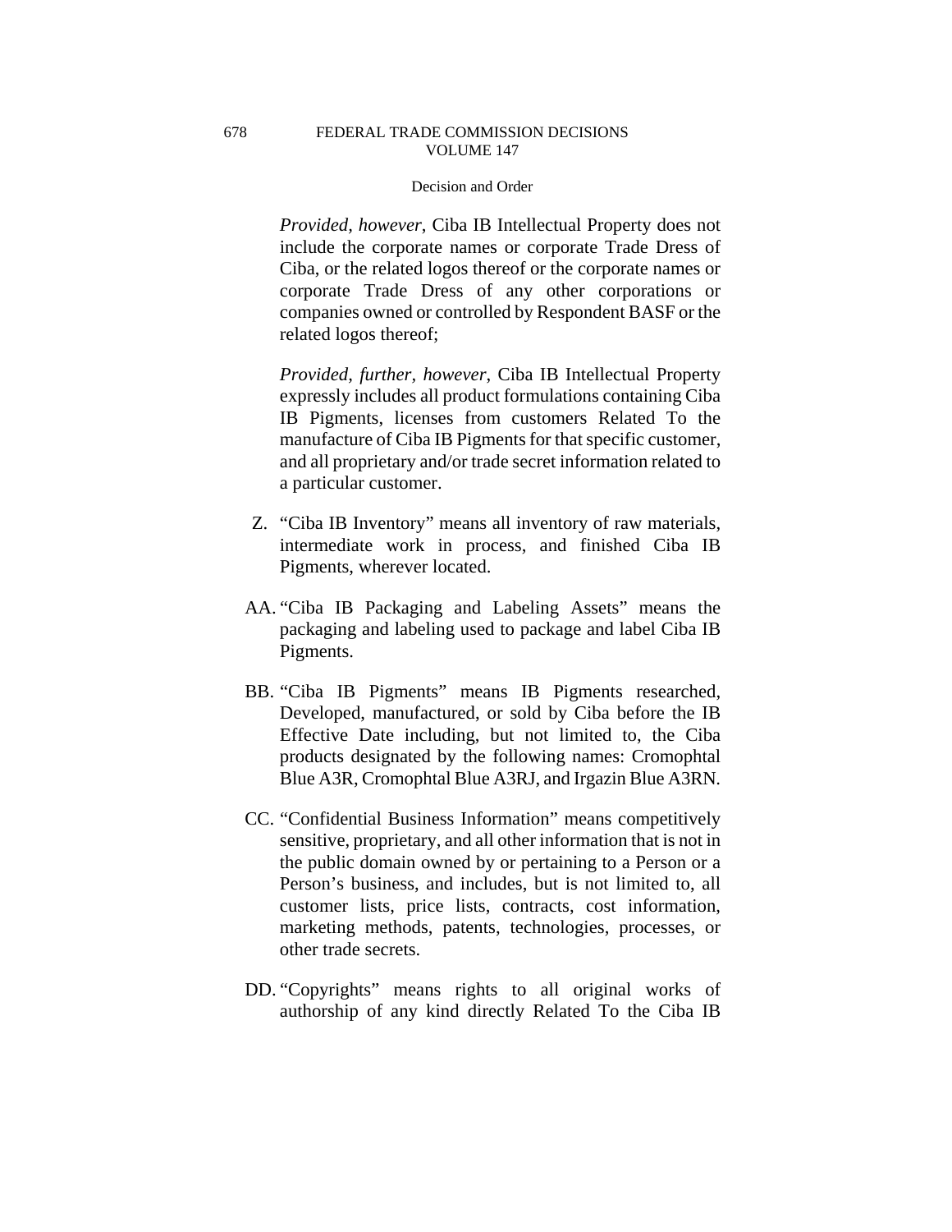*Provided, however*, Ciba IB Intellectual Property does not include the corporate names or corporate Trade Dress of Ciba, or the related logos thereof or the corporate names or corporate Trade Dress of any other corporations or companies owned or controlled by Respondent BASF or the related logos thereof;

*Provided, further, however*, Ciba IB Intellectual Property expressly includes all product formulations containing Ciba IB Pigments, licenses from customers Related To the manufacture of Ciba IB Pigments for that specific customer, and all proprietary and/or trade secret information related to a particular customer.

Z. "Ciba IB Inventory" means all inventory of raw materials, intermediate work in process, and finished Ciba IB Pigments, wherever located.

AA. "Ciba IB Packaging and Labeling Assets" means the packaging and labeling used to package and label Ciba IB Pigments.

BB. "Ciba IB Pigments" means IB Pigments researched, Developed, manufactured, or sold by Ciba before the IB Effective Date including, but not limited to, the Ciba products designated by the following names: Cromophtal Blue A3R, Cromophtal Blue A3RJ, and Irgazin Blue A3RN.

CC. "Confidential Business Information" means competitively sensitive, proprietary, and all other information that is not in the public domain owned by or pertaining to a Person or a Person's business, and includes, but is not limited to, all customer lists, price lists, contracts, cost information, marketing methods, patents, technologies, processes, or other trade secrets.

DD. "Copyrights" means rights to all original works of authorship of any kind directly Related To the Ciba IB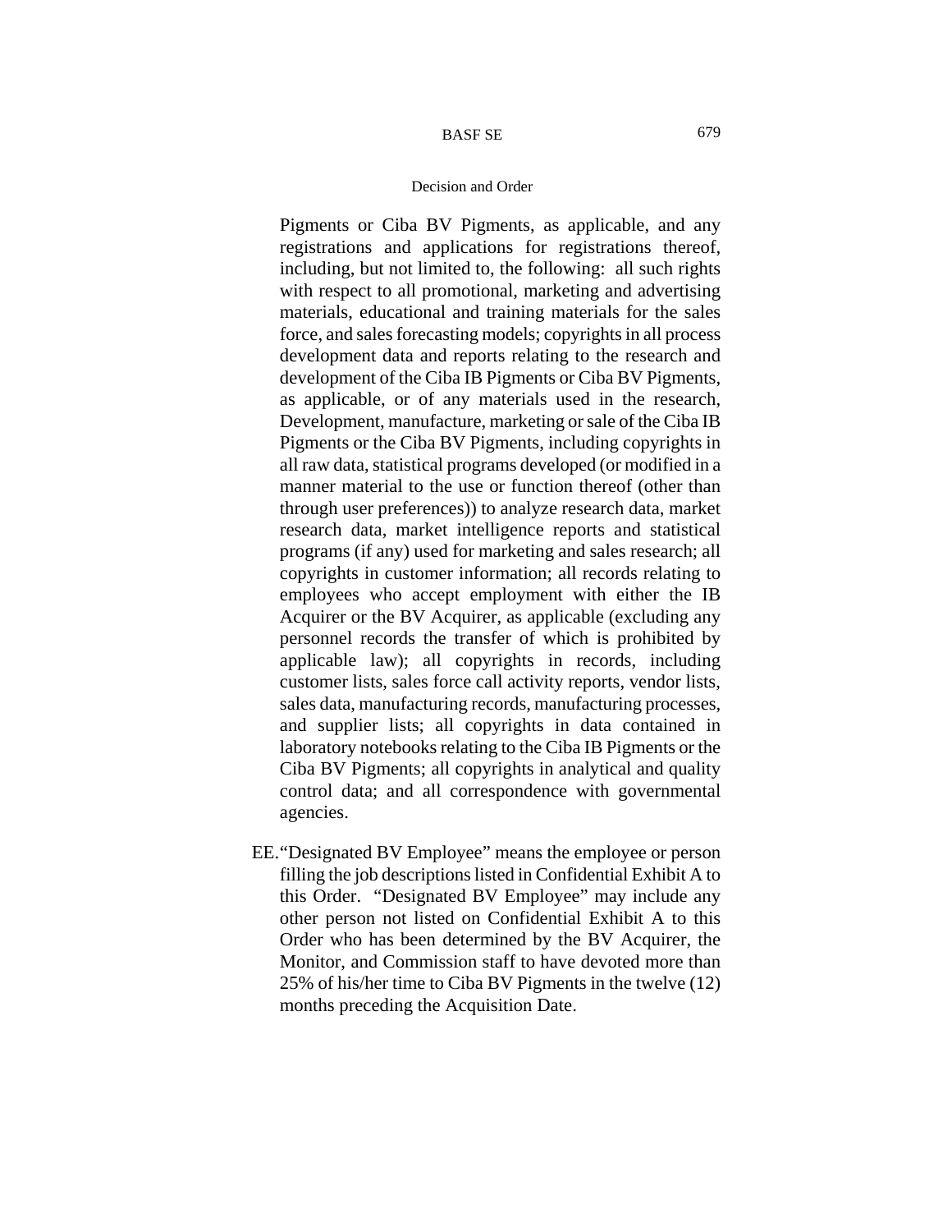Pigments or Ciba BV Pigments, as applicable, and any registrations and applications for registrations thereof, including, but not limited to, the following: all such rights with respect to all promotional, marketing and advertising materials, educational and training materials for the sales force, and sales forecasting models; copyrights in all process development data and reports relating to the research and development of the Ciba IB Pigments or Ciba BV Pigments, as applicable, or of any materials used in the research, Development, manufacture, marketing or sale of the Ciba IB Pigments or the Ciba BV Pigments, including copyrights in all raw data, statistical programs developed (or modified in a manner material to the use or function thereof (other than through user preferences)) to analyze research data, market research data, market intelligence reports and statistical programs (if any) used for marketing and sales research; all copyrights in customer information; all records relating to employees who accept employment with either the IB Acquirer or the BV Acquirer, as applicable (excluding any personnel records the transfer of which is prohibited by applicable law); all copyrights in records, including customer lists, sales force call activity reports, vendor lists, sales data, manufacturing records, manufacturing processes, and supplier lists; all copyrights in data contained in laboratory notebooks relating to the Ciba IB Pigments or the Ciba BV Pigments; all copyrights in analytical and quality control data; and all correspondence with governmental agencies.

EE. "Designated BV Employee" means the employee or person filling the job descriptions listed in Confidential Exhibit A to this Order. "Designated BV Employee" may include any other person not listed on Confidential Exhibit A to this Order who has been determined by the BV Acquirer, the Monitor, and Commission staff to have devoted more than 25% of his/her time to Ciba BV Pigments in the twelve (12) months preceding the Acquisition Date.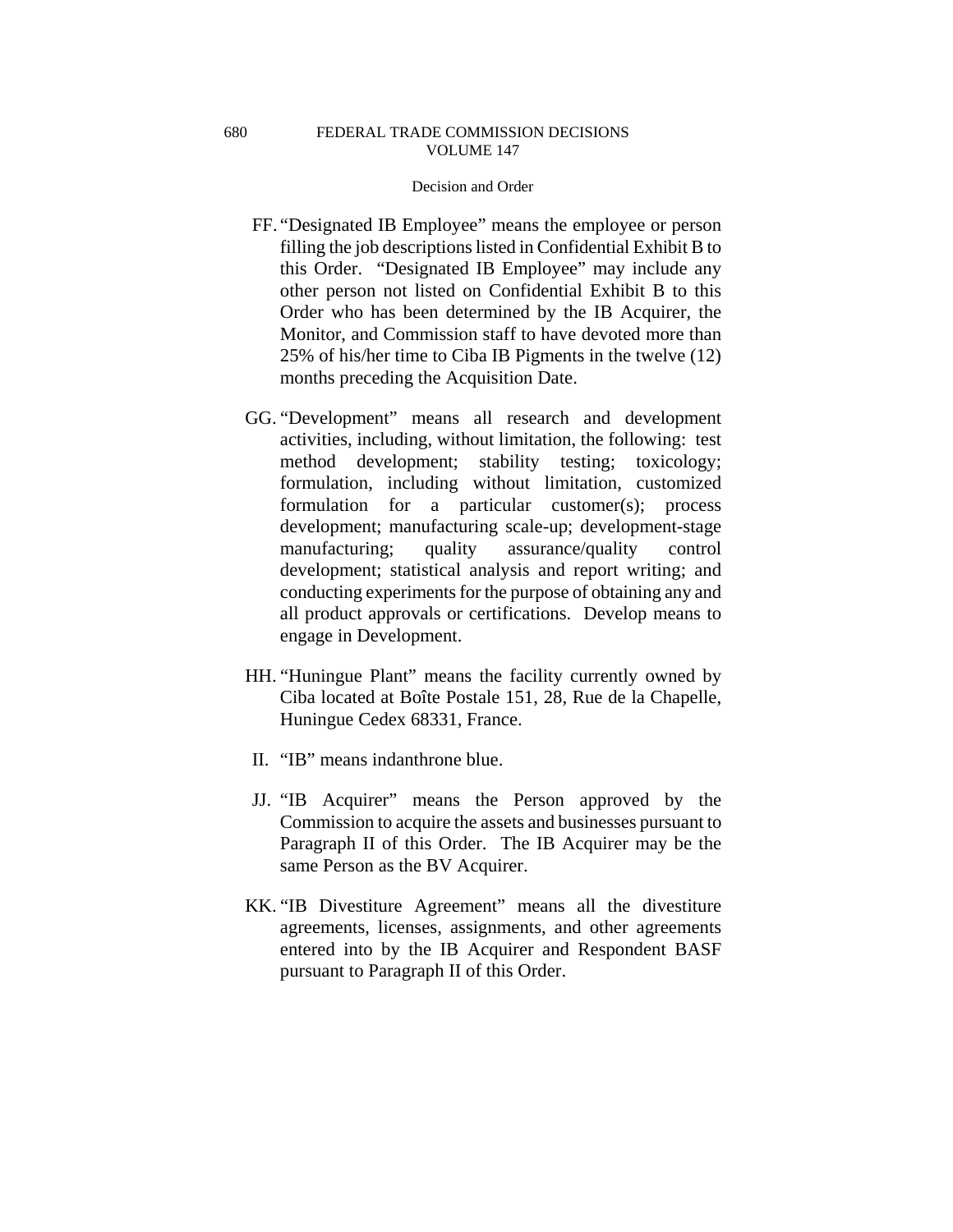FF. "Designated IB Employee" means the employee or person filling the job descriptions listed in Confidential Exhibit B to this Order. "Designated IB Employee" may include any other person not listed on Confidential Exhibit B to this Order who has been determined by the IB Acquirer, the Monitor, and Commission staff to have devoted more than 25% of his/her time to Ciba IB Pigments in the twelve (12) months preceding the Acquisition Date.

GG. "Development" means all research and development activities, including, without limitation, the following: test method development; stability testing; toxicology; formulation, including without limitation, customized formulation for a particular customer(s); process development; manufacturing scale-up; development-stage manufacturing; quality assurance/quality control development; statistical analysis and report writing; and conducting experiments for the purpose of obtaining any and all product approvals or certifications. Develop means to engage in Development.

HH. "Huningue Plant" means the facility currently owned by Ciba located at Boîte Postale 151, 28, Rue de la Chapelle, Huningue Cedex 68331, France.

II. "IB" means indanthrone blue.

JJ. "IB Acquirer" means the Person approved by the Commission to acquire the assets and businesses pursuant to Paragraph II of this Order. The IB Acquirer may be the same Person as the BV Acquirer.

KK. "IB Divestiture Agreement" means all the divestiture agreements, licenses, assignments, and other agreements entered into by the IB Acquirer and Respondent BASF pursuant to Paragraph II of this Order.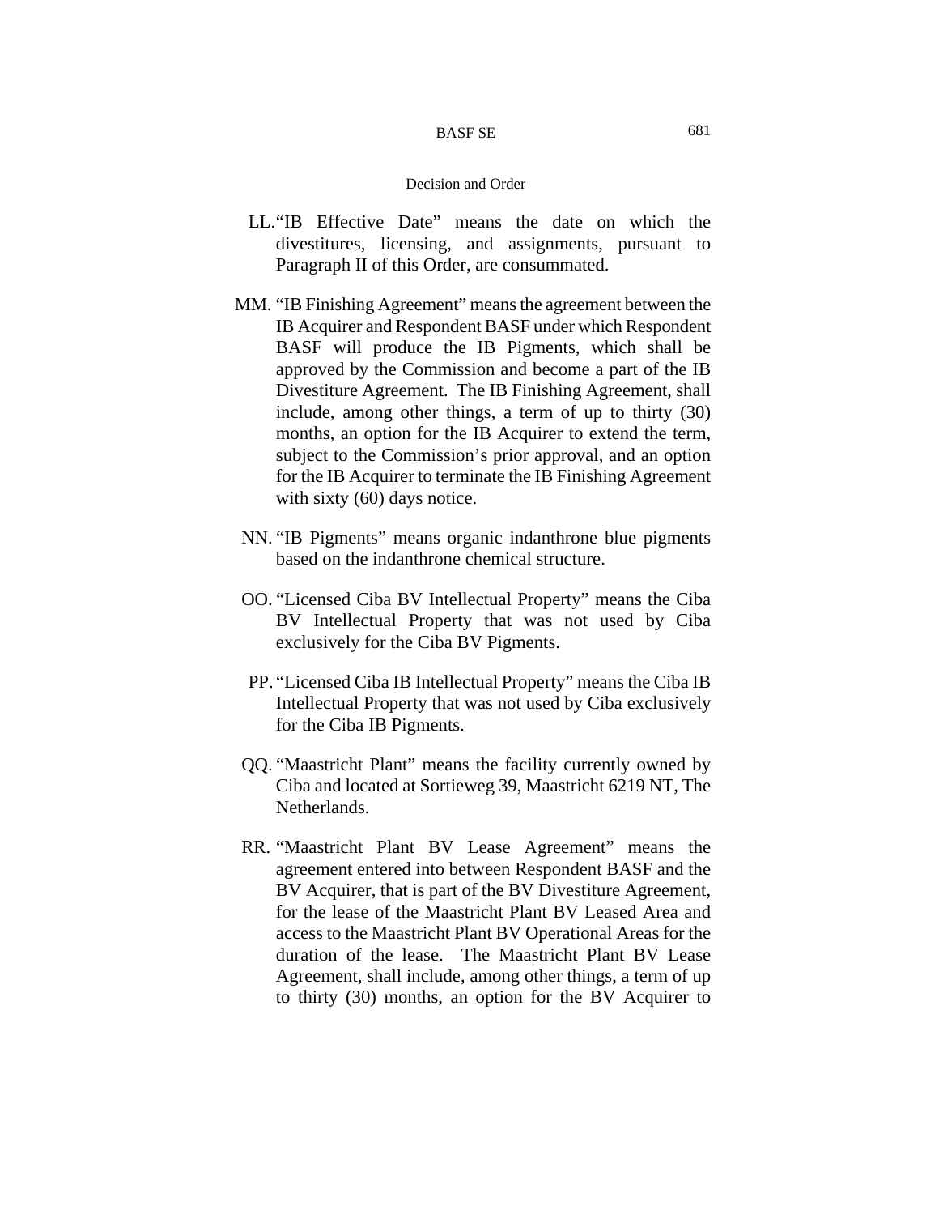LL. "IB Effective Date" means the date on which the divestitures, licensing, and assignments, pursuant to Paragraph II of this Order, are consummated.

MM. "IB Finishing Agreement" means the agreement between the IB Acquirer and Respondent BASF under which Respondent BASF will produce the IB Pigments, which shall be approved by the Commission and become a part of the IB Divestiture Agreement. The IB Finishing Agreement, shall include, among other things, a term of up to thirty (30) months, an option for the IB Acquirer to extend the term, subject to the Commission's prior approval, and an option for the IB Acquirer to terminate the IB Finishing Agreement with sixty (60) days notice.

NN. "IB Pigments" means organic indanthrone blue pigments based on the indanthrone chemical structure.

OO. "Licensed Ciba BV Intellectual Property" means the Ciba BV Intellectual Property that was not used by Ciba exclusively for the Ciba BV Pigments.

PP. "Licensed Ciba IB Intellectual Property" means the Ciba IB Intellectual Property that was not used by Ciba exclusively for the Ciba IB Pigments.

QQ. "Maastricht Plant" means the facility currently owned by Ciba and located at Sortieweg 39, Maastricht 6219 NT, The Netherlands.

RR. "Maastricht Plant BV Lease Agreement" means the agreement entered into between Respondent BASF and the BV Acquirer, that is part of the BV Divestiture Agreement, for the lease of the Maastricht Plant BV Leased Area and access to the Maastricht Plant BV Operational Areas for the duration of the lease. The Maastricht Plant BV Lease Agreement, shall include, among other things, a term of up to thirty (30) months, an option for the BV Acquirer to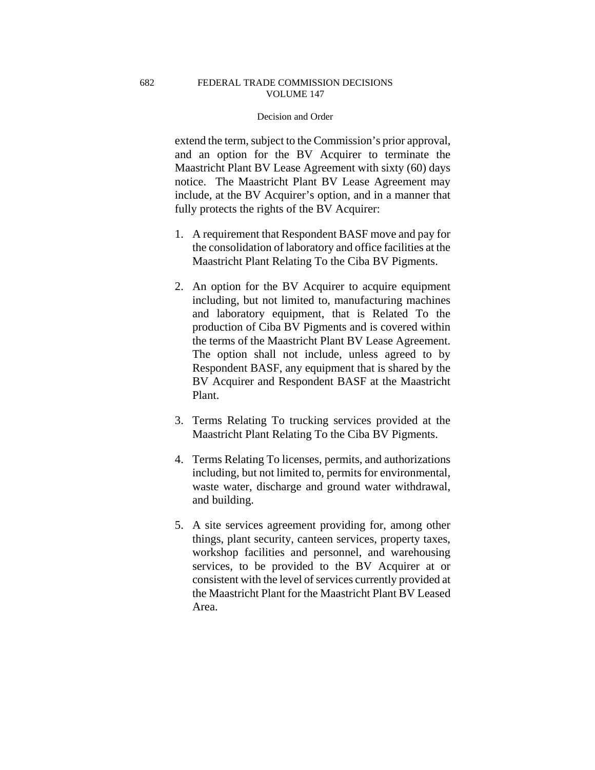extend the term, subject to the Commission's prior approval, and an option for the BV Acquirer to terminate the Maastricht Plant BV Lease Agreement with sixty (60) days notice. The Maastricht Plant BV Lease Agreement may include, at the BV Acquirer's option, and in a manner that fully protects the rights of the BV Acquirer:

1. A requirement that Respondent BASF move and pay for the consolidation of laboratory and office facilities at the Maastricht Plant Relating To the Ciba BV Pigments.

2. An option for the BV Acquirer to acquire equipment including, but not limited to, manufacturing machines and laboratory equipment, that is Related To the production of Ciba BV Pigments and is covered within the terms of the Maastricht Plant BV Lease Agreement. The option shall not include, unless agreed to by Respondent BASF, any equipment that is shared by the BV Acquirer and Respondent BASF at the Maastricht Plant.

3. Terms Relating To trucking services provided at the Maastricht Plant Relating To the Ciba BV Pigments.

4. Terms Relating To licenses, permits, and authorizations including, but not limited to, permits for environmental, waste water, discharge and ground water withdrawal, and building.

5. A site services agreement providing for, among other things, plant security, canteen services, property taxes, workshop facilities and personnel, and warehousing services, to be provided to the BV Acquirer at or consistent with the level of services currently provided at the Maastricht Plant for the Maastricht Plant BV Leased Area.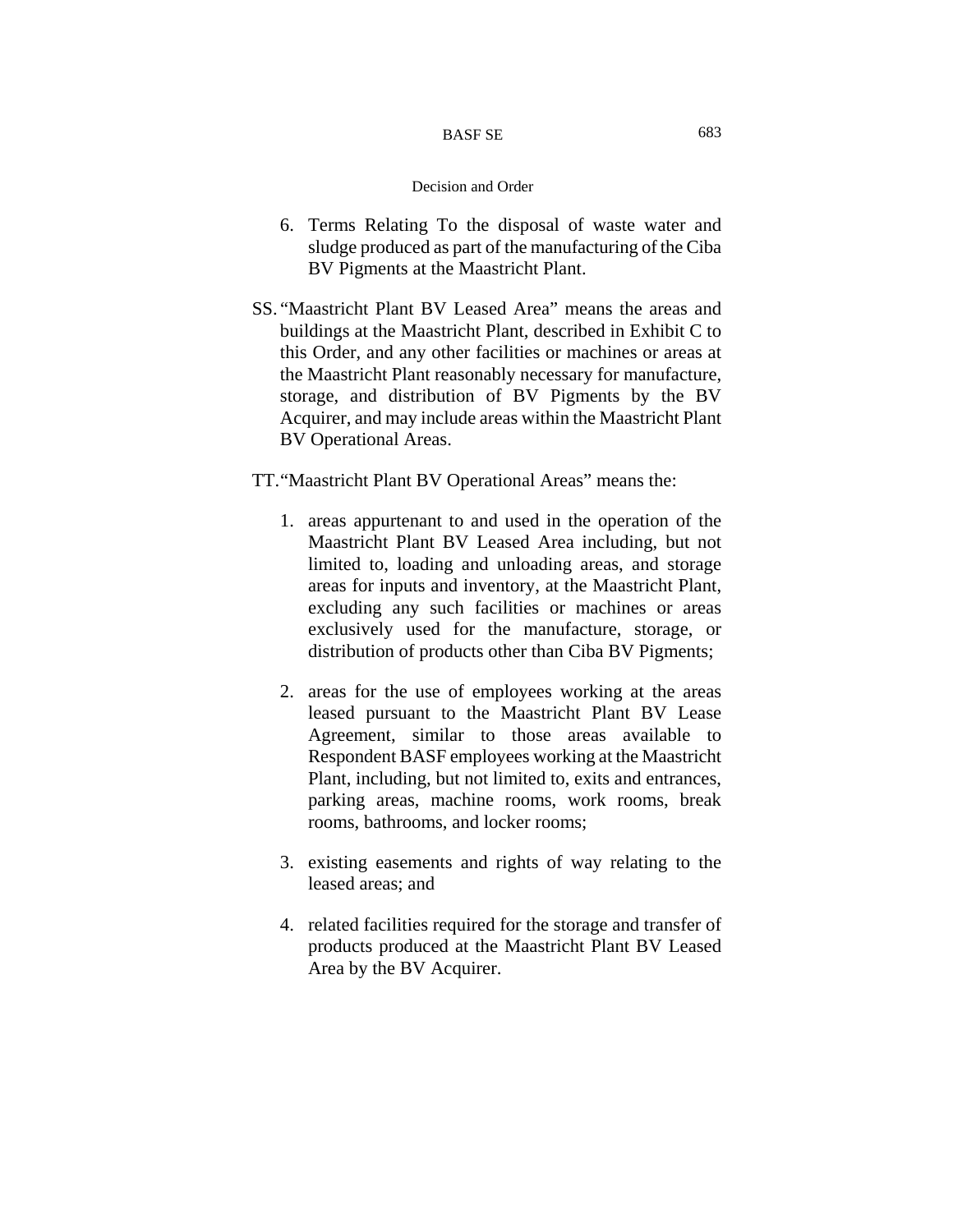6. Terms Relating To the disposal of waste water and sludge produced as part of the manufacturing of the Ciba BV Pigments at the Maastricht Plant.

SS. "Maastricht Plant BV Leased Area" means the areas and buildings at the Maastricht Plant, described in Exhibit C to this Order, and any other facilities or machines or areas at the Maastricht Plant reasonably necessary for manufacture, storage, and distribution of BV Pigments by the BV Acquirer, and may include areas within the Maastricht Plant BV Operational Areas.

TT. "Maastricht Plant BV Operational Areas" means the:

1. areas appurtenant to and used in the operation of the Maastricht Plant BV Leased Area including, but not limited to, loading and unloading areas, and storage areas for inputs and inventory, at the Maastricht Plant, excluding any such facilities or machines or areas exclusively used for the manufacture, storage, or distribution of products other than Ciba BV Pigments;

2. areas for the use of employees working at the areas leased pursuant to the Maastricht Plant BV Lease Agreement, similar to those areas available to Respondent BASF employees working at the Maastricht Plant, including, but not limited to, exits and entrances, parking areas, machine rooms, work rooms, break rooms, bathrooms, and locker rooms;

3. existing easements and rights of way relating to the leased areas; and

4. related facilities required for the storage and transfer of products produced at the Maastricht Plant BV Leased Area by the BV Acquirer.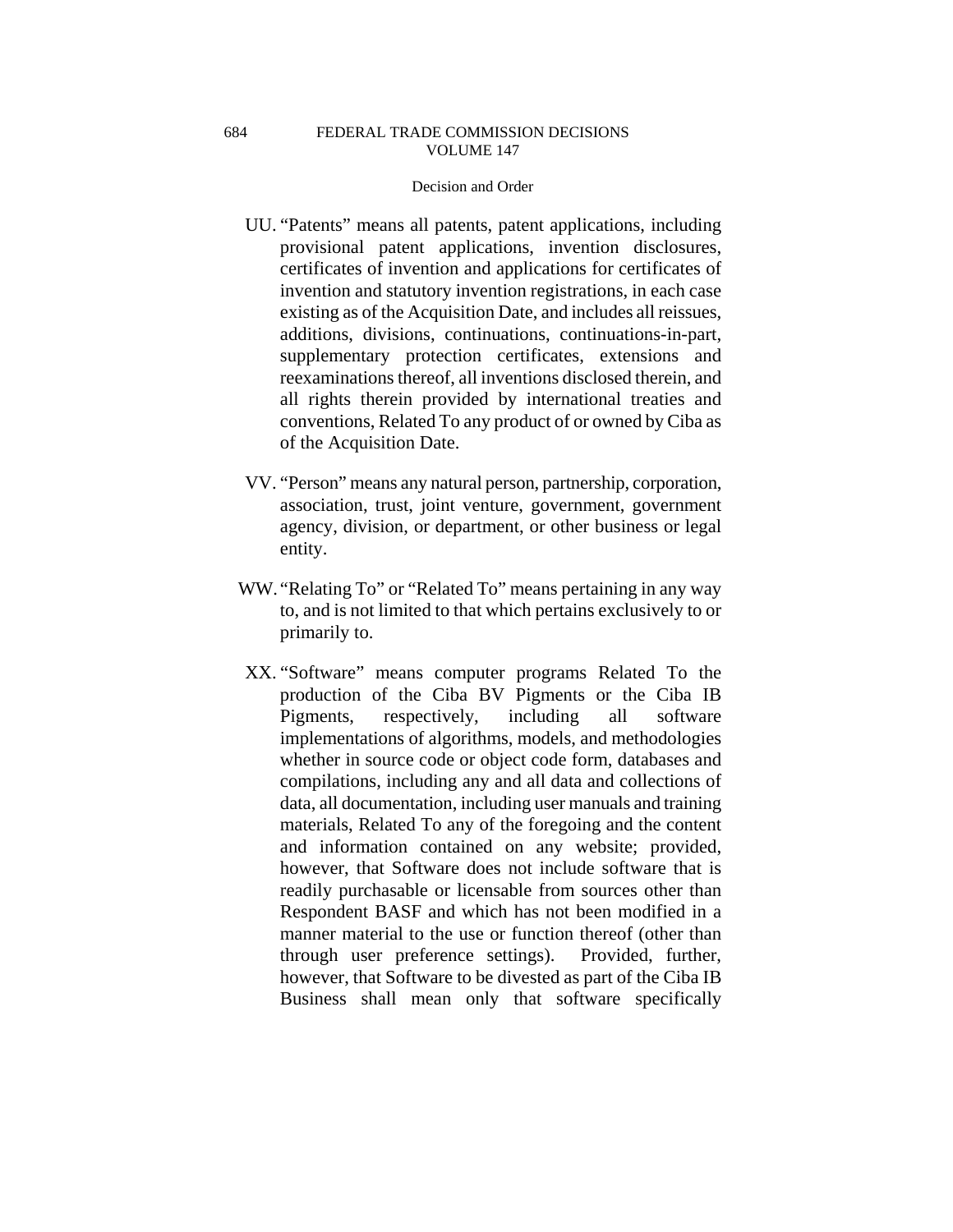UU. "Patents" means all patents, patent applications, including provisional patent applications, invention disclosures, certificates of invention and applications for certificates of invention and statutory invention registrations, in each case existing as of the Acquisition Date, and includes all reissues, additions, divisions, continuations, continuations-in-part, supplementary protection certificates, extensions and reexaminations thereof, all inventions disclosed therein, and all rights therein provided by international treaties and conventions, Related To any product of or owned by Ciba as of the Acquisition Date.

VV. "Person" means any natural person, partnership, corporation, association, trust, joint venture, government, government agency, division, or department, or other business or legal entity.

WW. "Relating To" or "Related To" means pertaining in any way to, and is not limited to that which pertains exclusively to or primarily to.

XX. "Software" means computer programs Related To the production of the Ciba BV Pigments or the Ciba IB Pigments, respectively, including all software implementations of algorithms, models, and methodologies whether in source code or object code form, databases and compilations, including any and all data and collections of data, all documentation, including user manuals and training materials, Related To any of the foregoing and the content and information contained on any website; provided, however, that Software does not include software that is readily purchasable or licensable from sources other than Respondent BASF and which has not been modified in a manner material to the use or function thereof (other than through user preference settings). Provided, further, however, that Software to be divested as part of the Ciba IB Business shall mean only that software specifically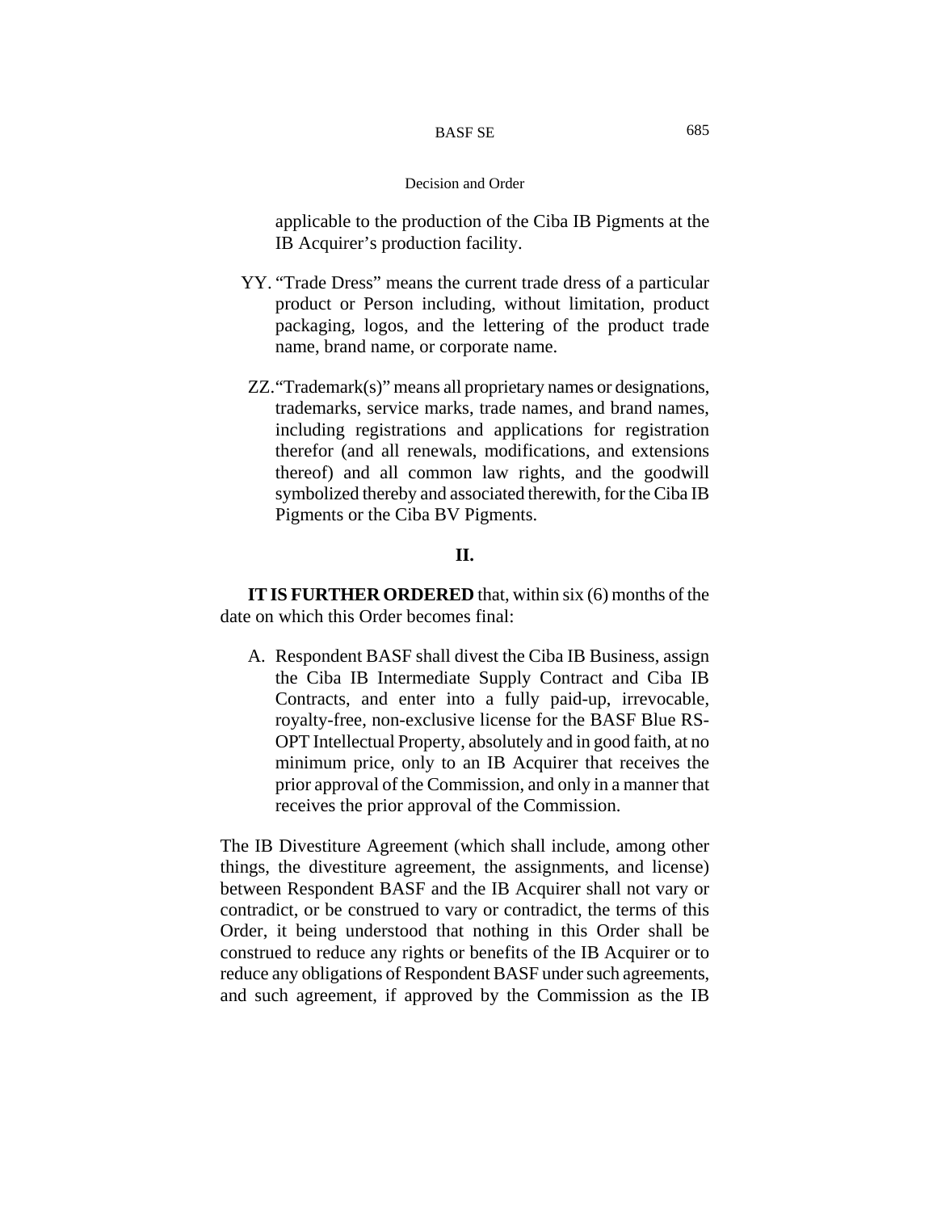applicable to the production of the Ciba IB Pigments at the IB Acquirer's production facility.

YY. "Trade Dress" means the current trade dress of a particular product or Person including, without limitation, product packaging, logos, and the lettering of the product trade name, brand name, or corporate name.

ZZ. "Trademark(s)" means all proprietary names or designations, trademarks, service marks, trade names, and brand names, including registrations and applications for registration therefor (and all renewals, modifications, and extensions thereof) and all common law rights, and the goodwill symbolized thereby and associated therewith, for the Ciba IB Pigments or the Ciba BV Pigments.

## II.

**IT IS FURTHER ORDERED** that, within six (6) months of the date on which this Order becomes final:

A. Respondent BASF shall divest the Ciba IB Business, assign the Ciba IB Intermediate Supply Contract and Ciba IB Contracts, and enter into a fully paid-up, irrevocable, royalty-free, non-exclusive license for the BASF Blue RS-OPT Intellectual Property, absolutely and in good faith, at no minimum price, only to an IB Acquirer that receives the prior approval of the Commission, and only in a manner that receives the prior approval of the Commission.

The IB Divestiture Agreement (which shall include, among other things, the divestiture agreement, the assignments, and license) between Respondent BASF and the IB Acquirer shall not vary or contradict, or be construed to vary or contradict, the terms of this Order, it being understood that nothing in this Order shall be construed to reduce any rights or benefits of the IB Acquirer or to reduce any obligations of Respondent BASF under such agreements, and such agreement, if approved by the Commission as the IB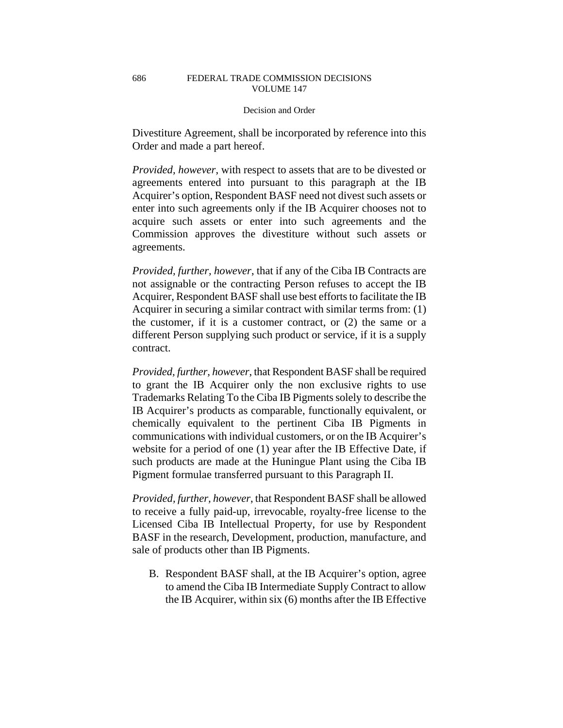Divestiture Agreement, shall be incorporated by reference into this Order and made a part hereof.

*Provided, however*, with respect to assets that are to be divested or agreements entered into pursuant to this paragraph at the IB Acquirer's option, Respondent BASF need not divest such assets or enter into such agreements only if the IB Acquirer chooses not to acquire such assets or enter into such agreements and the Commission approves the divestiture without such assets or agreements.

*Provided, further, however*, that if any of the Ciba IB Contracts are not assignable or the contracting Person refuses to accept the IB Acquirer, Respondent BASF shall use best efforts to facilitate the IB Acquirer in securing a similar contract with similar terms from: (1) the customer, if it is a customer contract, or (2) the same or a different Person supplying such product or service, if it is a supply contract.

*Provided, further, however*, that Respondent BASF shall be required to grant the IB Acquirer only the non exclusive rights to use Trademarks Relating To the Ciba IB Pigments solely to describe the IB Acquirer's products as comparable, functionally equivalent, or chemically equivalent to the pertinent Ciba IB Pigments in communications with individual customers, or on the IB Acquirer's website for a period of one (1) year after the IB Effective Date, if such products are made at the Huningue Plant using the Ciba IB Pigment formulae transferred pursuant to this Paragraph II.

*Provided, further, however*, that Respondent BASF shall be allowed to receive a fully paid-up, irrevocable, royalty-free license to the Licensed Ciba IB Intellectual Property, for use by Respondent BASF in the research, Development, production, manufacture, and sale of products other than IB Pigments.

B. Respondent BASF shall, at the IB Acquirer's option, agree to amend the Ciba IB Intermediate Supply Contract to allow the IB Acquirer, within six (6) months after the IB Effective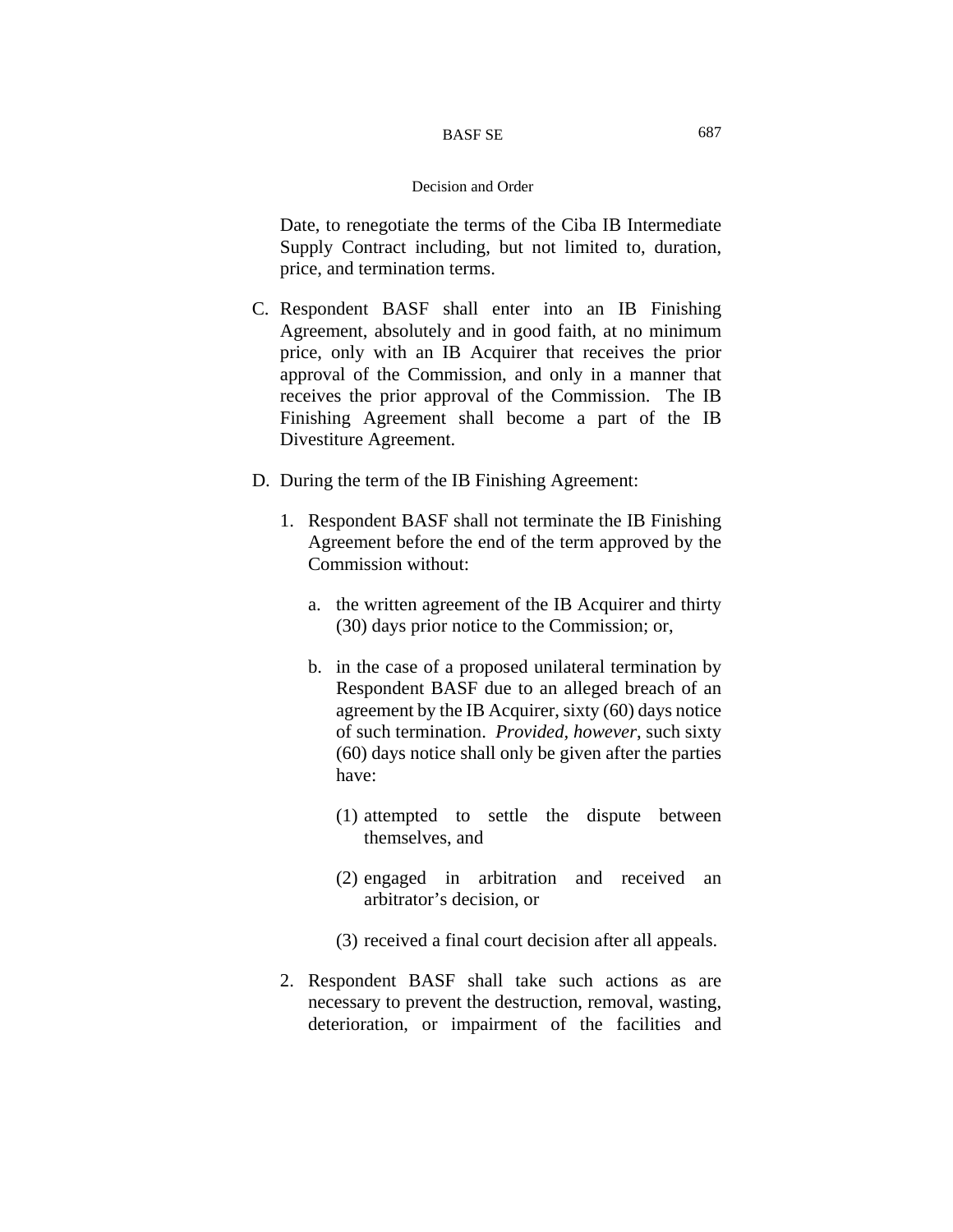Date, to renegotiate the terms of the Ciba IB Intermediate Supply Contract including, but not limited to, duration, price, and termination terms.

C. Respondent BASF shall enter into an IB Finishing Agreement, absolutely and in good faith, at no minimum price, only with an IB Acquirer that receives the prior approval of the Commission, and only in a manner that receives the prior approval of the Commission. The IB Finishing Agreement shall become a part of the IB Divestiture Agreement.

D. During the term of the IB Finishing Agreement:

   1. Respondent BASF shall not terminate the IB Finishing Agreement before the end of the term approved by the Commission without:

      a. the written agreement of the IB Acquirer and thirty (30) days prior notice to the Commission; or,

      b. in the case of a proposed unilateral termination by Respondent BASF due to an alleged breach of an agreement by the IB Acquirer, sixty (60) days notice of such termination. *Provided, however*, such sixty (60) days notice shall only be given after the parties have:

         (1) attempted to settle the dispute between themselves, and

         (2) engaged in arbitration and received an arbitrator's decision, or

         (3) received a final court decision after all appeals.

   2. Respondent BASF shall take such actions as are necessary to prevent the destruction, removal, wasting, deterioration, or impairment of the facilities and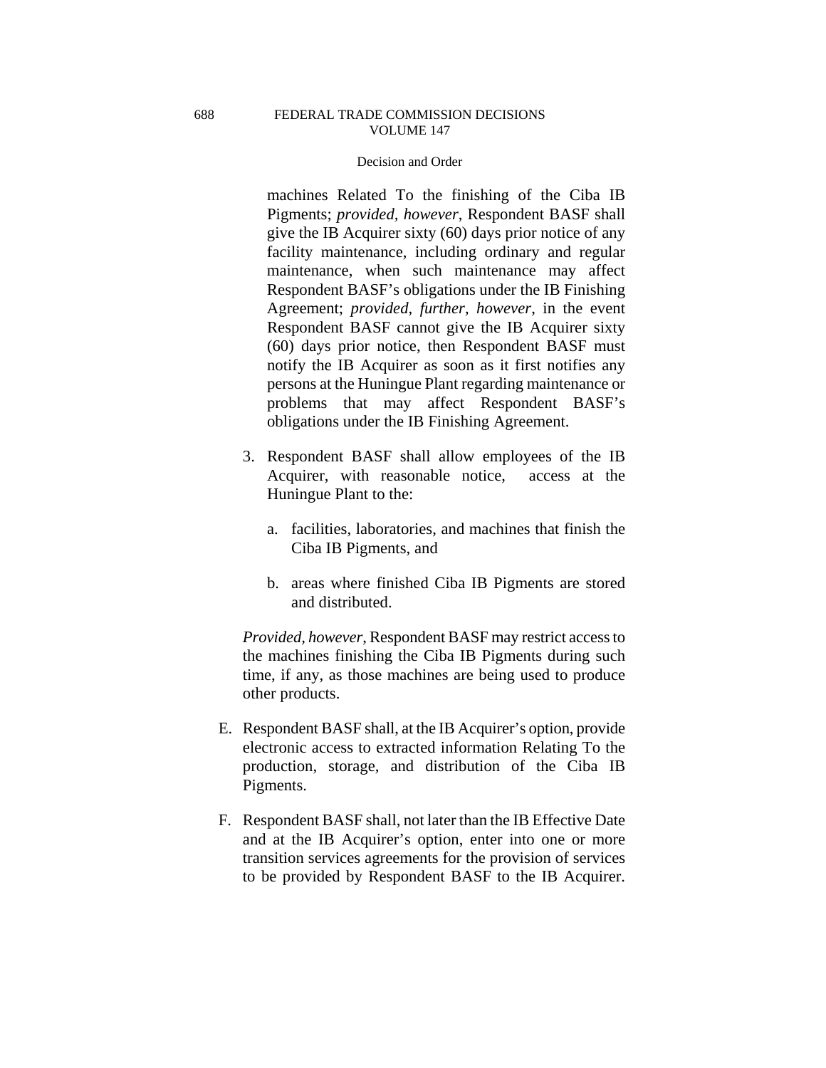machines Related To the finishing of the Ciba IB Pigments; *provided, however*, Respondent BASF shall give the IB Acquirer sixty (60) days prior notice of any facility maintenance, including ordinary and regular maintenance, when such maintenance may affect Respondent BASF's obligations under the IB Finishing Agreement; *provided, further, however*, in the event Respondent BASF cannot give the IB Acquirer sixty (60) days prior notice, then Respondent BASF must notify the IB Acquirer as soon as it first notifies any persons at the Huningue Plant regarding maintenance or problems that may affect Respondent BASF's obligations under the IB Finishing Agreement.

3. Respondent BASF shall allow employees of the IB Acquirer, with reasonable notice, access at the Huningue Plant to the:

   a. facilities, laboratories, and machines that finish the Ciba IB Pigments, and

   b. areas where finished Ciba IB Pigments are stored and distributed.

   *Provided, however*, Respondent BASF may restrict access to the machines finishing the Ciba IB Pigments during such time, if any, as those machines are being used to produce other products.

E. Respondent BASF shall, at the IB Acquirer's option, provide electronic access to extracted information Relating To the production, storage, and distribution of the Ciba IB Pigments.

F. Respondent BASF shall, not later than the IB Effective Date and at the IB Acquirer's option, enter into one or more transition services agreements for the provision of services to be provided by Respondent BASF to the IB Acquirer.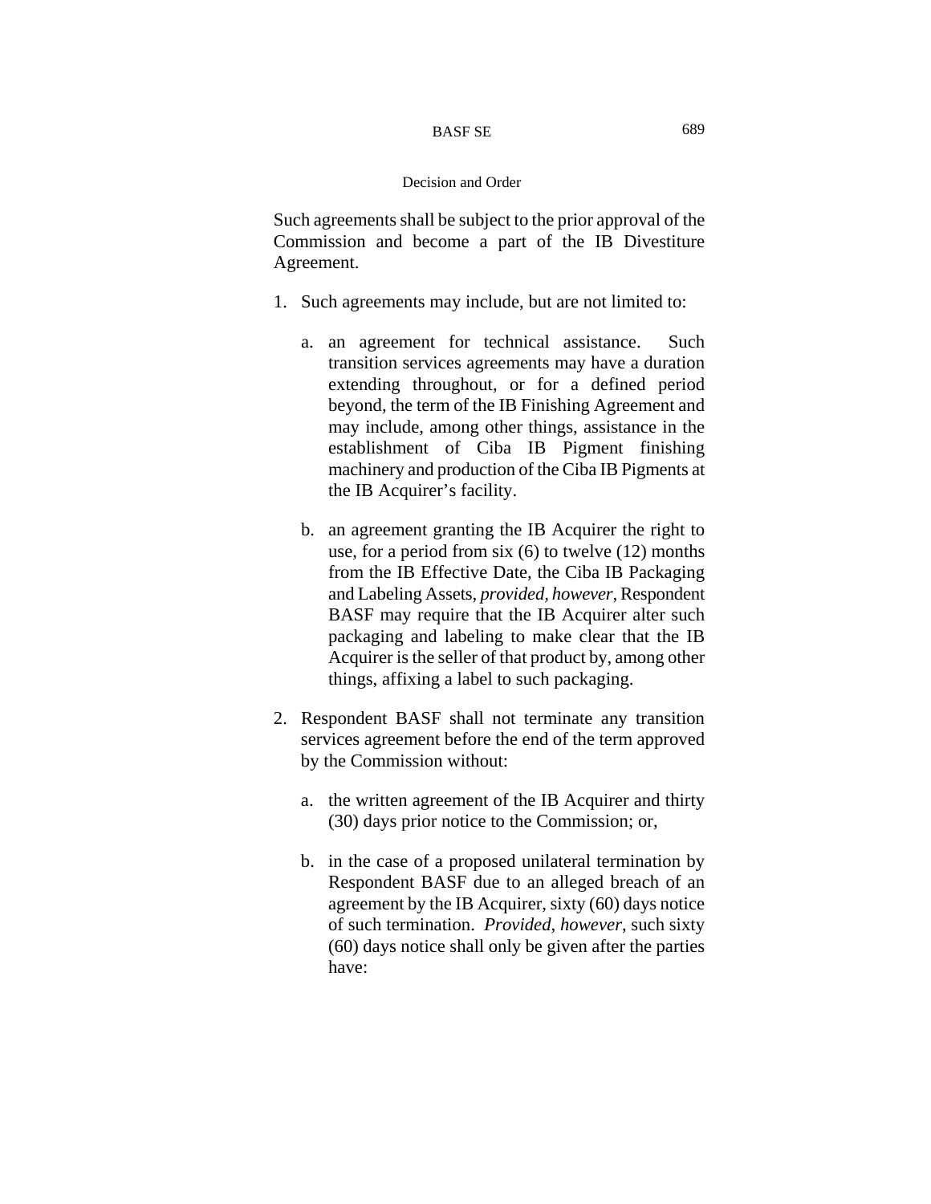Such agreements shall be subject to the prior approval of the Commission and become a part of the IB Divestiture Agreement.

1. Such agreements may include, but are not limited to:

   a. an agreement for technical assistance. Such transition services agreements may have a duration extending throughout, or for a defined period beyond, the term of the IB Finishing Agreement and may include, among other things, assistance in the establishment of Ciba IB Pigment finishing machinery and production of the Ciba IB Pigments at the IB Acquirer's facility.

   b. an agreement granting the IB Acquirer the right to use, for a period from six (6) to twelve (12) months from the IB Effective Date, the Ciba IB Packaging and Labeling Assets, *provided, however*, Respondent BASF may require that the IB Acquirer alter such packaging and labeling to make clear that the IB Acquirer is the seller of that product by, among other things, affixing a label to such packaging.

2. Respondent BASF shall not terminate any transition services agreement before the end of the term approved by the Commission without:

   a. the written agreement of the IB Acquirer and thirty (30) days prior notice to the Commission; or,

   b. in the case of a proposed unilateral termination by Respondent BASF due to an alleged breach of an agreement by the IB Acquirer, sixty (60) days notice of such termination. *Provided, however*, such sixty (60) days notice shall only be given after the parties have: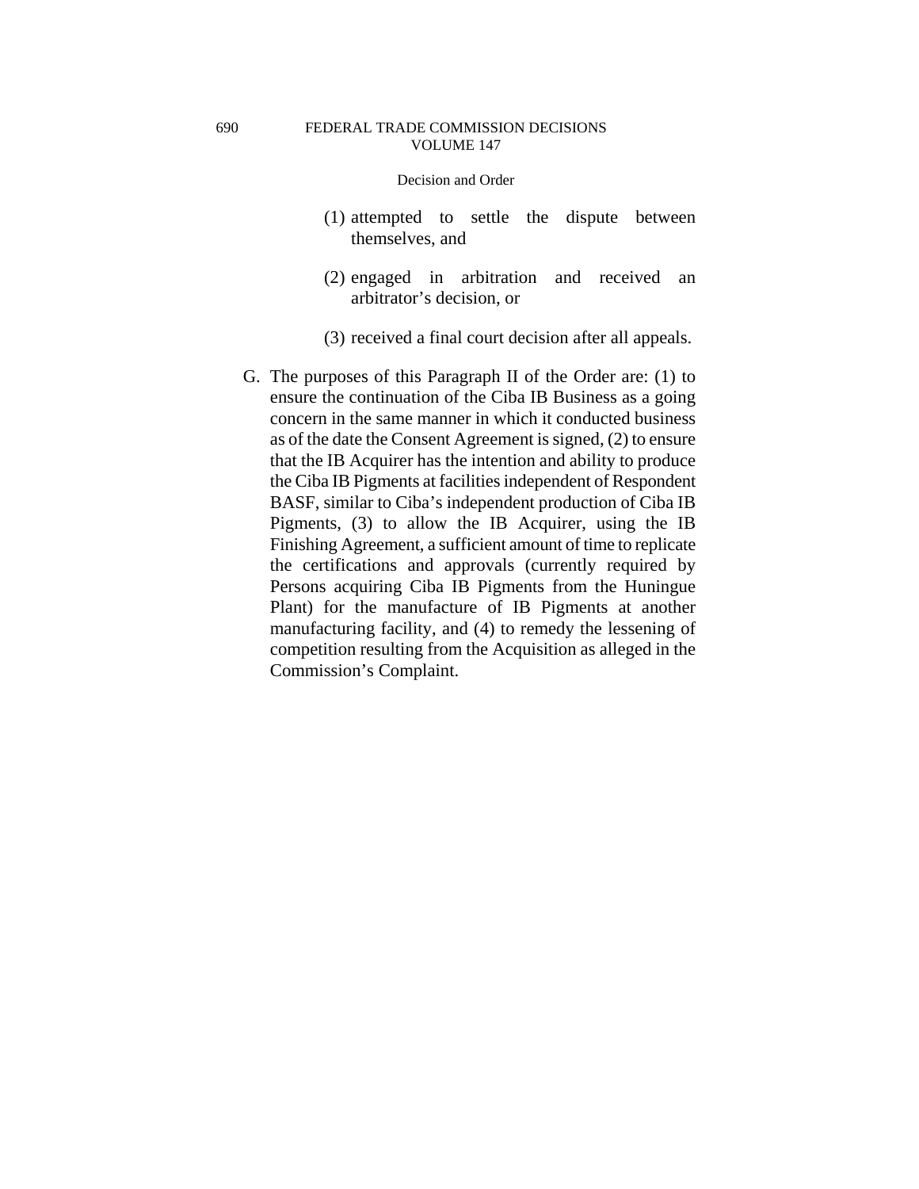(1) attempted to settle the dispute between themselves, and

(2) engaged in arbitration and received an arbitrator's decision, or

(3) received a final court decision after all appeals.

G. The purposes of this Paragraph II of the Order are: (1) to ensure the continuation of the Ciba IB Business as a going concern in the same manner in which it conducted business as of the date the Consent Agreement is signed, (2) to ensure that the IB Acquirer has the intention and ability to produce the Ciba IB Pigments at facilities independent of Respondent BASF, similar to Ciba's independent production of Ciba IB Pigments, (3) to allow the IB Acquirer, using the IB Finishing Agreement, a sufficient amount of time to replicate the certifications and approvals (currently required by Persons acquiring Ciba IB Pigments from the Huningue Plant) for the manufacture of IB Pigments at another manufacturing facility, and (4) to remedy the lessening of competition resulting from the Acquisition as alleged in the Commission's Complaint.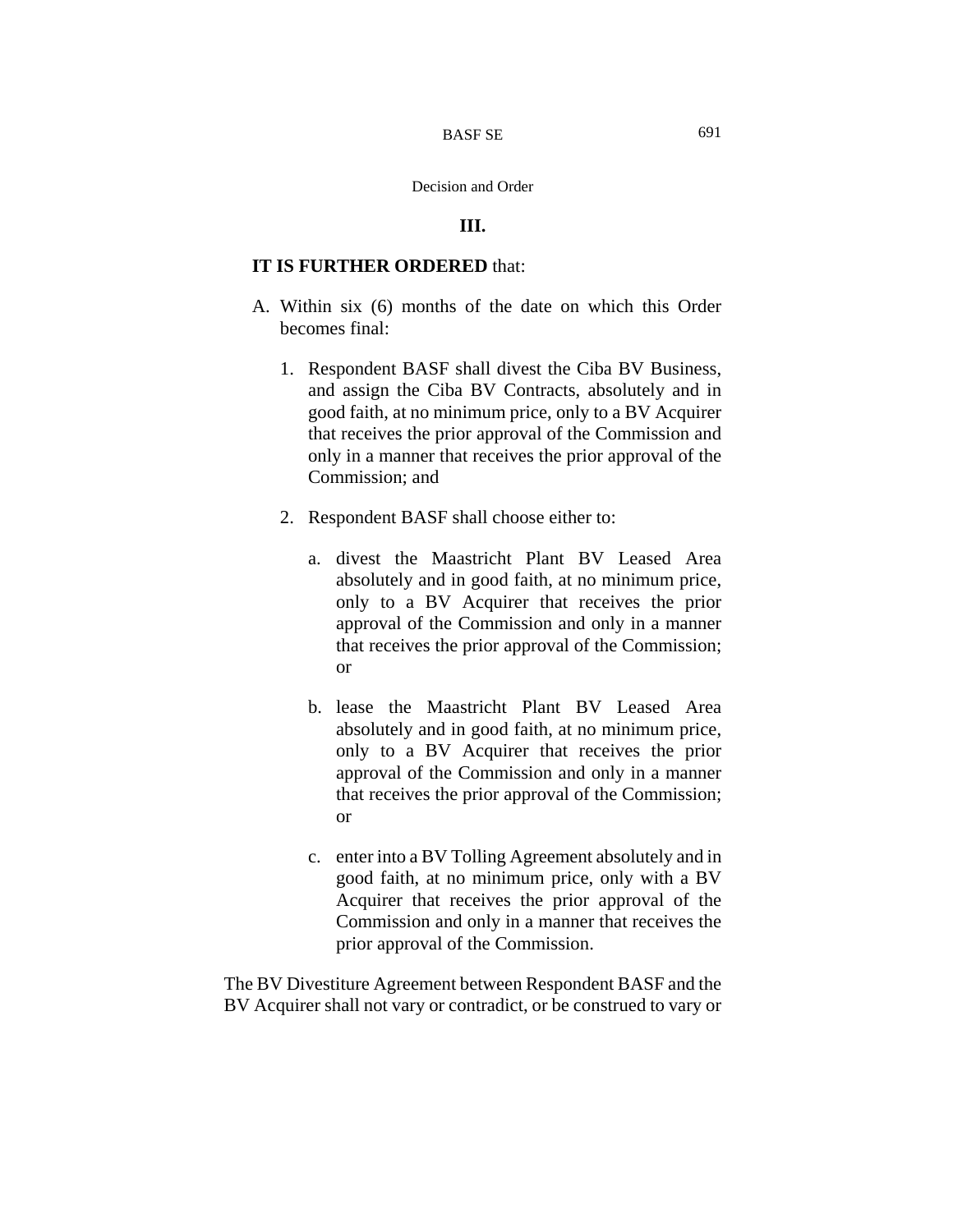## III.

**IT IS FURTHER ORDERED** that:

A. Within six (6) months of the date on which this Order becomes final:

   1. Respondent BASF shall divest the Ciba BV Business, and assign the Ciba BV Contracts, absolutely and in good faith, at no minimum price, only to a BV Acquirer that receives the prior approval of the Commission and only in a manner that receives the prior approval of the Commission; and

   2. Respondent BASF shall choose either to:

      a. divest the Maastricht Plant BV Leased Area absolutely and in good faith, at no minimum price, only to a BV Acquirer that receives the prior approval of the Commission and only in a manner that receives the prior approval of the Commission; or

      b. lease the Maastricht Plant BV Leased Area absolutely and in good faith, at no minimum price, only to a BV Acquirer that receives the prior approval of the Commission and only in a manner that receives the prior approval of the Commission; or

      c. enter into a BV Tolling Agreement absolutely and in good faith, at no minimum price, only with a BV Acquirer that receives the prior approval of the Commission and only in a manner that receives the prior approval of the Commission.

The BV Divestiture Agreement between Respondent BASF and the BV Acquirer shall not vary or contradict, or be construed to vary or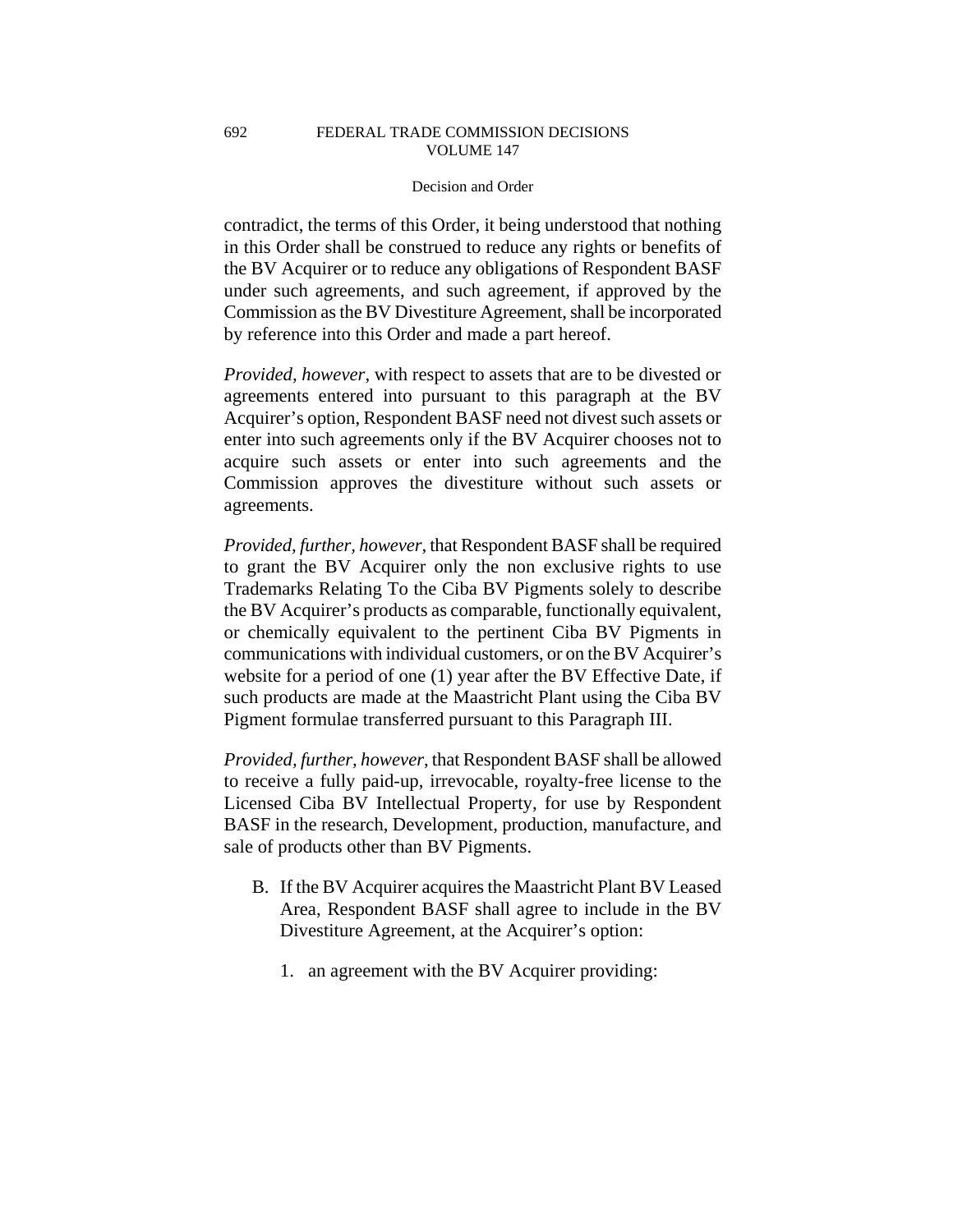contradict, the terms of this Order, it being understood that nothing in this Order shall be construed to reduce any rights or benefits of the BV Acquirer or to reduce any obligations of Respondent BASF under such agreements, and such agreement, if approved by the Commission as the BV Divestiture Agreement, shall be incorporated by reference into this Order and made a part hereof.

*Provided, however*, with respect to assets that are to be divested or agreements entered into pursuant to this paragraph at the BV Acquirer's option, Respondent BASF need not divest such assets or enter into such agreements only if the BV Acquirer chooses not to acquire such assets or enter into such agreements and the Commission approves the divestiture without such assets or agreements.

*Provided, further, however*, that Respondent BASF shall be required to grant the BV Acquirer only the non exclusive rights to use Trademarks Relating To the Ciba BV Pigments solely to describe the BV Acquirer's products as comparable, functionally equivalent, or chemically equivalent to the pertinent Ciba BV Pigments in communications with individual customers, or on the BV Acquirer's website for a period of one (1) year after the BV Effective Date, if such products are made at the Maastricht Plant using the Ciba BV Pigment formulae transferred pursuant to this Paragraph III.

*Provided, further, however*, that Respondent BASF shall be allowed to receive a fully paid-up, irrevocable, royalty-free license to the Licensed Ciba BV Intellectual Property, for use by Respondent BASF in the research, Development, production, manufacture, and sale of products other than BV Pigments.

B. If the BV Acquirer acquires the Maastricht Plant BV Leased Area, Respondent BASF shall agree to include in the BV Divestiture Agreement, at the Acquirer's option:

   1. an agreement with the BV Acquirer providing: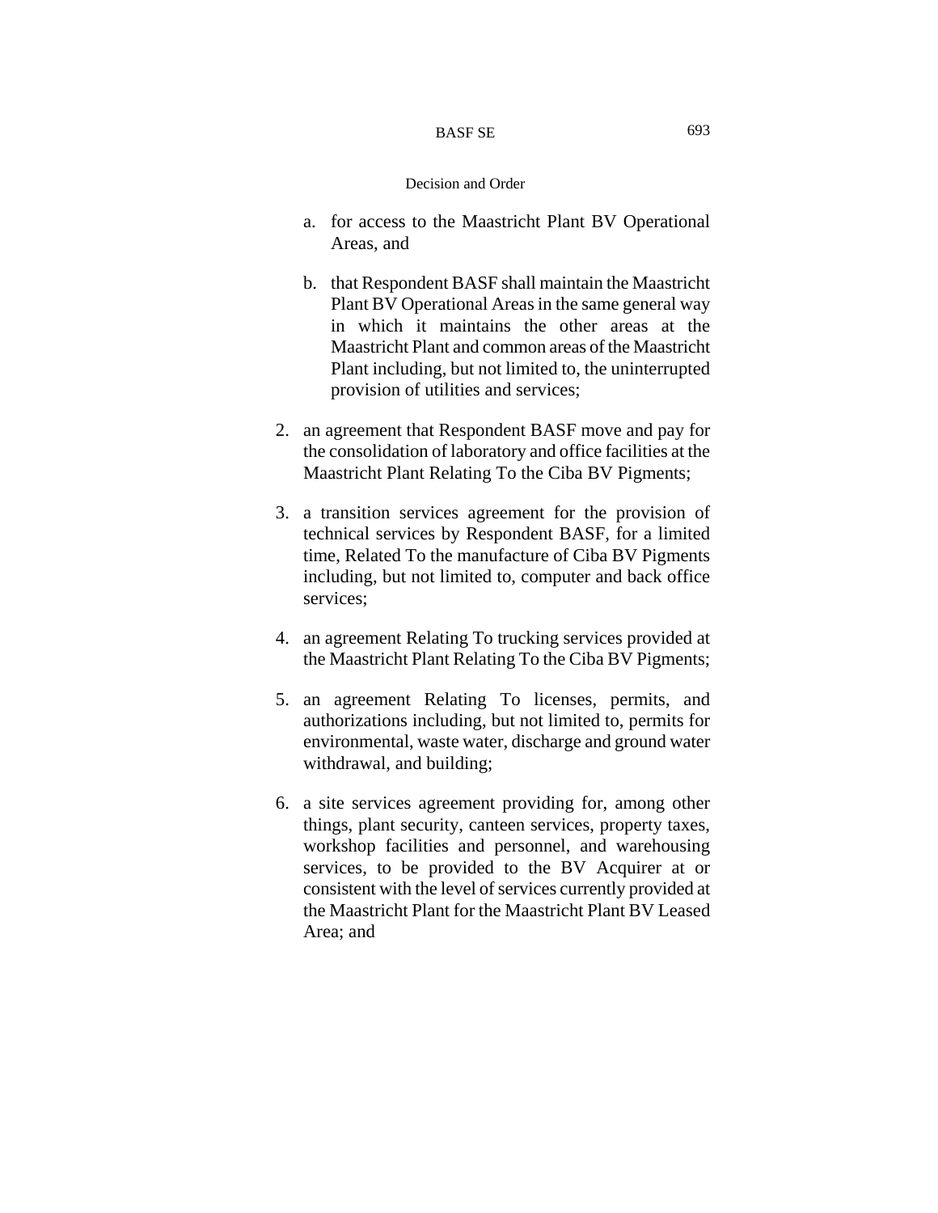a. for access to the Maastricht Plant BV Operational Areas, and

   b. that Respondent BASF shall maintain the Maastricht Plant BV Operational Areas in the same general way in which it maintains the other areas at the Maastricht Plant and common areas of the Maastricht Plant including, but not limited to, the uninterrupted provision of utilities and services;

2. an agreement that Respondent BASF move and pay for the consolidation of laboratory and office facilities at the Maastricht Plant Relating To the Ciba BV Pigments;

3. a transition services agreement for the provision of technical services by Respondent BASF, for a limited time, Related To the manufacture of Ciba BV Pigments including, but not limited to, computer and back office services;

4. an agreement Relating To trucking services provided at the Maastricht Plant Relating To the Ciba BV Pigments;

5. an agreement Relating To licenses, permits, and authorizations including, but not limited to, permits for environmental, waste water, discharge and ground water withdrawal, and building;

6. a site services agreement providing for, among other things, plant security, canteen services, property taxes, workshop facilities and personnel, and warehousing services, to be provided to the BV Acquirer at or consistent with the level of services currently provided at the Maastricht Plant for the Maastricht Plant BV Leased Area; and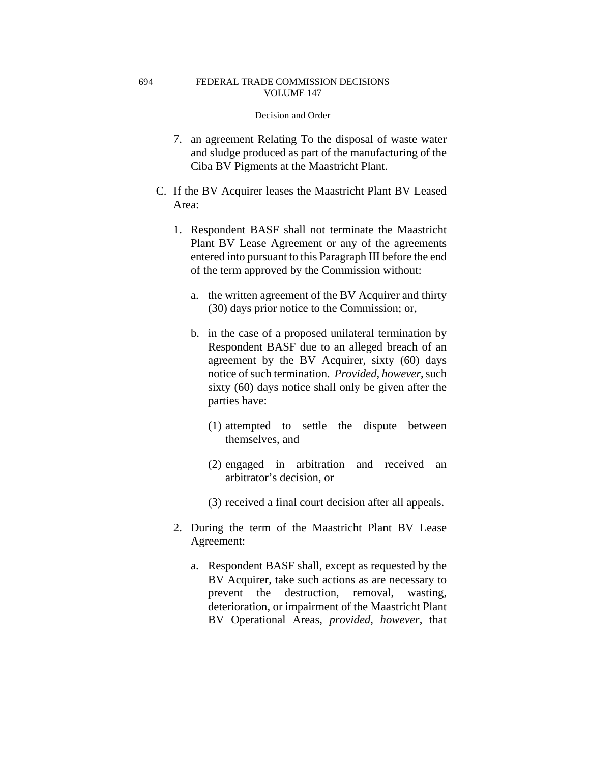7. an agreement Relating To the disposal of waste water and sludge produced as part of the manufacturing of the Ciba BV Pigments at the Maastricht Plant.

C. If the BV Acquirer leases the Maastricht Plant BV Leased Area:

   1. Respondent BASF shall not terminate the Maastricht Plant BV Lease Agreement or any of the agreements entered into pursuant to this Paragraph III before the end of the term approved by the Commission without:

      a. the written agreement of the BV Acquirer and thirty (30) days prior notice to the Commission; or,

      b. in the case of a proposed unilateral termination by Respondent BASF due to an alleged breach of an agreement by the BV Acquirer, sixty (60) days notice of such termination. *Provided, however,* such sixty (60) days notice shall only be given after the parties have:

         (1) attempted to settle the dispute between themselves, and

         (2) engaged in arbitration and received an arbitrator's decision, or

         (3) received a final court decision after all appeals.

   2. During the term of the Maastricht Plant BV Lease Agreement:

      a. Respondent BASF shall, except as requested by the BV Acquirer, take such actions as are necessary to prevent the destruction, removal, wasting, deterioration, or impairment of the Maastricht Plant BV Operational Areas, *provided, however*, that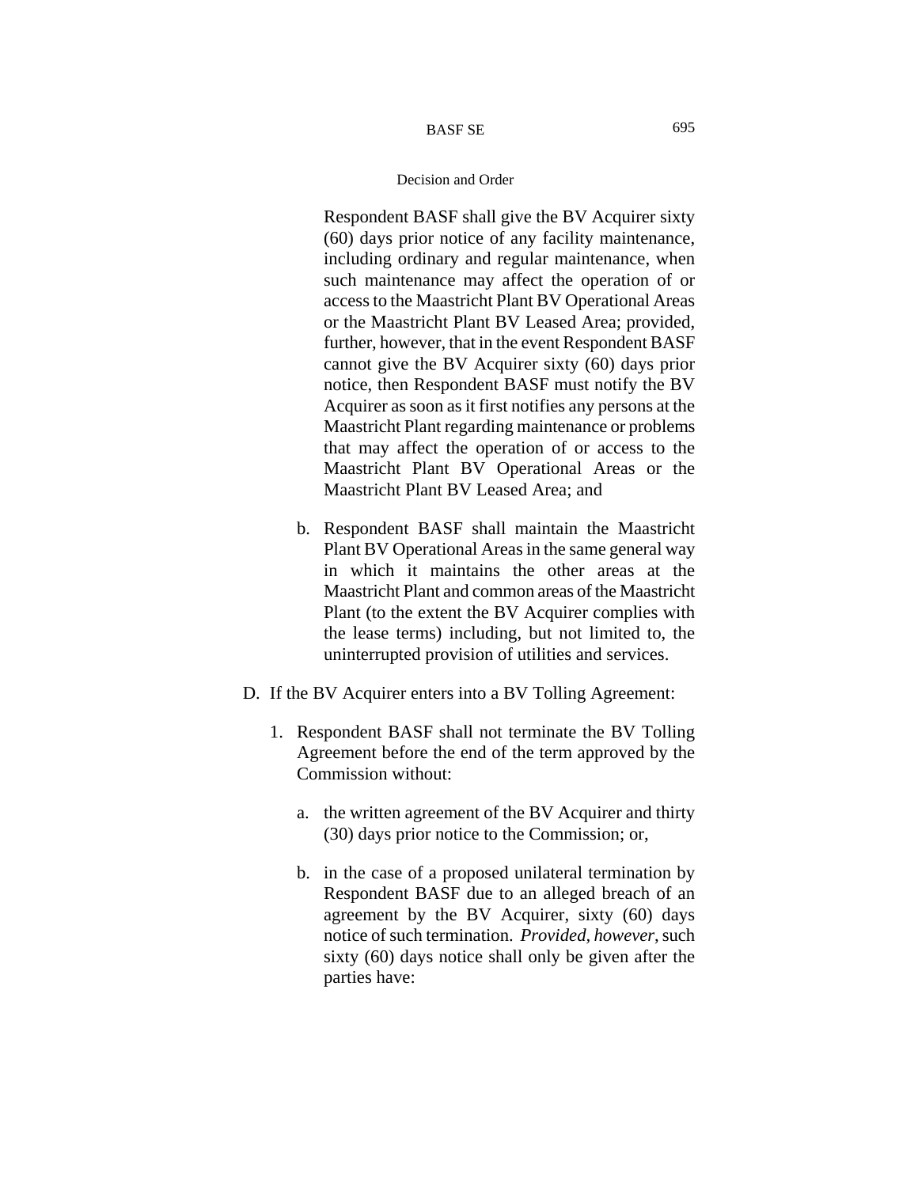Respondent BASF shall give the BV Acquirer sixty (60) days prior notice of any facility maintenance, including ordinary and regular maintenance, when such maintenance may affect the operation of or access to the Maastricht Plant BV Operational Areas or the Maastricht Plant BV Leased Area; provided, further, however, that in the event Respondent BASF cannot give the BV Acquirer sixty (60) days prior notice, then Respondent BASF must notify the BV Acquirer as soon as it first notifies any persons at the Maastricht Plant regarding maintenance or problems that may affect the operation of or access to the Maastricht Plant BV Operational Areas or the Maastricht Plant BV Leased Area; and

b. Respondent BASF shall maintain the Maastricht Plant BV Operational Areas in the same general way in which it maintains the other areas at the Maastricht Plant and common areas of the Maastricht Plant (to the extent the BV Acquirer complies with the lease terms) including, but not limited to, the uninterrupted provision of utilities and services.

D. If the BV Acquirer enters into a BV Tolling Agreement:

1. Respondent BASF shall not terminate the BV Tolling Agreement before the end of the term approved by the Commission without:

   a. the written agreement of the BV Acquirer and thirty (30) days prior notice to the Commission; or,

   b. in the case of a proposed unilateral termination by Respondent BASF due to an alleged breach of an agreement by the BV Acquirer, sixty (60) days notice of such termination. *Provided, however*, such sixty (60) days notice shall only be given after the parties have: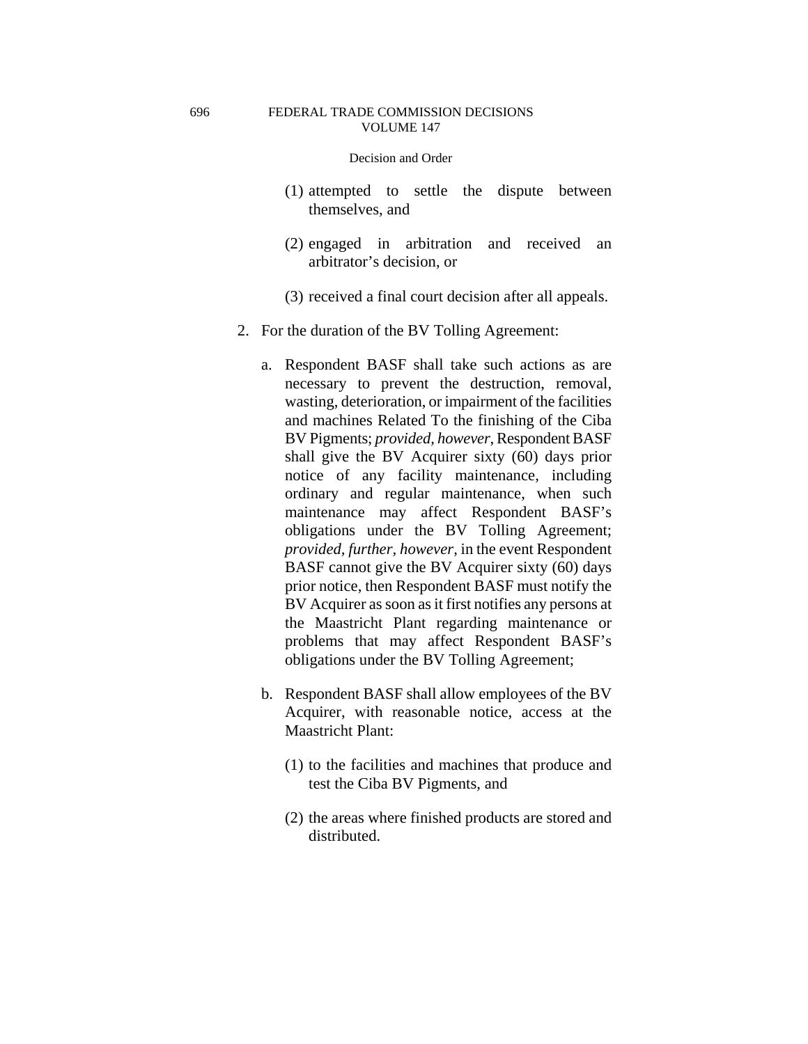(1) attempted to settle the dispute between themselves, and

(2) engaged in arbitration and received an arbitrator's decision, or

(3) received a final court decision after all appeals.

2. For the duration of the BV Tolling Agreement:

   a. Respondent BASF shall take such actions as are necessary to prevent the destruction, removal, wasting, deterioration, or impairment of the facilities and machines Related To the finishing of the Ciba BV Pigments; *provided, however*, Respondent BASF shall give the BV Acquirer sixty (60) days prior notice of any facility maintenance, including ordinary and regular maintenance, when such maintenance may affect Respondent BASF's obligations under the BV Tolling Agreement; *provided, further, however*, in the event Respondent BASF cannot give the BV Acquirer sixty (60) days prior notice, then Respondent BASF must notify the BV Acquirer as soon as it first notifies any persons at the Maastricht Plant regarding maintenance or problems that may affect Respondent BASF's obligations under the BV Tolling Agreement;

   b. Respondent BASF shall allow employees of the BV Acquirer, with reasonable notice, access at the Maastricht Plant:

      (1) to the facilities and machines that produce and test the Ciba BV Pigments, and

      (2) the areas where finished products are stored and distributed.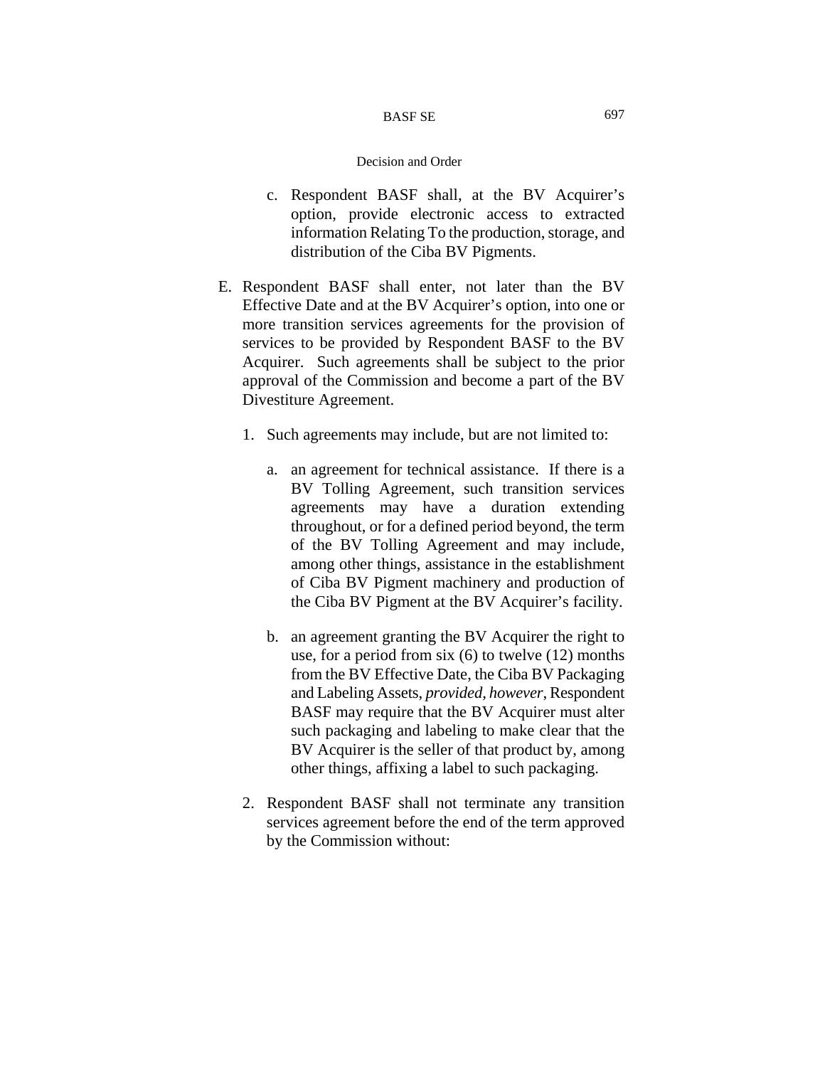c. Respondent BASF shall, at the BV Acquirer's option, provide electronic access to extracted information Relating To the production, storage, and distribution of the Ciba BV Pigments.

E. Respondent BASF shall enter, not later than the BV Effective Date and at the BV Acquirer's option, into one or more transition services agreements for the provision of services to be provided by Respondent BASF to the BV Acquirer. Such agreements shall be subject to the prior approval of the Commission and become a part of the BV Divestiture Agreement.

   1. Such agreements may include, but are not limited to:

      a. an agreement for technical assistance. If there is a BV Tolling Agreement, such transition services agreements may have a duration extending throughout, or for a defined period beyond, the term of the BV Tolling Agreement and may include, among other things, assistance in the establishment of Ciba BV Pigment machinery and production of the Ciba BV Pigment at the BV Acquirer's facility.

      b. an agreement granting the BV Acquirer the right to use, for a period from six (6) to twelve (12) months from the BV Effective Date, the Ciba BV Packaging and Labeling Assets, *provided*, *however*, Respondent BASF may require that the BV Acquirer must alter such packaging and labeling to make clear that the BV Acquirer is the seller of that product by, among other things, affixing a label to such packaging.

   2. Respondent BASF shall not terminate any transition services agreement before the end of the term approved by the Commission without: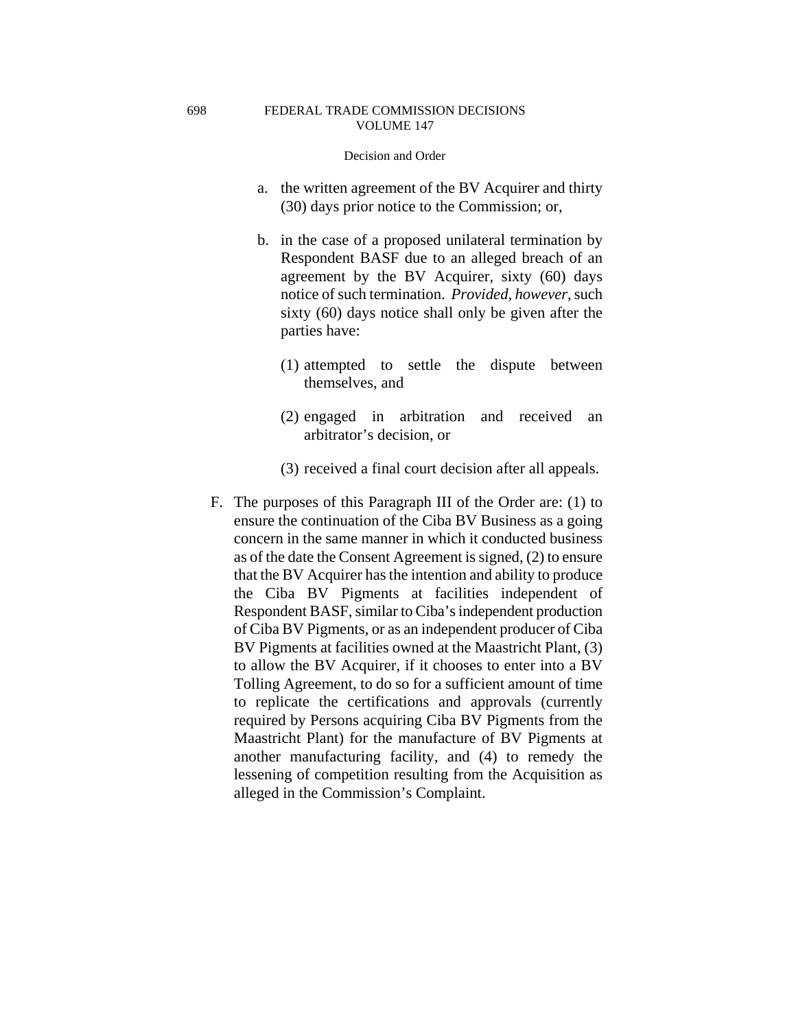a. the written agreement of the BV Acquirer and thirty (30) days prior notice to the Commission; or,

b. in the case of a proposed unilateral termination by Respondent BASF due to an alleged breach of an agreement by the BV Acquirer, sixty (60) days notice of such termination. *Provided, however*, such sixty (60) days notice shall only be given after the parties have:

   (1) attempted to settle the dispute between themselves, and

   (2) engaged in arbitration and received an arbitrator's decision, or

   (3) received a final court decision after all appeals.

F. The purposes of this Paragraph III of the Order are: (1) to ensure the continuation of the Ciba BV Business as a going concern in the same manner in which it conducted business as of the date the Consent Agreement is signed, (2) to ensure that the BV Acquirer has the intention and ability to produce the Ciba BV Pigments at facilities independent of Respondent BASF, similar to Ciba's independent production of Ciba BV Pigments, or as an independent producer of Ciba BV Pigments at facilities owned at the Maastricht Plant, (3) to allow the BV Acquirer, if it chooses to enter into a BV Tolling Agreement, to do so for a sufficient amount of time to replicate the certifications and approvals (currently required by Persons acquiring Ciba BV Pigments from the Maastricht Plant) for the manufacture of BV Pigments at another manufacturing facility, and (4) to remedy the lessening of competition resulting from the Acquisition as alleged in the Commission's Complaint.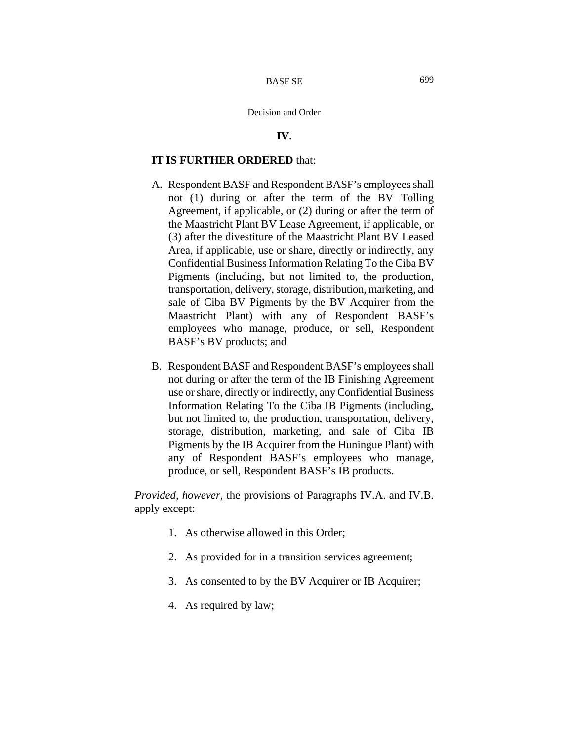## IV.

**IT IS FURTHER ORDERED** that:

A. Respondent BASF and Respondent BASF's employees shall not (1) during or after the term of the BV Tolling Agreement, if applicable, or (2) during or after the term of the Maastricht Plant BV Lease Agreement, if applicable, or (3) after the divestiture of the Maastricht Plant BV Leased Area, if applicable, use or share, directly or indirectly, any Confidential Business Information Relating To the Ciba BV Pigments (including, but not limited to, the production, transportation, delivery, storage, distribution, marketing, and sale of Ciba BV Pigments by the BV Acquirer from the Maastricht Plant) with any of Respondent BASF's employees who manage, produce, or sell, Respondent BASF's BV products; and

B. Respondent BASF and Respondent BASF's employees shall not during or after the term of the IB Finishing Agreement use or share, directly or indirectly, any Confidential Business Information Relating To the Ciba IB Pigments (including, but not limited to, the production, transportation, delivery, storage, distribution, marketing, and sale of Ciba IB Pigments by the IB Acquirer from the Huningue Plant) with any of Respondent BASF's employees who manage, produce, or sell, Respondent BASF's IB products.

*Provided, however,* the provisions of Paragraphs IV.A. and IV.B. apply except:

1. As otherwise allowed in this Order;
2. As provided for in a transition services agreement;
3. As consented to by the BV Acquirer or IB Acquirer;
4. As required by law;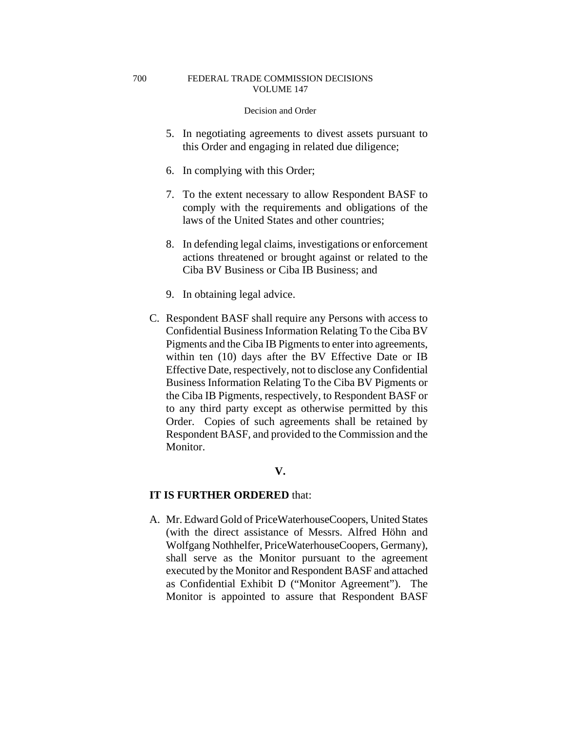5. In negotiating agreements to divest assets pursuant to this Order and engaging in related due diligence;

6. In complying with this Order;

7. To the extent necessary to allow Respondent BASF to comply with the requirements and obligations of the laws of the United States and other countries;

8. In defending legal claims, investigations or enforcement actions threatened or brought against or related to the Ciba BV Business or Ciba IB Business; and

9. In obtaining legal advice.

C. Respondent BASF shall require any Persons with access to Confidential Business Information Relating To the Ciba BV Pigments and the Ciba IB Pigments to enter into agreements, within ten (10) days after the BV Effective Date or IB Effective Date, respectively, not to disclose any Confidential Business Information Relating To the Ciba BV Pigments or the Ciba IB Pigments, respectively, to Respondent BASF or to any third party except as otherwise permitted by this Order. Copies of such agreements shall be retained by Respondent BASF, and provided to the Commission and the Monitor.

## V.

**IT IS FURTHER ORDERED** that:

A. Mr. Edward Gold of PriceWaterhouseCoopers, United States (with the direct assistance of Messrs. Alfred Höhn and Wolfgang Nothhelfer, PriceWaterhouseCoopers, Germany), shall serve as the Monitor pursuant to the agreement executed by the Monitor and Respondent BASF and attached as Confidential Exhibit D ("Monitor Agreement"). The Monitor is appointed to assure that Respondent BASF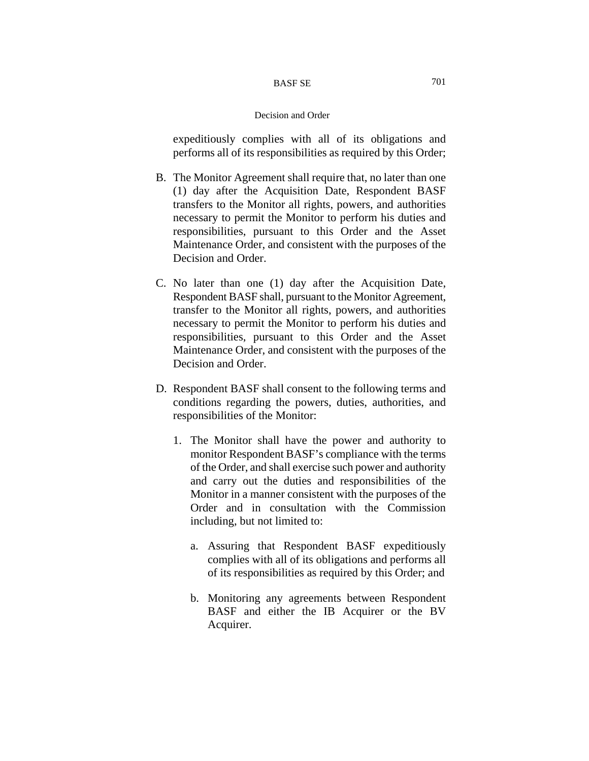expeditiously complies with all of its obligations and performs all of its responsibilities as required by this Order;

B. The Monitor Agreement shall require that, no later than one (1) day after the Acquisition Date, Respondent BASF transfers to the Monitor all rights, powers, and authorities necessary to permit the Monitor to perform his duties and responsibilities, pursuant to this Order and the Asset Maintenance Order, and consistent with the purposes of the Decision and Order.

C. No later than one (1) day after the Acquisition Date, Respondent BASF shall, pursuant to the Monitor Agreement, transfer to the Monitor all rights, powers, and authorities necessary to permit the Monitor to perform his duties and responsibilities, pursuant to this Order and the Asset Maintenance Order, and consistent with the purposes of the Decision and Order.

D. Respondent BASF shall consent to the following terms and conditions regarding the powers, duties, authorities, and responsibilities of the Monitor:

   1. The Monitor shall have the power and authority to monitor Respondent BASF's compliance with the terms of the Order, and shall exercise such power and authority and carry out the duties and responsibilities of the Monitor in a manner consistent with the purposes of the Order and in consultation with the Commission including, but not limited to:

      a. Assuring that Respondent BASF expeditiously complies with all of its obligations and performs all of its responsibilities as required by this Order; and

      b. Monitoring any agreements between Respondent BASF and either the IB Acquirer or the BV Acquirer.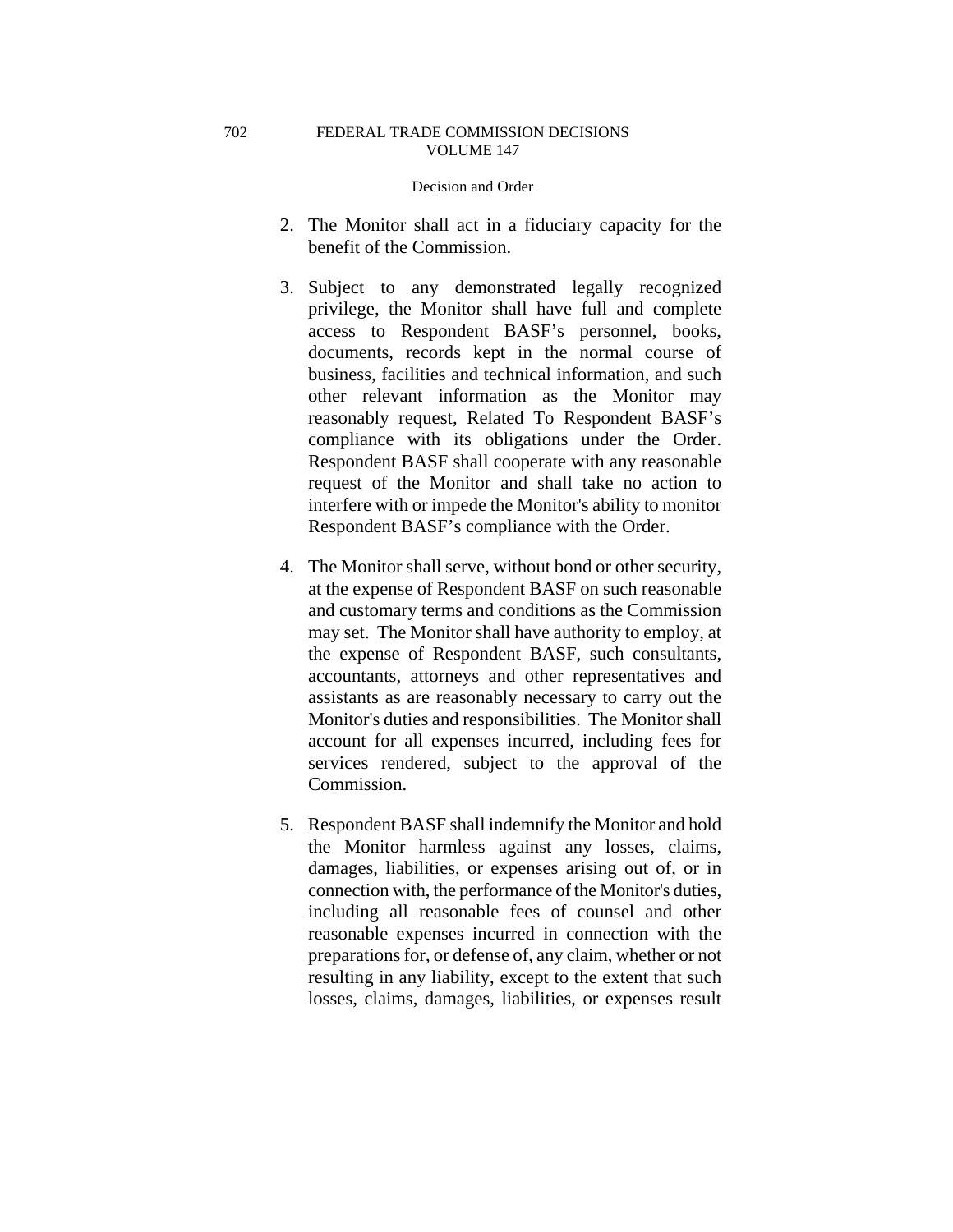2. The Monitor shall act in a fiduciary capacity for the benefit of the Commission.

3. Subject to any demonstrated legally recognized privilege, the Monitor shall have full and complete access to Respondent BASF's personnel, books, documents, records kept in the normal course of business, facilities and technical information, and such other relevant information as the Monitor may reasonably request, Related To Respondent BASF's compliance with its obligations under the Order. Respondent BASF shall cooperate with any reasonable request of the Monitor and shall take no action to interfere with or impede the Monitor's ability to monitor Respondent BASF's compliance with the Order.

4. The Monitor shall serve, without bond or other security, at the expense of Respondent BASF on such reasonable and customary terms and conditions as the Commission may set. The Monitor shall have authority to employ, at the expense of Respondent BASF, such consultants, accountants, attorneys and other representatives and assistants as are reasonably necessary to carry out the Monitor's duties and responsibilities. The Monitor shall account for all expenses incurred, including fees for services rendered, subject to the approval of the Commission.

5. Respondent BASF shall indemnify the Monitor and hold the Monitor harmless against any losses, claims, damages, liabilities, or expenses arising out of, or in connection with, the performance of the Monitor's duties, including all reasonable fees of counsel and other reasonable expenses incurred in connection with the preparations for, or defense of, any claim, whether or not resulting in any liability, except to the extent that such losses, claims, damages, liabilities, or expenses result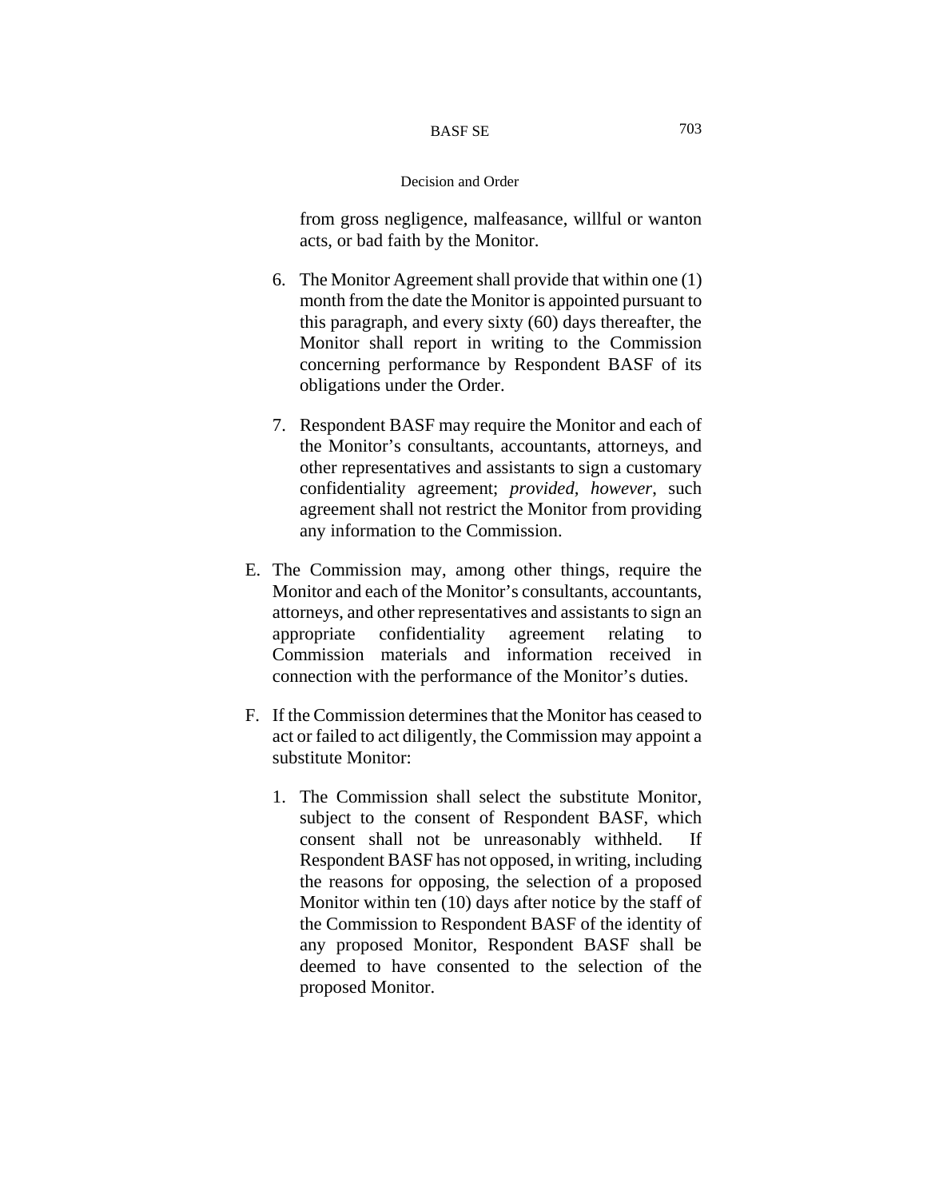from gross negligence, malfeasance, willful or wanton acts, or bad faith by the Monitor.

6. The Monitor Agreement shall provide that within one (1) month from the date the Monitor is appointed pursuant to this paragraph, and every sixty (60) days thereafter, the Monitor shall report in writing to the Commission concerning performance by Respondent BASF of its obligations under the Order.

7. Respondent BASF may require the Monitor and each of the Monitor's consultants, accountants, attorneys, and other representatives and assistants to sign a customary confidentiality agreement; *provided, however*, such agreement shall not restrict the Monitor from providing any information to the Commission.

E. The Commission may, among other things, require the Monitor and each of the Monitor's consultants, accountants, attorneys, and other representatives and assistants to sign an appropriate confidentiality agreement relating to Commission materials and information received in connection with the performance of the Monitor's duties.

F. If the Commission determines that the Monitor has ceased to act or failed to act diligently, the Commission may appoint a substitute Monitor:

   1. The Commission shall select the substitute Monitor, subject to the consent of Respondent BASF, which consent shall not be unreasonably withheld. If Respondent BASF has not opposed, in writing, including the reasons for opposing, the selection of a proposed Monitor within ten (10) days after notice by the staff of the Commission to Respondent BASF of the identity of any proposed Monitor, Respondent BASF shall be deemed to have consented to the selection of the proposed Monitor.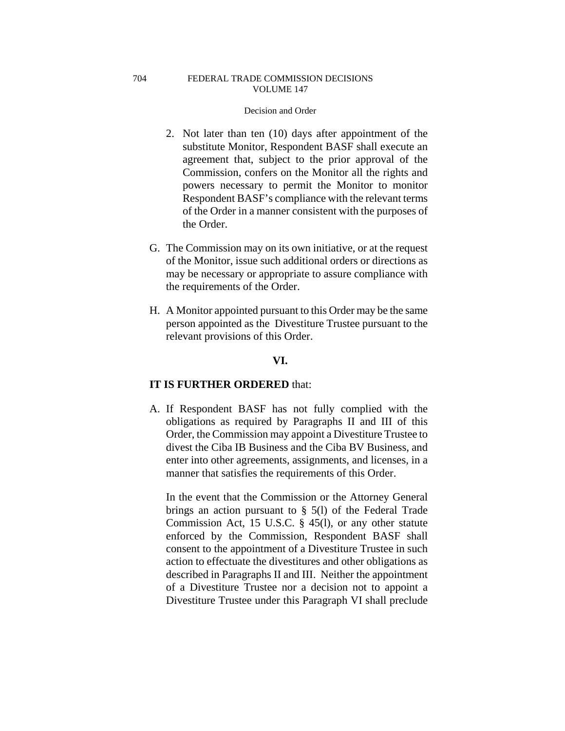2. Not later than ten (10) days after appointment of the substitute Monitor, Respondent BASF shall execute an agreement that, subject to the prior approval of the Commission, confers on the Monitor all the rights and powers necessary to permit the Monitor to monitor Respondent BASF's compliance with the relevant terms of the Order in a manner consistent with the purposes of the Order.

G. The Commission may on its own initiative, or at the request of the Monitor, issue such additional orders or directions as may be necessary or appropriate to assure compliance with the requirements of the Order.

H. A Monitor appointed pursuant to this Order may be the same person appointed as the Divestiture Trustee pursuant to the relevant provisions of this Order.

## VI.

**IT IS FURTHER ORDERED** that:

A. If Respondent BASF has not fully complied with the obligations as required by Paragraphs II and III of this Order, the Commission may appoint a Divestiture Trustee to divest the Ciba IB Business and the Ciba BV Business, and enter into other agreements, assignments, and licenses, in a manner that satisfies the requirements of this Order.

In the event that the Commission or the Attorney General brings an action pursuant to § 5(l) of the Federal Trade Commission Act, 15 U.S.C. § 45(l), or any other statute enforced by the Commission, Respondent BASF shall consent to the appointment of a Divestiture Trustee in such action to effectuate the divestitures and other obligations as described in Paragraphs II and III. Neither the appointment of a Divestiture Trustee nor a decision not to appoint a Divestiture Trustee under this Paragraph VI shall preclude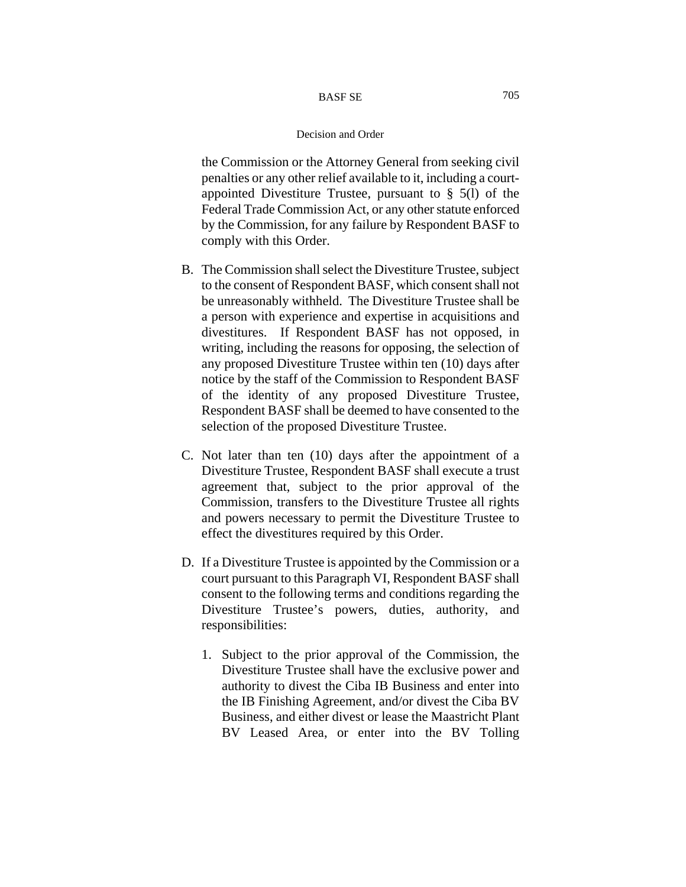the Commission or the Attorney General from seeking civil penalties or any other relief available to it, including a court-appointed Divestiture Trustee, pursuant to § 5(l) of the Federal Trade Commission Act, or any other statute enforced by the Commission, for any failure by Respondent BASF to comply with this Order.

B. The Commission shall select the Divestiture Trustee, subject to the consent of Respondent BASF, which consent shall not be unreasonably withheld. The Divestiture Trustee shall be a person with experience and expertise in acquisitions and divestitures. If Respondent BASF has not opposed, in writing, including the reasons for opposing, the selection of any proposed Divestiture Trustee within ten (10) days after notice by the staff of the Commission to Respondent BASF of the identity of any proposed Divestiture Trustee, Respondent BASF shall be deemed to have consented to the selection of the proposed Divestiture Trustee.

C. Not later than ten (10) days after the appointment of a Divestiture Trustee, Respondent BASF shall execute a trust agreement that, subject to the prior approval of the Commission, transfers to the Divestiture Trustee all rights and powers necessary to permit the Divestiture Trustee to effect the divestitures required by this Order.

D. If a Divestiture Trustee is appointed by the Commission or a court pursuant to this Paragraph VI, Respondent BASF shall consent to the following terms and conditions regarding the Divestiture Trustee's powers, duties, authority, and responsibilities:

   1. Subject to the prior approval of the Commission, the Divestiture Trustee shall have the exclusive power and authority to divest the Ciba IB Business and enter into the IB Finishing Agreement, and/or divest the Ciba BV Business, and either divest or lease the Maastricht Plant BV Leased Area, or enter into the BV Tolling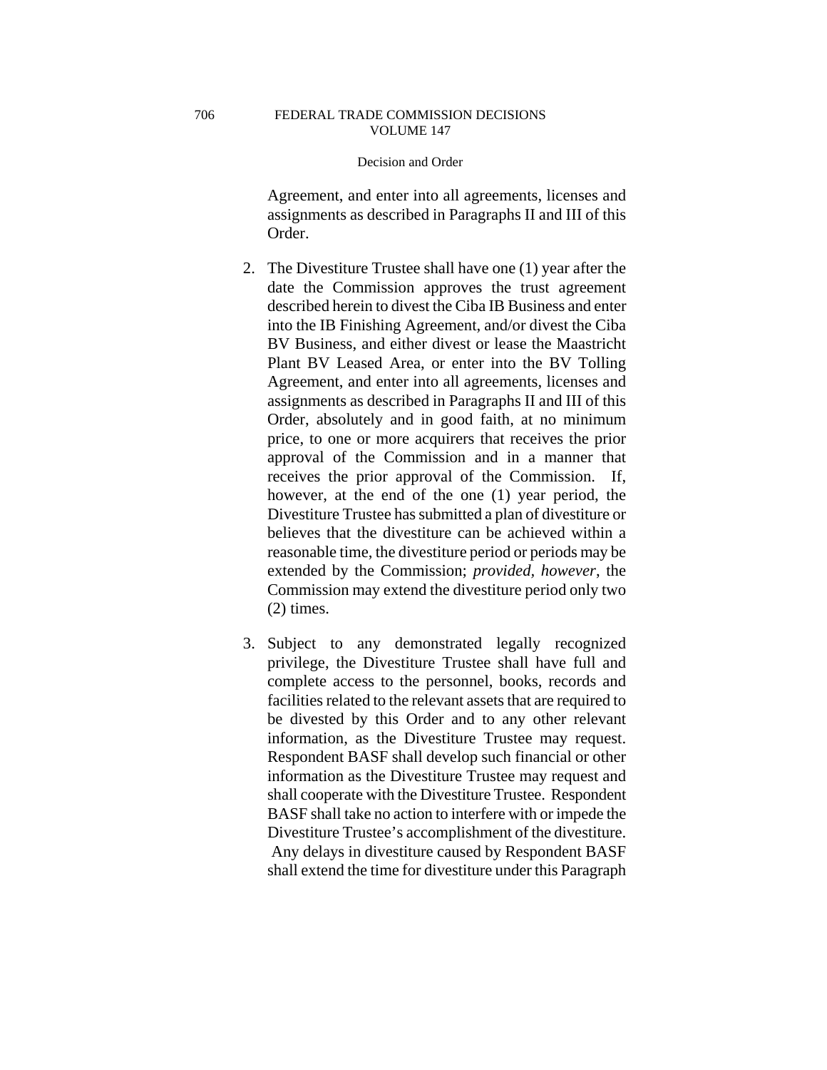Agreement, and enter into all agreements, licenses and assignments as described in Paragraphs II and III of this Order.

2. The Divestiture Trustee shall have one (1) year after the date the Commission approves the trust agreement described herein to divest the Ciba IB Business and enter into the IB Finishing Agreement, and/or divest the Ciba BV Business, and either divest or lease the Maastricht Plant BV Leased Area, or enter into the BV Tolling Agreement, and enter into all agreements, licenses and assignments as described in Paragraphs II and III of this Order, absolutely and in good faith, at no minimum price, to one or more acquirers that receives the prior approval of the Commission and in a manner that receives the prior approval of the Commission. If, however, at the end of the one (1) year period, the Divestiture Trustee has submitted a plan of divestiture or believes that the divestiture can be achieved within a reasonable time, the divestiture period or periods may be extended by the Commission; *provided, however*, the Commission may extend the divestiture period only two (2) times.

3. Subject to any demonstrated legally recognized privilege, the Divestiture Trustee shall have full and complete access to the personnel, books, records and facilities related to the relevant assets that are required to be divested by this Order and to any other relevant information, as the Divestiture Trustee may request. Respondent BASF shall develop such financial or other information as the Divestiture Trustee may request and shall cooperate with the Divestiture Trustee. Respondent BASF shall take no action to interfere with or impede the Divestiture Trustee's accomplishment of the divestiture. Any delays in divestiture caused by Respondent BASF shall extend the time for divestiture under this Paragraph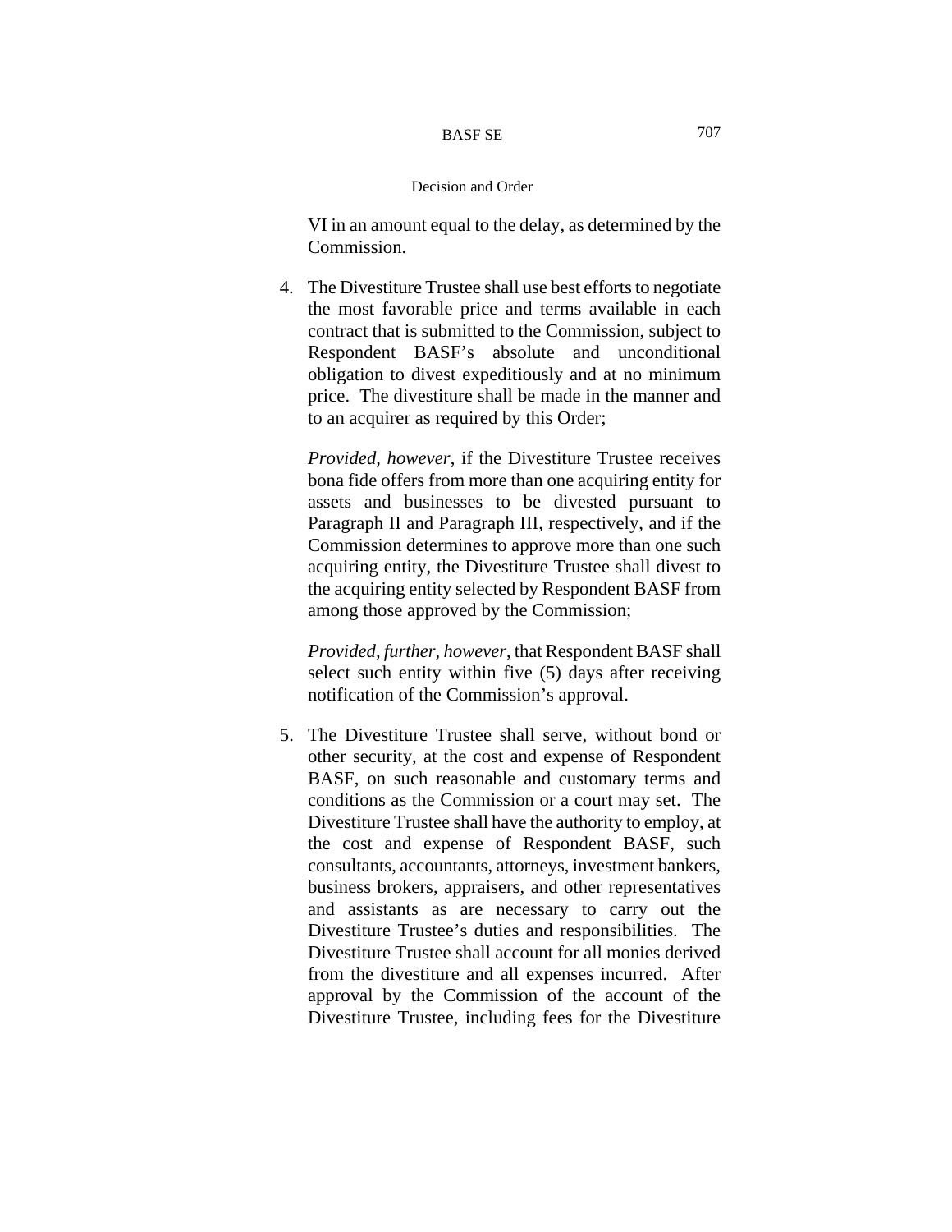VI in an amount equal to the delay, as determined by the Commission.

4. The Divestiture Trustee shall use best efforts to negotiate the most favorable price and terms available in each contract that is submitted to the Commission, subject to Respondent BASF's absolute and unconditional obligation to divest expeditiously and at no minimum price. The divestiture shall be made in the manner and to an acquirer as required by this Order;

   *Provided, however*, if the Divestiture Trustee receives bona fide offers from more than one acquiring entity for assets and businesses to be divested pursuant to Paragraph II and Paragraph III, respectively, and if the Commission determines to approve more than one such acquiring entity, the Divestiture Trustee shall divest to the acquiring entity selected by Respondent BASF from among those approved by the Commission;

   *Provided, further, however*, that Respondent BASF shall select such entity within five (5) days after receiving notification of the Commission's approval.

5. The Divestiture Trustee shall serve, without bond or other security, at the cost and expense of Respondent BASF, on such reasonable and customary terms and conditions as the Commission or a court may set. The Divestiture Trustee shall have the authority to employ, at the cost and expense of Respondent BASF, such consultants, accountants, attorneys, investment bankers, business brokers, appraisers, and other representatives and assistants as are necessary to carry out the Divestiture Trustee's duties and responsibilities. The Divestiture Trustee shall account for all monies derived from the divestiture and all expenses incurred. After approval by the Commission of the account of the Divestiture Trustee, including fees for the Divestiture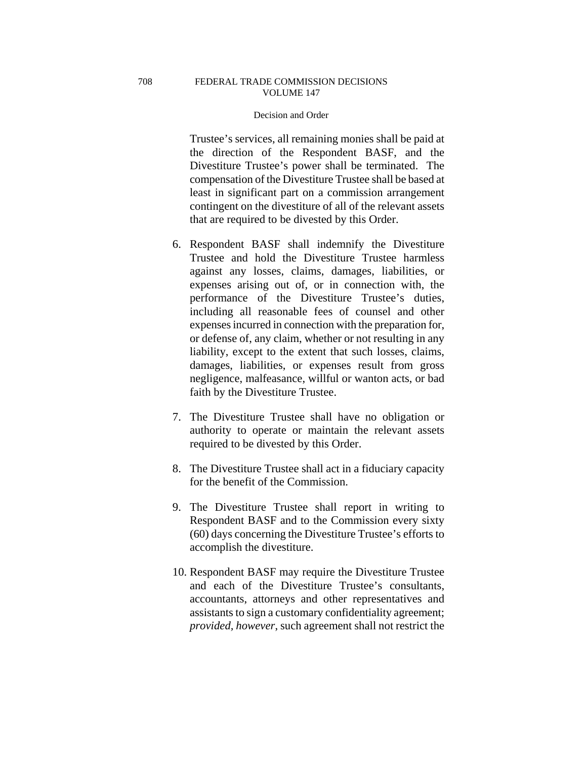Trustee's services, all remaining monies shall be paid at the direction of the Respondent BASF, and the Divestiture Trustee's power shall be terminated. The compensation of the Divestiture Trustee shall be based at least in significant part on a commission arrangement contingent on the divestiture of all of the relevant assets that are required to be divested by this Order.

6. Respondent BASF shall indemnify the Divestiture Trustee and hold the Divestiture Trustee harmless against any losses, claims, damages, liabilities, or expenses arising out of, or in connection with, the performance of the Divestiture Trustee's duties, including all reasonable fees of counsel and other expenses incurred in connection with the preparation for, or defense of, any claim, whether or not resulting in any liability, except to the extent that such losses, claims, damages, liabilities, or expenses result from gross negligence, malfeasance, willful or wanton acts, or bad faith by the Divestiture Trustee.

7. The Divestiture Trustee shall have no obligation or authority to operate or maintain the relevant assets required to be divested by this Order.

8. The Divestiture Trustee shall act in a fiduciary capacity for the benefit of the Commission.

9. The Divestiture Trustee shall report in writing to Respondent BASF and to the Commission every sixty (60) days concerning the Divestiture Trustee's efforts to accomplish the divestiture.

10. Respondent BASF may require the Divestiture Trustee and each of the Divestiture Trustee's consultants, accountants, attorneys and other representatives and assistants to sign a customary confidentiality agreement; *provided, however*, such agreement shall not restrict the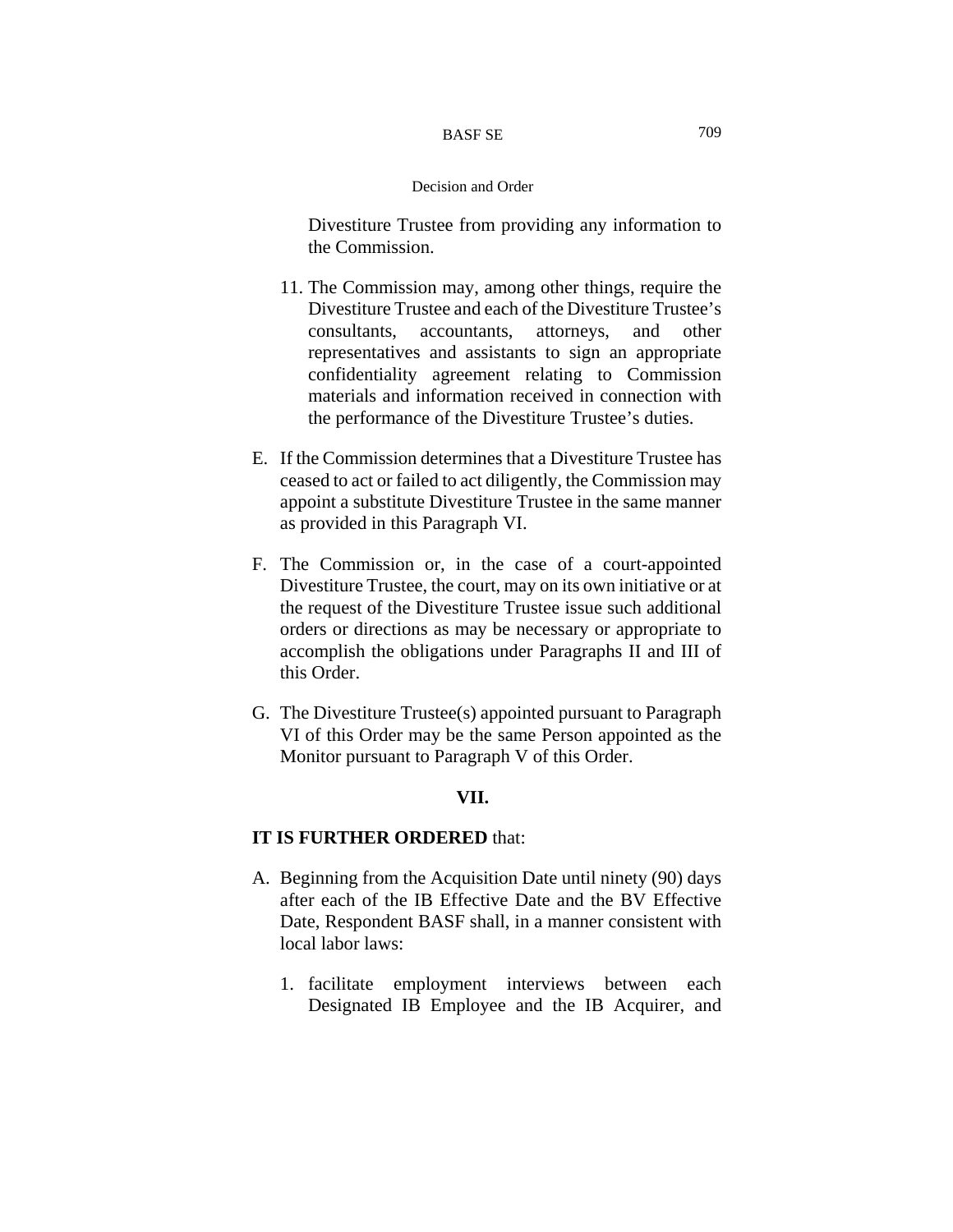Divestiture Trustee from providing any information to the Commission.

11. The Commission may, among other things, require the Divestiture Trustee and each of the Divestiture Trustee's consultants, accountants, attorneys, and other representatives and assistants to sign an appropriate confidentiality agreement relating to Commission materials and information received in connection with the performance of the Divestiture Trustee's duties.

E. If the Commission determines that a Divestiture Trustee has ceased to act or failed to act diligently, the Commission may appoint a substitute Divestiture Trustee in the same manner as provided in this Paragraph VI.

F. The Commission or, in the case of a court-appointed Divestiture Trustee, the court, may on its own initiative or at the request of the Divestiture Trustee issue such additional orders or directions as may be necessary or appropriate to accomplish the obligations under Paragraphs II and III of this Order.

G. The Divestiture Trustee(s) appointed pursuant to Paragraph VI of this Order may be the same Person appointed as the Monitor pursuant to Paragraph V of this Order.

**VII.**

**IT IS FURTHER ORDERED** that:

A. Beginning from the Acquisition Date until ninety (90) days after each of the IB Effective Date and the BV Effective Date, Respondent BASF shall, in a manner consistent with local labor laws:

1. facilitate employment interviews between each Designated IB Employee and the IB Acquirer, and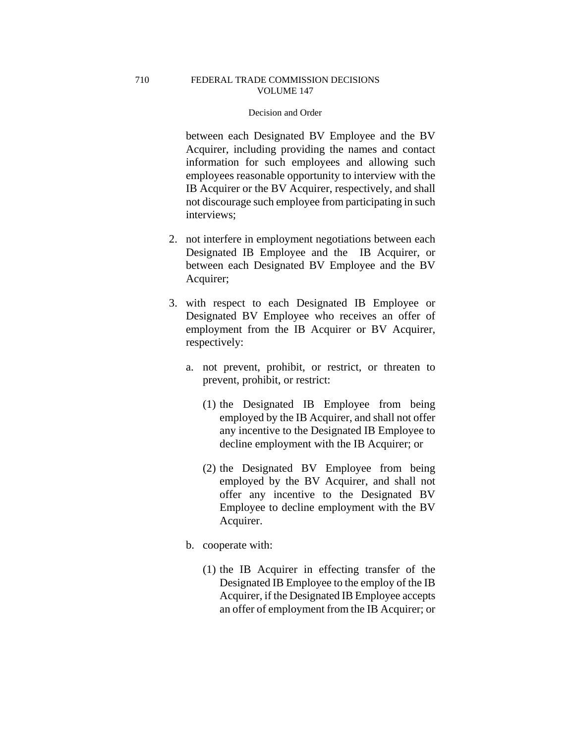between each Designated BV Employee and the BV Acquirer, including providing the names and contact information for such employees and allowing such employees reasonable opportunity to interview with the IB Acquirer or the BV Acquirer, respectively, and shall not discourage such employee from participating in such interviews;

2. not interfere in employment negotiations between each Designated IB Employee and the IB Acquirer, or between each Designated BV Employee and the BV Acquirer;

3. with respect to each Designated IB Employee or Designated BV Employee who receives an offer of employment from the IB Acquirer or BV Acquirer, respectively:

   a. not prevent, prohibit, or restrict, or threaten to prevent, prohibit, or restrict:

      (1) the Designated IB Employee from being employed by the IB Acquirer, and shall not offer any incentive to the Designated IB Employee to decline employment with the IB Acquirer; or

      (2) the Designated BV Employee from being employed by the BV Acquirer, and shall not offer any incentive to the Designated BV Employee to decline employment with the BV Acquirer.

   b. cooperate with:

      (1) the IB Acquirer in effecting transfer of the Designated IB Employee to the employ of the IB Acquirer, if the Designated IB Employee accepts an offer of employment from the IB Acquirer; or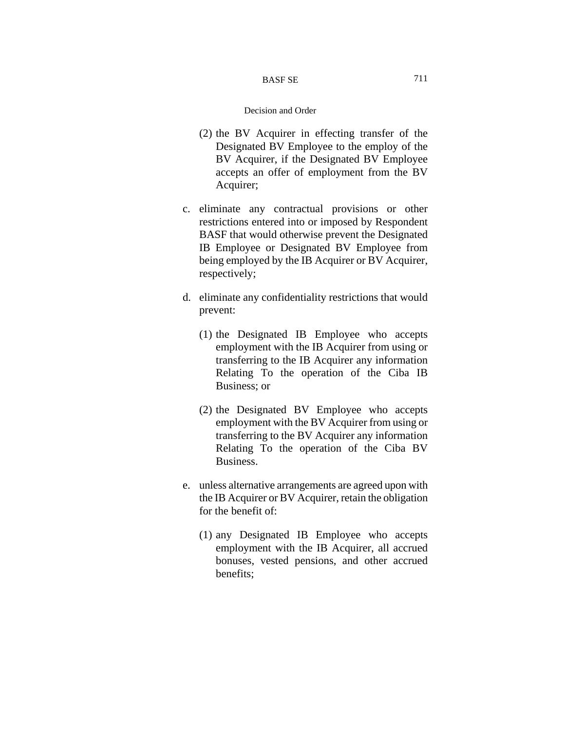(2) the BV Acquirer in effecting transfer of the Designated BV Employee to the employ of the BV Acquirer, if the Designated BV Employee accepts an offer of employment from the BV Acquirer;

c. eliminate any contractual provisions or other restrictions entered into or imposed by Respondent BASF that would otherwise prevent the Designated IB Employee or Designated BV Employee from being employed by the IB Acquirer or BV Acquirer, respectively;

d. eliminate any confidentiality restrictions that would prevent:

   (1) the Designated IB Employee who accepts employment with the IB Acquirer from using or transferring to the IB Acquirer any information Relating To the operation of the Ciba IB Business; or

   (2) the Designated BV Employee who accepts employment with the BV Acquirer from using or transferring to the BV Acquirer any information Relating To the operation of the Ciba BV Business.

e. unless alternative arrangements are agreed upon with the IB Acquirer or BV Acquirer, retain the obligation for the benefit of:

   (1) any Designated IB Employee who accepts employment with the IB Acquirer, all accrued bonuses, vested pensions, and other accrued benefits;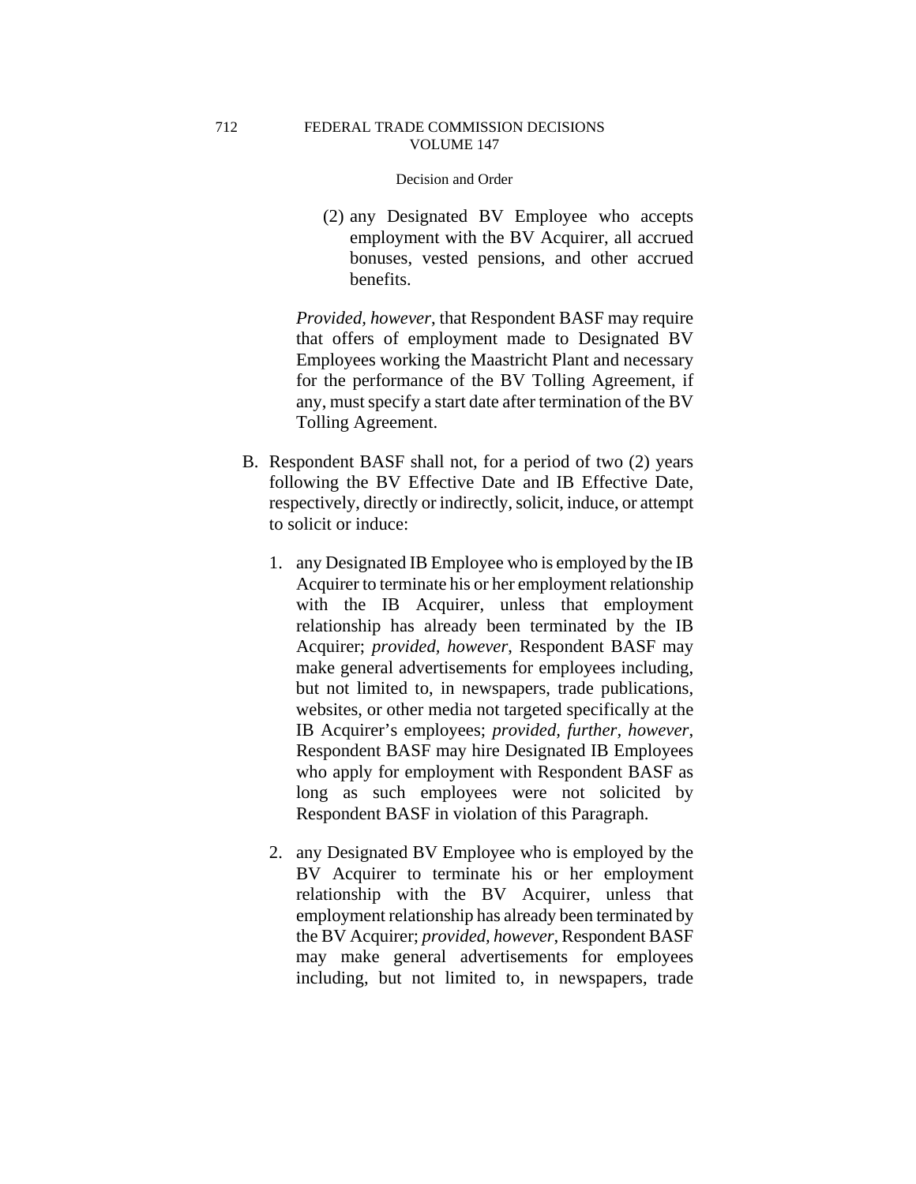(2) any Designated BV Employee who accepts employment with the BV Acquirer, all accrued bonuses, vested pensions, and other accrued benefits.

*Provided, however*, that Respondent BASF may require that offers of employment made to Designated BV Employees working the Maastricht Plant and necessary for the performance of the BV Tolling Agreement, if any, must specify a start date after termination of the BV Tolling Agreement.

B. Respondent BASF shall not, for a period of two (2) years following the BV Effective Date and IB Effective Date, respectively, directly or indirectly, solicit, induce, or attempt to solicit or induce:

1. any Designated IB Employee who is employed by the IB Acquirer to terminate his or her employment relationship with the IB Acquirer, unless that employment relationship has already been terminated by the IB Acquirer; *provided, however*, Respondent BASF may make general advertisements for employees including, but not limited to, in newspapers, trade publications, websites, or other media not targeted specifically at the IB Acquirer's employees; *provided, further, however*, Respondent BASF may hire Designated IB Employees who apply for employment with Respondent BASF as long as such employees were not solicited by Respondent BASF in violation of this Paragraph.

2. any Designated BV Employee who is employed by the BV Acquirer to terminate his or her employment relationship with the BV Acquirer, unless that employment relationship has already been terminated by the BV Acquirer; *provided, however*, Respondent BASF may make general advertisements for employees including, but not limited to, in newspapers, trade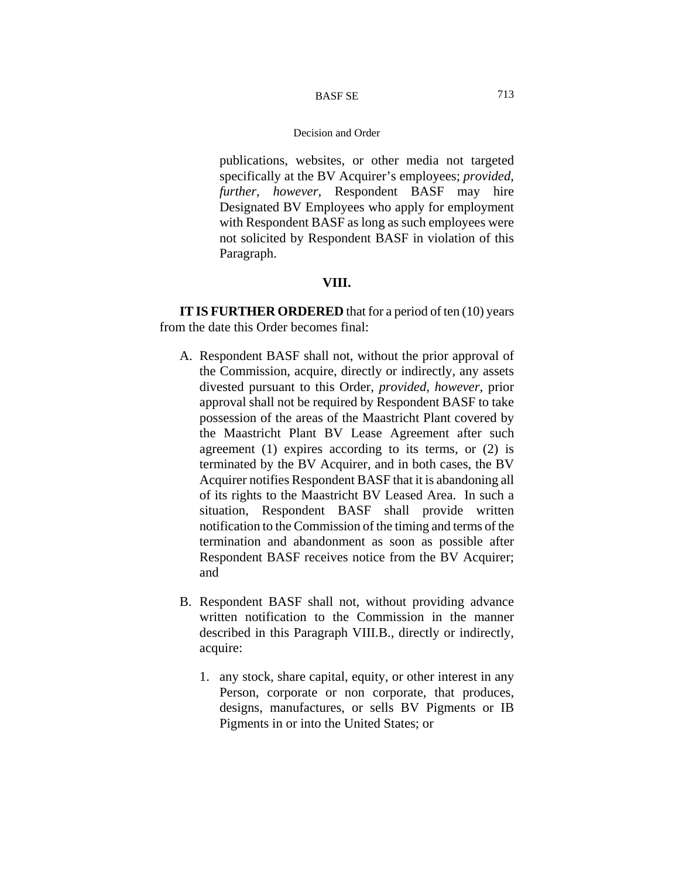publications, websites, or other media not targeted specifically at the BV Acquirer's employees; *provided, further, however*, Respondent BASF may hire Designated BV Employees who apply for employment with Respondent BASF as long as such employees were not solicited by Respondent BASF in violation of this Paragraph.

## VIII.

**IT IS FURTHER ORDERED** that for a period of ten (10) years from the date this Order becomes final:

A. Respondent BASF shall not, without the prior approval of the Commission, acquire, directly or indirectly, any assets divested pursuant to this Order, *provided, however*, prior approval shall not be required by Respondent BASF to take possession of the areas of the Maastricht Plant covered by the Maastricht Plant BV Lease Agreement after such agreement (1) expires according to its terms, or (2) is terminated by the BV Acquirer, and in both cases, the BV Acquirer notifies Respondent BASF that it is abandoning all of its rights to the Maastricht BV Leased Area. In such a situation, Respondent BASF shall provide written notification to the Commission of the timing and terms of the termination and abandonment as soon as possible after Respondent BASF receives notice from the BV Acquirer; and

B. Respondent BASF shall not, without providing advance written notification to the Commission in the manner described in this Paragraph VIII.B., directly or indirectly, acquire:

   1. any stock, share capital, equity, or other interest in any Person, corporate or non corporate, that produces, designs, manufactures, or sells BV Pigments or IB Pigments in or into the United States; or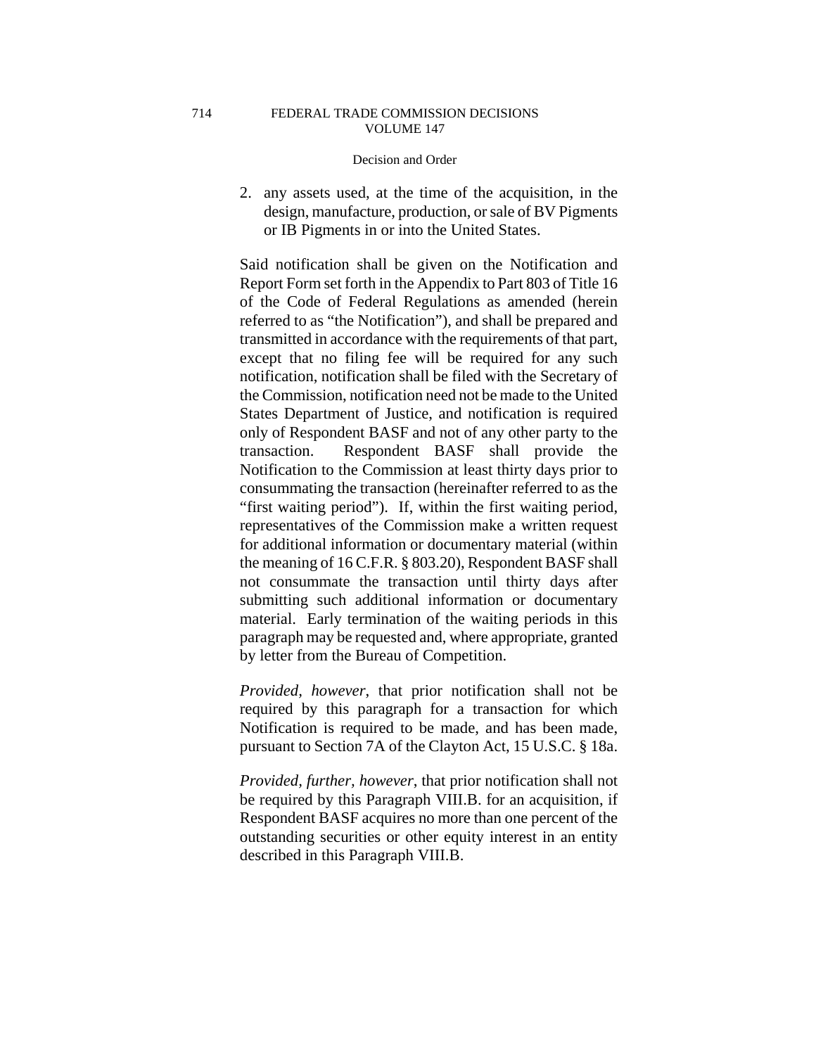2. any assets used, at the time of the acquisition, in the design, manufacture, production, or sale of BV Pigments or IB Pigments in or into the United States.

Said notification shall be given on the Notification and Report Form set forth in the Appendix to Part 803 of Title 16 of the Code of Federal Regulations as amended (herein referred to as "the Notification"), and shall be prepared and transmitted in accordance with the requirements of that part, except that no filing fee will be required for any such notification, notification shall be filed with the Secretary of the Commission, notification need not be made to the United States Department of Justice, and notification is required only of Respondent BASF and not of any other party to the transaction. Respondent BASF shall provide the Notification to the Commission at least thirty days prior to consummating the transaction (hereinafter referred to as the "first waiting period"). If, within the first waiting period, representatives of the Commission make a written request for additional information or documentary material (within the meaning of 16 C.F.R. § 803.20), Respondent BASF shall not consummate the transaction until thirty days after submitting such additional information or documentary material. Early termination of the waiting periods in this paragraph may be requested and, where appropriate, granted by letter from the Bureau of Competition.

*Provided, however*, that prior notification shall not be required by this paragraph for a transaction for which Notification is required to be made, and has been made, pursuant to Section 7A of the Clayton Act, 15 U.S.C. § 18a.

*Provided, further, however*, that prior notification shall not be required by this Paragraph VIII.B. for an acquisition, if Respondent BASF acquires no more than one percent of the outstanding securities or other equity interest in an entity described in this Paragraph VIII.B.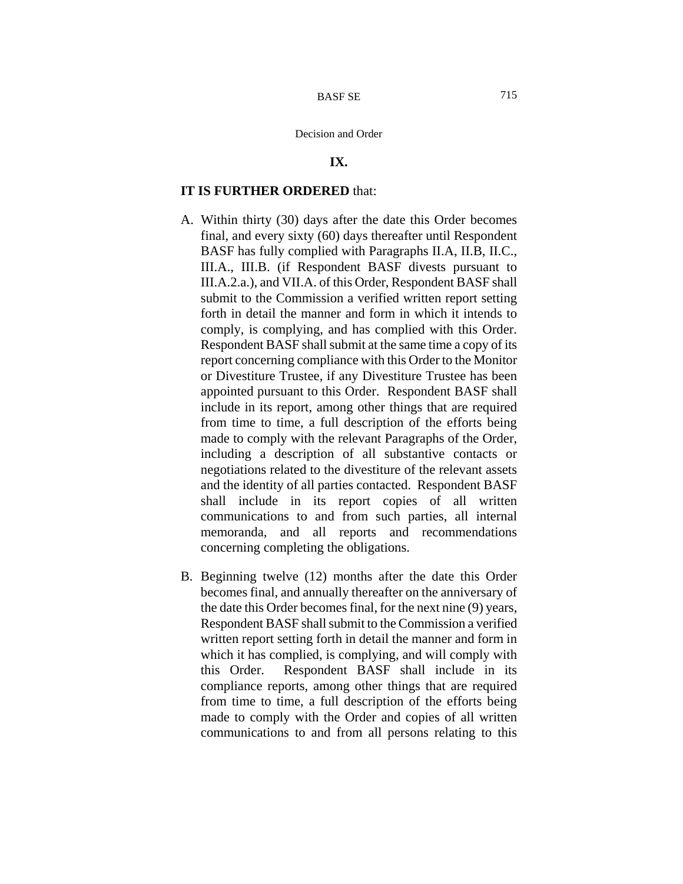## IX.

**IT IS FURTHER ORDERED** that:

A. Within thirty (30) days after the date this Order becomes final, and every sixty (60) days thereafter until Respondent BASF has fully complied with Paragraphs II.A, II.B, II.C., III.A., III.B. (if Respondent BASF divests pursuant to III.A.2.a.), and VII.A. of this Order, Respondent BASF shall submit to the Commission a verified written report setting forth in detail the manner and form in which it intends to comply, is complying, and has complied with this Order. Respondent BASF shall submit at the same time a copy of its report concerning compliance with this Order to the Monitor or Divestiture Trustee, if any Divestiture Trustee has been appointed pursuant to this Order. Respondent BASF shall include in its report, among other things that are required from time to time, a full description of the efforts being made to comply with the relevant Paragraphs of the Order, including a description of all substantive contacts or negotiations related to the divestiture of the relevant assets and the identity of all parties contacted. Respondent BASF shall include in its report copies of all written communications to and from such parties, all internal memoranda, and all reports and recommendations concerning completing the obligations.

B. Beginning twelve (12) months after the date this Order becomes final, and annually thereafter on the anniversary of the date this Order becomes final, for the next nine (9) years, Respondent BASF shall submit to the Commission a verified written report setting forth in detail the manner and form in which it has complied, is complying, and will comply with this Order. Respondent BASF shall include in its compliance reports, among other things that are required from time to time, a full description of the efforts being made to comply with the Order and copies of all written communications to and from all persons relating to this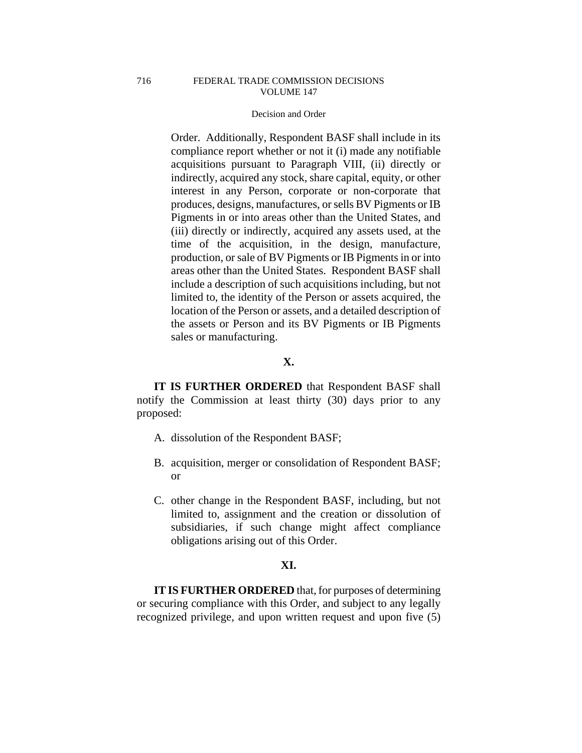Order. Additionally, Respondent BASF shall include in its compliance report whether or not it (i) made any notifiable acquisitions pursuant to Paragraph VIII, (ii) directly or indirectly, acquired any stock, share capital, equity, or other interest in any Person, corporate or non-corporate that produces, designs, manufactures, or sells BV Pigments or IB Pigments in or into areas other than the United States, and (iii) directly or indirectly, acquired any assets used, at the time of the acquisition, in the design, manufacture, production, or sale of BV Pigments or IB Pigments in or into areas other than the United States. Respondent BASF shall include a description of such acquisitions including, but not limited to, the identity of the Person or assets acquired, the location of the Person or assets, and a detailed description of the assets or Person and its BV Pigments or IB Pigments sales or manufacturing.

## X.

**IT IS FURTHER ORDERED** that Respondent BASF shall notify the Commission at least thirty (30) days prior to any proposed:

A. dissolution of the Respondent BASF;

B. acquisition, merger or consolidation of Respondent BASF; or

C. other change in the Respondent BASF, including, but not limited to, assignment and the creation or dissolution of subsidiaries, if such change might affect compliance obligations arising out of this Order.

## XI.

**IT IS FURTHER ORDERED** that, for purposes of determining or securing compliance with this Order, and subject to any legally recognized privilege, and upon written request and upon five (5)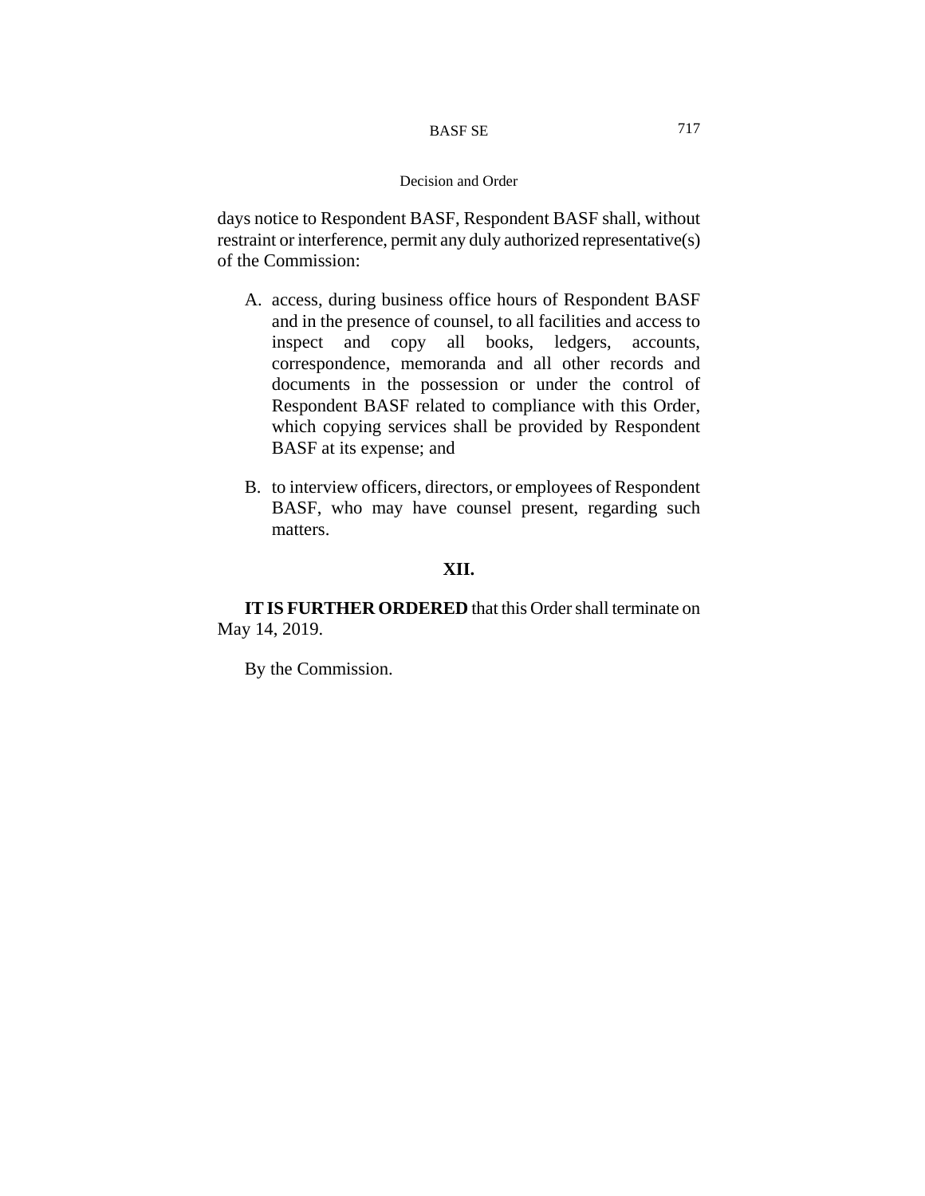days notice to Respondent BASF, Respondent BASF shall, without restraint or interference, permit any duly authorized representative(s) of the Commission:

A. access, during business office hours of Respondent BASF and in the presence of counsel, to all facilities and access to inspect and copy all books, ledgers, accounts, correspondence, memoranda and all other records and documents in the possession or under the control of Respondent BASF related to compliance with this Order, which copying services shall be provided by Respondent BASF at its expense; and

B. to interview officers, directors, or employees of Respondent BASF, who may have counsel present, regarding such matters.

## XII.

**IT IS FURTHER ORDERED** that this Order shall terminate on May 14, 2019.

By the Commission.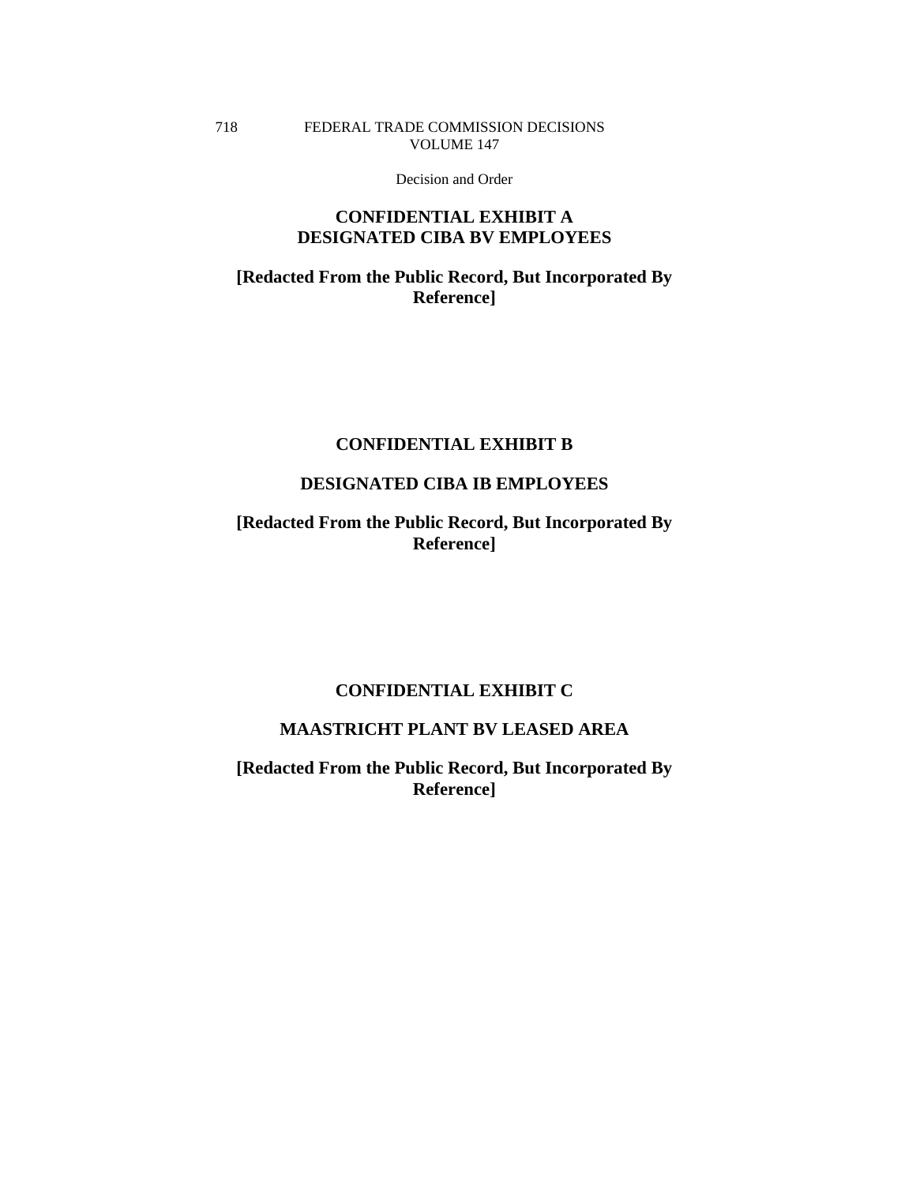## CONFIDENTIAL EXHIBIT A
## DESIGNATED CIBA BV EMPLOYEES

**[Redacted From the Public Record, But Incorporated By Reference]**

## CONFIDENTIAL EXHIBIT B

## DESIGNATED CIBA IB EMPLOYEES

**[Redacted From the Public Record, But Incorporated By Reference]**

## CONFIDENTIAL EXHIBIT C

## MAASTRICHT PLANT BV LEASED AREA

**[Redacted From the Public Record, But Incorporated By Reference]**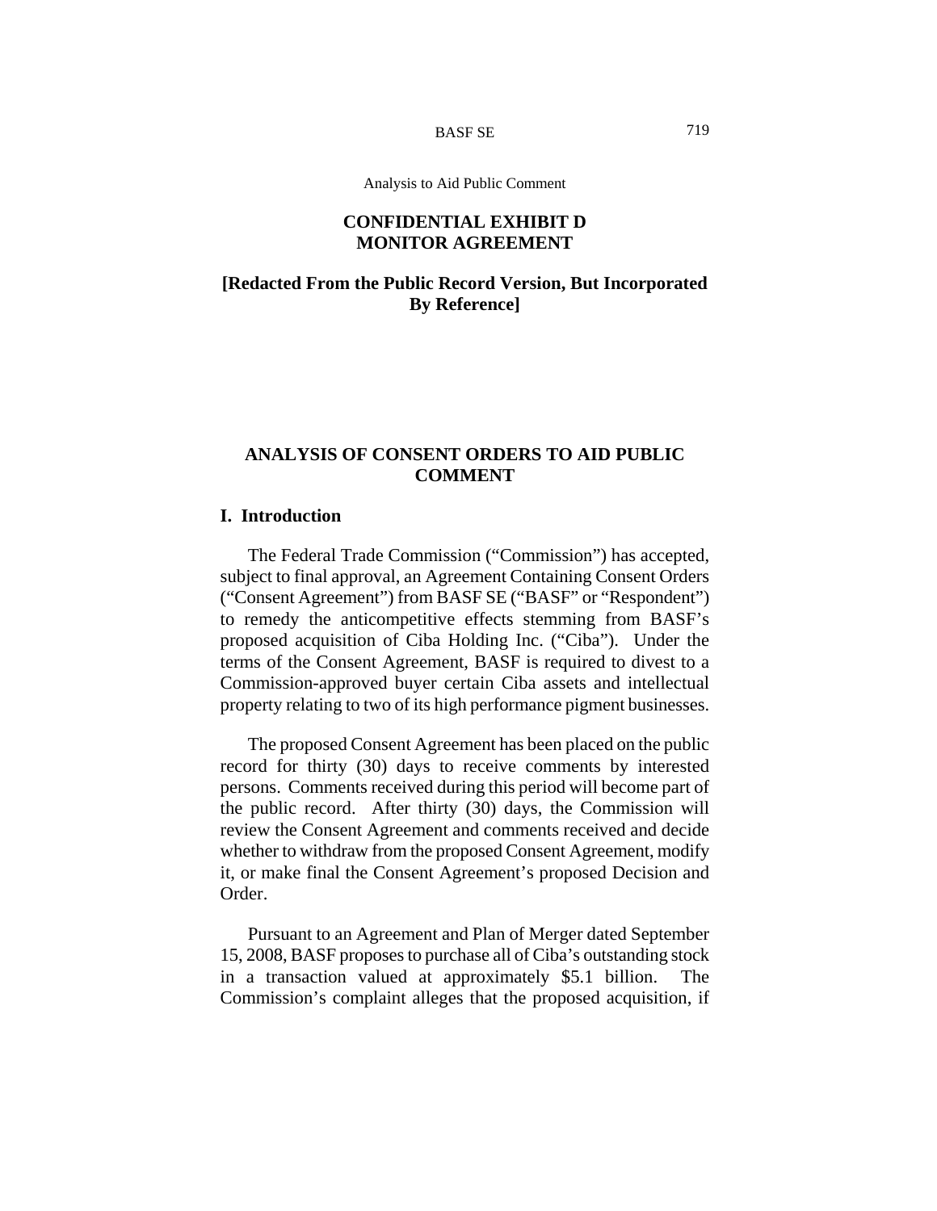## CONFIDENTIAL EXHIBIT D MONITOR AGREEMENT

**[Redacted From the Public Record Version, But Incorporated By Reference]**

## ANALYSIS OF CONSENT ORDERS TO AID PUBLIC COMMENT

### I. Introduction

The Federal Trade Commission ("Commission") has accepted, subject to final approval, an Agreement Containing Consent Orders ("Consent Agreement") from BASF SE ("BASF" or "Respondent") to remedy the anticompetitive effects stemming from BASF's proposed acquisition of Ciba Holding Inc. ("Ciba"). Under the terms of the Consent Agreement, BASF is required to divest to a Commission-approved buyer certain Ciba assets and intellectual property relating to two of its high performance pigment businesses.

The proposed Consent Agreement has been placed on the public record for thirty (30) days to receive comments by interested persons. Comments received during this period will become part of the public record. After thirty (30) days, the Commission will review the Consent Agreement and comments received and decide whether to withdraw from the proposed Consent Agreement, modify it, or make final the Consent Agreement's proposed Decision and Order.

Pursuant to an Agreement and Plan of Merger dated September 15, 2008, BASF proposes to purchase all of Ciba's outstanding stock in a transaction valued at approximately $5.1 billion. The Commission's complaint alleges that the proposed acquisition, if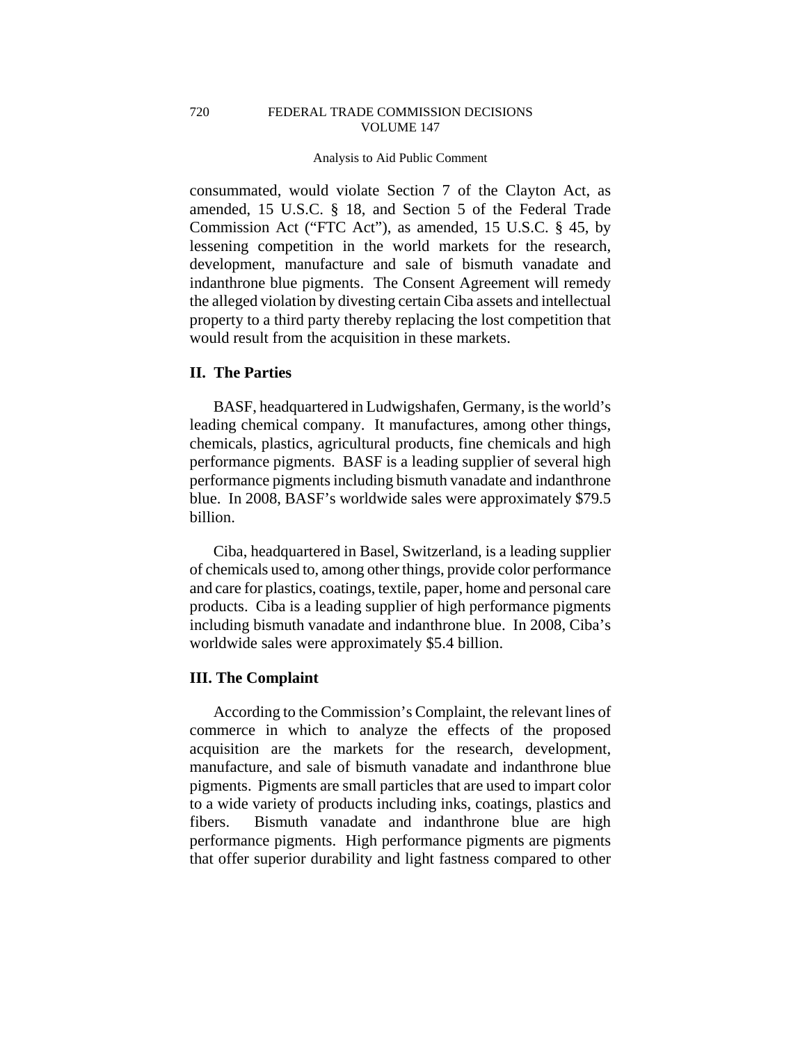consummated, would violate Section 7 of the Clayton Act, as amended, 15 U.S.C. § 18, and Section 5 of the Federal Trade Commission Act ("FTC Act"), as amended, 15 U.S.C. § 45, by lessening competition in the world markets for the research, development, manufacture and sale of bismuth vanadate and indanthrone blue pigments. The Consent Agreement will remedy the alleged violation by divesting certain Ciba assets and intellectual property to a third party thereby replacing the lost competition that would result from the acquisition in these markets.

## II. The Parties

BASF, headquartered in Ludwigshafen, Germany, is the world's leading chemical company. It manufactures, among other things, chemicals, plastics, agricultural products, fine chemicals and high performance pigments. BASF is a leading supplier of several high performance pigments including bismuth vanadate and indanthrone blue. In 2008, BASF's worldwide sales were approximately $79.5 billion.

Ciba, headquartered in Basel, Switzerland, is a leading supplier of chemicals used to, among other things, provide color performance and care for plastics, coatings, textile, paper, home and personal care products. Ciba is a leading supplier of high performance pigments including bismuth vanadate and indanthrone blue. In 2008, Ciba's worldwide sales were approximately $5.4 billion.

## III. The Complaint

According to the Commission's Complaint, the relevant lines of commerce in which to analyze the effects of the proposed acquisition are the markets for the research, development, manufacture, and sale of bismuth vanadate and indanthrone blue pigments. Pigments are small particles that are used to impart color to a wide variety of products including inks, coatings, plastics and fibers. Bismuth vanadate and indanthrone blue are high performance pigments. High performance pigments are pigments that offer superior durability and light fastness compared to other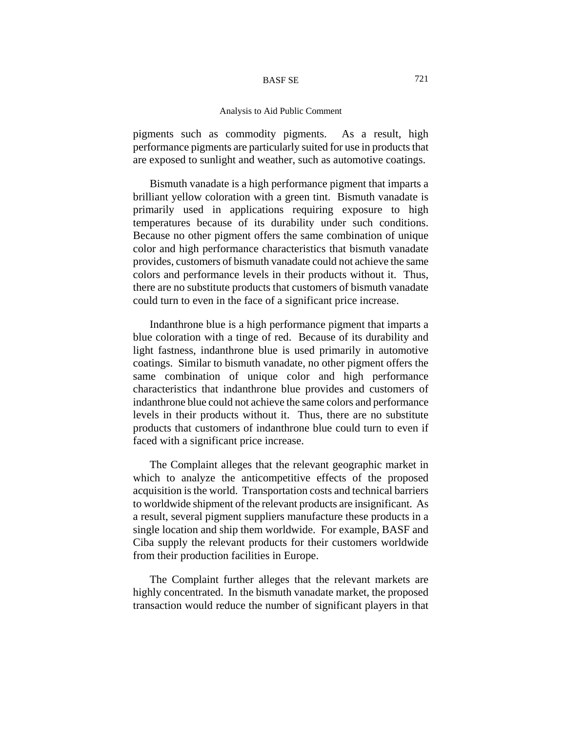pigments such as commodity pigments. As a result, high performance pigments are particularly suited for use in products that are exposed to sunlight and weather, such as automotive coatings.

Bismuth vanadate is a high performance pigment that imparts a brilliant yellow coloration with a green tint. Bismuth vanadate is primarily used in applications requiring exposure to high temperatures because of its durability under such conditions. Because no other pigment offers the same combination of unique color and high performance characteristics that bismuth vanadate provides, customers of bismuth vanadate could not achieve the same colors and performance levels in their products without it. Thus, there are no substitute products that customers of bismuth vanadate could turn to even in the face of a significant price increase.

Indanthrone blue is a high performance pigment that imparts a blue coloration with a tinge of red. Because of its durability and light fastness, indanthrone blue is used primarily in automotive coatings. Similar to bismuth vanadate, no other pigment offers the same combination of unique color and high performance characteristics that indanthrone blue provides and customers of indanthrone blue could not achieve the same colors and performance levels in their products without it. Thus, there are no substitute products that customers of indanthrone blue could turn to even if faced with a significant price increase.

The Complaint alleges that the relevant geographic market in which to analyze the anticompetitive effects of the proposed acquisition is the world. Transportation costs and technical barriers to worldwide shipment of the relevant products are insignificant. As a result, several pigment suppliers manufacture these products in a single location and ship them worldwide. For example, BASF and Ciba supply the relevant products for their customers worldwide from their production facilities in Europe.

The Complaint further alleges that the relevant markets are highly concentrated. In the bismuth vanadate market, the proposed transaction would reduce the number of significant players in that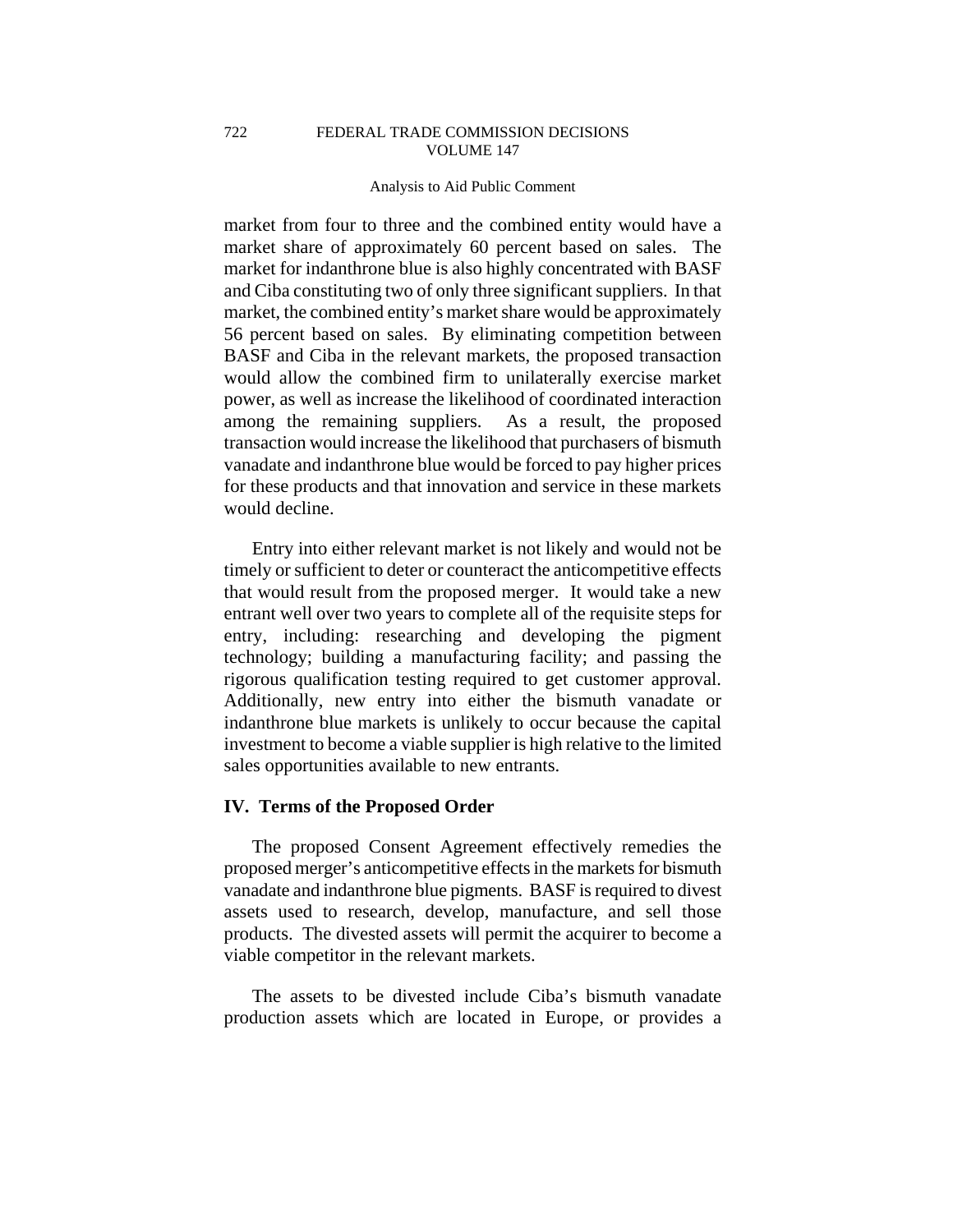market from four to three and the combined entity would have a market share of approximately 60 percent based on sales. The market for indanthrone blue is also highly concentrated with BASF and Ciba constituting two of only three significant suppliers. In that market, the combined entity's market share would be approximately 56 percent based on sales. By eliminating competition between BASF and Ciba in the relevant markets, the proposed transaction would allow the combined firm to unilaterally exercise market power, as well as increase the likelihood of coordinated interaction among the remaining suppliers. As a result, the proposed transaction would increase the likelihood that purchasers of bismuth vanadate and indanthrone blue would be forced to pay higher prices for these products and that innovation and service in these markets would decline.

Entry into either relevant market is not likely and would not be timely or sufficient to deter or counteract the anticompetitive effects that would result from the proposed merger. It would take a new entrant well over two years to complete all of the requisite steps for entry, including: researching and developing the pigment technology; building a manufacturing facility; and passing the rigorous qualification testing required to get customer approval. Additionally, new entry into either the bismuth vanadate or indanthrone blue markets is unlikely to occur because the capital investment to become a viable supplier is high relative to the limited sales opportunities available to new entrants.

## IV. Terms of the Proposed Order

The proposed Consent Agreement effectively remedies the proposed merger's anticompetitive effects in the markets for bismuth vanadate and indanthrone blue pigments. BASF is required to divest assets used to research, develop, manufacture, and sell those products. The divested assets will permit the acquirer to become a viable competitor in the relevant markets.

The assets to be divested include Ciba's bismuth vanadate production assets which are located in Europe, or provides a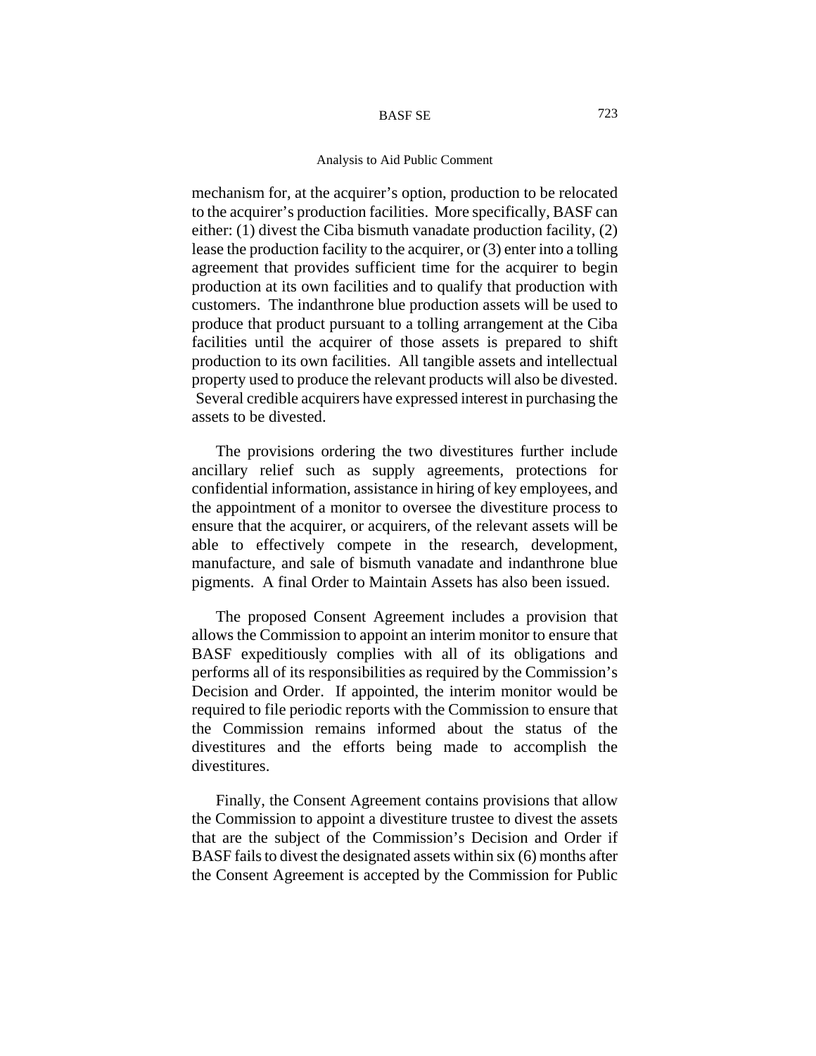mechanism for, at the acquirer's option, production to be relocated to the acquirer's production facilities. More specifically, BASF can either: (1) divest the Ciba bismuth vanadate production facility, (2) lease the production facility to the acquirer, or (3) enter into a tolling agreement that provides sufficient time for the acquirer to begin production at its own facilities and to qualify that production with customers. The indanthrone blue production assets will be used to produce that product pursuant to a tolling arrangement at the Ciba facilities until the acquirer of those assets is prepared to shift production to its own facilities. All tangible assets and intellectual property used to produce the relevant products will also be divested. Several credible acquirers have expressed interest in purchasing the assets to be divested.

The provisions ordering the two divestitures further include ancillary relief such as supply agreements, protections for confidential information, assistance in hiring of key employees, and the appointment of a monitor to oversee the divestiture process to ensure that the acquirer, or acquirers, of the relevant assets will be able to effectively compete in the research, development, manufacture, and sale of bismuth vanadate and indanthrone blue pigments. A final Order to Maintain Assets has also been issued.

The proposed Consent Agreement includes a provision that allows the Commission to appoint an interim monitor to ensure that BASF expeditiously complies with all of its obligations and performs all of its responsibilities as required by the Commission's Decision and Order. If appointed, the interim monitor would be required to file periodic reports with the Commission to ensure that the Commission remains informed about the status of the divestitures and the efforts being made to accomplish the divestitures.

Finally, the Consent Agreement contains provisions that allow the Commission to appoint a divestiture trustee to divest the assets that are the subject of the Commission's Decision and Order if BASF fails to divest the designated assets within six (6) months after the Consent Agreement is accepted by the Commission for Public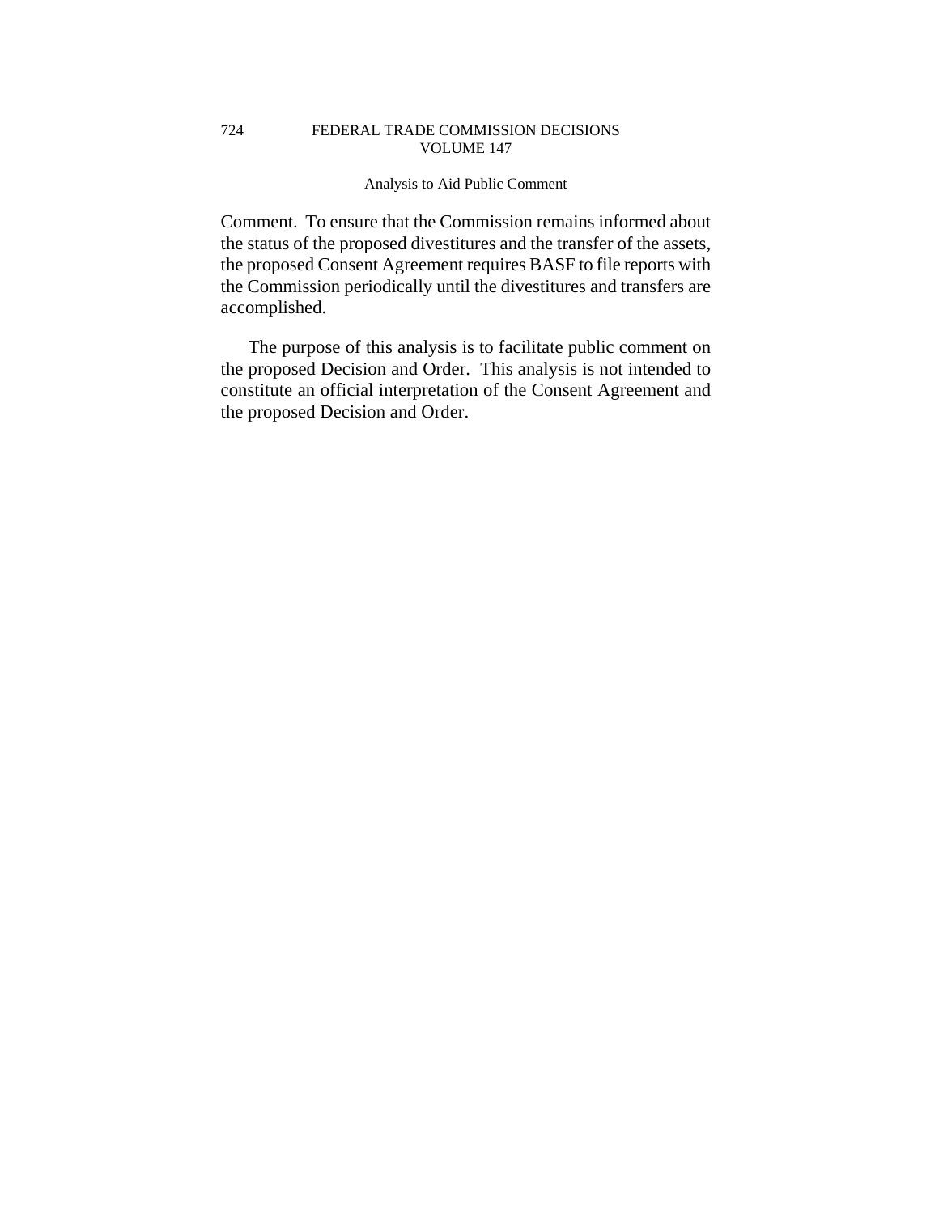Comment. To ensure that the Commission remains informed about the status of the proposed divestitures and the transfer of the assets, the proposed Consent Agreement requires BASF to file reports with the Commission periodically until the divestitures and transfers are accomplished.

The purpose of this analysis is to facilitate public comment on the proposed Decision and Order. This analysis is not intended to constitute an official interpretation of the Consent Agreement and the proposed Decision and Order.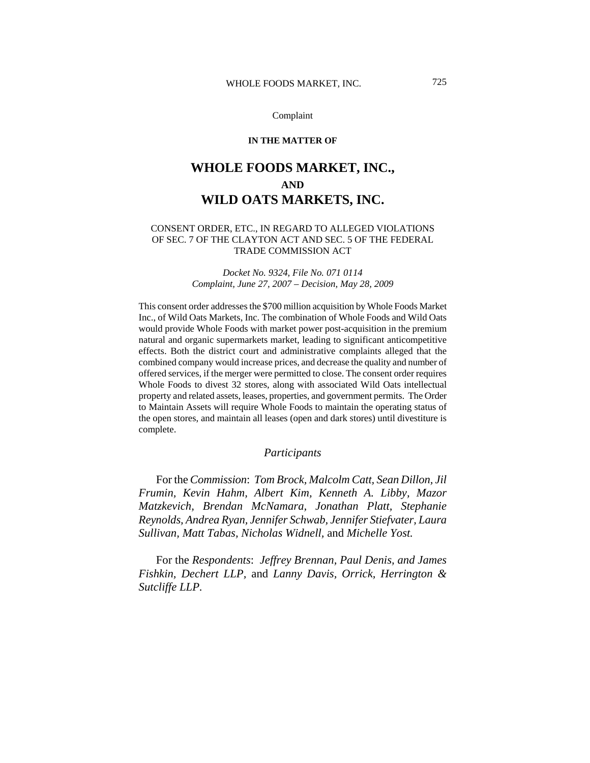**IN THE MATTER OF**

# WHOLE FOODS MARKET, INC.,

**AND**

# WILD OATS MARKETS, INC.

CONSENT ORDER, ETC., IN REGARD TO ALLEGED VIOLATIONS OF SEC. 7 OF THE CLAYTON ACT AND SEC. 5 OF THE FEDERAL TRADE COMMISSION ACT

*Docket No. 9324, File No. 071 0114*
*Complaint, June 27, 2007 – Decision, May 28, 2009*

This consent order addresses the $700 million acquisition by Whole Foods Market Inc., of Wild Oats Markets, Inc. The combination of Whole Foods and Wild Oats would provide Whole Foods with market power post-acquisition in the premium natural and organic supermarkets market, leading to significant anticompetitive effects. Both the district court and administrative complaints alleged that the combined company would increase prices, and decrease the quality and number of offered services, if the merger were permitted to close. The consent order requires Whole Foods to divest 32 stores, along with associated Wild Oats intellectual property and related assets, leases, properties, and government permits. The Order to Maintain Assets will require Whole Foods to maintain the operating status of the open stores, and maintain all leases (open and dark stores) until divestiture is complete.

## *Participants*

For the *Commission*: *Tom Brock, Malcolm Catt, Sean Dillon, Jil Frumin, Kevin Hahm, Albert Kim, Kenneth A. Libby, Mazor Matzkevich, Brendan McNamara, Jonathan Platt, Stephanie Reynolds, Andrea Ryan, Jennifer Schwab, Jennifer Stiefvater, Laura Sullivan, Matt Tabas, Nicholas Widnell,* and *Michelle Yost.*

For the *Respondents*: *Jeffrey Brennan, Paul Denis, and James Fishkin, Dechert LLP,* and *Lanny Davis, Orrick, Herrington & Sutcliffe LLP.*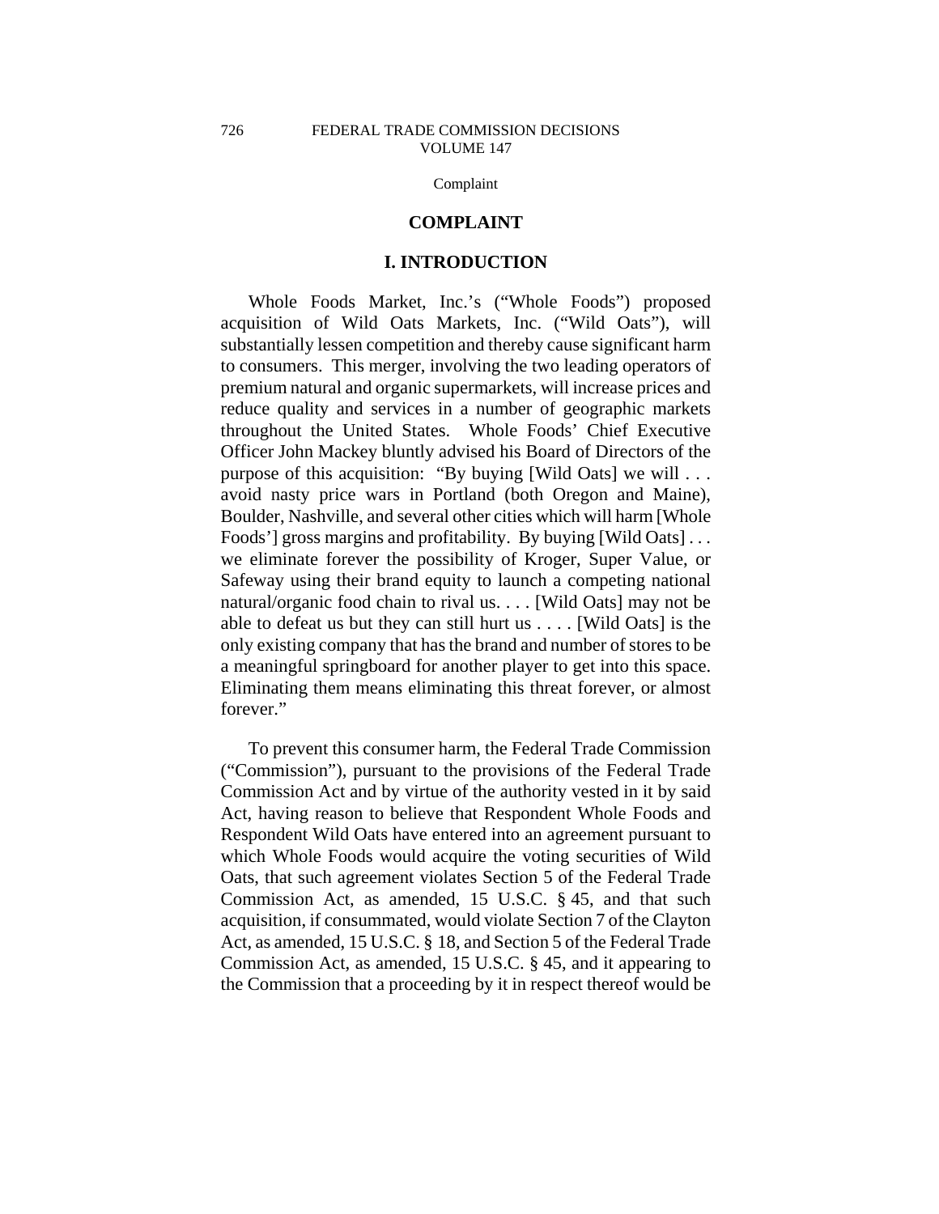# COMPLAINT

## I. INTRODUCTION

Whole Foods Market, Inc.'s ("Whole Foods") proposed acquisition of Wild Oats Markets, Inc. ("Wild Oats"), will substantially lessen competition and thereby cause significant harm to consumers. This merger, involving the two leading operators of premium natural and organic supermarkets, will increase prices and reduce quality and services in a number of geographic markets throughout the United States. Whole Foods' Chief Executive Officer John Mackey bluntly advised his Board of Directors of the purpose of this acquisition: "By buying [Wild Oats] we will . . . avoid nasty price wars in Portland (both Oregon and Maine), Boulder, Nashville, and several other cities which will harm [Whole Foods'] gross margins and profitability. By buying [Wild Oats] . . . we eliminate forever the possibility of Kroger, Super Value, or Safeway using their brand equity to launch a competing national natural/organic food chain to rival us. . . . [Wild Oats] may not be able to defeat us but they can still hurt us . . . . [Wild Oats] is the only existing company that has the brand and number of stores to be a meaningful springboard for another player to get into this space. Eliminating them means eliminating this threat forever, or almost forever."

To prevent this consumer harm, the Federal Trade Commission ("Commission"), pursuant to the provisions of the Federal Trade Commission Act and by virtue of the authority vested in it by said Act, having reason to believe that Respondent Whole Foods and Respondent Wild Oats have entered into an agreement pursuant to which Whole Foods would acquire the voting securities of Wild Oats, that such agreement violates Section 5 of the Federal Trade Commission Act, as amended, 15 U.S.C. § 45, and that such acquisition, if consummated, would violate Section 7 of the Clayton Act, as amended, 15 U.S.C. § 18, and Section 5 of the Federal Trade Commission Act, as amended, 15 U.S.C. § 45, and it appearing to the Commission that a proceeding by it in respect thereof would be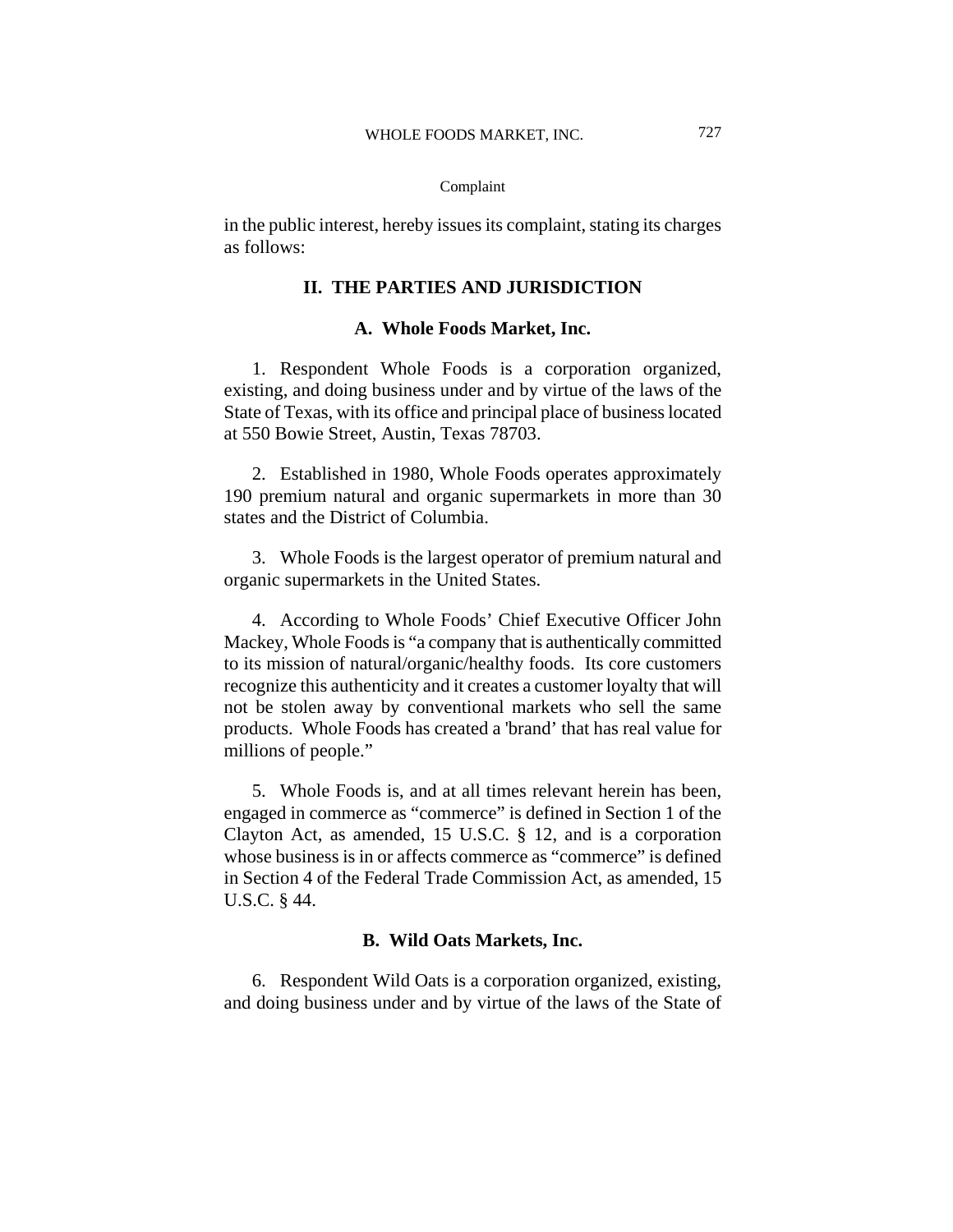in the public interest, hereby issues its complaint, stating its charges as follows:

## II. THE PARTIES AND JURISDICTION

### A. Whole Foods Market, Inc.

1. Respondent Whole Foods is a corporation organized, existing, and doing business under and by virtue of the laws of the State of Texas, with its office and principal place of business located at 550 Bowie Street, Austin, Texas 78703.

2. Established in 1980, Whole Foods operates approximately 190 premium natural and organic supermarkets in more than 30 states and the District of Columbia.

3. Whole Foods is the largest operator of premium natural and organic supermarkets in the United States.

4. According to Whole Foods' Chief Executive Officer John Mackey, Whole Foods is "a company that is authentically committed to its mission of natural/organic/healthy foods. Its core customers recognize this authenticity and it creates a customer loyalty that will not be stolen away by conventional markets who sell the same products. Whole Foods has created a 'brand' that has real value for millions of people."

5. Whole Foods is, and at all times relevant herein has been, engaged in commerce as "commerce" is defined in Section 1 of the Clayton Act, as amended, 15 U.S.C. § 12, and is a corporation whose business is in or affects commerce as "commerce" is defined in Section 4 of the Federal Trade Commission Act, as amended, 15 U.S.C. § 44.

### B. Wild Oats Markets, Inc.

6. Respondent Wild Oats is a corporation organized, existing, and doing business under and by virtue of the laws of the State of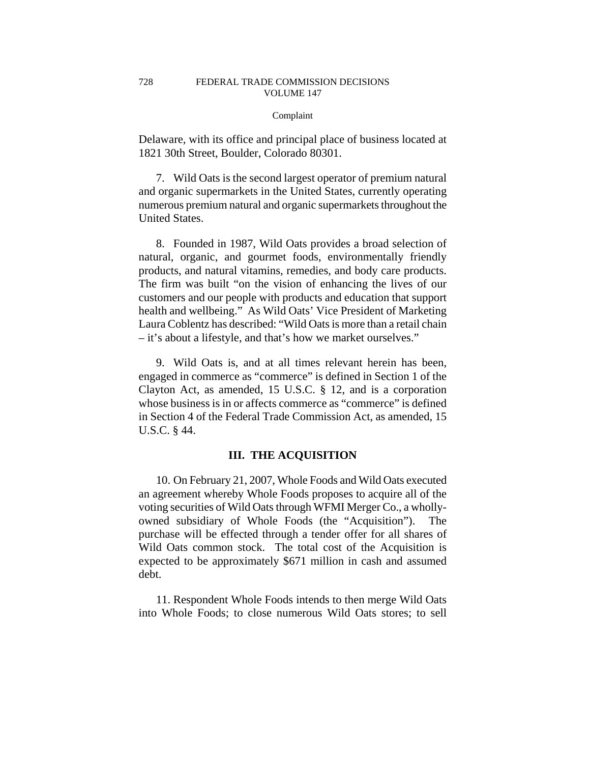Delaware, with its office and principal place of business located at 1821 30th Street, Boulder, Colorado 80301.

7. Wild Oats is the second largest operator of premium natural and organic supermarkets in the United States, currently operating numerous premium natural and organic supermarkets throughout the United States.

8. Founded in 1987, Wild Oats provides a broad selection of natural, organic, and gourmet foods, environmentally friendly products, and natural vitamins, remedies, and body care products. The firm was built "on the vision of enhancing the lives of our customers and our people with products and education that support health and wellbeing." As Wild Oats' Vice President of Marketing Laura Coblentz has described: "Wild Oats is more than a retail chain – it's about a lifestyle, and that's how we market ourselves."

9. Wild Oats is, and at all times relevant herein has been, engaged in commerce as "commerce" is defined in Section 1 of the Clayton Act, as amended, 15 U.S.C. § 12, and is a corporation whose business is in or affects commerce as "commerce" is defined in Section 4 of the Federal Trade Commission Act, as amended, 15 U.S.C. § 44.

## III. THE ACQUISITION

10. On February 21, 2007, Whole Foods and Wild Oats executed an agreement whereby Whole Foods proposes to acquire all of the voting securities of Wild Oats through WFMI Merger Co., a wholly-owned subsidiary of Whole Foods (the "Acquisition"). The purchase will be effected through a tender offer for all shares of Wild Oats common stock. The total cost of the Acquisition is expected to be approximately $671 million in cash and assumed debt.

11. Respondent Whole Foods intends to then merge Wild Oats into Whole Foods; to close numerous Wild Oats stores; to sell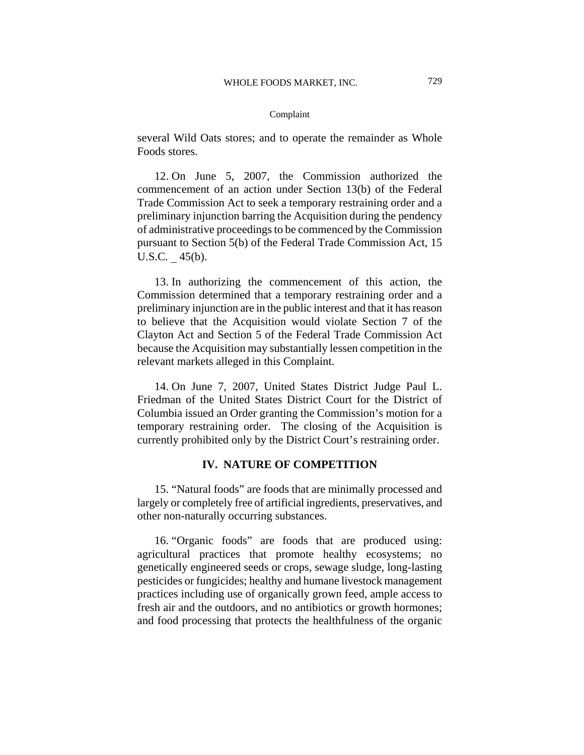several Wild Oats stores; and to operate the remainder as Whole Foods stores.

12. On June 5, 2007, the Commission authorized the commencement of an action under Section 13(b) of the Federal Trade Commission Act to seek a temporary restraining order and a preliminary injunction barring the Acquisition during the pendency of administrative proceedings to be commenced by the Commission pursuant to Section 5(b) of the Federal Trade Commission Act, 15 U.S.C. _ 45(b).

13. In authorizing the commencement of this action, the Commission determined that a temporary restraining order and a preliminary injunction are in the public interest and that it has reason to believe that the Acquisition would violate Section 7 of the Clayton Act and Section 5 of the Federal Trade Commission Act because the Acquisition may substantially lessen competition in the relevant markets alleged in this Complaint.

14. On June 7, 2007, United States District Judge Paul L. Friedman of the United States District Court for the District of Columbia issued an Order granting the Commission's motion for a temporary restraining order. The closing of the Acquisition is currently prohibited only by the District Court's restraining order.

## IV. NATURE OF COMPETITION

15. "Natural foods" are foods that are minimally processed and largely or completely free of artificial ingredients, preservatives, and other non-naturally occurring substances.

16. "Organic foods" are foods that are produced using: agricultural practices that promote healthy ecosystems; no genetically engineered seeds or crops, sewage sludge, long-lasting pesticides or fungicides; healthy and humane livestock management practices including use of organically grown feed, ample access to fresh air and the outdoors, and no antibiotics or growth hormones; and food processing that protects the healthfulness of the organic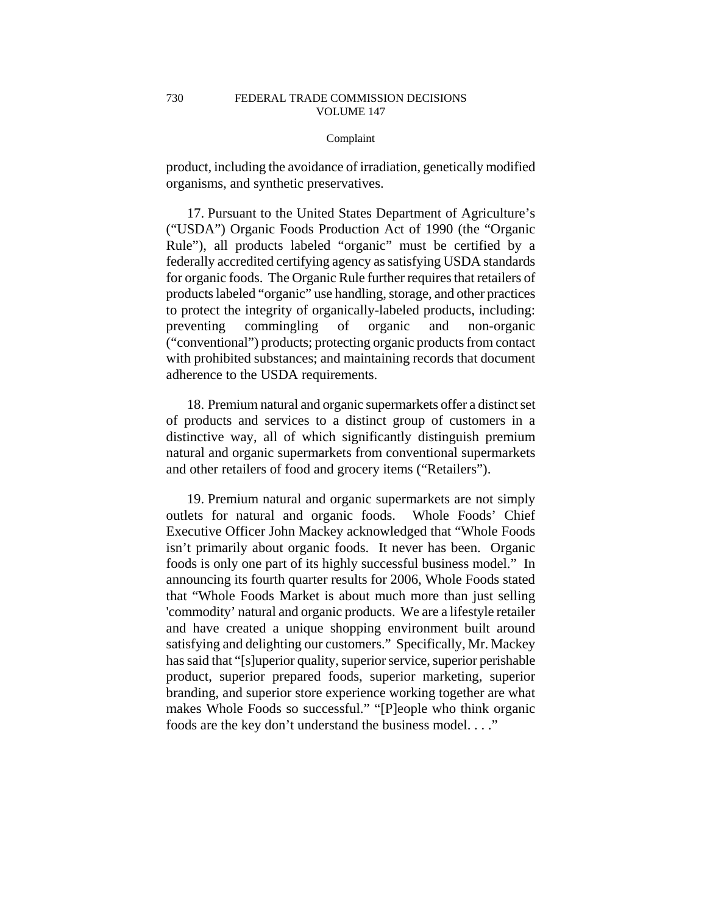product, including the avoidance of irradiation, genetically modified organisms, and synthetic preservatives.

17. Pursuant to the United States Department of Agriculture's ("USDA") Organic Foods Production Act of 1990 (the "Organic Rule"), all products labeled "organic" must be certified by a federally accredited certifying agency as satisfying USDA standards for organic foods. The Organic Rule further requires that retailers of products labeled "organic" use handling, storage, and other practices to protect the integrity of organically-labeled products, including: preventing commingling of organic and non-organic ("conventional") products; protecting organic products from contact with prohibited substances; and maintaining records that document adherence to the USDA requirements.

18. Premium natural and organic supermarkets offer a distinct set of products and services to a distinct group of customers in a distinctive way, all of which significantly distinguish premium natural and organic supermarkets from conventional supermarkets and other retailers of food and grocery items ("Retailers").

19. Premium natural and organic supermarkets are not simply outlets for natural and organic foods. Whole Foods' Chief Executive Officer John Mackey acknowledged that "Whole Foods isn't primarily about organic foods. It never has been. Organic foods is only one part of its highly successful business model." In announcing its fourth quarter results for 2006, Whole Foods stated that "Whole Foods Market is about much more than just selling 'commodity' natural and organic products. We are a lifestyle retailer and have created a unique shopping environment built around satisfying and delighting our customers." Specifically, Mr. Mackey has said that "[s]uperior quality, superior service, superior perishable product, superior prepared foods, superior marketing, superior branding, and superior store experience working together are what makes Whole Foods so successful." "[P]eople who think organic foods are the key don't understand the business model. . . ."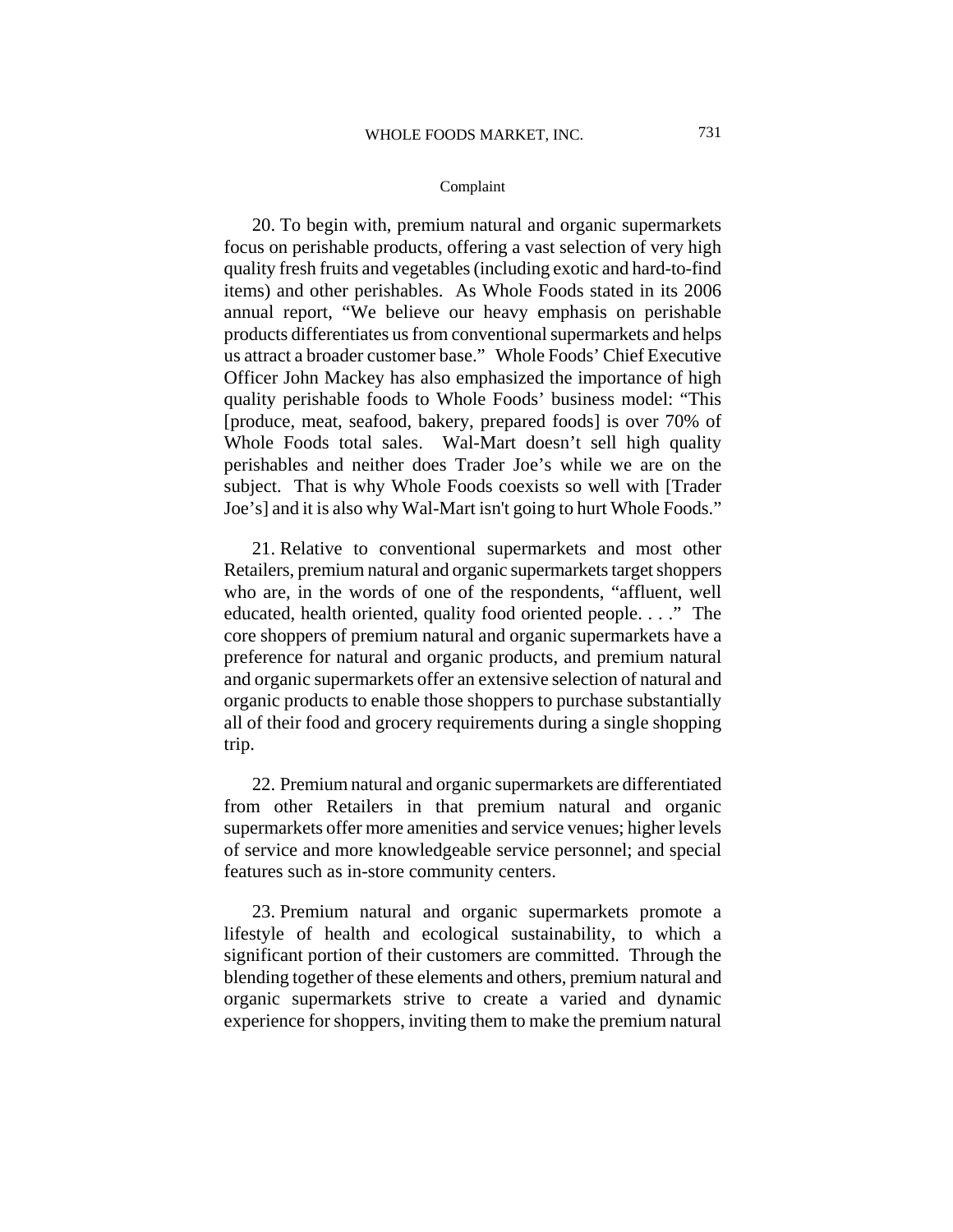20. To begin with, premium natural and organic supermarkets focus on perishable products, offering a vast selection of very high quality fresh fruits and vegetables (including exotic and hard-to-find items) and other perishables. As Whole Foods stated in its 2006 annual report, "We believe our heavy emphasis on perishable products differentiates us from conventional supermarkets and helps us attract a broader customer base." Whole Foods' Chief Executive Officer John Mackey has also emphasized the importance of high quality perishable foods to Whole Foods' business model: "This [produce, meat, seafood, bakery, prepared foods] is over 70% of Whole Foods total sales. Wal-Mart doesn't sell high quality perishables and neither does Trader Joe's while we are on the subject. That is why Whole Foods coexists so well with [Trader Joe's] and it is also why Wal-Mart isn't going to hurt Whole Foods."

21. Relative to conventional supermarkets and most other Retailers, premium natural and organic supermarkets target shoppers who are, in the words of one of the respondents, "affluent, well educated, health oriented, quality food oriented people. . . ." The core shoppers of premium natural and organic supermarkets have a preference for natural and organic products, and premium natural and organic supermarkets offer an extensive selection of natural and organic products to enable those shoppers to purchase substantially all of their food and grocery requirements during a single shopping trip.

22. Premium natural and organic supermarkets are differentiated from other Retailers in that premium natural and organic supermarkets offer more amenities and service venues; higher levels of service and more knowledgeable service personnel; and special features such as in-store community centers.

23. Premium natural and organic supermarkets promote a lifestyle of health and ecological sustainability, to which a significant portion of their customers are committed. Through the blending together of these elements and others, premium natural and organic supermarkets strive to create a varied and dynamic experience for shoppers, inviting them to make the premium natural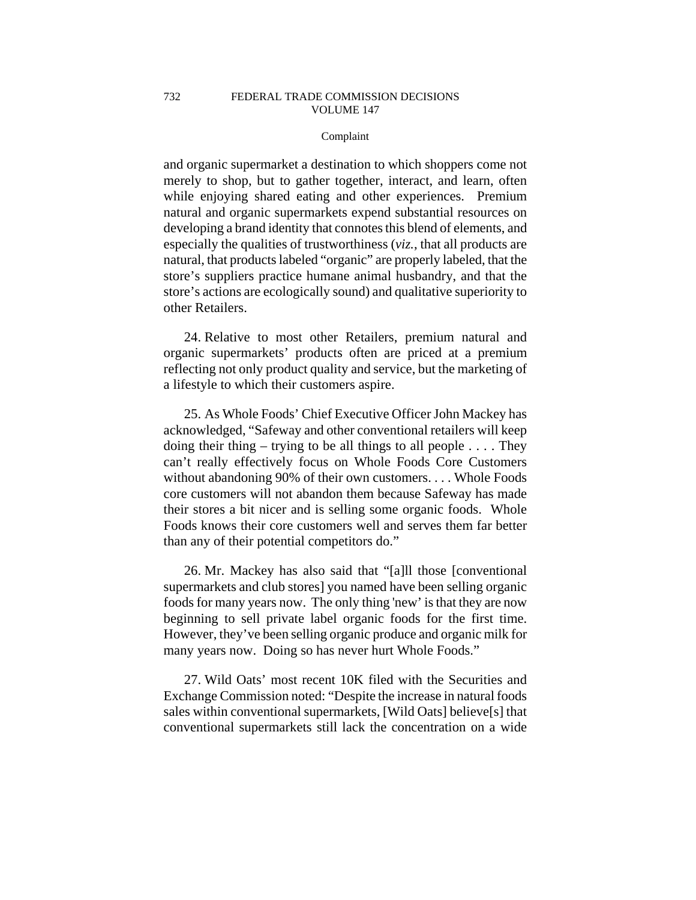and organic supermarket a destination to which shoppers come not merely to shop, but to gather together, interact, and learn, often while enjoying shared eating and other experiences. Premium natural and organic supermarkets expend substantial resources on developing a brand identity that connotes this blend of elements, and especially the qualities of trustworthiness (*viz.*, that all products are natural, that products labeled "organic" are properly labeled, that the store's suppliers practice humane animal husbandry, and that the store's actions are ecologically sound) and qualitative superiority to other Retailers.

24. Relative to most other Retailers, premium natural and organic supermarkets' products often are priced at a premium reflecting not only product quality and service, but the marketing of a lifestyle to which their customers aspire.

25. As Whole Foods' Chief Executive Officer John Mackey has acknowledged, "Safeway and other conventional retailers will keep doing their thing – trying to be all things to all people . . . . They can't really effectively focus on Whole Foods Core Customers without abandoning 90% of their own customers. . . . Whole Foods core customers will not abandon them because Safeway has made their stores a bit nicer and is selling some organic foods. Whole Foods knows their core customers well and serves them far better than any of their potential competitors do."

26. Mr. Mackey has also said that "[a]ll those [conventional supermarkets and club stores] you named have been selling organic foods for many years now. The only thing 'new' is that they are now beginning to sell private label organic foods for the first time. However, they've been selling organic produce and organic milk for many years now. Doing so has never hurt Whole Foods."

27. Wild Oats' most recent 10K filed with the Securities and Exchange Commission noted: "Despite the increase in natural foods sales within conventional supermarkets, [Wild Oats] believe[s] that conventional supermarkets still lack the concentration on a wide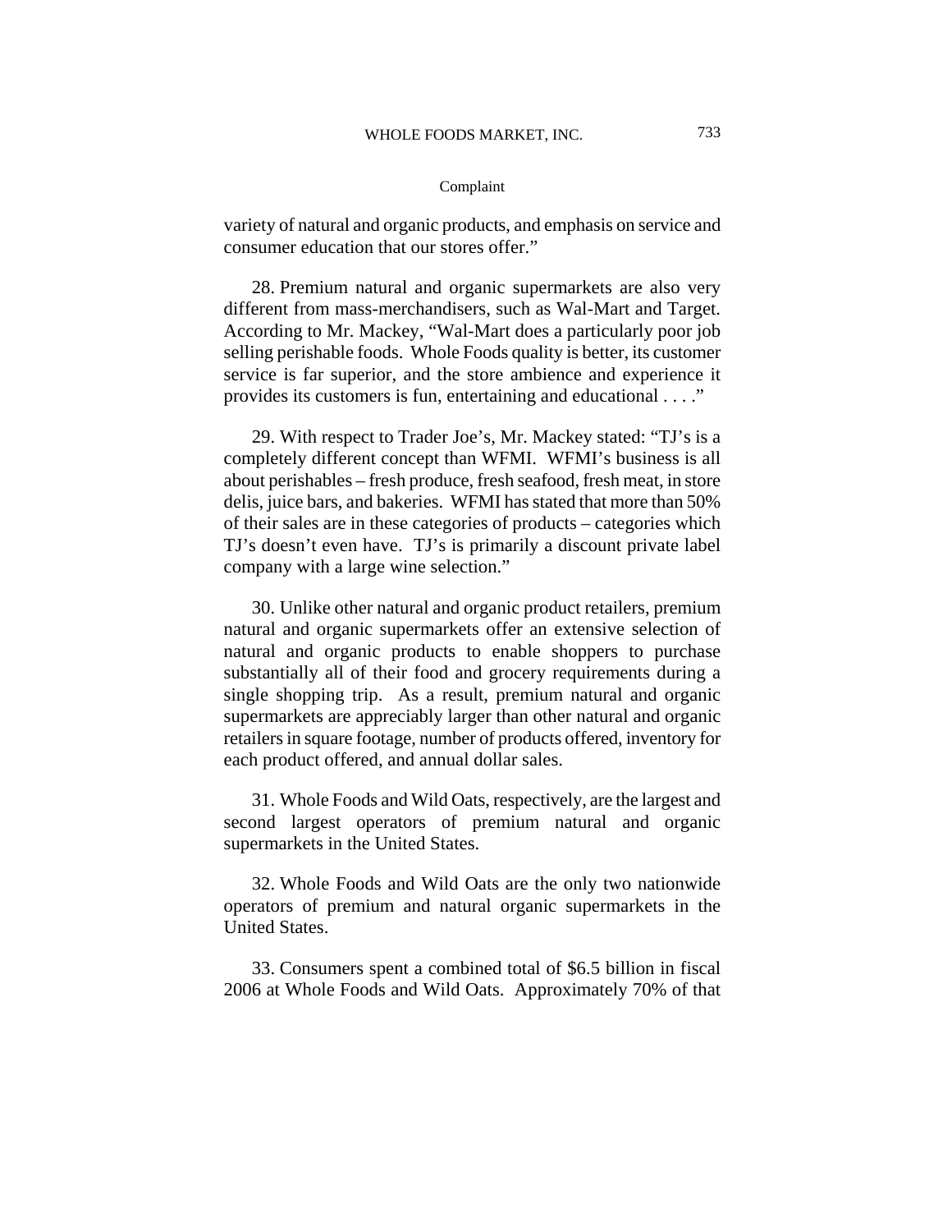variety of natural and organic products, and emphasis on service and consumer education that our stores offer."

28. Premium natural and organic supermarkets are also very different from mass-merchandisers, such as Wal-Mart and Target. According to Mr. Mackey, "Wal-Mart does a particularly poor job selling perishable foods. Whole Foods quality is better, its customer service is far superior, and the store ambience and experience it provides its customers is fun, entertaining and educational . . . ."

29. With respect to Trader Joe's, Mr. Mackey stated: "TJ's is a completely different concept than WFMI. WFMI's business is all about perishables – fresh produce, fresh seafood, fresh meat, in store delis, juice bars, and bakeries. WFMI has stated that more than 50% of their sales are in these categories of products – categories which TJ's doesn't even have. TJ's is primarily a discount private label company with a large wine selection."

30. Unlike other natural and organic product retailers, premium natural and organic supermarkets offer an extensive selection of natural and organic products to enable shoppers to purchase substantially all of their food and grocery requirements during a single shopping trip. As a result, premium natural and organic supermarkets are appreciably larger than other natural and organic retailers in square footage, number of products offered, inventory for each product offered, and annual dollar sales.

31. Whole Foods and Wild Oats, respectively, are the largest and second largest operators of premium natural and organic supermarkets in the United States.

32. Whole Foods and Wild Oats are the only two nationwide operators of premium and natural organic supermarkets in the United States.

33. Consumers spent a combined total of $6.5 billion in fiscal 2006 at Whole Foods and Wild Oats. Approximately 70% of that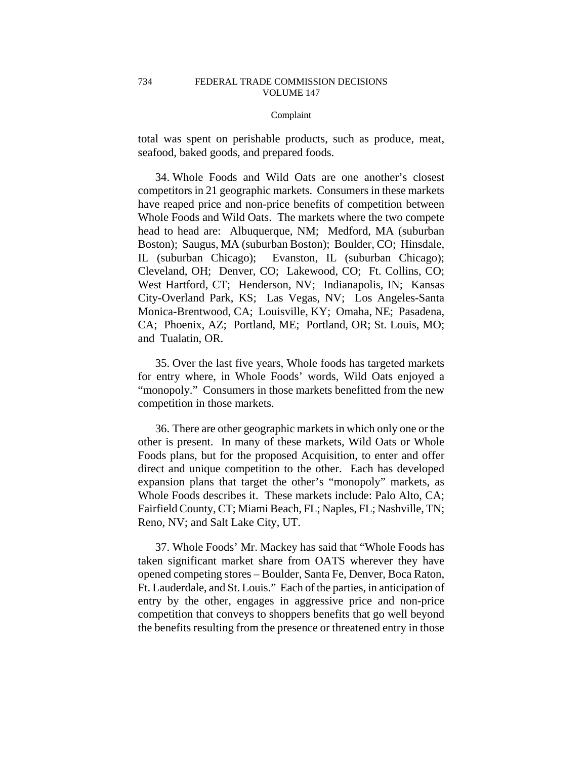total was spent on perishable products, such as produce, meat, seafood, baked goods, and prepared foods.

34. Whole Foods and Wild Oats are one another's closest competitors in 21 geographic markets. Consumers in these markets have reaped price and non-price benefits of competition between Whole Foods and Wild Oats. The markets where the two compete head to head are: Albuquerque, NM; Medford, MA (suburban Boston); Saugus, MA (suburban Boston); Boulder, CO; Hinsdale, IL (suburban Chicago); Evanston, IL (suburban Chicago); Cleveland, OH; Denver, CO; Lakewood, CO; Ft. Collins, CO; West Hartford, CT; Henderson, NV; Indianapolis, IN; Kansas City-Overland Park, KS; Las Vegas, NV; Los Angeles-Santa Monica-Brentwood, CA; Louisville, KY; Omaha, NE; Pasadena, CA; Phoenix, AZ; Portland, ME; Portland, OR; St. Louis, MO; and Tualatin, OR.

35. Over the last five years, Whole foods has targeted markets for entry where, in Whole Foods' words, Wild Oats enjoyed a "monopoly." Consumers in those markets benefitted from the new competition in those markets.

36. There are other geographic markets in which only one or the other is present. In many of these markets, Wild Oats or Whole Foods plans, but for the proposed Acquisition, to enter and offer direct and unique competition to the other. Each has developed expansion plans that target the other's "monopoly" markets, as Whole Foods describes it. These markets include: Palo Alto, CA; Fairfield County, CT; Miami Beach, FL; Naples, FL; Nashville, TN; Reno, NV; and Salt Lake City, UT.

37. Whole Foods' Mr. Mackey has said that "Whole Foods has taken significant market share from OATS wherever they have opened competing stores – Boulder, Santa Fe, Denver, Boca Raton, Ft. Lauderdale, and St. Louis." Each of the parties, in anticipation of entry by the other, engages in aggressive price and non-price competition that conveys to shoppers benefits that go well beyond the benefits resulting from the presence or threatened entry in those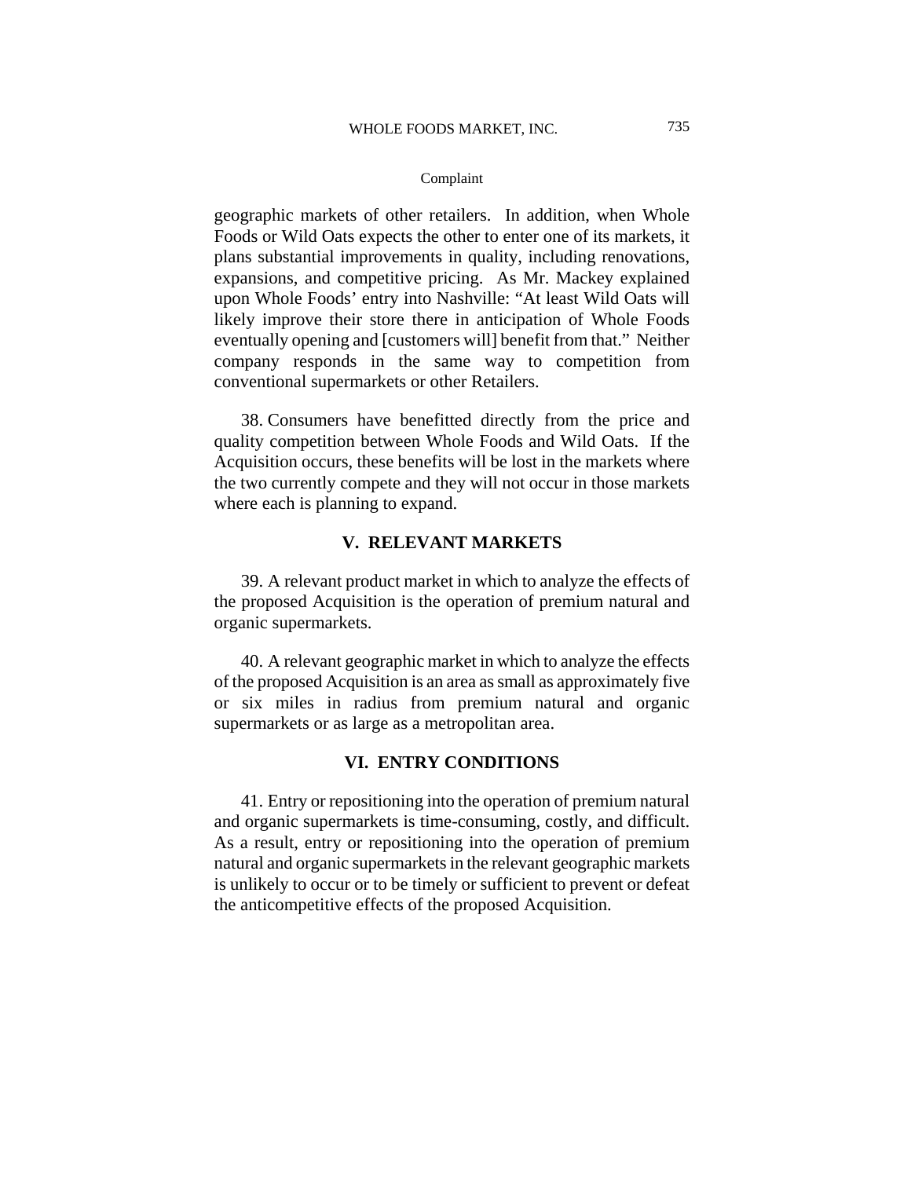geographic markets of other retailers. In addition, when Whole Foods or Wild Oats expects the other to enter one of its markets, it plans substantial improvements in quality, including renovations, expansions, and competitive pricing. As Mr. Mackey explained upon Whole Foods' entry into Nashville: "At least Wild Oats will likely improve their store there in anticipation of Whole Foods eventually opening and [customers will] benefit from that." Neither company responds in the same way to competition from conventional supermarkets or other Retailers.

38. Consumers have benefitted directly from the price and quality competition between Whole Foods and Wild Oats. If the Acquisition occurs, these benefits will be lost in the markets where the two currently compete and they will not occur in those markets where each is planning to expand.

## V. RELEVANT MARKETS

39. A relevant product market in which to analyze the effects of the proposed Acquisition is the operation of premium natural and organic supermarkets.

40. A relevant geographic market in which to analyze the effects of the proposed Acquisition is an area as small as approximately five or six miles in radius from premium natural and organic supermarkets or as large as a metropolitan area.

## VI. ENTRY CONDITIONS

41. Entry or repositioning into the operation of premium natural and organic supermarkets is time-consuming, costly, and difficult. As a result, entry or repositioning into the operation of premium natural and organic supermarkets in the relevant geographic markets is unlikely to occur or to be timely or sufficient to prevent or defeat the anticompetitive effects of the proposed Acquisition.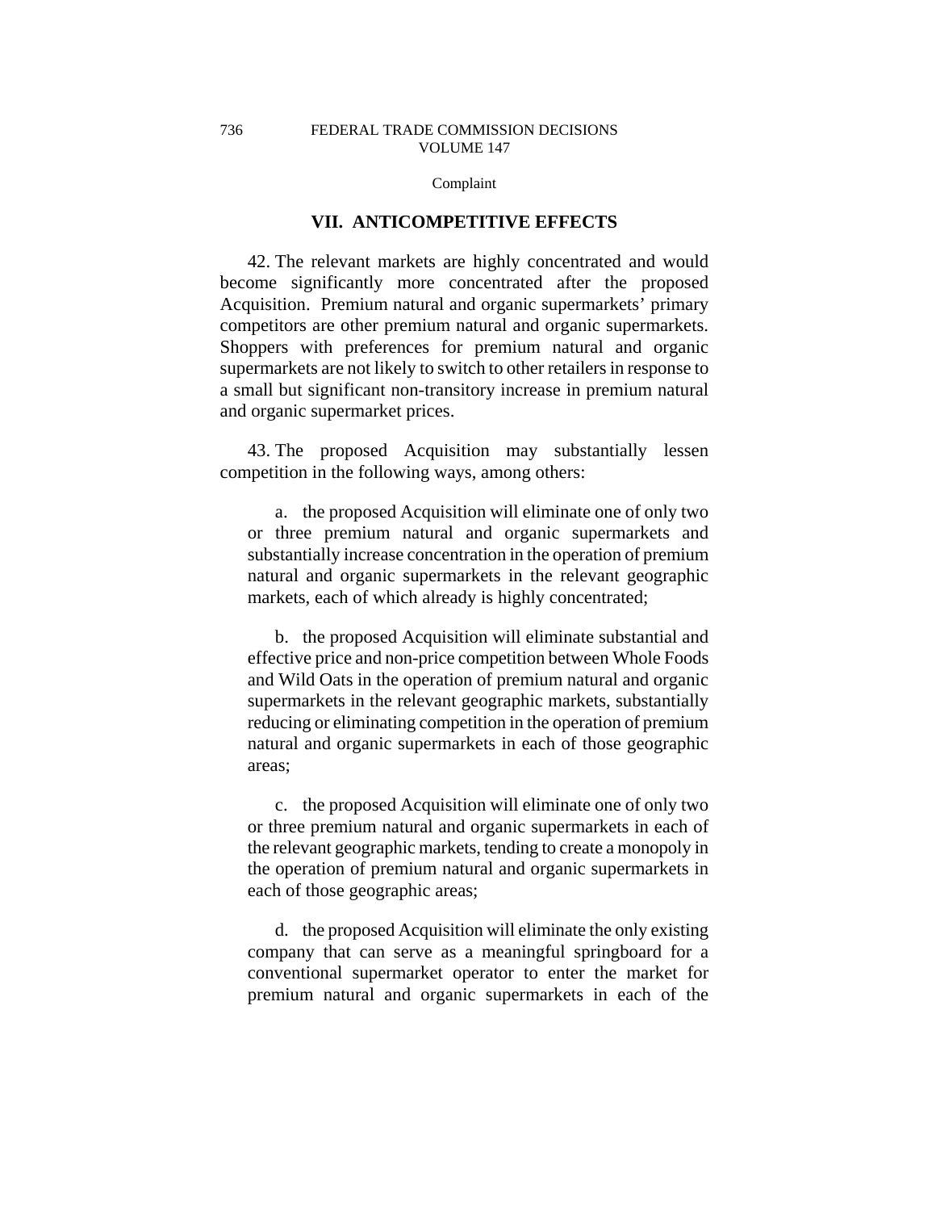## VII. ANTICOMPETITIVE EFFECTS

42. The relevant markets are highly concentrated and would become significantly more concentrated after the proposed Acquisition. Premium natural and organic supermarkets' primary competitors are other premium natural and organic supermarkets. Shoppers with preferences for premium natural and organic supermarkets are not likely to switch to other retailers in response to a small but significant non-transitory increase in premium natural and organic supermarket prices.

43. The proposed Acquisition may substantially lessen competition in the following ways, among others:

a. the proposed Acquisition will eliminate one of only two or three premium natural and organic supermarkets and substantially increase concentration in the operation of premium natural and organic supermarkets in the relevant geographic markets, each of which already is highly concentrated;

b. the proposed Acquisition will eliminate substantial and effective price and non-price competition between Whole Foods and Wild Oats in the operation of premium natural and organic supermarkets in the relevant geographic markets, substantially reducing or eliminating competition in the operation of premium natural and organic supermarkets in each of those geographic areas;

c. the proposed Acquisition will eliminate one of only two or three premium natural and organic supermarkets in each of the relevant geographic markets, tending to create a monopoly in the operation of premium natural and organic supermarkets in each of those geographic areas;

d. the proposed Acquisition will eliminate the only existing company that can serve as a meaningful springboard for a conventional supermarket operator to enter the market for premium natural and organic supermarkets in each of the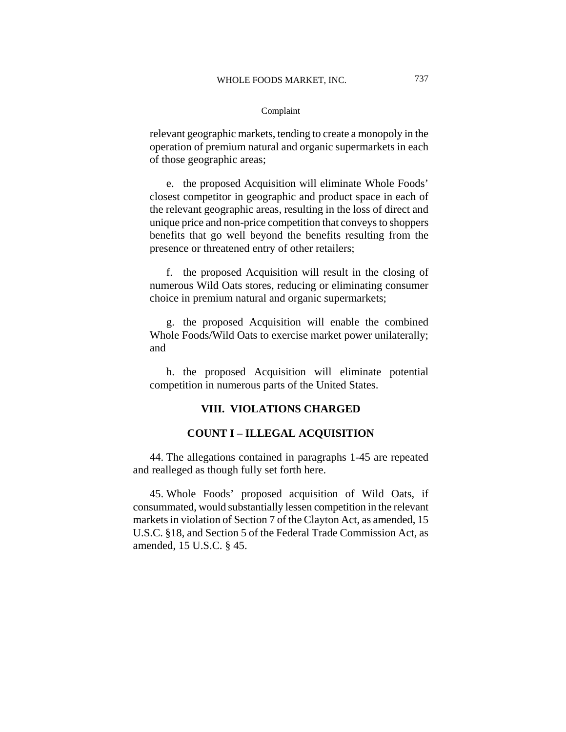relevant geographic markets, tending to create a monopoly in the operation of premium natural and organic supermarkets in each of those geographic areas;

e. the proposed Acquisition will eliminate Whole Foods' closest competitor in geographic and product space in each of the relevant geographic areas, resulting in the loss of direct and unique price and non-price competition that conveys to shoppers benefits that go well beyond the benefits resulting from the presence or threatened entry of other retailers;

f. the proposed Acquisition will result in the closing of numerous Wild Oats stores, reducing or eliminating consumer choice in premium natural and organic supermarkets;

g. the proposed Acquisition will enable the combined Whole Foods/Wild Oats to exercise market power unilaterally; and

h. the proposed Acquisition will eliminate potential competition in numerous parts of the United States.

## VIII. VIOLATIONS CHARGED

### COUNT I – ILLEGAL ACQUISITION

44. The allegations contained in paragraphs 1-45 are repeated and realleged as though fully set forth here.

45. Whole Foods' proposed acquisition of Wild Oats, if consummated, would substantially lessen competition in the relevant markets in violation of Section 7 of the Clayton Act, as amended, 15 U.S.C. §18, and Section 5 of the Federal Trade Commission Act, as amended, 15 U.S.C. § 45.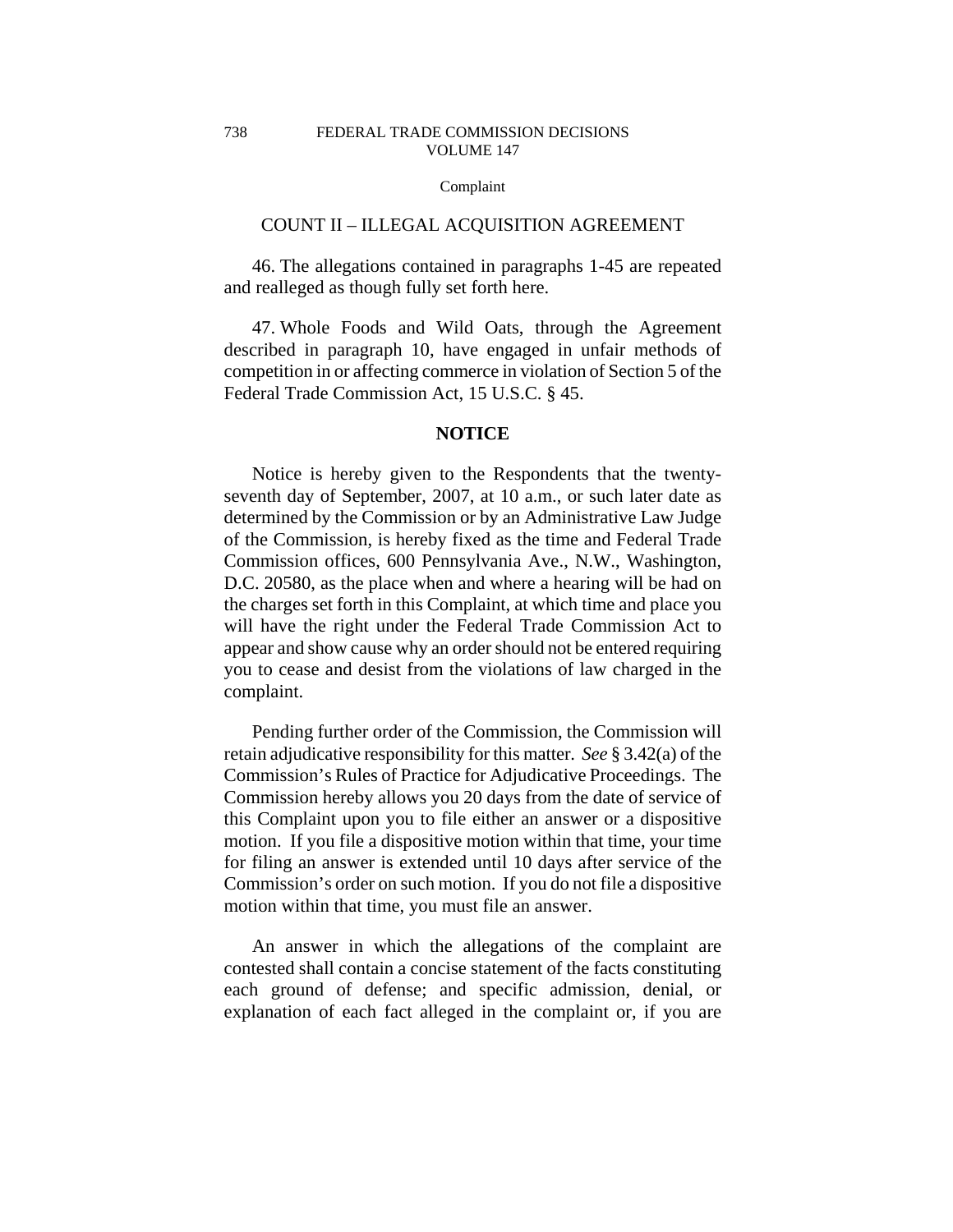## COUNT II – ILLEGAL ACQUISITION AGREEMENT

46. The allegations contained in paragraphs 1-45 are repeated and realleged as though fully set forth here.

47. Whole Foods and Wild Oats, through the Agreement described in paragraph 10, have engaged in unfair methods of competition in or affecting commerce in violation of Section 5 of the Federal Trade Commission Act, 15 U.S.C. § 45.

## NOTICE

Notice is hereby given to the Respondents that the twenty-seventh day of September, 2007, at 10 a.m., or such later date as determined by the Commission or by an Administrative Law Judge of the Commission, is hereby fixed as the time and Federal Trade Commission offices, 600 Pennsylvania Ave., N.W., Washington, D.C. 20580, as the place when and where a hearing will be had on the charges set forth in this Complaint, at which time and place you will have the right under the Federal Trade Commission Act to appear and show cause why an order should not be entered requiring you to cease and desist from the violations of law charged in the complaint.

Pending further order of the Commission, the Commission will retain adjudicative responsibility for this matter. *See* § 3.42(a) of the Commission's Rules of Practice for Adjudicative Proceedings. The Commission hereby allows you 20 days from the date of service of this Complaint upon you to file either an answer or a dispositive motion. If you file a dispositive motion within that time, your time for filing an answer is extended until 10 days after service of the Commission's order on such motion. If you do not file a dispositive motion within that time, you must file an answer.

An answer in which the allegations of the complaint are contested shall contain a concise statement of the facts constituting each ground of defense; and specific admission, denial, or explanation of each fact alleged in the complaint or, if you are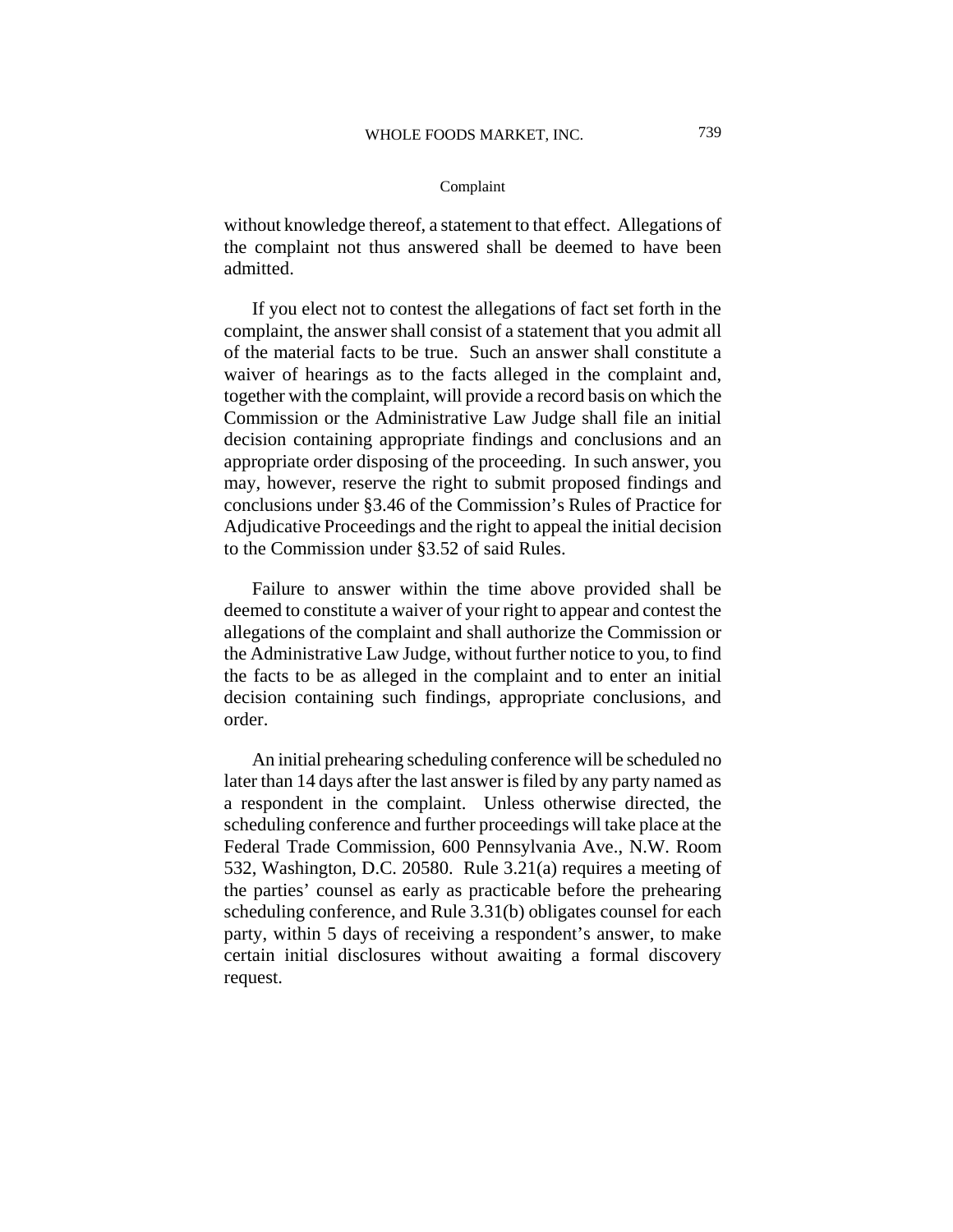without knowledge thereof, a statement to that effect. Allegations of the complaint not thus answered shall be deemed to have been admitted.

If you elect not to contest the allegations of fact set forth in the complaint, the answer shall consist of a statement that you admit all of the material facts to be true. Such an answer shall constitute a waiver of hearings as to the facts alleged in the complaint and, together with the complaint, will provide a record basis on which the Commission or the Administrative Law Judge shall file an initial decision containing appropriate findings and conclusions and an appropriate order disposing of the proceeding. In such answer, you may, however, reserve the right to submit proposed findings and conclusions under §3.46 of the Commission's Rules of Practice for Adjudicative Proceedings and the right to appeal the initial decision to the Commission under §3.52 of said Rules.

Failure to answer within the time above provided shall be deemed to constitute a waiver of your right to appear and contest the allegations of the complaint and shall authorize the Commission or the Administrative Law Judge, without further notice to you, to find the facts to be as alleged in the complaint and to enter an initial decision containing such findings, appropriate conclusions, and order.

An initial prehearing scheduling conference will be scheduled no later than 14 days after the last answer is filed by any party named as a respondent in the complaint. Unless otherwise directed, the scheduling conference and further proceedings will take place at the Federal Trade Commission, 600 Pennsylvania Ave., N.W. Room 532, Washington, D.C. 20580. Rule 3.21(a) requires a meeting of the parties' counsel as early as practicable before the prehearing scheduling conference, and Rule 3.31(b) obligates counsel for each party, within 5 days of receiving a respondent's answer, to make certain initial disclosures without awaiting a formal discovery request.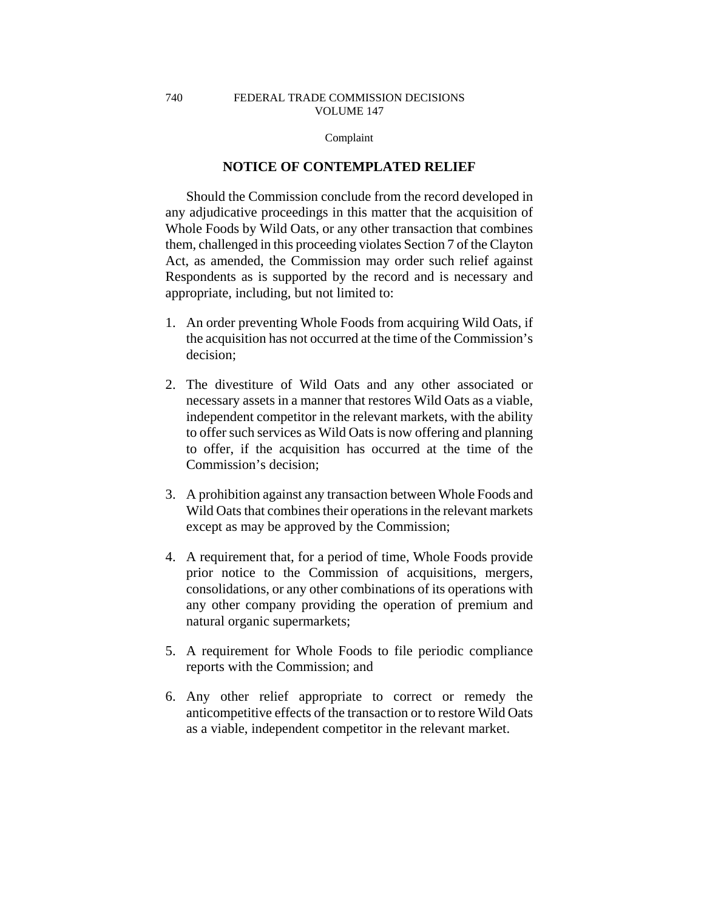## NOTICE OF CONTEMPLATED RELIEF

Should the Commission conclude from the record developed in any adjudicative proceedings in this matter that the acquisition of Whole Foods by Wild Oats, or any other transaction that combines them, challenged in this proceeding violates Section 7 of the Clayton Act, as amended, the Commission may order such relief against Respondents as is supported by the record and is necessary and appropriate, including, but not limited to:

1. An order preventing Whole Foods from acquiring Wild Oats, if the acquisition has not occurred at the time of the Commission's decision;

2. The divestiture of Wild Oats and any other associated or necessary assets in a manner that restores Wild Oats as a viable, independent competitor in the relevant markets, with the ability to offer such services as Wild Oats is now offering and planning to offer, if the acquisition has occurred at the time of the Commission's decision;

3. A prohibition against any transaction between Whole Foods and Wild Oats that combines their operations in the relevant markets except as may be approved by the Commission;

4. A requirement that, for a period of time, Whole Foods provide prior notice to the Commission of acquisitions, mergers, consolidations, or any other combinations of its operations with any other company providing the operation of premium and natural organic supermarkets;

5. A requirement for Whole Foods to file periodic compliance reports with the Commission; and

6. Any other relief appropriate to correct or remedy the anticompetitive effects of the transaction or to restore Wild Oats as a viable, independent competitor in the relevant market.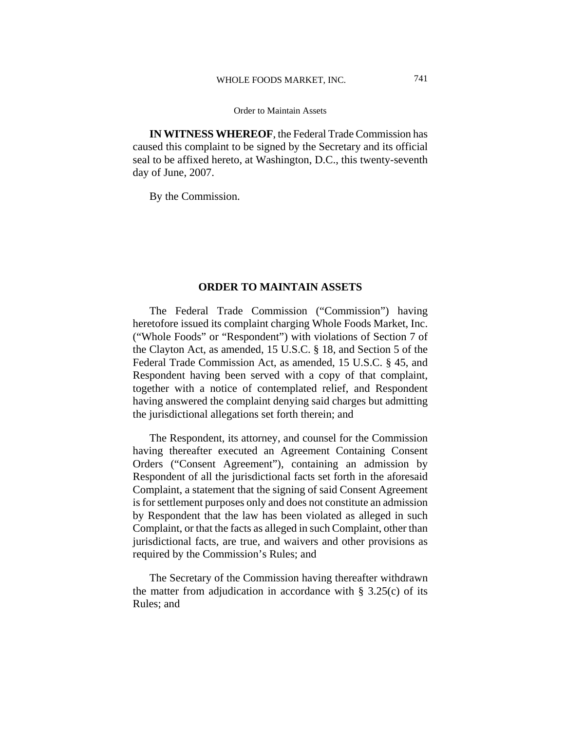**IN WITNESS WHEREOF**, the Federal Trade Commission has caused this complaint to be signed by the Secretary and its official seal to be affixed hereto, at Washington, D.C., this twenty-seventh day of June, 2007.

By the Commission.

## ORDER TO MAINTAIN ASSETS

The Federal Trade Commission ("Commission") having heretofore issued its complaint charging Whole Foods Market, Inc. ("Whole Foods" or "Respondent") with violations of Section 7 of the Clayton Act, as amended, 15 U.S.C. § 18, and Section 5 of the Federal Trade Commission Act, as amended, 15 U.S.C. § 45, and Respondent having been served with a copy of that complaint, together with a notice of contemplated relief, and Respondent having answered the complaint denying said charges but admitting the jurisdictional allegations set forth therein; and

The Respondent, its attorney, and counsel for the Commission having thereafter executed an Agreement Containing Consent Orders ("Consent Agreement"), containing an admission by Respondent of all the jurisdictional facts set forth in the aforesaid Complaint, a statement that the signing of said Consent Agreement is for settlement purposes only and does not constitute an admission by Respondent that the law has been violated as alleged in such Complaint, or that the facts as alleged in such Complaint, other than jurisdictional facts, are true, and waivers and other provisions as required by the Commission's Rules; and

The Secretary of the Commission having thereafter withdrawn the matter from adjudication in accordance with § 3.25(c) of its Rules; and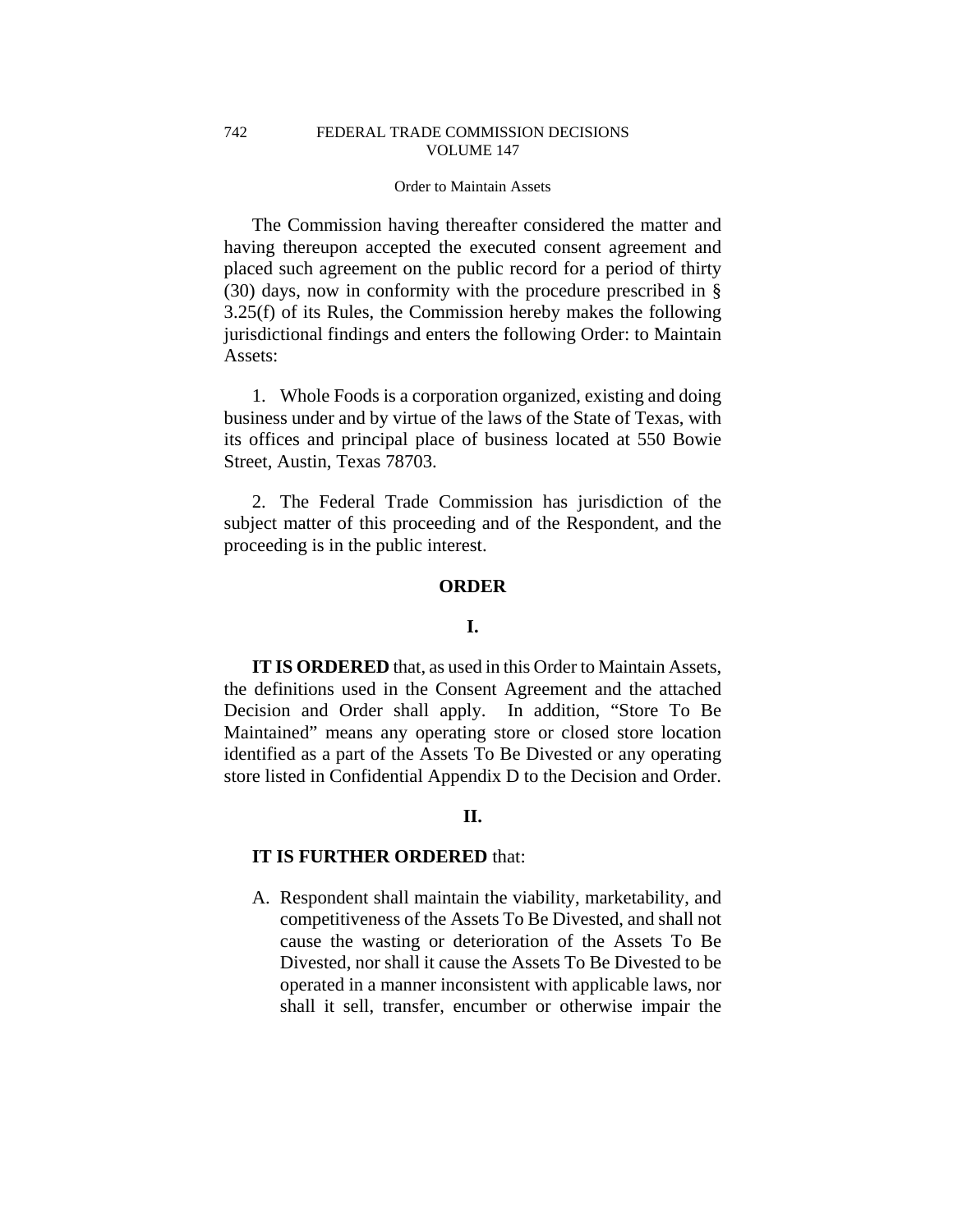The Commission having thereafter considered the matter and having thereupon accepted the executed consent agreement and placed such agreement on the public record for a period of thirty (30) days, now in conformity with the procedure prescribed in § 3.25(f) of its Rules, the Commission hereby makes the following jurisdictional findings and enters the following Order: to Maintain Assets:

1. Whole Foods is a corporation organized, existing and doing business under and by virtue of the laws of the State of Texas, with its offices and principal place of business located at 550 Bowie Street, Austin, Texas 78703.

2. The Federal Trade Commission has jurisdiction of the subject matter of this proceeding and of the Respondent, and the proceeding is in the public interest.

## ORDER

### I.

**IT IS ORDERED** that, as used in this Order to Maintain Assets, the definitions used in the Consent Agreement and the attached Decision and Order shall apply. In addition, "Store To Be Maintained" means any operating store or closed store location identified as a part of the Assets To Be Divested or any operating store listed in Confidential Appendix D to the Decision and Order.

### II.

**IT IS FURTHER ORDERED** that:

A. Respondent shall maintain the viability, marketability, and competitiveness of the Assets To Be Divested, and shall not cause the wasting or deterioration of the Assets To Be Divested, nor shall it cause the Assets To Be Divested to be operated in a manner inconsistent with applicable laws, nor shall it sell, transfer, encumber or otherwise impair the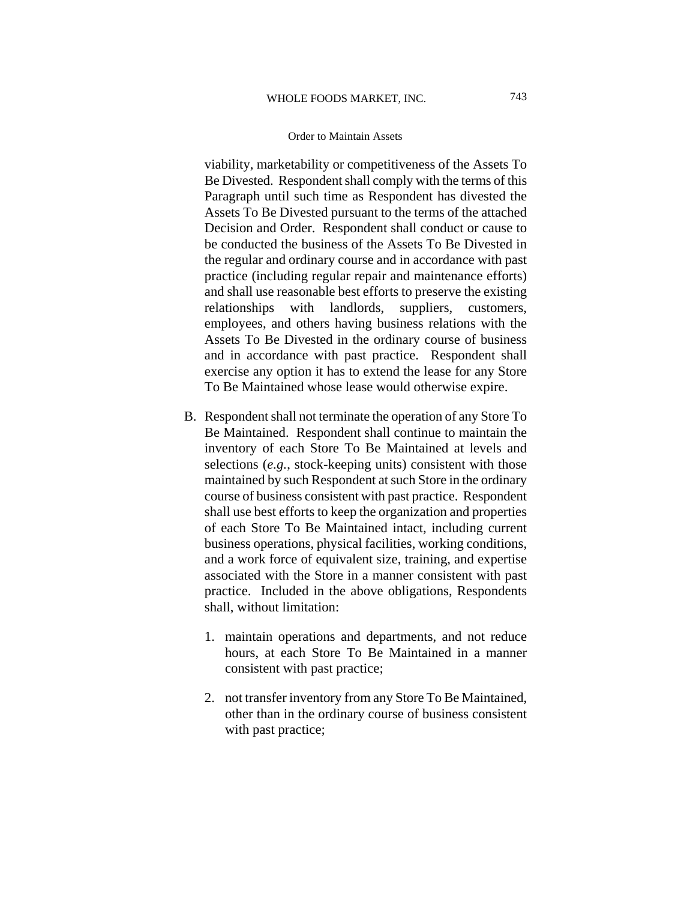viability, marketability or competitiveness of the Assets To Be Divested. Respondent shall comply with the terms of this Paragraph until such time as Respondent has divested the Assets To Be Divested pursuant to the terms of the attached Decision and Order. Respondent shall conduct or cause to be conducted the business of the Assets To Be Divested in the regular and ordinary course and in accordance with past practice (including regular repair and maintenance efforts) and shall use reasonable best efforts to preserve the existing relationships with landlords, suppliers, customers, employees, and others having business relations with the Assets To Be Divested in the ordinary course of business and in accordance with past practice. Respondent shall exercise any option it has to extend the lease for any Store To Be Maintained whose lease would otherwise expire.

B. Respondent shall not terminate the operation of any Store To Be Maintained. Respondent shall continue to maintain the inventory of each Store To Be Maintained at levels and selections (*e.g.*, stock-keeping units) consistent with those maintained by such Respondent at such Store in the ordinary course of business consistent with past practice. Respondent shall use best efforts to keep the organization and properties of each Store To Be Maintained intact, including current business operations, physical facilities, working conditions, and a work force of equivalent size, training, and expertise associated with the Store in a manner consistent with past practice. Included in the above obligations, Respondents shall, without limitation:

   1. maintain operations and departments, and not reduce hours, at each Store To Be Maintained in a manner consistent with past practice;

   2. not transfer inventory from any Store To Be Maintained, other than in the ordinary course of business consistent with past practice;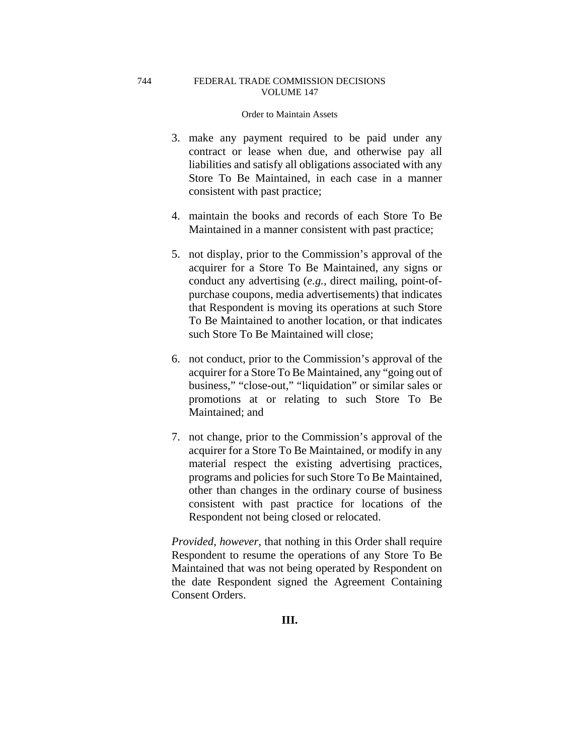3. make any payment required to be paid under any contract or lease when due, and otherwise pay all liabilities and satisfy all obligations associated with any Store To Be Maintained, in each case in a manner consistent with past practice;

4. maintain the books and records of each Store To Be Maintained in a manner consistent with past practice;

5. not display, prior to the Commission's approval of the acquirer for a Store To Be Maintained, any signs or conduct any advertising (*e.g.*, direct mailing, point-of-purchase coupons, media advertisements) that indicates that Respondent is moving its operations at such Store To Be Maintained to another location, or that indicates such Store To Be Maintained will close;

6. not conduct, prior to the Commission's approval of the acquirer for a Store To Be Maintained, any "going out of business," "close-out," "liquidation" or similar sales or promotions at or relating to such Store To Be Maintained; and

7. not change, prior to the Commission's approval of the acquirer for a Store To Be Maintained, or modify in any material respect the existing advertising practices, programs and policies for such Store To Be Maintained, other than changes in the ordinary course of business consistent with past practice for locations of the Respondent not being closed or relocated.

*Provided, however,* that nothing in this Order shall require Respondent to resume the operations of any Store To Be Maintained that was not being operated by Respondent on the date Respondent signed the Agreement Containing Consent Orders.

**III.**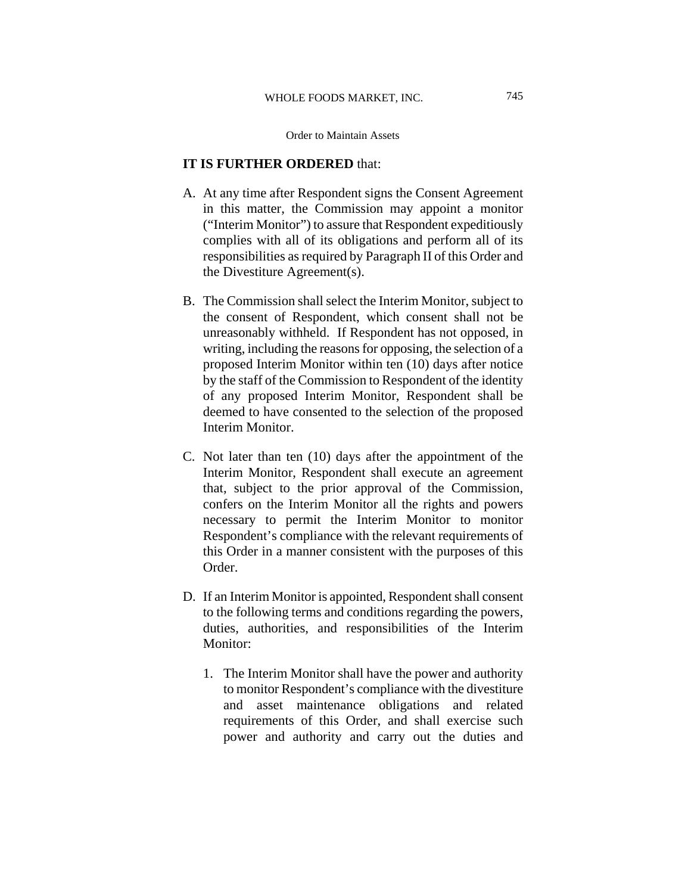**IT IS FURTHER ORDERED** that:

A. At any time after Respondent signs the Consent Agreement in this matter, the Commission may appoint a monitor ("Interim Monitor") to assure that Respondent expeditiously complies with all of its obligations and perform all of its responsibilities as required by Paragraph II of this Order and the Divestiture Agreement(s).

B. The Commission shall select the Interim Monitor, subject to the consent of Respondent, which consent shall not be unreasonably withheld. If Respondent has not opposed, in writing, including the reasons for opposing, the selection of a proposed Interim Monitor within ten (10) days after notice by the staff of the Commission to Respondent of the identity of any proposed Interim Monitor, Respondent shall be deemed to have consented to the selection of the proposed Interim Monitor.

C. Not later than ten (10) days after the appointment of the Interim Monitor, Respondent shall execute an agreement that, subject to the prior approval of the Commission, confers on the Interim Monitor all the rights and powers necessary to permit the Interim Monitor to monitor Respondent's compliance with the relevant requirements of this Order in a manner consistent with the purposes of this Order.

D. If an Interim Monitor is appointed, Respondent shall consent to the following terms and conditions regarding the powers, duties, authorities, and responsibilities of the Interim Monitor:

   1. The Interim Monitor shall have the power and authority to monitor Respondent's compliance with the divestiture and asset maintenance obligations and related requirements of this Order, and shall exercise such power and authority and carry out the duties and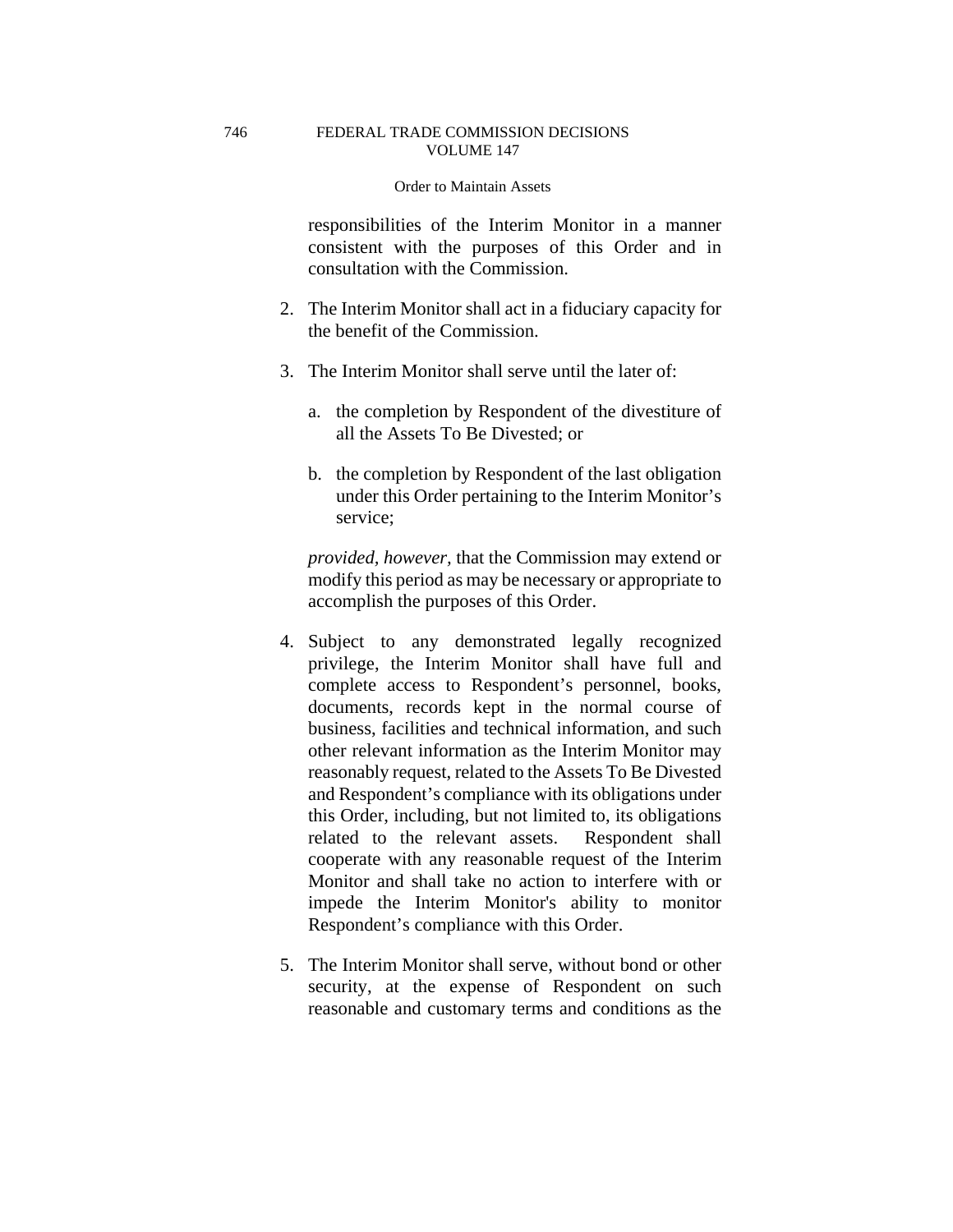responsibilities of the Interim Monitor in a manner consistent with the purposes of this Order and in consultation with the Commission.

2. The Interim Monitor shall act in a fiduciary capacity for the benefit of the Commission.

3. The Interim Monitor shall serve until the later of:

   a. the completion by Respondent of the divestiture of all the Assets To Be Divested; or

   b. the completion by Respondent of the last obligation under this Order pertaining to the Interim Monitor's service;

   *provided, however,* that the Commission may extend or modify this period as may be necessary or appropriate to accomplish the purposes of this Order.

4. Subject to any demonstrated legally recognized privilege, the Interim Monitor shall have full and complete access to Respondent's personnel, books, documents, records kept in the normal course of business, facilities and technical information, and such other relevant information as the Interim Monitor may reasonably request, related to the Assets To Be Divested and Respondent's compliance with its obligations under this Order, including, but not limited to, its obligations related to the relevant assets. Respondent shall cooperate with any reasonable request of the Interim Monitor and shall take no action to interfere with or impede the Interim Monitor's ability to monitor Respondent's compliance with this Order.

5. The Interim Monitor shall serve, without bond or other security, at the expense of Respondent on such reasonable and customary terms and conditions as the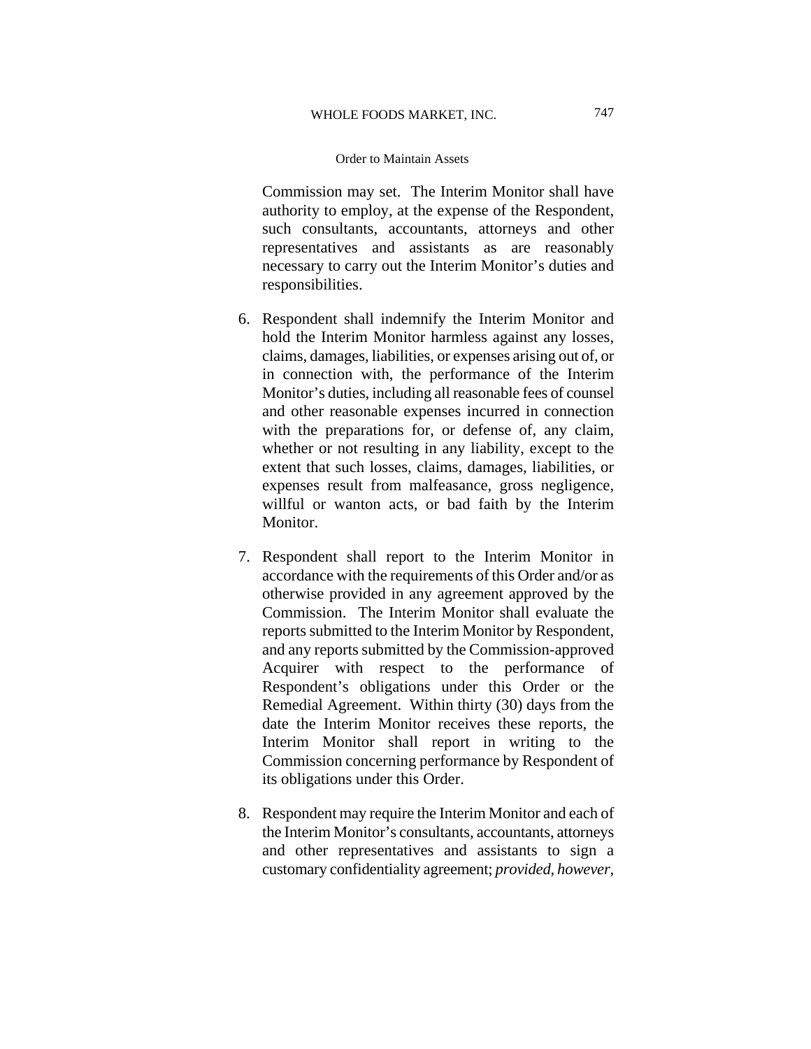Commission may set. The Interim Monitor shall have authority to employ, at the expense of the Respondent, such consultants, accountants, attorneys and other representatives and assistants as are reasonably necessary to carry out the Interim Monitor's duties and responsibilities.

6. Respondent shall indemnify the Interim Monitor and hold the Interim Monitor harmless against any losses, claims, damages, liabilities, or expenses arising out of, or in connection with, the performance of the Interim Monitor's duties, including all reasonable fees of counsel and other reasonable expenses incurred in connection with the preparations for, or defense of, any claim, whether or not resulting in any liability, except to the extent that such losses, claims, damages, liabilities, or expenses result from malfeasance, gross negligence, willful or wanton acts, or bad faith by the Interim Monitor.

7. Respondent shall report to the Interim Monitor in accordance with the requirements of this Order and/or as otherwise provided in any agreement approved by the Commission. The Interim Monitor shall evaluate the reports submitted to the Interim Monitor by Respondent, and any reports submitted by the Commission-approved Acquirer with respect to the performance of Respondent's obligations under this Order or the Remedial Agreement. Within thirty (30) days from the date the Interim Monitor receives these reports, the Interim Monitor shall report in writing to the Commission concerning performance by Respondent of its obligations under this Order.

8. Respondent may require the Interim Monitor and each of the Interim Monitor's consultants, accountants, attorneys and other representatives and assistants to sign a customary confidentiality agreement; *provided, however,*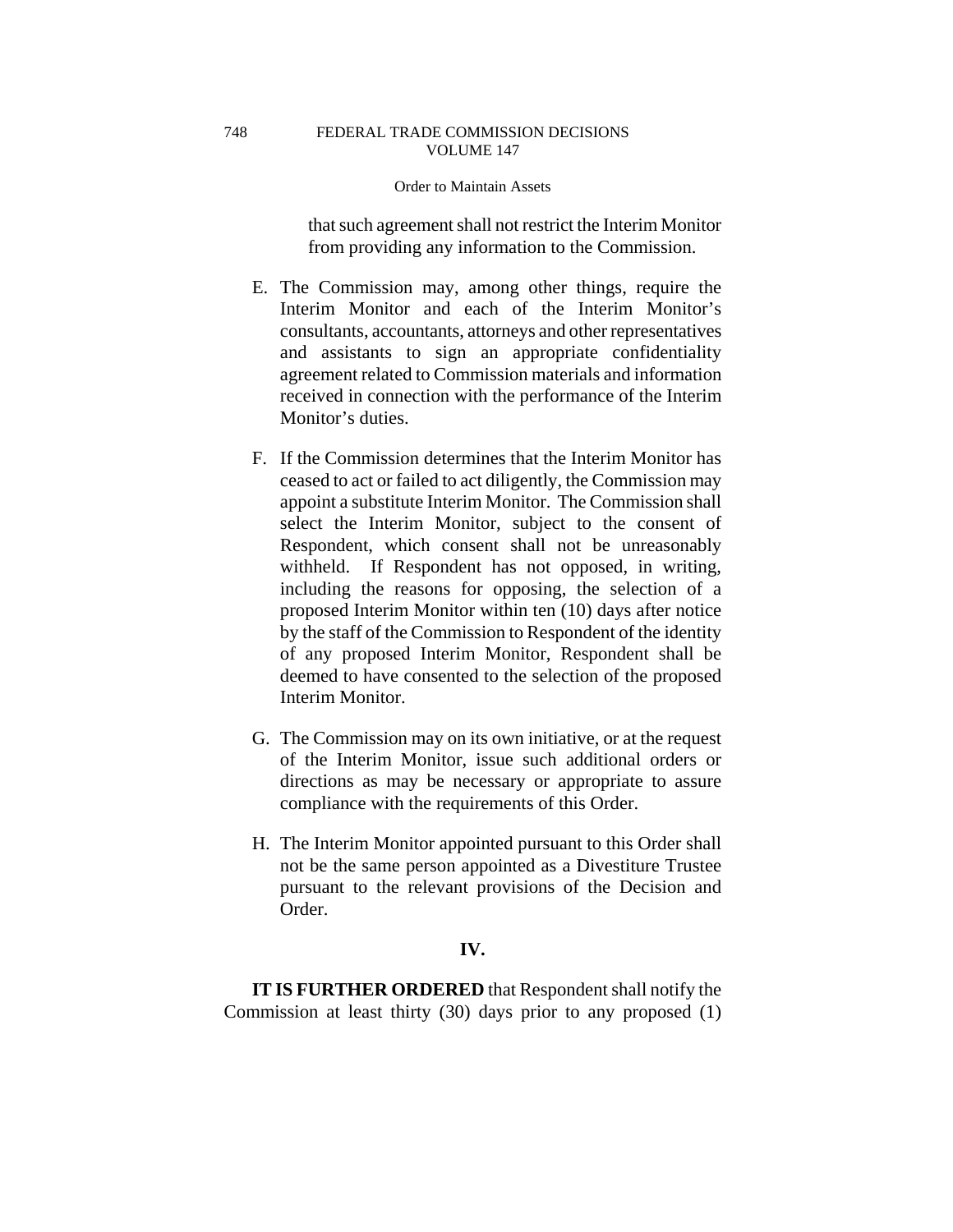that such agreement shall not restrict the Interim Monitor from providing any information to the Commission.

E. The Commission may, among other things, require the Interim Monitor and each of the Interim Monitor's consultants, accountants, attorneys and other representatives and assistants to sign an appropriate confidentiality agreement related to Commission materials and information received in connection with the performance of the Interim Monitor's duties.

F. If the Commission determines that the Interim Monitor has ceased to act or failed to act diligently, the Commission may appoint a substitute Interim Monitor. The Commission shall select the Interim Monitor, subject to the consent of Respondent, which consent shall not be unreasonably withheld. If Respondent has not opposed, in writing, including the reasons for opposing, the selection of a proposed Interim Monitor within ten (10) days after notice by the staff of the Commission to Respondent of the identity of any proposed Interim Monitor, Respondent shall be deemed to have consented to the selection of the proposed Interim Monitor.

G. The Commission may on its own initiative, or at the request of the Interim Monitor, issue such additional orders or directions as may be necessary or appropriate to assure compliance with the requirements of this Order.

H. The Interim Monitor appointed pursuant to this Order shall not be the same person appointed as a Divestiture Trustee pursuant to the relevant provisions of the Decision and Order.

## IV.

**IT IS FURTHER ORDERED** that Respondent shall notify the Commission at least thirty (30) days prior to any proposed (1)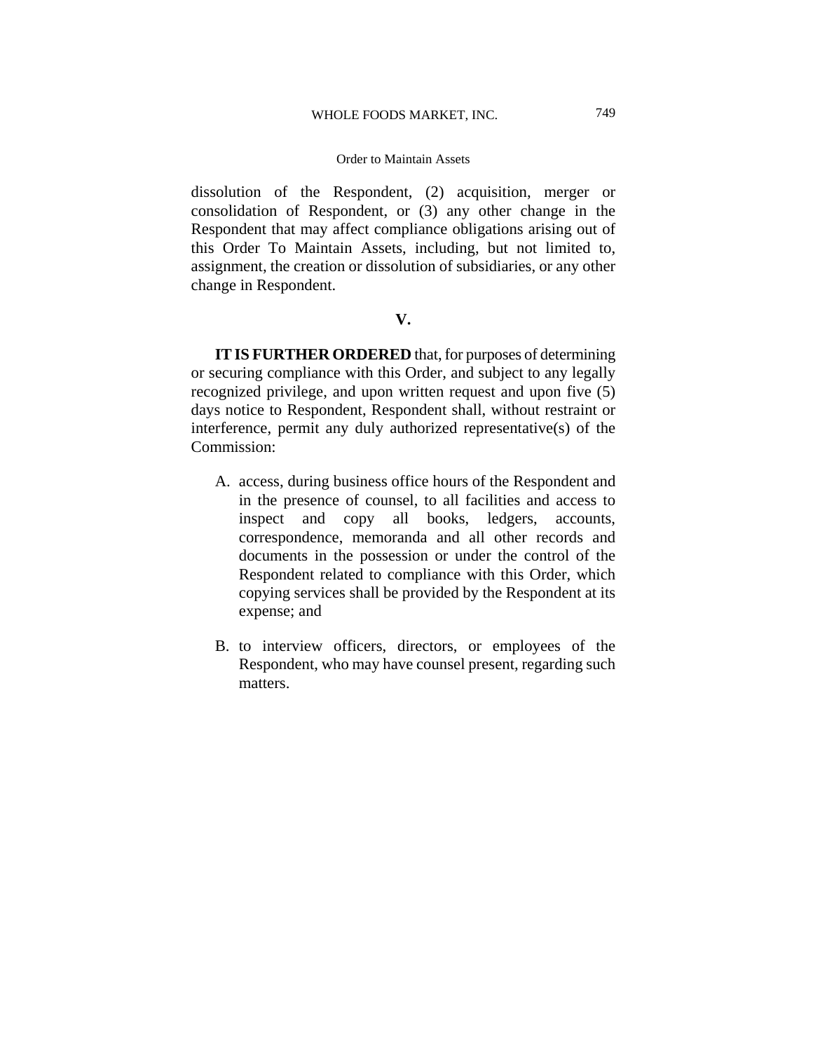dissolution of the Respondent, (2) acquisition, merger or consolidation of Respondent, or (3) any other change in the Respondent that may affect compliance obligations arising out of this Order To Maintain Assets, including, but not limited to, assignment, the creation or dissolution of subsidiaries, or any other change in Respondent.

## V.

**IT IS FURTHER ORDERED** that, for purposes of determining or securing compliance with this Order, and subject to any legally recognized privilege, and upon written request and upon five (5) days notice to Respondent, Respondent shall, without restraint or interference, permit any duly authorized representative(s) of the Commission:

A. access, during business office hours of the Respondent and in the presence of counsel, to all facilities and access to inspect and copy all books, ledgers, accounts, correspondence, memoranda and all other records and documents in the possession or under the control of the Respondent related to compliance with this Order, which copying services shall be provided by the Respondent at its expense; and

B. to interview officers, directors, or employees of the Respondent, who may have counsel present, regarding such matters.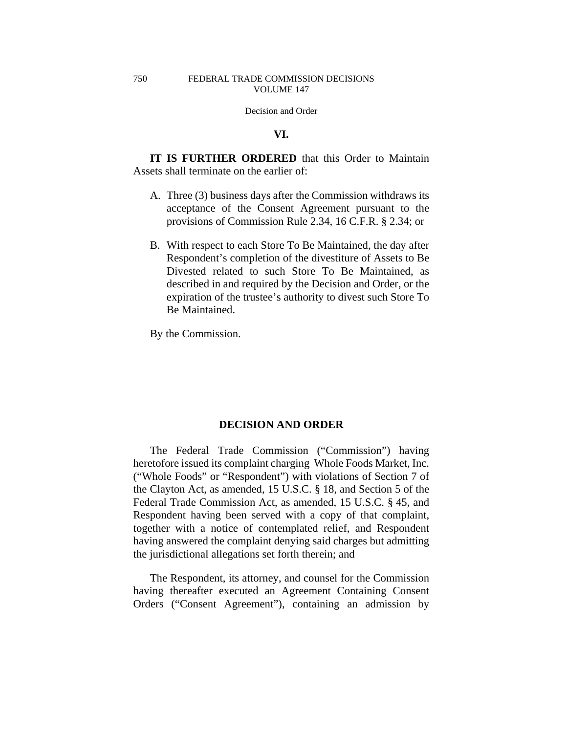## VI.

**IT IS FURTHER ORDERED** that this Order to Maintain Assets shall terminate on the earlier of:

A. Three (3) business days after the Commission withdraws its acceptance of the Consent Agreement pursuant to the provisions of Commission Rule 2.34, 16 C.F.R. § 2.34; or

B. With respect to each Store To Be Maintained, the day after Respondent's completion of the divestiture of Assets to Be Divested related to such Store To Be Maintained, as described in and required by the Decision and Order, or the expiration of the trustee's authority to divest such Store To Be Maintained.

By the Commission.

## DECISION AND ORDER

The Federal Trade Commission ("Commission") having heretofore issued its complaint charging Whole Foods Market, Inc. ("Whole Foods" or "Respondent") with violations of Section 7 of the Clayton Act, as amended, 15 U.S.C. § 18, and Section 5 of the Federal Trade Commission Act, as amended, 15 U.S.C. § 45, and Respondent having been served with a copy of that complaint, together with a notice of contemplated relief, and Respondent having answered the complaint denying said charges but admitting the jurisdictional allegations set forth therein; and

The Respondent, its attorney, and counsel for the Commission having thereafter executed an Agreement Containing Consent Orders ("Consent Agreement"), containing an admission by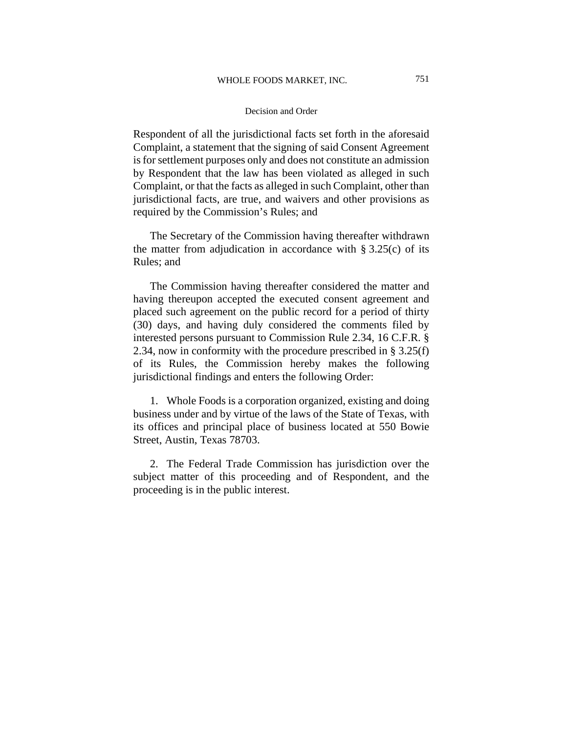Respondent of all the jurisdictional facts set forth in the aforesaid Complaint, a statement that the signing of said Consent Agreement is for settlement purposes only and does not constitute an admission by Respondent that the law has been violated as alleged in such Complaint, or that the facts as alleged in such Complaint, other than jurisdictional facts, are true, and waivers and other provisions as required by the Commission's Rules; and

The Secretary of the Commission having thereafter withdrawn the matter from adjudication in accordance with § 3.25(c) of its Rules; and

The Commission having thereafter considered the matter and having thereupon accepted the executed consent agreement and placed such agreement on the public record for a period of thirty (30) days, and having duly considered the comments filed by interested persons pursuant to Commission Rule 2.34, 16 C.F.R. § 2.34, now in conformity with the procedure prescribed in § 3.25(f) of its Rules, the Commission hereby makes the following jurisdictional findings and enters the following Order:

1. Whole Foods is a corporation organized, existing and doing business under and by virtue of the laws of the State of Texas, with its offices and principal place of business located at 550 Bowie Street, Austin, Texas 78703.

2. The Federal Trade Commission has jurisdiction over the subject matter of this proceeding and of Respondent, and the proceeding is in the public interest.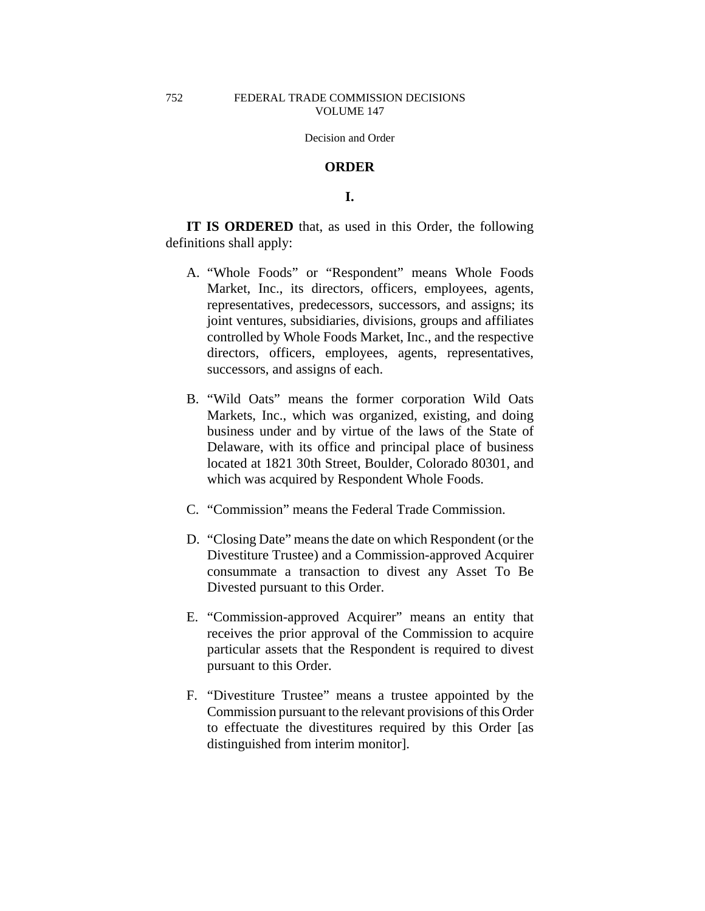Decision and Order

## ORDER

### I.

**IT IS ORDERED** that, as used in this Order, the following definitions shall apply:

A. "Whole Foods" or "Respondent" means Whole Foods Market, Inc., its directors, officers, employees, agents, representatives, predecessors, successors, and assigns; its joint ventures, subsidiaries, divisions, groups and affiliates controlled by Whole Foods Market, Inc., and the respective directors, officers, employees, agents, representatives, successors, and assigns of each.

B. "Wild Oats" means the former corporation Wild Oats Markets, Inc., which was organized, existing, and doing business under and by virtue of the laws of the State of Delaware, with its office and principal place of business located at 1821 30th Street, Boulder, Colorado 80301, and which was acquired by Respondent Whole Foods.

C. "Commission" means the Federal Trade Commission.

D. "Closing Date" means the date on which Respondent (or the Divestiture Trustee) and a Commission-approved Acquirer consummate a transaction to divest any Asset To Be Divested pursuant to this Order.

E. "Commission-approved Acquirer" means an entity that receives the prior approval of the Commission to acquire particular assets that the Respondent is required to divest pursuant to this Order.

F. "Divestiture Trustee" means a trustee appointed by the Commission pursuant to the relevant provisions of this Order to effectuate the divestitures required by this Order [as distinguished from interim monitor].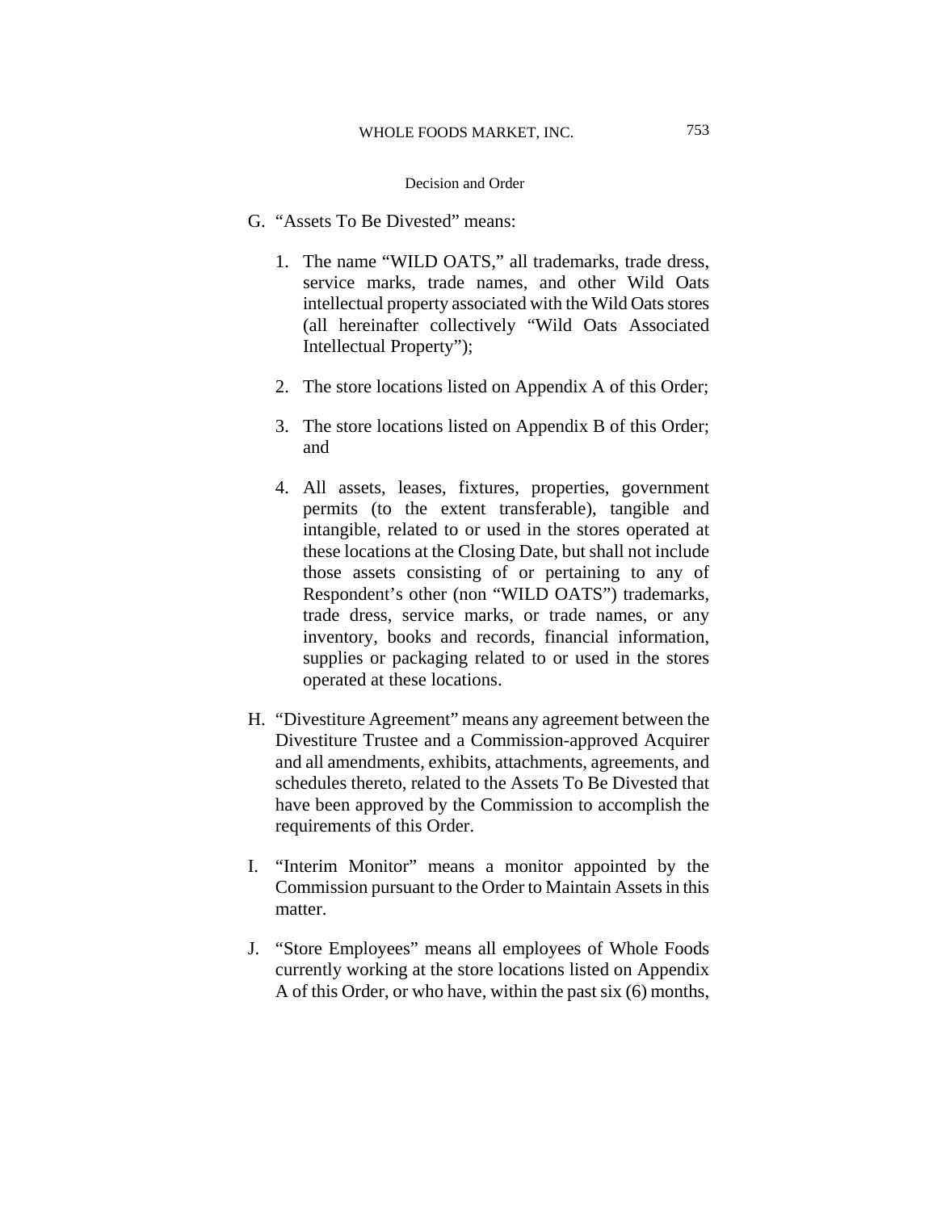G. “Assets To Be Divested” means:

1. The name “WILD OATS,” all trademarks, trade dress, service marks, trade names, and other Wild Oats intellectual property associated with the Wild Oats stores (all hereinafter collectively “Wild Oats Associated Intellectual Property”);

2. The store locations listed on Appendix A of this Order;

3. The store locations listed on Appendix B of this Order; and

4. All assets, leases, fixtures, properties, government permits (to the extent transferable), tangible and intangible, related to or used in the stores operated at these locations at the Closing Date, but shall not include those assets consisting of or pertaining to any of Respondent’s other (non “WILD OATS”) trademarks, trade dress, service marks, or trade names, or any inventory, books and records, financial information, supplies or packaging related to or used in the stores operated at these locations.

H. “Divestiture Agreement” means any agreement between the Divestiture Trustee and a Commission-approved Acquirer and all amendments, exhibits, attachments, agreements, and schedules thereto, related to the Assets To Be Divested that have been approved by the Commission to accomplish the requirements of this Order.

I. “Interim Monitor” means a monitor appointed by the Commission pursuant to the Order to Maintain Assets in this matter.

J. “Store Employees” means all employees of Whole Foods currently working at the store locations listed on Appendix A of this Order, or who have, within the past six (6) months,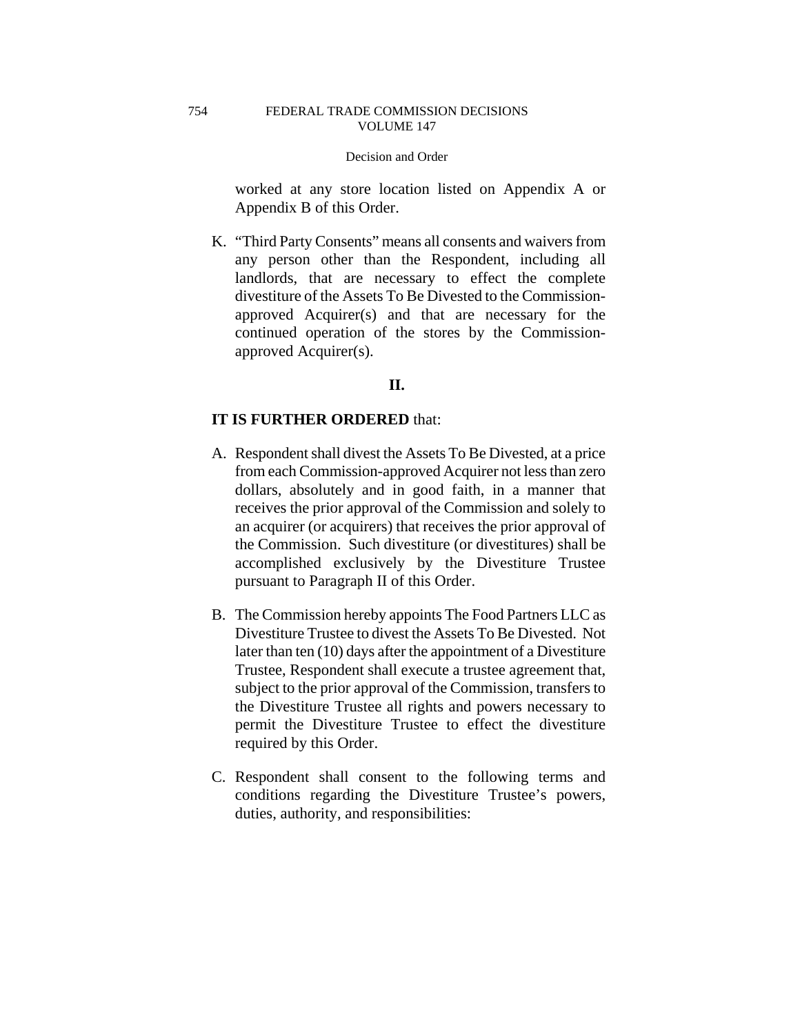worked at any store location listed on Appendix A or Appendix B of this Order.

K. "Third Party Consents" means all consents and waivers from any person other than the Respondent, including all landlords, that are necessary to effect the complete divestiture of the Assets To Be Divested to the Commission-approved Acquirer(s) and that are necessary for the continued operation of the stores by the Commission-approved Acquirer(s).

## II.

**IT IS FURTHER ORDERED** that:

A. Respondent shall divest the Assets To Be Divested, at a price from each Commission-approved Acquirer not less than zero dollars, absolutely and in good faith, in a manner that receives the prior approval of the Commission and solely to an acquirer (or acquirers) that receives the prior approval of the Commission. Such divestiture (or divestitures) shall be accomplished exclusively by the Divestiture Trustee pursuant to Paragraph II of this Order.

B. The Commission hereby appoints The Food Partners LLC as Divestiture Trustee to divest the Assets To Be Divested. Not later than ten (10) days after the appointment of a Divestiture Trustee, Respondent shall execute a trustee agreement that, subject to the prior approval of the Commission, transfers to the Divestiture Trustee all rights and powers necessary to permit the Divestiture Trustee to effect the divestiture required by this Order.

C. Respondent shall consent to the following terms and conditions regarding the Divestiture Trustee's powers, duties, authority, and responsibilities: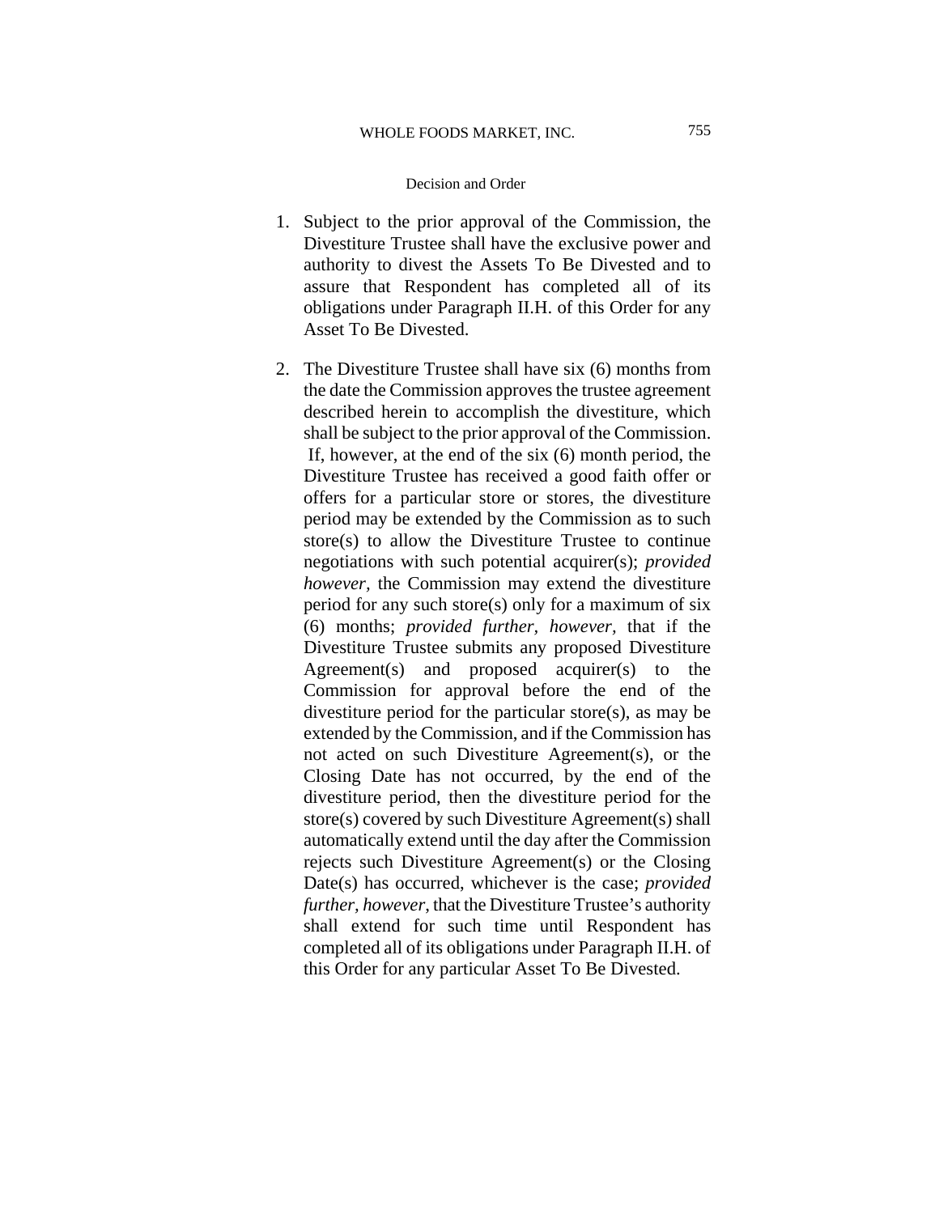1. Subject to the prior approval of the Commission, the Divestiture Trustee shall have the exclusive power and authority to divest the Assets To Be Divested and to assure that Respondent has completed all of its obligations under Paragraph II.H. of this Order for any Asset To Be Divested.

2. The Divestiture Trustee shall have six (6) months from the date the Commission approves the trustee agreement described herein to accomplish the divestiture, which shall be subject to the prior approval of the Commission. If, however, at the end of the six (6) month period, the Divestiture Trustee has received a good faith offer or offers for a particular store or stores, the divestiture period may be extended by the Commission as to such store(s) to allow the Divestiture Trustee to continue negotiations with such potential acquirer(s); *provided however*, the Commission may extend the divestiture period for any such store(s) only for a maximum of six (6) months; *provided further*, *however*, that if the Divestiture Trustee submits any proposed Divestiture Agreement(s) and proposed acquirer(s) to the Commission for approval before the end of the divestiture period for the particular store(s), as may be extended by the Commission, and if the Commission has not acted on such Divestiture Agreement(s), or the Closing Date has not occurred, by the end of the divestiture period, then the divestiture period for the store(s) covered by such Divestiture Agreement(s) shall automatically extend until the day after the Commission rejects such Divestiture Agreement(s) or the Closing Date(s) has occurred, whichever is the case; *provided further, however*, that the Divestiture Trustee's authority shall extend for such time until Respondent has completed all of its obligations under Paragraph II.H. of this Order for any particular Asset To Be Divested.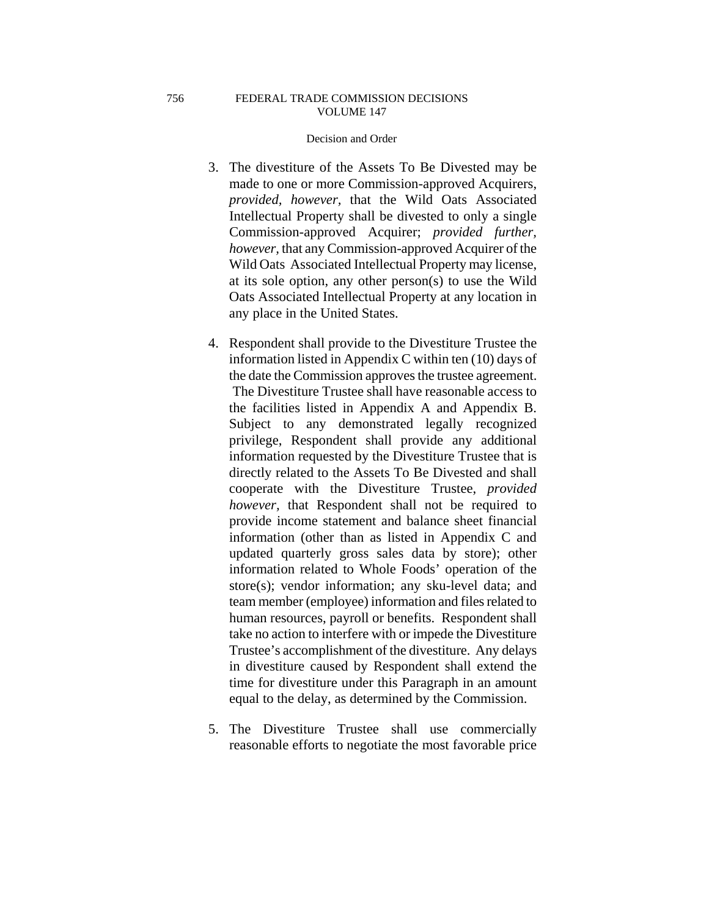3. The divestiture of the Assets To Be Divested may be made to one or more Commission-approved Acquirers, *provided, however*, that the Wild Oats Associated Intellectual Property shall be divested to only a single Commission-approved Acquirer; *provided further, however*, that any Commission-approved Acquirer of the Wild Oats Associated Intellectual Property may license, at its sole option, any other person(s) to use the Wild Oats Associated Intellectual Property at any location in any place in the United States.

4. Respondent shall provide to the Divestiture Trustee the information listed in Appendix C within ten (10) days of the date the Commission approves the trustee agreement. The Divestiture Trustee shall have reasonable access to the facilities listed in Appendix A and Appendix B. Subject to any demonstrated legally recognized privilege, Respondent shall provide any additional information requested by the Divestiture Trustee that is directly related to the Assets To Be Divested and shall cooperate with the Divestiture Trustee, *provided however*, that Respondent shall not be required to provide income statement and balance sheet financial information (other than as listed in Appendix C and updated quarterly gross sales data by store); other information related to Whole Foods' operation of the store(s); vendor information; any sku-level data; and team member (employee) information and files related to human resources, payroll or benefits. Respondent shall take no action to interfere with or impede the Divestiture Trustee's accomplishment of the divestiture. Any delays in divestiture caused by Respondent shall extend the time for divestiture under this Paragraph in an amount equal to the delay, as determined by the Commission.

5. The Divestiture Trustee shall use commercially reasonable efforts to negotiate the most favorable price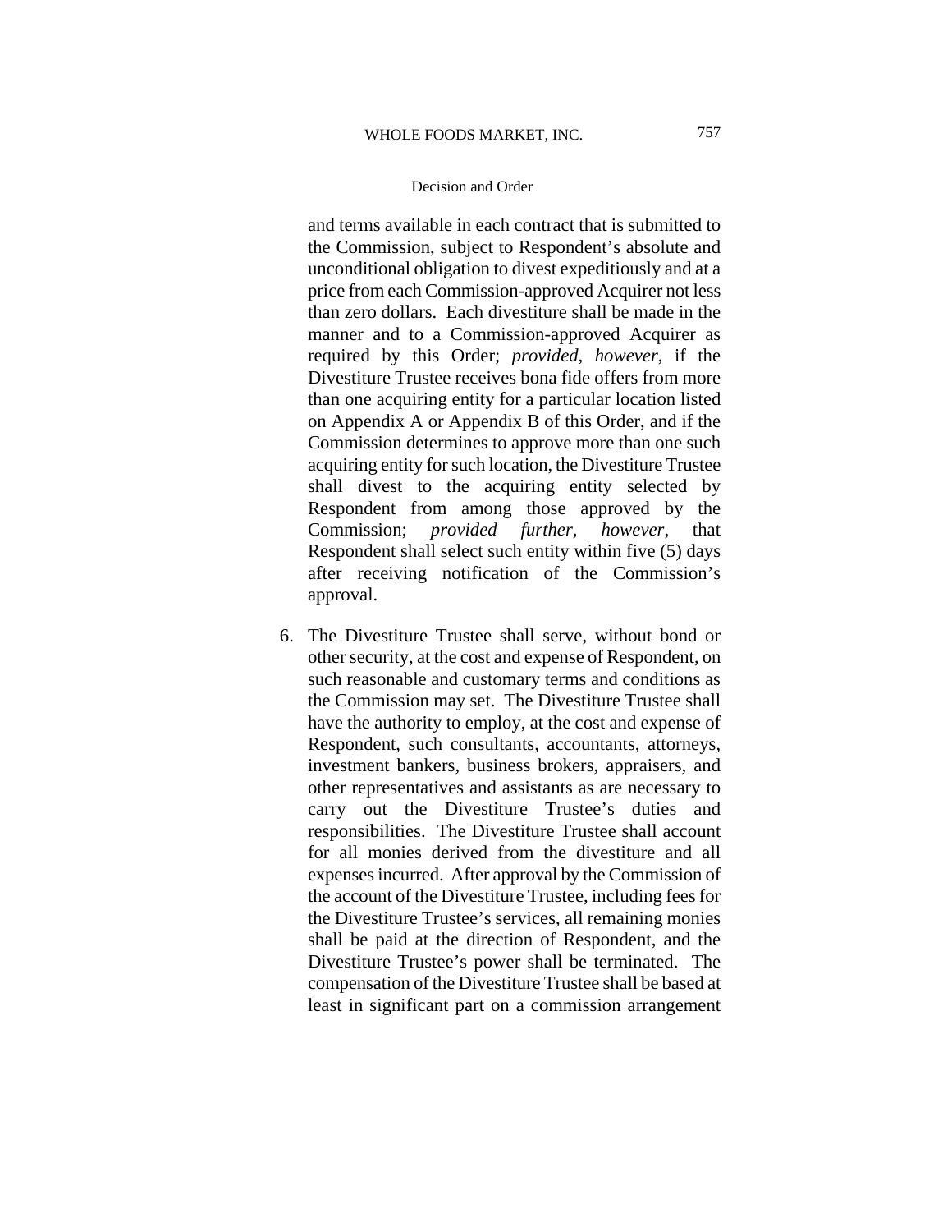and terms available in each contract that is submitted to the Commission, subject to Respondent's absolute and unconditional obligation to divest expeditiously and at a price from each Commission-approved Acquirer not less than zero dollars. Each divestiture shall be made in the manner and to a Commission-approved Acquirer as required by this Order; *provided, however*, if the Divestiture Trustee receives bona fide offers from more than one acquiring entity for a particular location listed on Appendix A or Appendix B of this Order, and if the Commission determines to approve more than one such acquiring entity for such location, the Divestiture Trustee shall divest to the acquiring entity selected by Respondent from among those approved by the Commission; *provided further, however*, that Respondent shall select such entity within five (5) days after receiving notification of the Commission's approval.

6. The Divestiture Trustee shall serve, without bond or other security, at the cost and expense of Respondent, on such reasonable and customary terms and conditions as the Commission may set. The Divestiture Trustee shall have the authority to employ, at the cost and expense of Respondent, such consultants, accountants, attorneys, investment bankers, business brokers, appraisers, and other representatives and assistants as are necessary to carry out the Divestiture Trustee's duties and responsibilities. The Divestiture Trustee shall account for all monies derived from the divestiture and all expenses incurred. After approval by the Commission of the account of the Divestiture Trustee, including fees for the Divestiture Trustee's services, all remaining monies shall be paid at the direction of Respondent, and the Divestiture Trustee's power shall be terminated. The compensation of the Divestiture Trustee shall be based at least in significant part on a commission arrangement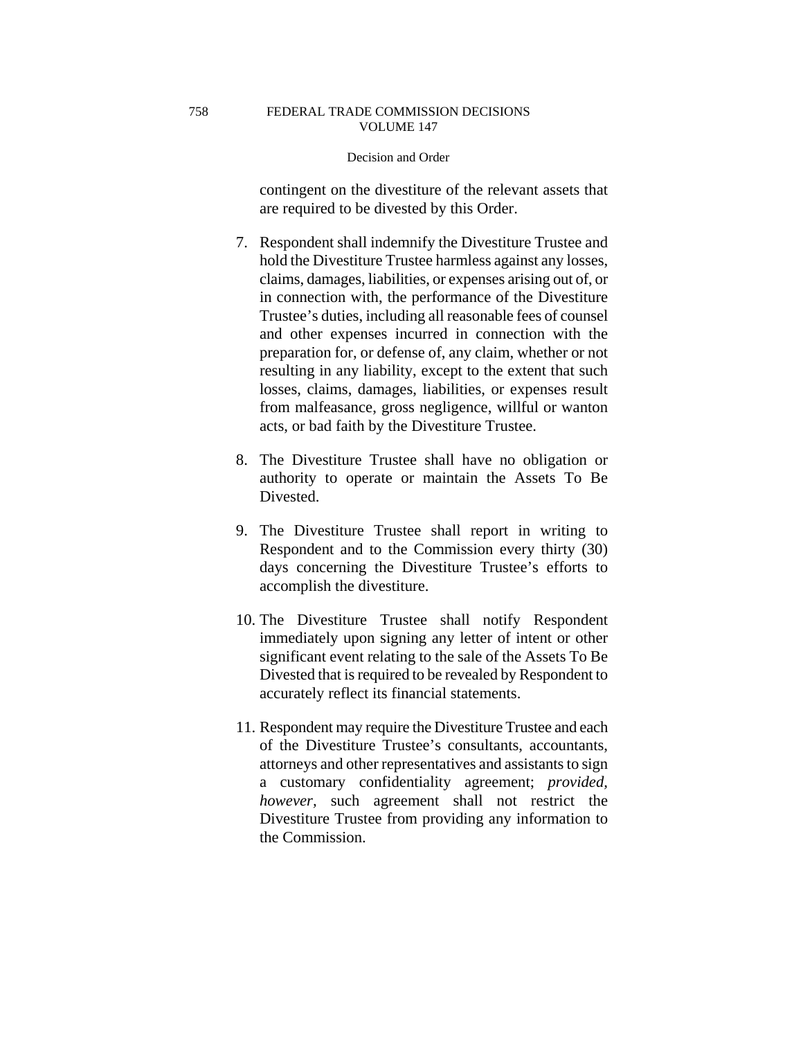contingent on the divestiture of the relevant assets that are required to be divested by this Order.

7. Respondent shall indemnify the Divestiture Trustee and hold the Divestiture Trustee harmless against any losses, claims, damages, liabilities, or expenses arising out of, or in connection with, the performance of the Divestiture Trustee's duties, including all reasonable fees of counsel and other expenses incurred in connection with the preparation for, or defense of, any claim, whether or not resulting in any liability, except to the extent that such losses, claims, damages, liabilities, or expenses result from malfeasance, gross negligence, willful or wanton acts, or bad faith by the Divestiture Trustee.

8. The Divestiture Trustee shall have no obligation or authority to operate or maintain the Assets To Be Divested.

9. The Divestiture Trustee shall report in writing to Respondent and to the Commission every thirty (30) days concerning the Divestiture Trustee's efforts to accomplish the divestiture.

10. The Divestiture Trustee shall notify Respondent immediately upon signing any letter of intent or other significant event relating to the sale of the Assets To Be Divested that is required to be revealed by Respondent to accurately reflect its financial statements.

11. Respondent may require the Divestiture Trustee and each of the Divestiture Trustee's consultants, accountants, attorneys and other representatives and assistants to sign a customary confidentiality agreement; *provided, however,* such agreement shall not restrict the Divestiture Trustee from providing any information to the Commission.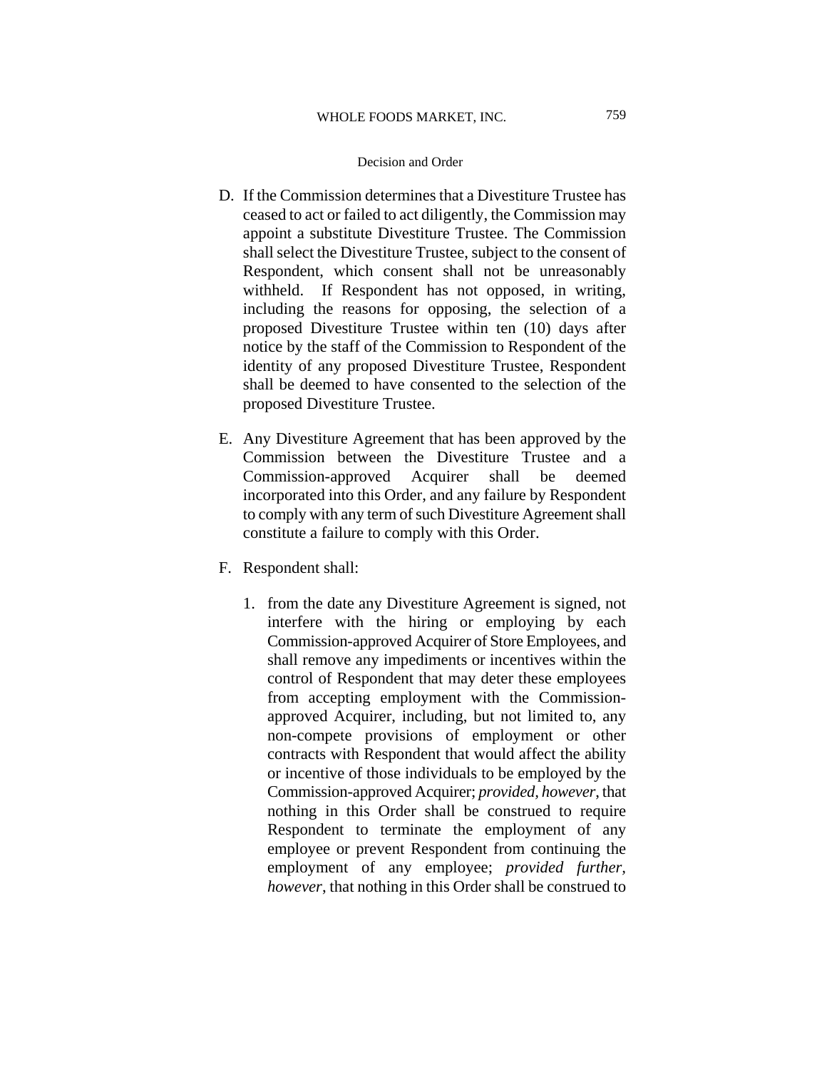D. If the Commission determines that a Divestiture Trustee has ceased to act or failed to act diligently, the Commission may appoint a substitute Divestiture Trustee. The Commission shall select the Divestiture Trustee, subject to the consent of Respondent, which consent shall not be unreasonably withheld. If Respondent has not opposed, in writing, including the reasons for opposing, the selection of a proposed Divestiture Trustee within ten (10) days after notice by the staff of the Commission to Respondent of the identity of any proposed Divestiture Trustee, Respondent shall be deemed to have consented to the selection of the proposed Divestiture Trustee.

E. Any Divestiture Agreement that has been approved by the Commission between the Divestiture Trustee and a Commission-approved Acquirer shall be deemed incorporated into this Order, and any failure by Respondent to comply with any term of such Divestiture Agreement shall constitute a failure to comply with this Order.

F. Respondent shall:

1. from the date any Divestiture Agreement is signed, not interfere with the hiring or employing by each Commission-approved Acquirer of Store Employees, and shall remove any impediments or incentives within the control of Respondent that may deter these employees from accepting employment with the Commission-approved Acquirer, including, but not limited to, any non-compete provisions of employment or other contracts with Respondent that would affect the ability or incentive of those individuals to be employed by the Commission-approved Acquirer; *provided, however*, that nothing in this Order shall be construed to require Respondent to terminate the employment of any employee or prevent Respondent from continuing the employment of any employee; *provided further, however*, that nothing in this Order shall be construed to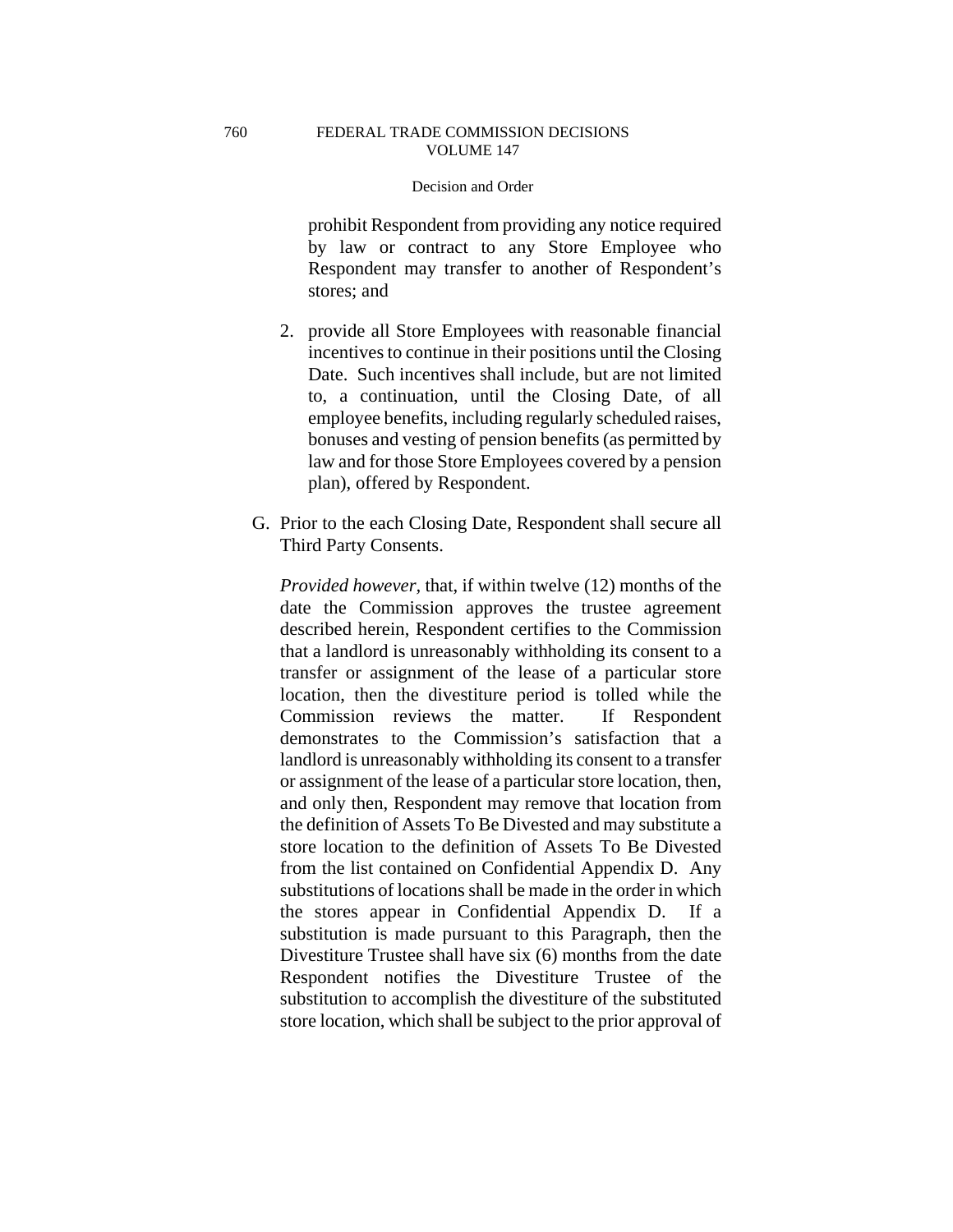prohibit Respondent from providing any notice required by law or contract to any Store Employee who Respondent may transfer to another of Respondent's stores; and

2. provide all Store Employees with reasonable financial incentives to continue in their positions until the Closing Date. Such incentives shall include, but are not limited to, a continuation, until the Closing Date, of all employee benefits, including regularly scheduled raises, bonuses and vesting of pension benefits (as permitted by law and for those Store Employees covered by a pension plan), offered by Respondent.

G. Prior to the each Closing Date, Respondent shall secure all Third Party Consents.

*Provided however,* that, if within twelve (12) months of the date the Commission approves the trustee agreement described herein, Respondent certifies to the Commission that a landlord is unreasonably withholding its consent to a transfer or assignment of the lease of a particular store location, then the divestiture period is tolled while the Commission reviews the matter. If Respondent demonstrates to the Commission's satisfaction that a landlord is unreasonably withholding its consent to a transfer or assignment of the lease of a particular store location, then, and only then, Respondent may remove that location from the definition of Assets To Be Divested and may substitute a store location to the definition of Assets To Be Divested from the list contained on Confidential Appendix D. Any substitutions of locations shall be made in the order in which the stores appear in Confidential Appendix D. If a substitution is made pursuant to this Paragraph, then the Divestiture Trustee shall have six (6) months from the date Respondent notifies the Divestiture Trustee of the substitution to accomplish the divestiture of the substituted store location, which shall be subject to the prior approval of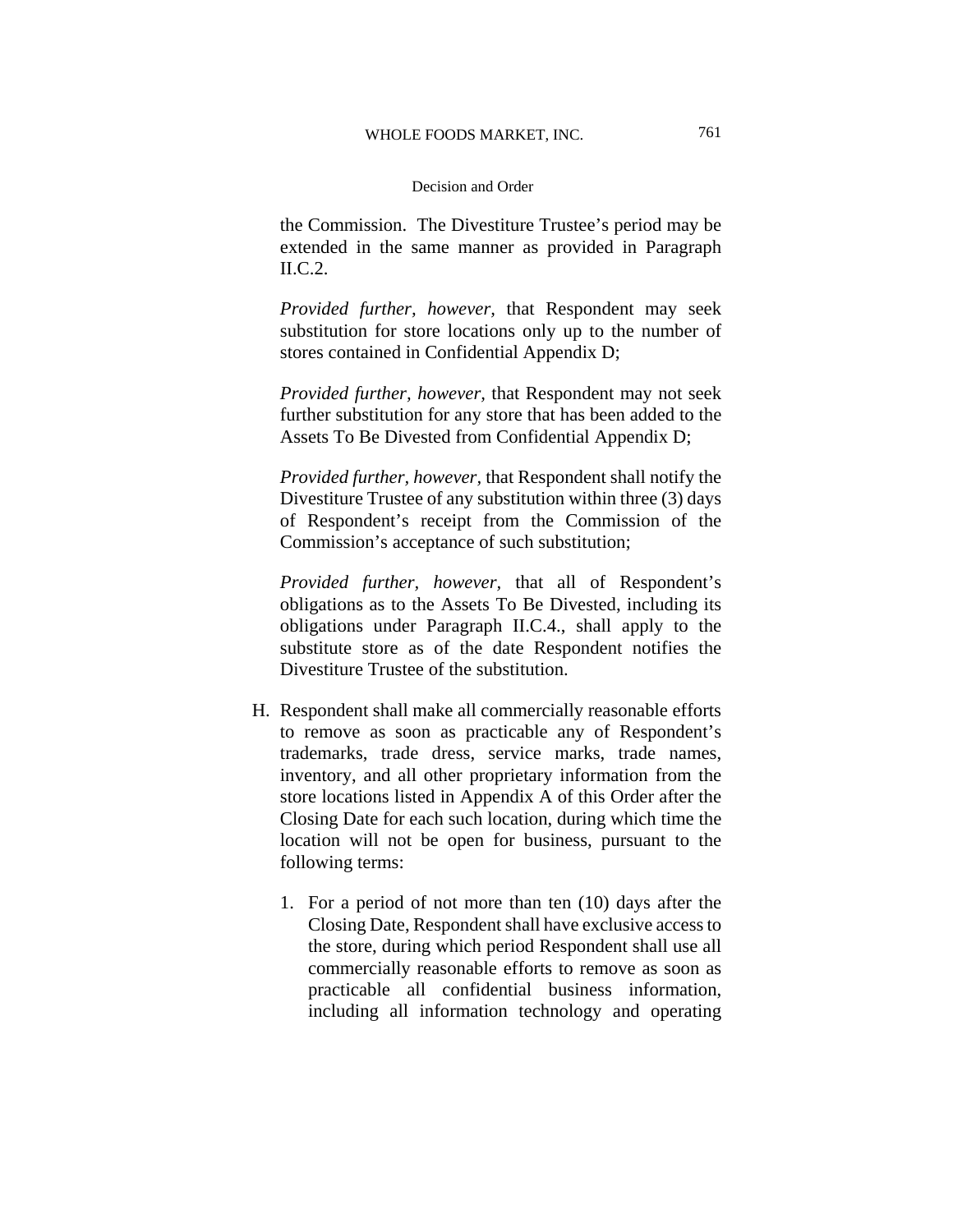the Commission. The Divestiture Trustee's period may be extended in the same manner as provided in Paragraph II.C.2.

*Provided further, however,* that Respondent may seek substitution for store locations only up to the number of stores contained in Confidential Appendix D;

*Provided further, however,* that Respondent may not seek further substitution for any store that has been added to the Assets To Be Divested from Confidential Appendix D;

*Provided further, however,* that Respondent shall notify the Divestiture Trustee of any substitution within three (3) days of Respondent's receipt from the Commission of the Commission's acceptance of such substitution;

*Provided further, however,* that all of Respondent's obligations as to the Assets To Be Divested, including its obligations under Paragraph II.C.4., shall apply to the substitute store as of the date Respondent notifies the Divestiture Trustee of the substitution.

H. Respondent shall make all commercially reasonable efforts to remove as soon as practicable any of Respondent's trademarks, trade dress, service marks, trade names, inventory, and all other proprietary information from the store locations listed in Appendix A of this Order after the Closing Date for each such location, during which time the location will not be open for business, pursuant to the following terms:

   1. For a period of not more than ten (10) days after the Closing Date, Respondent shall have exclusive access to the store, during which period Respondent shall use all commercially reasonable efforts to remove as soon as practicable all confidential business information, including all information technology and operating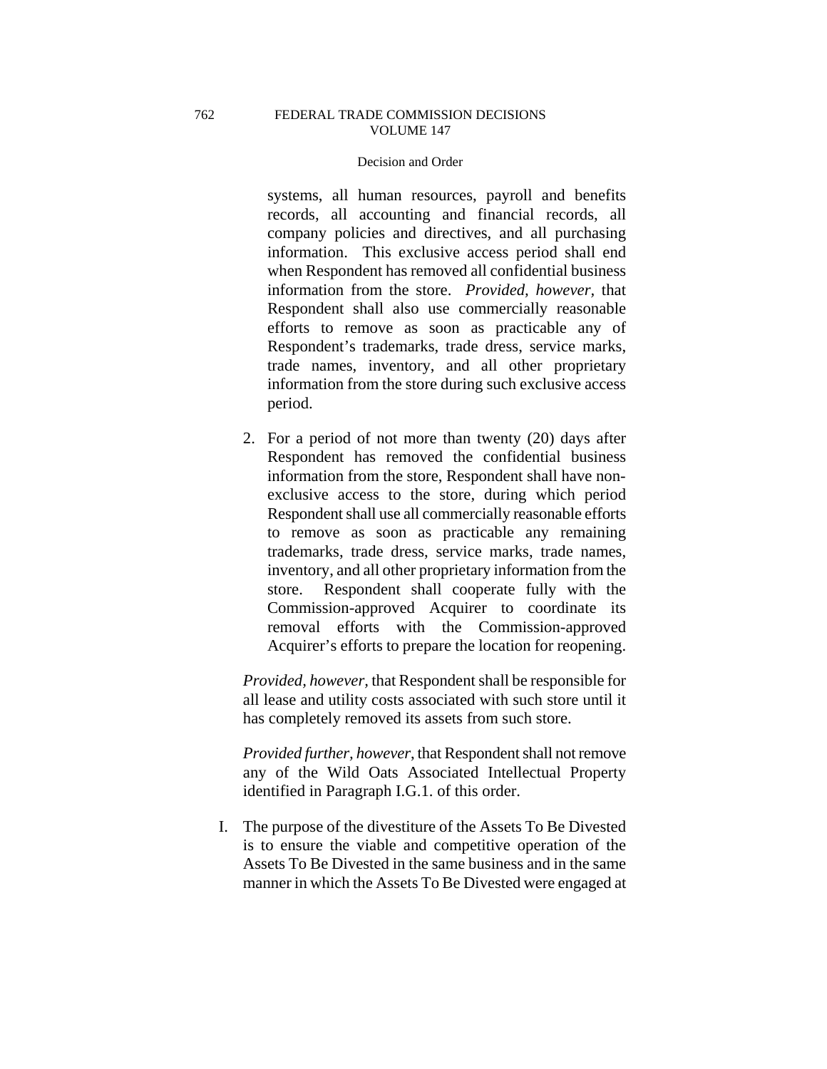systems, all human resources, payroll and benefits records, all accounting and financial records, all company policies and directives, and all purchasing information. This exclusive access period shall end when Respondent has removed all confidential business information from the store. *Provided, however,* that Respondent shall also use commercially reasonable efforts to remove as soon as practicable any of Respondent's trademarks, trade dress, service marks, trade names, inventory, and all other proprietary information from the store during such exclusive access period.

2. For a period of not more than twenty (20) days after Respondent has removed the confidential business information from the store, Respondent shall have non-exclusive access to the store, during which period Respondent shall use all commercially reasonable efforts to remove as soon as practicable any remaining trademarks, trade dress, service marks, trade names, inventory, and all other proprietary information from the store. Respondent shall cooperate fully with the Commission-approved Acquirer to coordinate its removal efforts with the Commission-approved Acquirer's efforts to prepare the location for reopening.

*Provided, however,* that Respondent shall be responsible for all lease and utility costs associated with such store until it has completely removed its assets from such store.

*Provided further, however,* that Respondent shall not remove any of the Wild Oats Associated Intellectual Property identified in Paragraph I.G.1. of this order.

I. The purpose of the divestiture of the Assets To Be Divested is to ensure the viable and competitive operation of the Assets To Be Divested in the same business and in the same manner in which the Assets To Be Divested were engaged at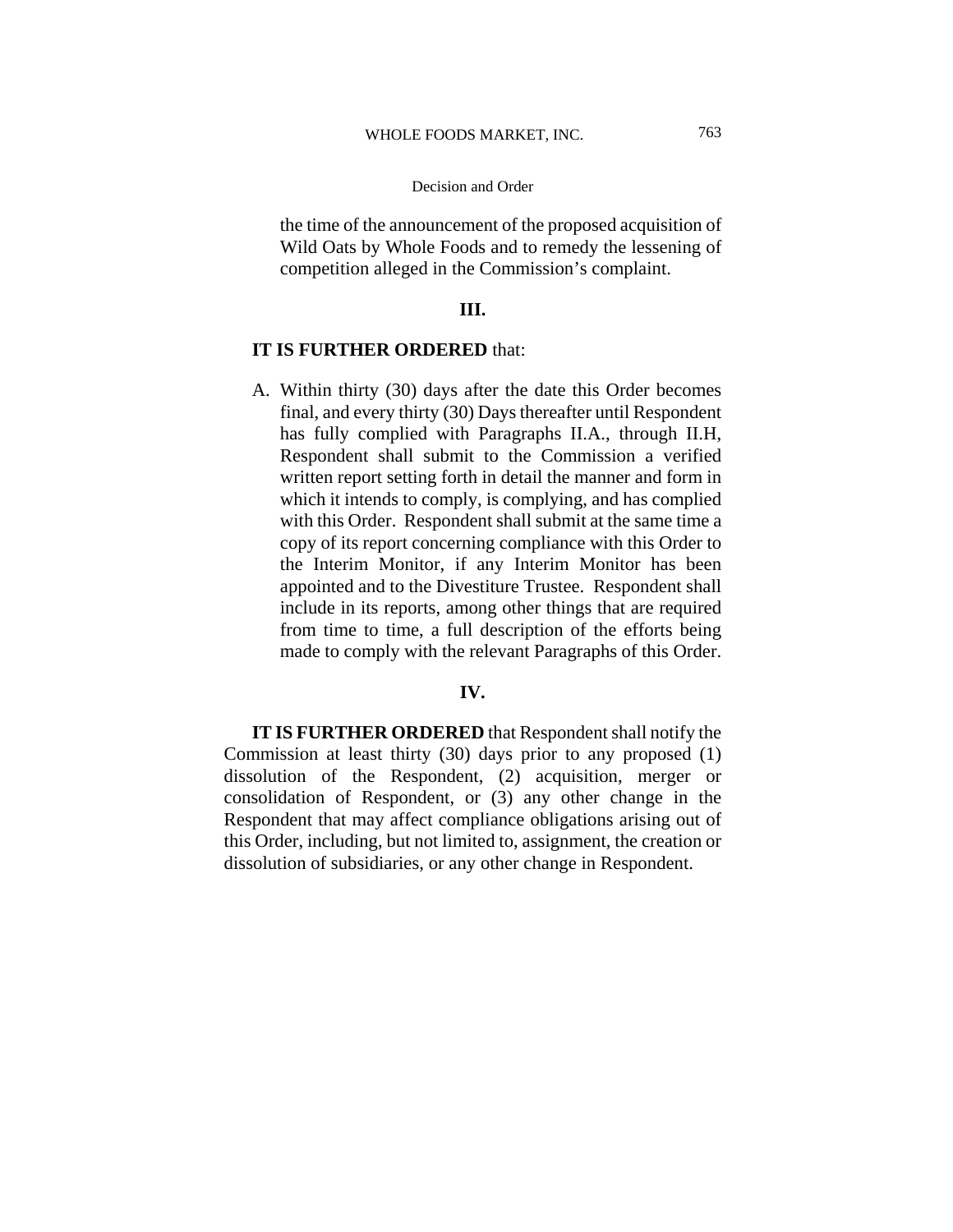the time of the announcement of the proposed acquisition of Wild Oats by Whole Foods and to remedy the lessening of competition alleged in the Commission's complaint.

### III.

**IT IS FURTHER ORDERED** that:

A. Within thirty (30) days after the date this Order becomes final, and every thirty (30) Days thereafter until Respondent has fully complied with Paragraphs II.A., through II.H, Respondent shall submit to the Commission a verified written report setting forth in detail the manner and form in which it intends to comply, is complying, and has complied with this Order. Respondent shall submit at the same time a copy of its report concerning compliance with this Order to the Interim Monitor, if any Interim Monitor has been appointed and to the Divestiture Trustee. Respondent shall include in its reports, among other things that are required from time to time, a full description of the efforts being made to comply with the relevant Paragraphs of this Order.

### IV.

**IT IS FURTHER ORDERED** that Respondent shall notify the Commission at least thirty (30) days prior to any proposed (1) dissolution of the Respondent, (2) acquisition, merger or consolidation of Respondent, or (3) any other change in the Respondent that may affect compliance obligations arising out of this Order, including, but not limited to, assignment, the creation or dissolution of subsidiaries, or any other change in Respondent.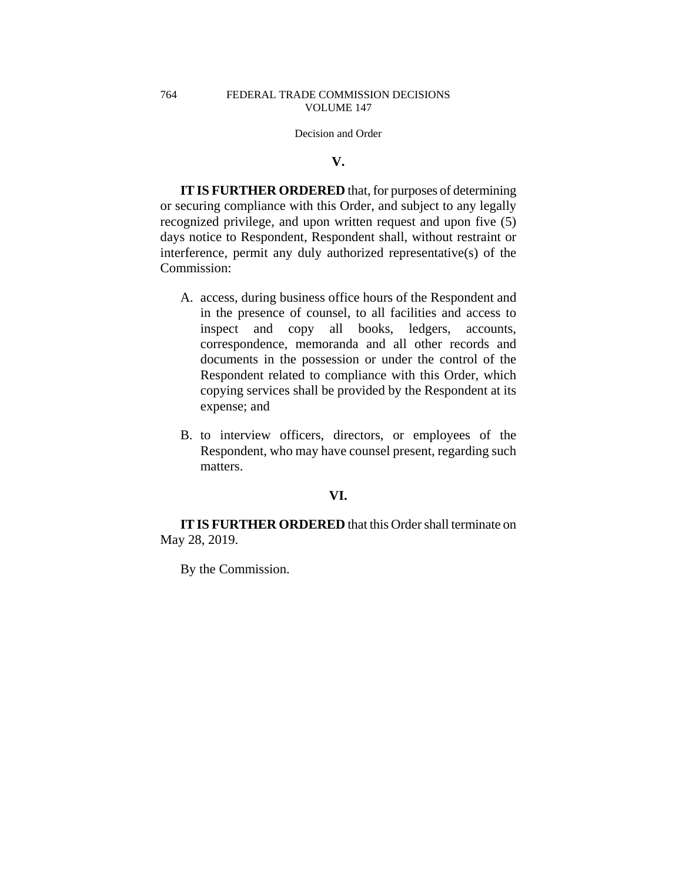## V.

**IT IS FURTHER ORDERED** that, for purposes of determining or securing compliance with this Order, and subject to any legally recognized privilege, and upon written request and upon five (5) days notice to Respondent, Respondent shall, without restraint or interference, permit any duly authorized representative(s) of the Commission:

A. access, during business office hours of the Respondent and in the presence of counsel, to all facilities and access to inspect and copy all books, ledgers, accounts, correspondence, memoranda and all other records and documents in the possession or under the control of the Respondent related to compliance with this Order, which copying services shall be provided by the Respondent at its expense; and

B. to interview officers, directors, or employees of the Respondent, who may have counsel present, regarding such matters.

## VI.

**IT IS FURTHER ORDERED** that this Order shall terminate on May 28, 2019.

By the Commission.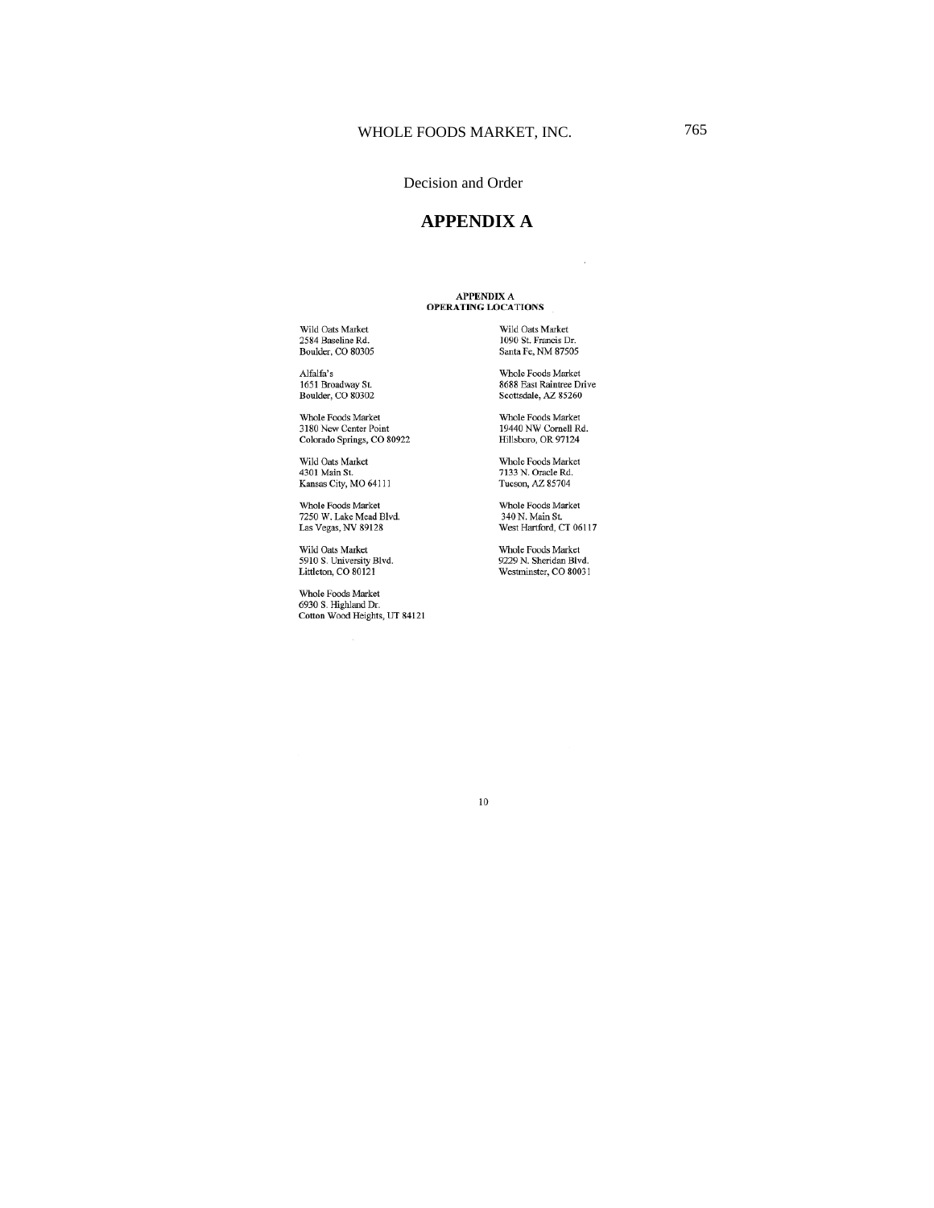Decision and Order

# APPENDIX A

## APPENDIX A
## OPERATING LOCATIONS

Wild Oats Market
2584 Baseline Rd.
Boulder, CO 80305

Alfalfa's
1651 Broadway St.
Boulder, CO 80302

Whole Foods Market
3180 New Center Point
Colorado Springs, CO 80922

Wild Oats Market
4301 Main St.
Kansas City, MO 64111

Whole Foods Market
7250 W. Lake Mead Blvd.
Las Vegas, NV 89128

Wild Oats Market
5910 S. University Blvd.
Littleton, CO 80121

Whole Foods Market
6930 S. Highland Dr.
Cotton Wood Heights, UT 84121

Wild Oats Market
1090 St. Francis Dr.
Santa Fe, NM 87505

Whole Foods Market
8688 East Raintree Drive
Scottsdale, AZ 85260

Whole Foods Market
19440 NW Cornell Rd.
Hillsboro, OR 97124

Whole Foods Market
7133 N. Oracle Rd.
Tucson, AZ 85704

Whole Foods Market
340 N. Main St.
West Hartford, CT 06117

Whole Foods Market
9229 N. Sheridan Blvd.
Westminster, CO 80031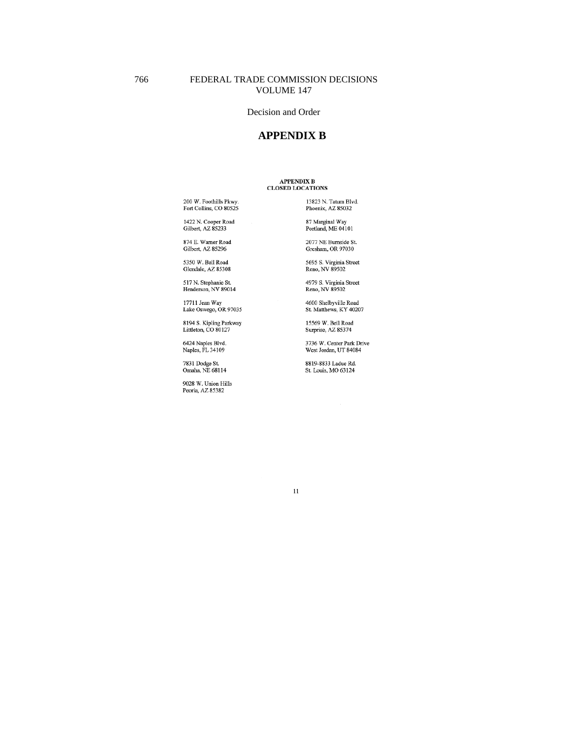# APPENDIX B

## APPENDIX B
## CLOSED LOCATIONS

200 W. Foothills Pkwy.
Fort Collins, CO 80525

1422 N. Cooper Road
Gilbert, AZ 85233

874 E. Warner Road
Gilbert, AZ 85296

5350 W. Bell Road
Glendale, AZ 85308

517 N. Stephanie St.
Henderson, NV 89014

17711 Jean Way
Lake Oswego, OR 97035

8194 S. Kipling Parkway
Littleton, CO 80127

6424 Naples Blvd.
Naples, FL 34109

7831 Dodge St.
Omaha, NE 68114

9028 W. Union Hills
Peoria, AZ 85382

13823 N. Tatum Blvd.
Phoenix, AZ 85032

87 Marginal Way
Portland, ME 04101

2077 NE Burnside St.
Gresham, OR 97030

5695 S. Virginia Street
Reno, NV 89502

4979 S. Virginia Street
Reno, NV 89502

4600 Shelbyville Road
St. Matthews, KY 40207

15569 W. Bell Road
Surprise, AZ 85374

3736 W. Center Park Drive
West Jordan, UT 84084

8819-8833 Ladue Rd.
St. Louis, MO 63124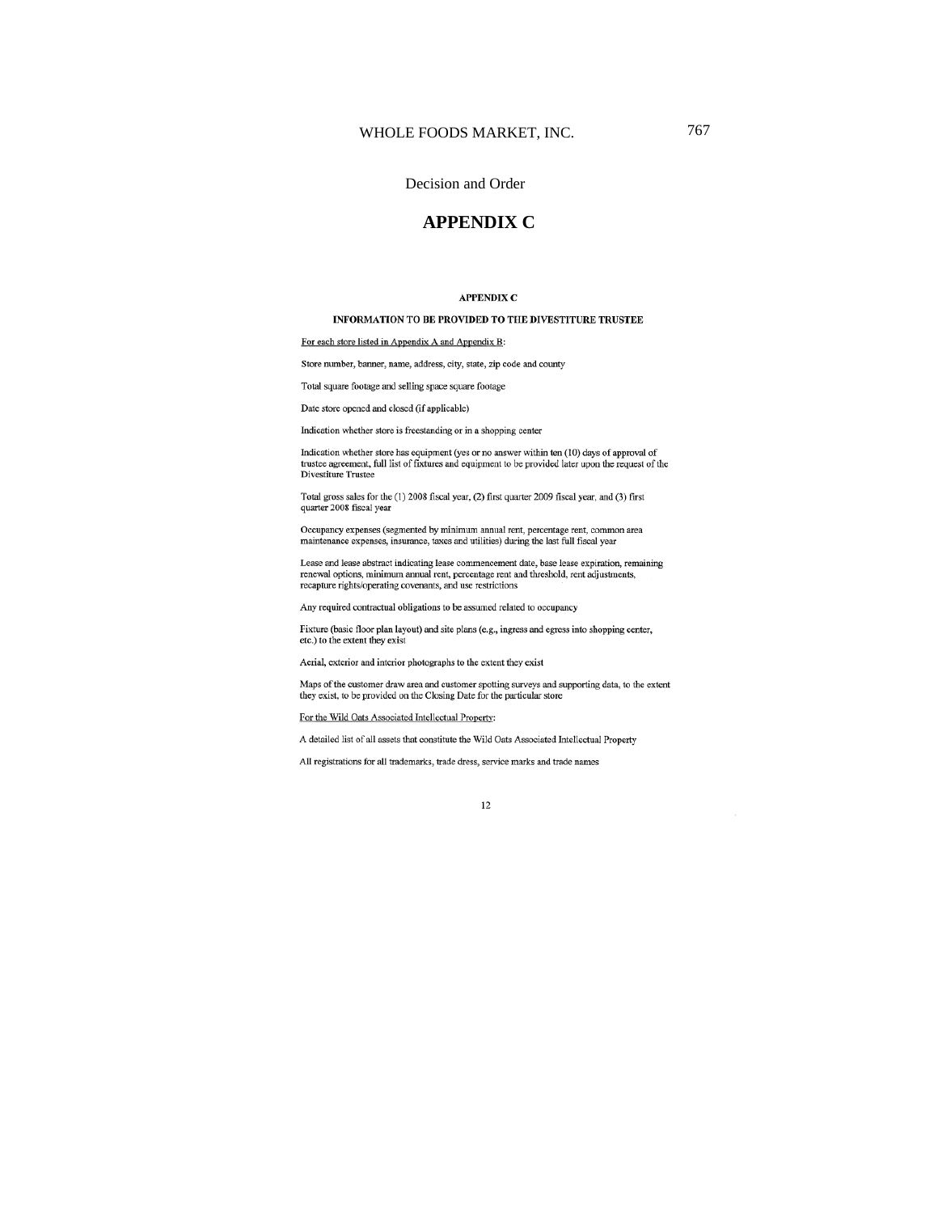Decision and Order

# APPENDIX C

**APPENDIX C**

**INFORMATION TO BE PROVIDED TO THE DIVESTITURE TRUSTEE**

For each store listed in Appendix A and Appendix B:

Store number, banner, name, address, city, state, zip code and county

Total square footage and selling space square footage

Date store opened and closed (if applicable)

Indication whether store is freestanding or in a shopping center

Indication whether store has equipment (yes or no answer within ten (10) days of approval of trustee agreement, full list of fixtures and equipment to be provided later upon the request of the Divestiture Trustee

Total gross sales for the (1) 2008 fiscal year, (2) first quarter 2009 fiscal year, and (3) first quarter 2008 fiscal year

Occupancy expenses (segmented by minimum annual rent, percentage rent, common area maintenance expenses, insurance, taxes and utilities) during the last full fiscal year

Lease and lease abstract indicating lease commencement date, base lease expiration, remaining renewal options, minimum annual rent, percentage rent and threshold, rent adjustments, recapture rights/operating covenants, and use restrictions

Any required contractual obligations to be assumed related to occupancy

Fixture (basic floor plan layout) and site plans (e.g., ingress and egress into shopping center, etc.) to the extent they exist

Aerial, exterior and interior photographs to the extent they exist

Maps of the customer draw area and customer spotting surveys and supporting data, to the extent they exist, to be provided on the Closing Date for the particular store

For the Wild Oats Associated Intellectual Property:

A detailed list of all assets that constitute the Wild Oats Associated Intellectual Property

All registrations for all trademarks, trade dress, service marks and trade names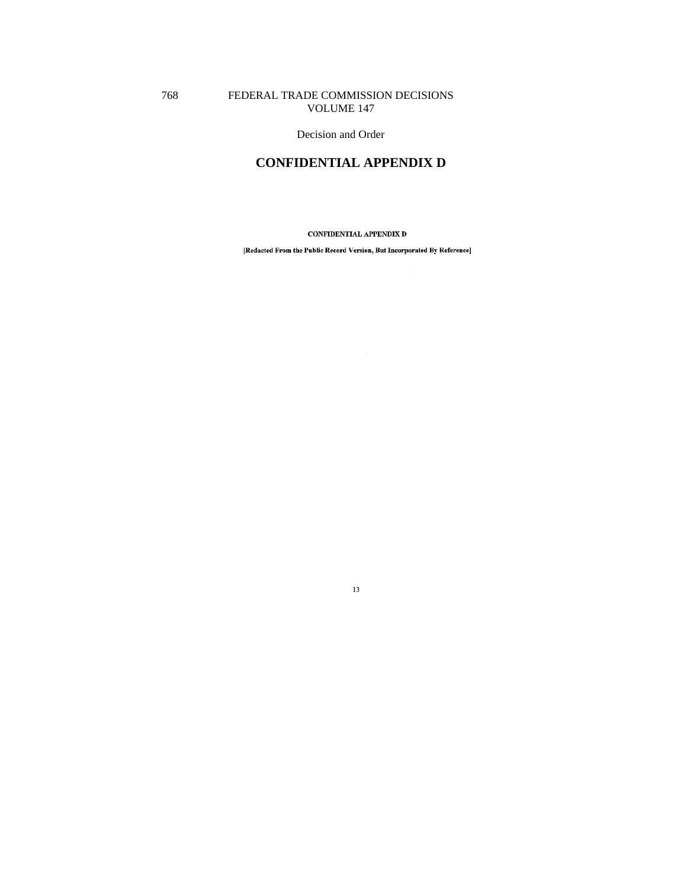# CONFIDENTIAL APPENDIX D

**CONFIDENTIAL APPENDIX D**

**[Redacted From the Public Record Version, But Incorporated By Reference]**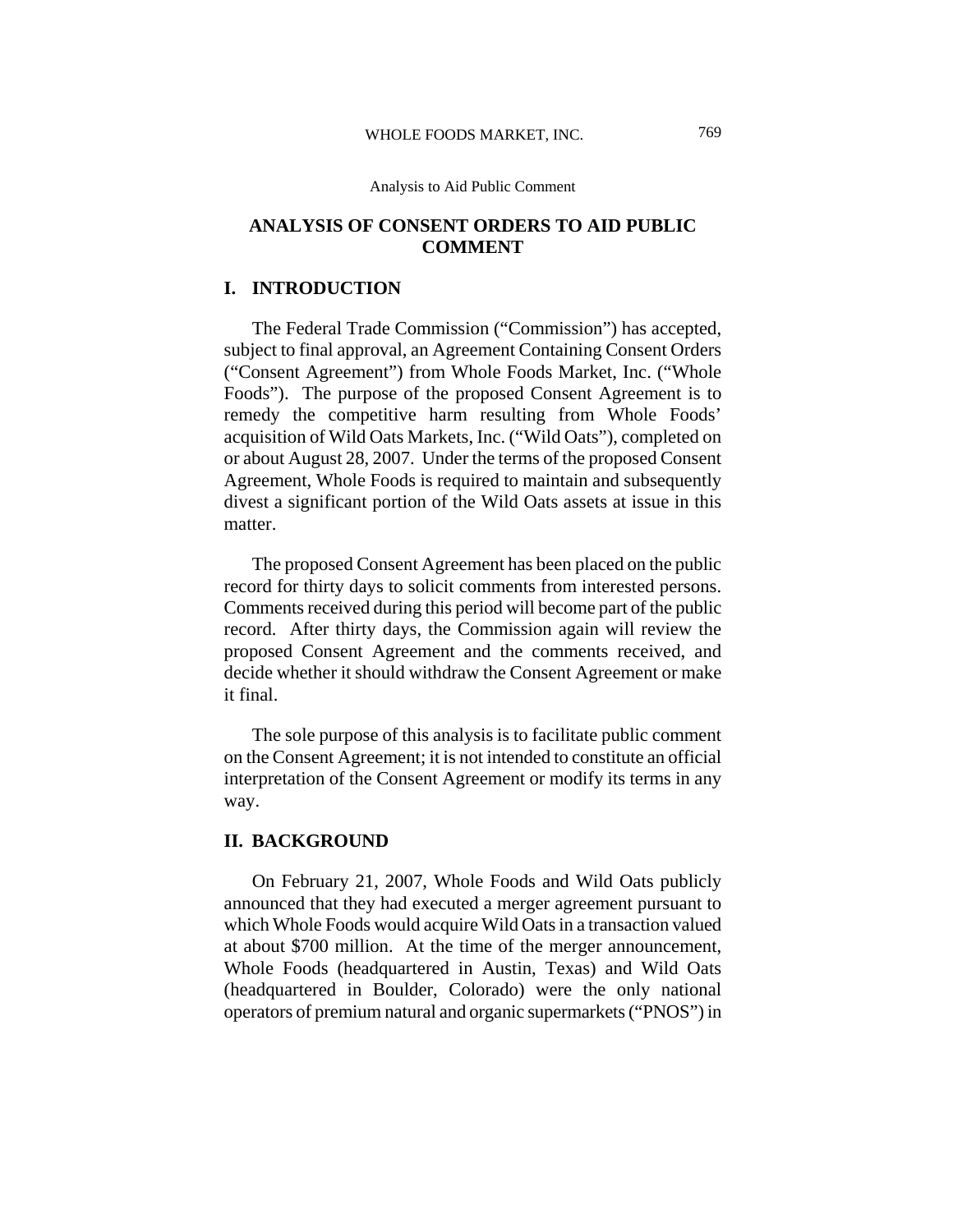# ANALYSIS OF CONSENT ORDERS TO AID PUBLIC COMMENT

## I. INTRODUCTION

The Federal Trade Commission ("Commission") has accepted, subject to final approval, an Agreement Containing Consent Orders ("Consent Agreement") from Whole Foods Market, Inc. ("Whole Foods"). The purpose of the proposed Consent Agreement is to remedy the competitive harm resulting from Whole Foods' acquisition of Wild Oats Markets, Inc. ("Wild Oats"), completed on or about August 28, 2007. Under the terms of the proposed Consent Agreement, Whole Foods is required to maintain and subsequently divest a significant portion of the Wild Oats assets at issue in this matter.

The proposed Consent Agreement has been placed on the public record for thirty days to solicit comments from interested persons. Comments received during this period will become part of the public record. After thirty days, the Commission again will review the proposed Consent Agreement and the comments received, and decide whether it should withdraw the Consent Agreement or make it final.

The sole purpose of this analysis is to facilitate public comment on the Consent Agreement; it is not intended to constitute an official interpretation of the Consent Agreement or modify its terms in any way.

## II. BACKGROUND

On February 21, 2007, Whole Foods and Wild Oats publicly announced that they had executed a merger agreement pursuant to which Whole Foods would acquire Wild Oats in a transaction valued at about $700 million. At the time of the merger announcement, Whole Foods (headquartered in Austin, Texas) and Wild Oats (headquartered in Boulder, Colorado) were the only national operators of premium natural and organic supermarkets ("PNOS") in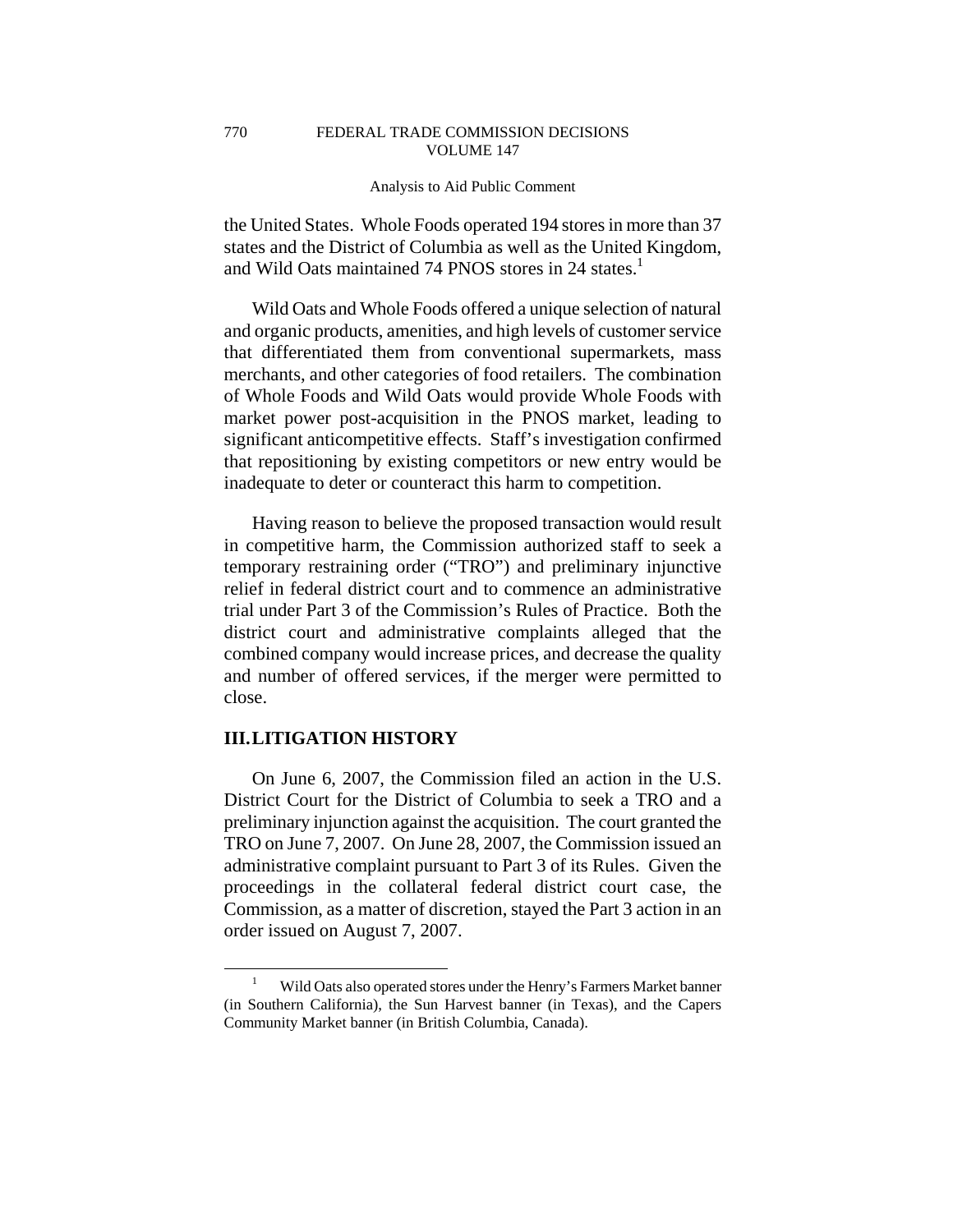the United States. Whole Foods operated 194 stores in more than 37 states and the District of Columbia as well as the United Kingdom, and Wild Oats maintained 74 PNOS stores in 24 states.[1]

Wild Oats and Whole Foods offered a unique selection of natural and organic products, amenities, and high levels of customer service that differentiated them from conventional supermarkets, mass merchants, and other categories of food retailers. The combination of Whole Foods and Wild Oats would provide Whole Foods with market power post-acquisition in the PNOS market, leading to significant anticompetitive effects. Staff's investigation confirmed that repositioning by existing competitors or new entry would be inadequate to deter or counteract this harm to competition.

Having reason to believe the proposed transaction would result in competitive harm, the Commission authorized staff to seek a temporary restraining order ("TRO") and preliminary injunctive relief in federal district court and to commence an administrative trial under Part 3 of the Commission's Rules of Practice. Both the district court and administrative complaints alleged that the combined company would increase prices, and decrease the quality and number of offered services, if the merger were permitted to close.

## III. LITIGATION HISTORY

On June 6, 2007, the Commission filed an action in the U.S. District Court for the District of Columbia to seek a TRO and a preliminary injunction against the acquisition. The court granted the TRO on June 7, 2007. On June 28, 2007, the Commission issued an administrative complaint pursuant to Part 3 of its Rules. Given the proceedings in the collateral federal district court case, the Commission, as a matter of discretion, stayed the Part 3 action in an order issued on August 7, 2007.

[1] Wild Oats also operated stores under the Henry's Farmers Market banner (in Southern California), the Sun Harvest banner (in Texas), and the Capers Community Market banner (in British Columbia, Canada).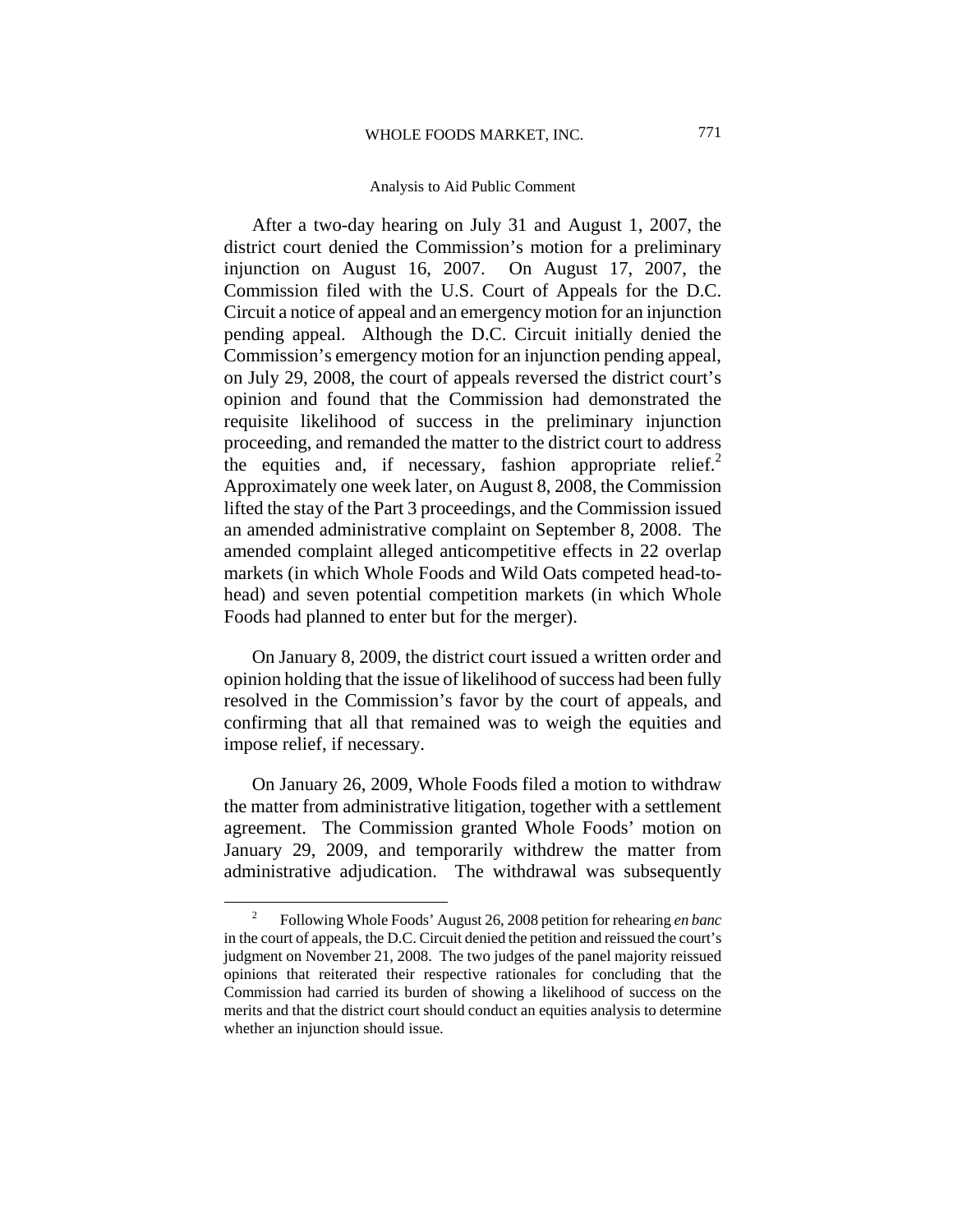After a two-day hearing on July 31 and August 1, 2007, the district court denied the Commission's motion for a preliminary injunction on August 16, 2007. On August 17, 2007, the Commission filed with the U.S. Court of Appeals for the D.C. Circuit a notice of appeal and an emergency motion for an injunction pending appeal. Although the D.C. Circuit initially denied the Commission's emergency motion for an injunction pending appeal, on July 29, 2008, the court of appeals reversed the district court's opinion and found that the Commission had demonstrated the requisite likelihood of success in the preliminary injunction proceeding, and remanded the matter to the district court to address the equities and, if necessary, fashion appropriate relief.[2] Approximately one week later, on August 8, 2008, the Commission lifted the stay of the Part 3 proceedings, and the Commission issued an amended administrative complaint on September 8, 2008. The amended complaint alleged anticompetitive effects in 22 overlap markets (in which Whole Foods and Wild Oats competed head-to-head) and seven potential competition markets (in which Whole Foods had planned to enter but for the merger).

On January 8, 2009, the district court issued a written order and opinion holding that the issue of likelihood of success had been fully resolved in the Commission's favor by the court of appeals, and confirming that all that remained was to weigh the equities and impose relief, if necessary.

On January 26, 2009, Whole Foods filed a motion to withdraw the matter from administrative litigation, together with a settlement agreement. The Commission granted Whole Foods' motion on January 29, 2009, and temporarily withdrew the matter from administrative adjudication. The withdrawal was subsequently

[2] Following Whole Foods' August 26, 2008 petition for rehearing *en banc* in the court of appeals, the D.C. Circuit denied the petition and reissued the court's judgment on November 21, 2008. The two judges of the panel majority reissued opinions that reiterated their respective rationales for concluding that the Commission had carried its burden of showing a likelihood of success on the merits and that the district court should conduct an equities analysis to determine whether an injunction should issue.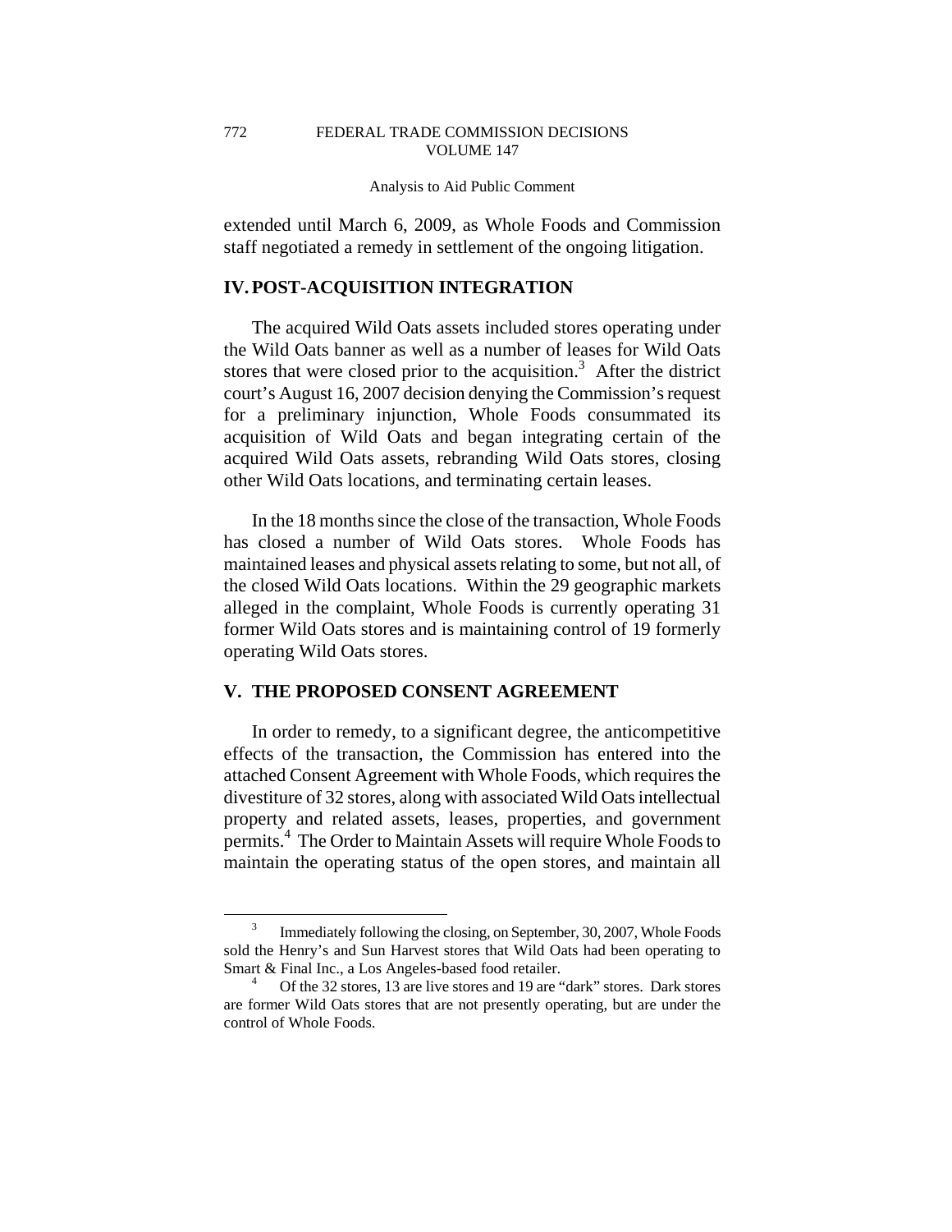extended until March 6, 2009, as Whole Foods and Commission staff negotiated a remedy in settlement of the ongoing litigation.

## IV. POST-ACQUISITION INTEGRATION

The acquired Wild Oats assets included stores operating under the Wild Oats banner as well as a number of leases for Wild Oats stores that were closed prior to the acquisition.[3] After the district court's August 16, 2007 decision denying the Commission's request for a preliminary injunction, Whole Foods consummated its acquisition of Wild Oats and began integrating certain of the acquired Wild Oats assets, rebranding Wild Oats stores, closing other Wild Oats locations, and terminating certain leases.

In the 18 months since the close of the transaction, Whole Foods has closed a number of Wild Oats stores. Whole Foods has maintained leases and physical assets relating to some, but not all, of the closed Wild Oats locations. Within the 29 geographic markets alleged in the complaint, Whole Foods is currently operating 31 former Wild Oats stores and is maintaining control of 19 formerly operating Wild Oats stores.

## V. THE PROPOSED CONSENT AGREEMENT

In order to remedy, to a significant degree, the anticompetitive effects of the transaction, the Commission has entered into the attached Consent Agreement with Whole Foods, which requires the divestiture of 32 stores, along with associated Wild Oats intellectual property and related assets, leases, properties, and government permits.[4] The Order to Maintain Assets will require Whole Foods to maintain the operating status of the open stores, and maintain all

[3] Immediately following the closing, on September, 30, 2007, Whole Foods sold the Henry's and Sun Harvest stores that Wild Oats had been operating to Smart & Final Inc., a Los Angeles-based food retailer.

[4] Of the 32 stores, 13 are live stores and 19 are "dark" stores. Dark stores are former Wild Oats stores that are not presently operating, but are under the control of Whole Foods.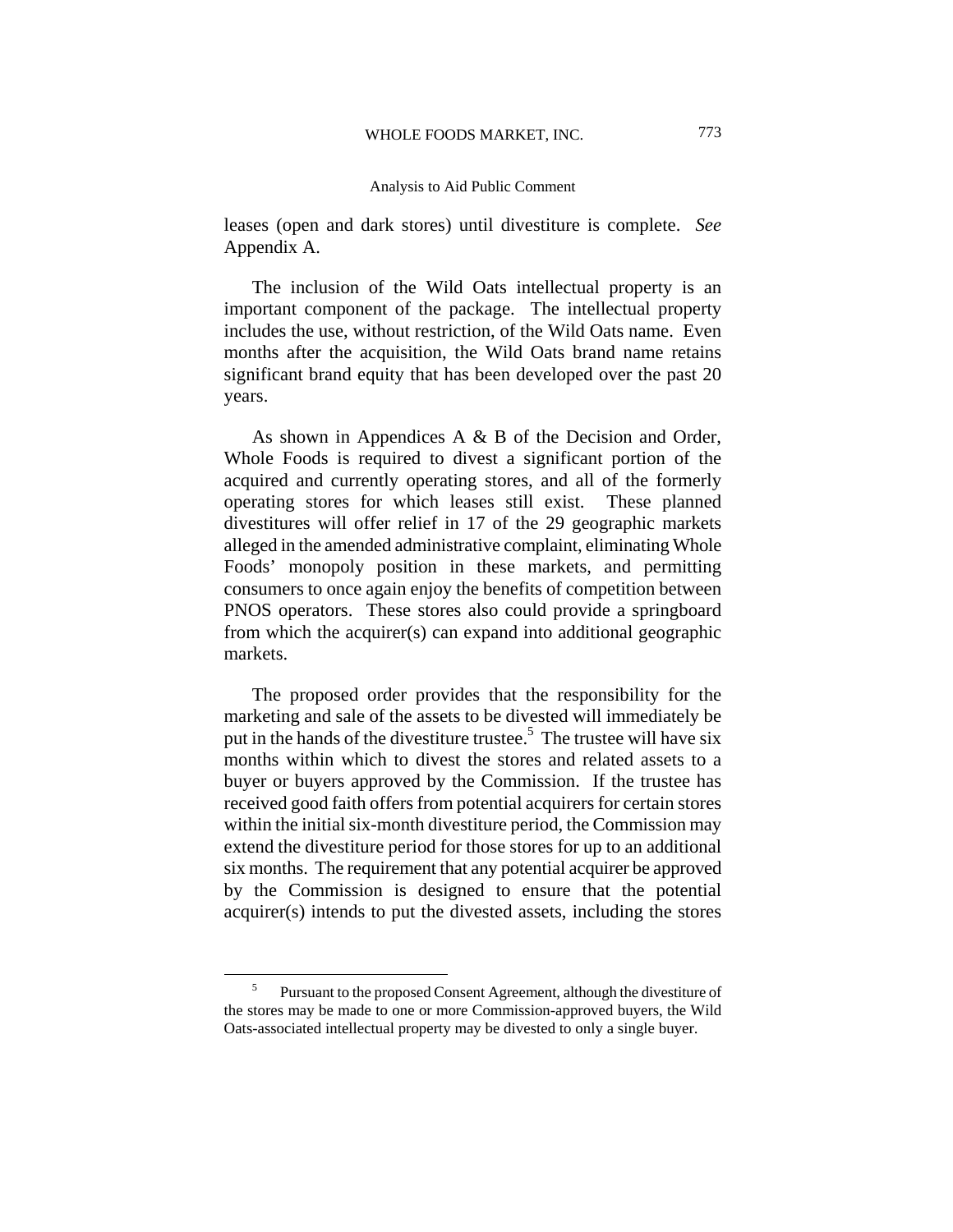leases (open and dark stores) until divestiture is complete. *See* Appendix A.

The inclusion of the Wild Oats intellectual property is an important component of the package. The intellectual property includes the use, without restriction, of the Wild Oats name. Even months after the acquisition, the Wild Oats brand name retains significant brand equity that has been developed over the past 20 years.

As shown in Appendices A & B of the Decision and Order, Whole Foods is required to divest a significant portion of the acquired and currently operating stores, and all of the formerly operating stores for which leases still exist. These planned divestitures will offer relief in 17 of the 29 geographic markets alleged in the amended administrative complaint, eliminating Whole Foods' monopoly position in these markets, and permitting consumers to once again enjoy the benefits of competition between PNOS operators. These stores also could provide a springboard from which the acquirer(s) can expand into additional geographic markets.

The proposed order provides that the responsibility for the marketing and sale of the assets to be divested will immediately be put in the hands of the divestiture trustee.[5] The trustee will have six months within which to divest the stores and related assets to a buyer or buyers approved by the Commission. If the trustee has received good faith offers from potential acquirers for certain stores within the initial six-month divestiture period, the Commission may extend the divestiture period for those stores for up to an additional six months. The requirement that any potential acquirer be approved by the Commission is designed to ensure that the potential acquirer(s) intends to put the divested assets, including the stores

[5] Pursuant to the proposed Consent Agreement, although the divestiture of the stores may be made to one or more Commission-approved buyers, the Wild Oats-associated intellectual property may be divested to only a single buyer.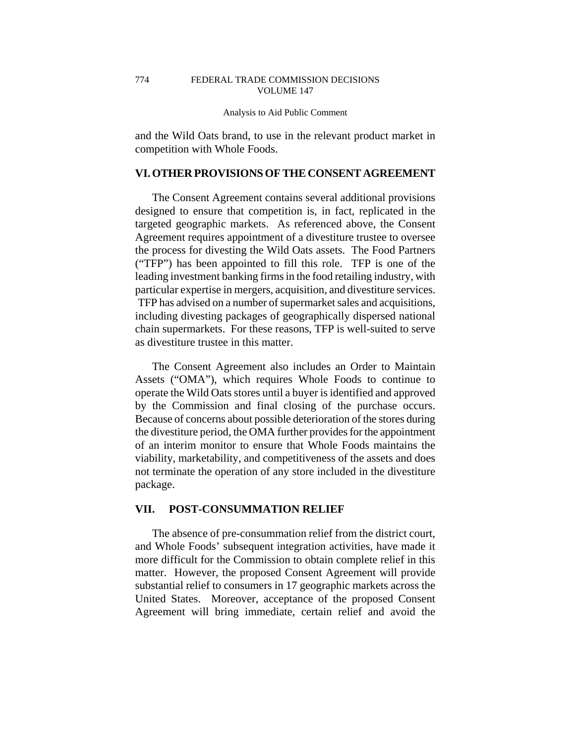and the Wild Oats brand, to use in the relevant product market in competition with Whole Foods.

## VI. OTHER PROVISIONS OF THE CONSENT AGREEMENT

The Consent Agreement contains several additional provisions designed to ensure that competition is, in fact, replicated in the targeted geographic markets. As referenced above, the Consent Agreement requires appointment of a divestiture trustee to oversee the process for divesting the Wild Oats assets. The Food Partners ("TFP") has been appointed to fill this role. TFP is one of the leading investment banking firms in the food retailing industry, with particular expertise in mergers, acquisition, and divestiture services. TFP has advised on a number of supermarket sales and acquisitions, including divesting packages of geographically dispersed national chain supermarkets. For these reasons, TFP is well-suited to serve as divestiture trustee in this matter.

The Consent Agreement also includes an Order to Maintain Assets ("OMA"), which requires Whole Foods to continue to operate the Wild Oats stores until a buyer is identified and approved by the Commission and final closing of the purchase occurs. Because of concerns about possible deterioration of the stores during the divestiture period, the OMA further provides for the appointment of an interim monitor to ensure that Whole Foods maintains the viability, marketability, and competitiveness of the assets and does not terminate the operation of any store included in the divestiture package.

## VII. POST-CONSUMMATION RELIEF

The absence of pre-consummation relief from the district court, and Whole Foods' subsequent integration activities, have made it more difficult for the Commission to obtain complete relief in this matter. However, the proposed Consent Agreement will provide substantial relief to consumers in 17 geographic markets across the United States. Moreover, acceptance of the proposed Consent Agreement will bring immediate, certain relief and avoid the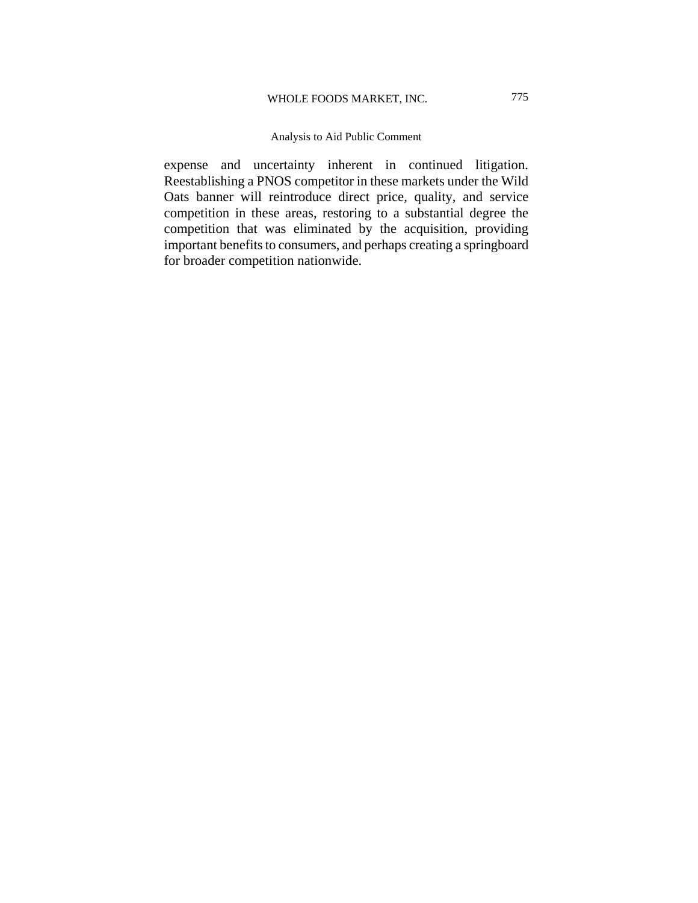expense and uncertainty inherent in continued litigation. Reestablishing a PNOS competitor in these markets under the Wild Oats banner will reintroduce direct price, quality, and service competition in these areas, restoring to a substantial degree the competition that was eliminated by the acquisition, providing important benefits to consumers, and perhaps creating a springboard for broader competition nationwide.